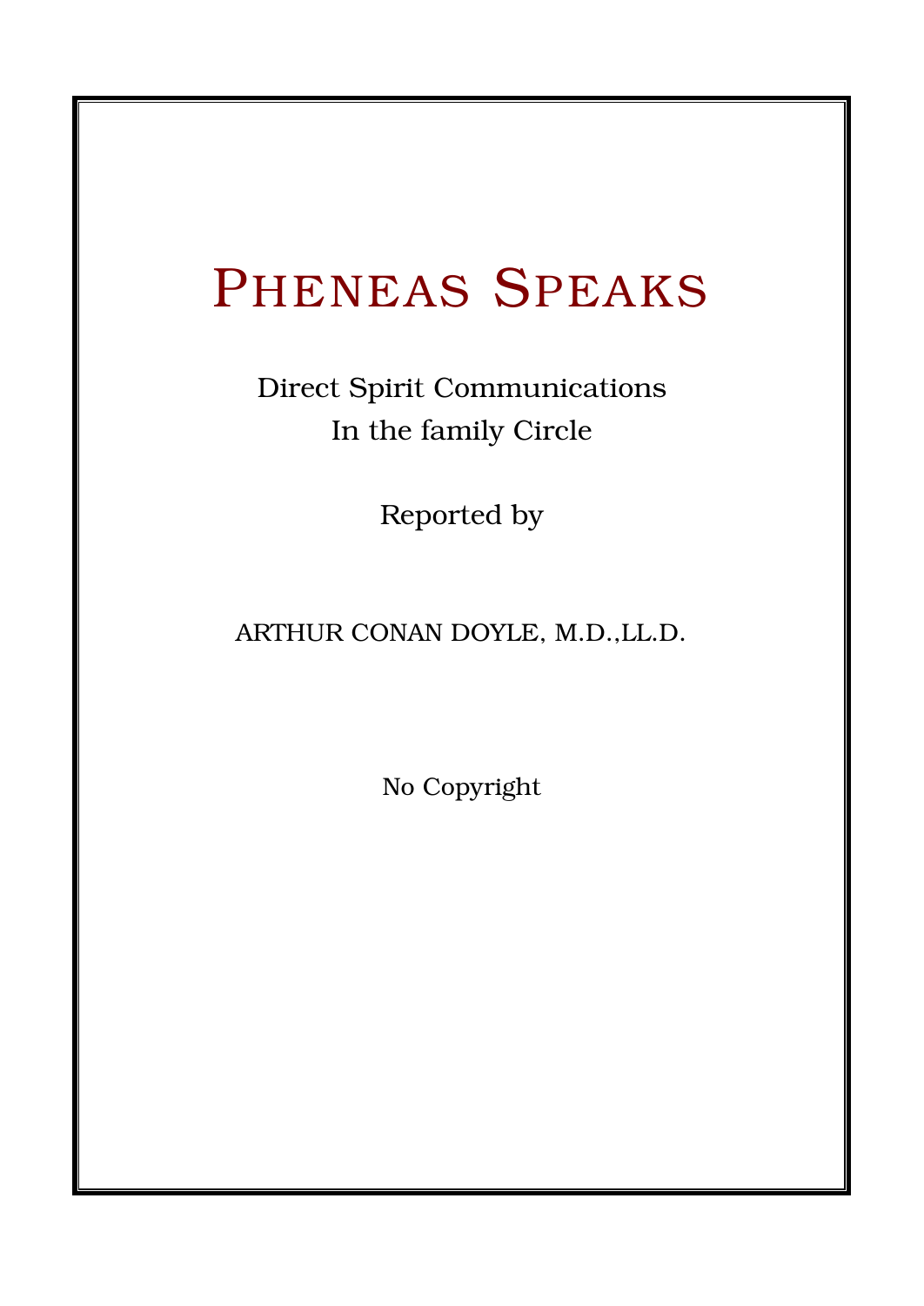# PHENEAS SPEAKS

Direct Spirit Communications
In the family Circle

Reported by

ARTHUR CONAN DOYLE, M.D.,LL.D.

No Copyright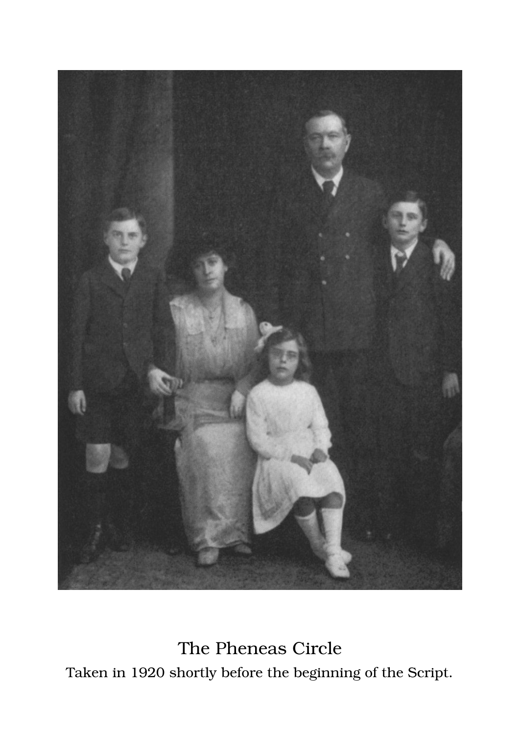The Pheneas Circle

Taken in 1920 shortly before the beginning of the Script.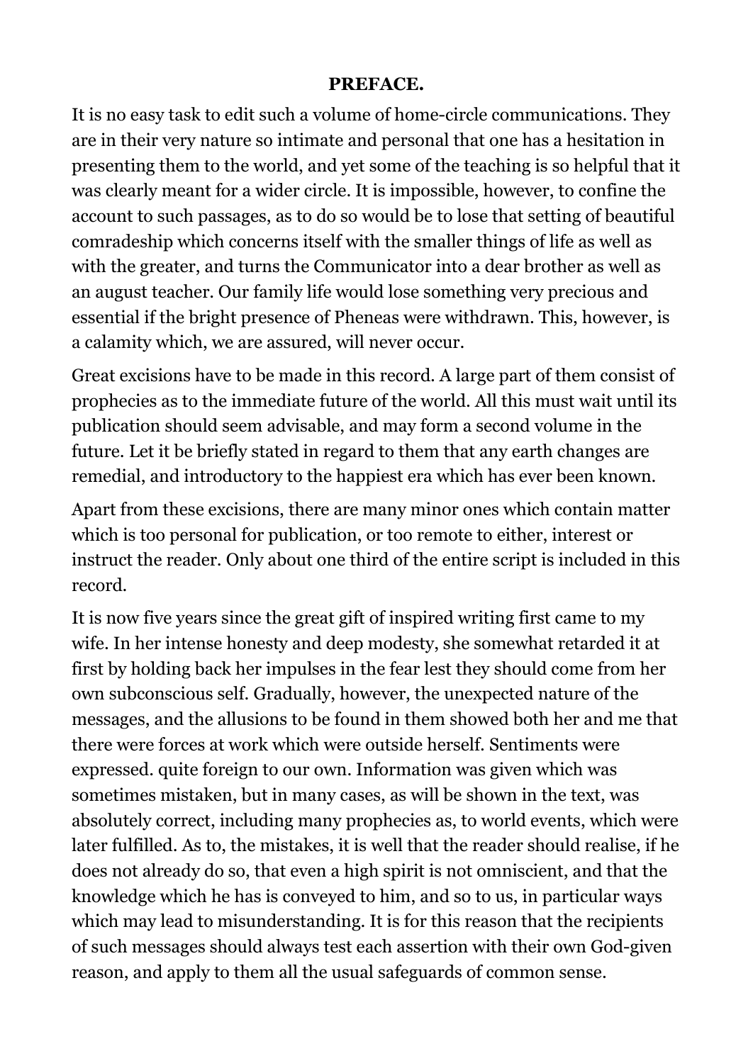## PREFACE.

It is no easy task to edit such a volume of home-circle communications. They are in their very nature so intimate and personal that one has a hesitation in presenting them to the world, and yet some of the teaching is so helpful that it was clearly meant for a wider circle. It is impossible, however, to confine the account to such passages, as to do so would be to lose that setting of beautiful comradeship which concerns itself with the smaller things of life as well as with the greater, and turns the Communicator into a dear brother as well as an august teacher. Our family life would lose something very precious and essential if the bright presence of Pheneas were withdrawn. This, however, is a calamity which, we are assured, will never occur.

Great excisions have to be made in this record. A large part of them consist of prophecies as to the immediate future of the world. All this must wait until its publication should seem advisable, and may form a second volume in the future. Let it be briefly stated in regard to them that any earth changes are remedial, and introductory to the happiest era which has ever been known.

Apart from these excisions, there are many minor ones which contain matter which is too personal for publication, or too remote to either, interest or instruct the reader. Only about one third of the entire script is included in this record.

It is now five years since the great gift of inspired writing first came to my wife. In her intense honesty and deep modesty, she somewhat retarded it at first by holding back her impulses in the fear lest they should come from her own subconscious self. Gradually, however, the unexpected nature of the messages, and the allusions to be found in them showed both her and me that there were forces at work which were outside herself. Sentiments were expressed. quite foreign to our own. Information was given which was sometimes mistaken, but in many cases, as will be shown in the text, was absolutely correct, including many prophecies as, to world events, which were later fulfilled. As to, the mistakes, it is well that the reader should realise, if he does not already do so, that even a high spirit is not omniscient, and that the knowledge which he has is conveyed to him, and so to us, in particular ways which may lead to misunderstanding. It is for this reason that the recipients of such messages should always test each assertion with their own God-given reason, and apply to them all the usual safeguards of common sense.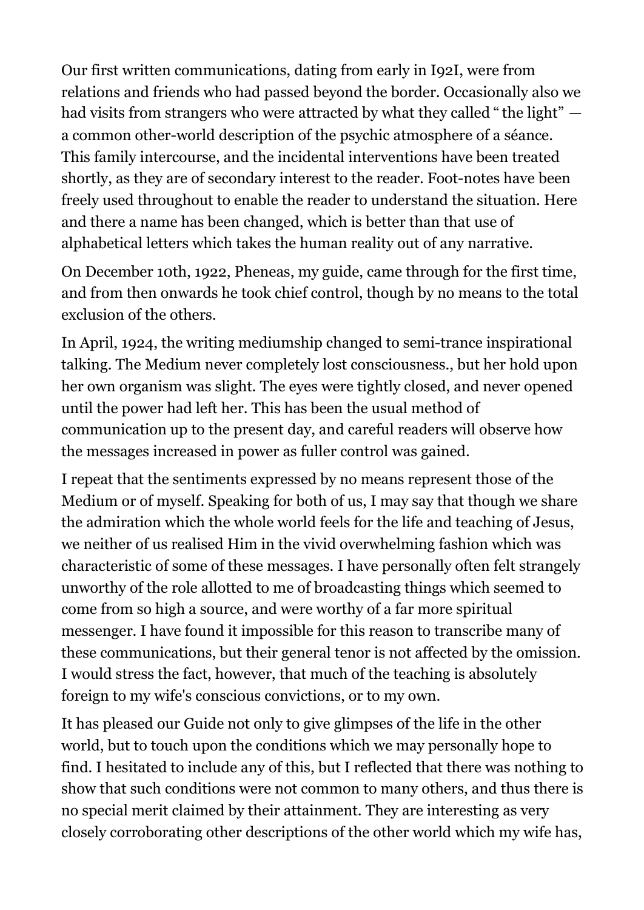Our first written communications, dating from early in I92I, were from relations and friends who had passed beyond the border. Occasionally also we had visits from strangers who were attracted by what they called " the light" — a common other-world description of the psychic atmosphere of a séance. This family intercourse, and the incidental interventions have been treated shortly, as they are of secondary interest to the reader. Foot-notes have been freely used throughout to enable the reader to understand the situation. Here and there a name has been changed, which is better than that use of alphabetical letters which takes the human reality out of any narrative.

On December 10th, 1922, Pheneas, my guide, came through for the first time, and from then onwards he took chief control, though by no means to the total exclusion of the others.

In April, 1924, the writing mediumship changed to semi-trance inspirational talking. The Medium never completely lost consciousness., but her hold upon her own organism was slight. The eyes were tightly closed, and never opened until the power had left her. This has been the usual method of communication up to the present day, and careful readers will observe how the messages increased in power as fuller control was gained.

I repeat that the sentiments expressed by no means represent those of the Medium or of myself. Speaking for both of us, I may say that though we share the admiration which the whole world feels for the life and teaching of Jesus, we neither of us realised Him in the vivid overwhelming fashion which was characteristic of some of these messages. I have personally often felt strangely unworthy of the role allotted to me of broadcasting things which seemed to come from so high a source, and were worthy of a far more spiritual messenger. I have found it impossible for this reason to transcribe many of these communications, but their general tenor is not affected by the omission. I would stress the fact, however, that much of the teaching is absolutely foreign to my wife's conscious convictions, or to my own.

It has pleased our Guide not only to give glimpses of the life in the other world, but to touch upon the conditions which we may personally hope to find. I hesitated to include any of this, but I reflected that there was nothing to show that such conditions were not common to many others, and thus there is no special merit claimed by their attainment. They are interesting as very closely corroborating other descriptions of the other world which my wife has,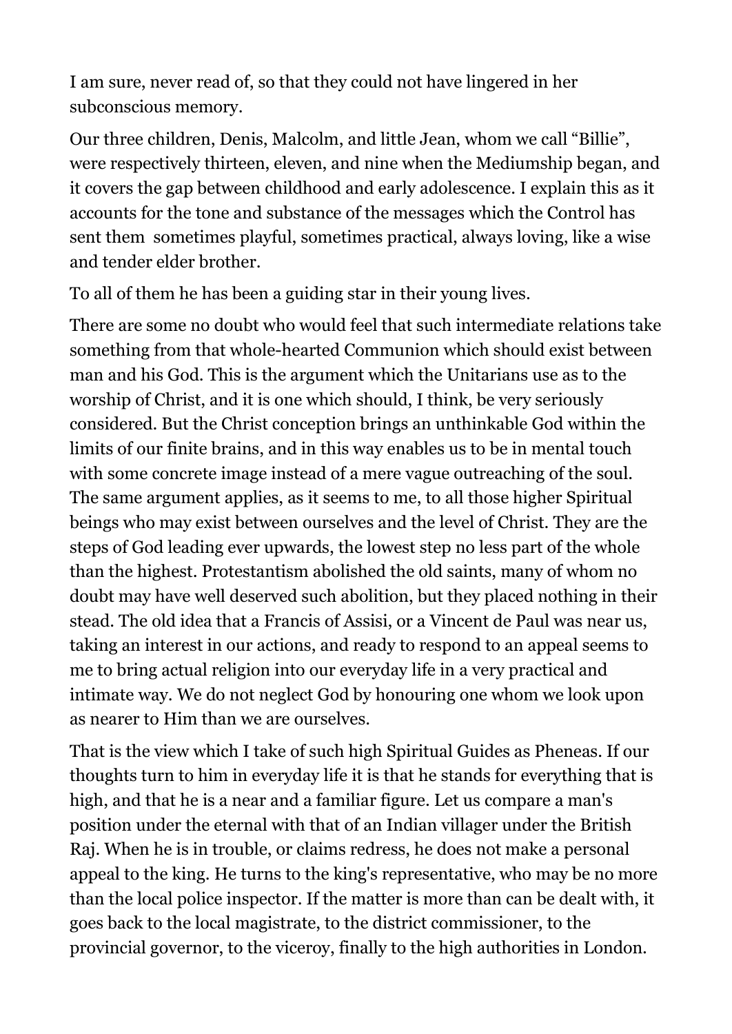I am sure, never read of, so that they could not have lingered in her subconscious memory.

Our three children, Denis, Malcolm, and little Jean, whom we call "Billie", were respectively thirteen, eleven, and nine when the Mediumship began, and it covers the gap between childhood and early adolescence. I explain this as it accounts for the tone and substance of the messages which the Control has sent them sometimes playful, sometimes practical, always loving, like a wise and tender elder brother.

To all of them he has been a guiding star in their young lives.

There are some no doubt who would feel that such intermediate relations take something from that whole-hearted Communion which should exist between man and his God. This is the argument which the Unitarians use as to the worship of Christ, and it is one which should, I think, be very seriously considered. But the Christ conception brings an unthinkable God within the limits of our finite brains, and in this way enables us to be in mental touch with some concrete image instead of a mere vague outreaching of the soul. The same argument applies, as it seems to me, to all those higher Spiritual beings who may exist between ourselves and the level of Christ. They are the steps of God leading ever upwards, the lowest step no less part of the whole than the highest. Protestantism abolished the old saints, many of whom no doubt may have well deserved such abolition, but they placed nothing in their stead. The old idea that a Francis of Assisi, or a Vincent de Paul was near us, taking an interest in our actions, and ready to respond to an appeal seems to me to bring actual religion into our everyday life in a very practical and intimate way. We do not neglect God by honouring one whom we look upon as nearer to Him than we are ourselves.

That is the view which I take of such high Spiritual Guides as Pheneas. If our thoughts turn to him in everyday life it is that he stands for everything that is high, and that he is a near and a familiar figure. Let us compare a man's position under the eternal with that of an Indian villager under the British Raj. When he is in trouble, or claims redress, he does not make a personal appeal to the king. He turns to the king's representative, who may be no more than the local police inspector. If the matter is more than can be dealt with, it goes back to the local magistrate, to the district commissioner, to the provincial governor, to the viceroy, finally to the high authorities in London.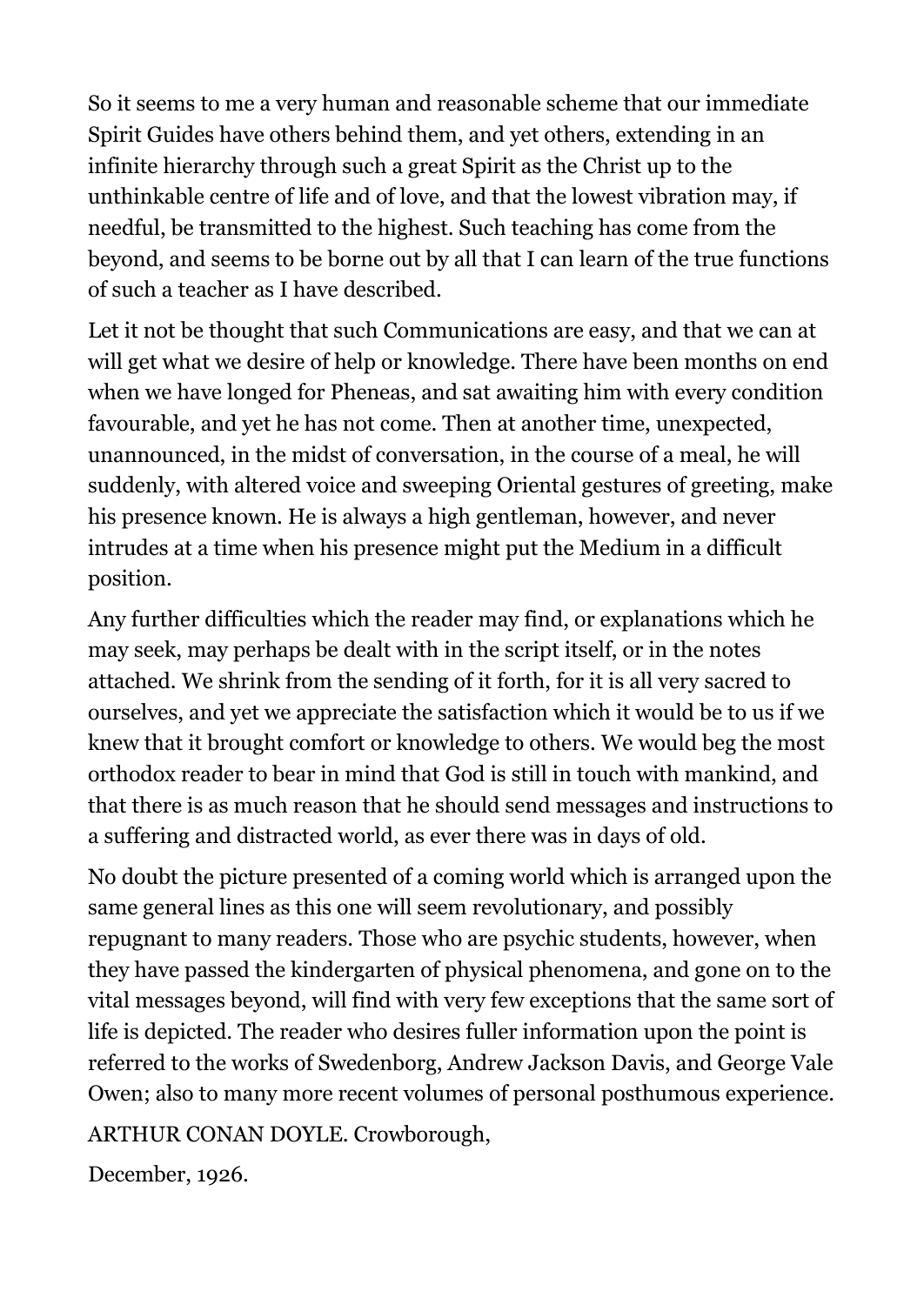So it seems to me a very human and reasonable scheme that our immediate Spirit Guides have others behind them, and yet others, extending in an infinite hierarchy through such a great Spirit as the Christ up to the unthinkable centre of life and of love, and that the lowest vibration may, if needful, be transmitted to the highest. Such teaching has come from the beyond, and seems to be borne out by all that I can learn of the true functions of such a teacher as I have described.

Let it not be thought that such Communications are easy, and that we can at will get what we desire of help or knowledge. There have been months on end when we have longed for Pheneas, and sat awaiting him with every condition favourable, and yet he has not come. Then at another time, unexpected, unannounced, in the midst of conversation, in the course of a meal, he will suddenly, with altered voice and sweeping Oriental gestures of greeting, make his presence known. He is always a high gentleman, however, and never intrudes at a time when his presence might put the Medium in a difficult position.

Any further difficulties which the reader may find, or explanations which he may seek, may perhaps be dealt with in the script itself, or in the notes attached. We shrink from the sending of it forth, for it is all very sacred to ourselves, and yet we appreciate the satisfaction which it would be to us if we knew that it brought comfort or knowledge to others. We would beg the most orthodox reader to bear in mind that God is still in touch with mankind, and that there is as much reason that he should send messages and instructions to a suffering and distracted world, as ever there was in days of old.

No doubt the picture presented of a coming world which is arranged upon the same general lines as this one will seem revolutionary, and possibly repugnant to many readers. Those who are psychic students, however, when they have passed the kindergarten of physical phenomena, and gone on to the vital messages beyond, will find with very few exceptions that the same sort of life is depicted. The reader who desires fuller information upon the point is referred to the works of Swedenborg, Andrew Jackson Davis, and George Vale Owen; also to many more recent volumes of personal posthumous experience.

ARTHUR CONAN DOYLE. Crowborough,

December, 1926.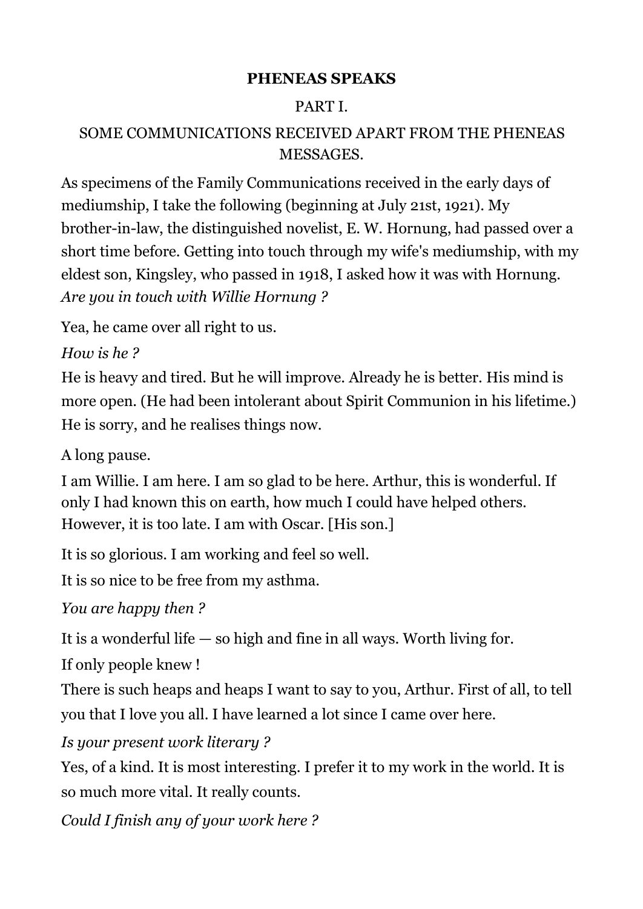# PHENEAS SPEAKS

## PART I.

## SOME COMMUNICATIONS RECEIVED APART FROM THE PHENEAS MESSAGES.

As specimens of the Family Communications received in the early days of mediumship, I take the following (beginning at July 21st, 1921). My brother-in-law, the distinguished novelist, E. W. Hornung, had passed over a short time before. Getting into touch through my wife's mediumship, with my eldest son, Kingsley, who passed in 1918, I asked how it was with Hornung. *Are you in touch with Willie Hornung ?*

Yea, he came over all right to us.

*How is he ?*

He is heavy and tired. But he will improve. Already he is better. His mind is more open. (He had been intolerant about Spirit Communion in his lifetime.) He is sorry, and he realises things now.

A long pause.

I am Willie. I am here. I am so glad to be here. Arthur, this is wonderful. If only I had known this on earth, how much I could have helped others. However, it is too late. I am with Oscar. [His son.]

It is so glorious. I am working and feel so well.

It is so nice to be free from my asthma.

*You are happy then ?*

It is a wonderful life — so high and fine in all ways. Worth living for.

If only people knew !

There is such heaps and heaps I want to say to you, Arthur. First of all, to tell you that I love you all. I have learned a lot since I came over here.

*Is your present work literary ?*

Yes, of a kind. It is most interesting. I prefer it to my work in the world. It is so much more vital. It really counts.

*Could I finish any of your work here ?*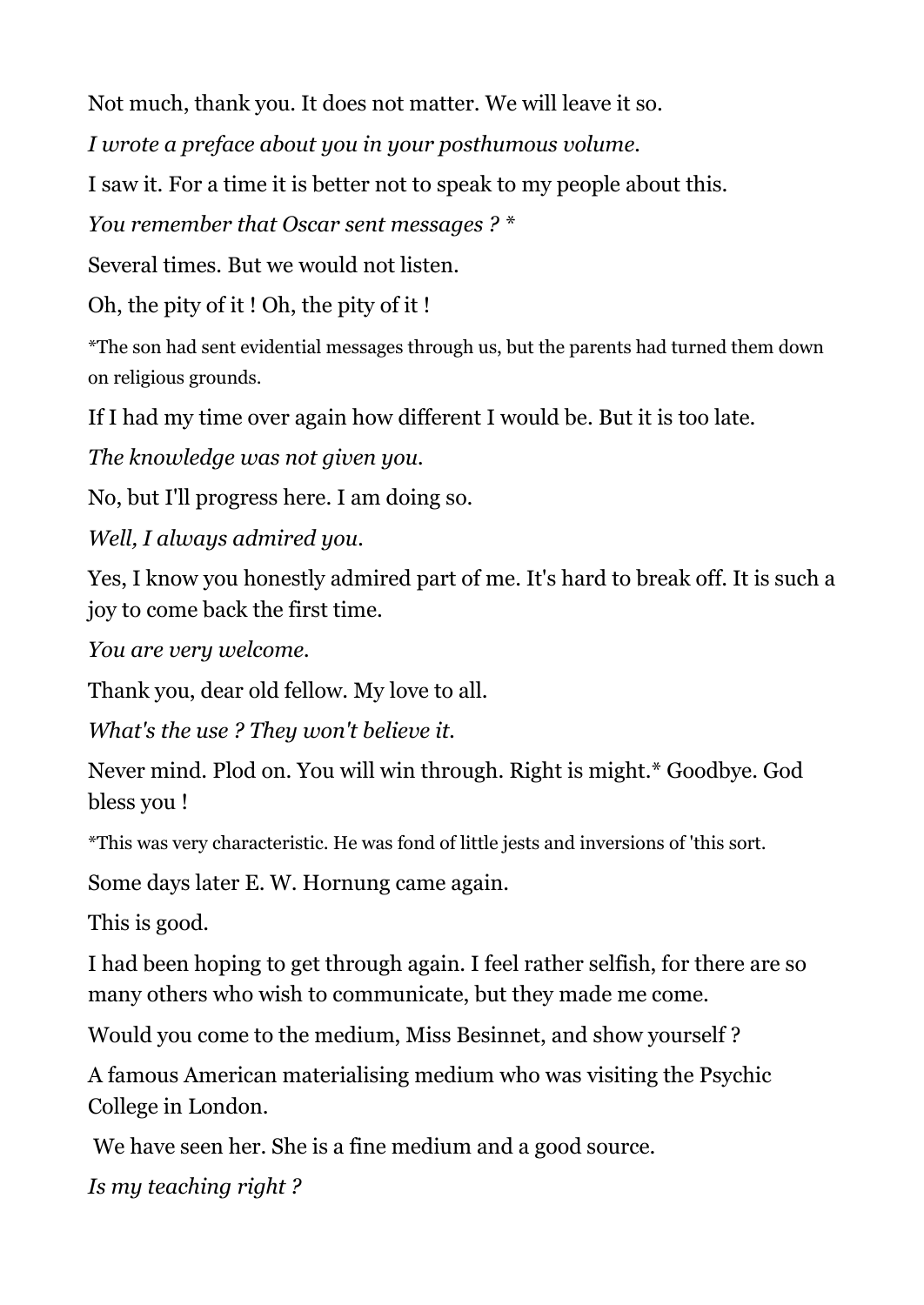Not much, thank you. It does not matter. We will leave it so.

*I wrote a preface about you in your posthumous volume.*

I saw it. For a time it is better not to speak to my people about this.

*You remember that Oscar sent messages ? **

Several times. But we would not listen.

Oh, the pity of it ! Oh, the pity of it !

*The son had sent evidential messages through us, but the parents had turned them down on religious grounds.

If I had my time over again how different I would be. But it is too late.

*The knowledge was not given you.*

No, but I'll progress here. I am doing so.

*Well, I always admired you.*

Yes, I know you honestly admired part of me. It's hard to break off. It is such a joy to come back the first time.

*You are very welcome.*

Thank you, dear old fellow. My love to all.

*What's the use ? They won't believe it.*

Never mind. Plod on. You will win through. Right is might.* Goodbye. God bless you !

*This was very characteristic. He was fond of little jests and inversions of 'this sort.

Some days later E. W. Hornung came again.

This is good.

I had been hoping to get through again. I feel rather selfish, for there are so many others who wish to communicate, but they made me come.

Would you come to the medium, Miss Besinnet, and show yourself ?

A famous American materialising medium who was visiting the Psychic College in London.

We have seen her. She is a fine medium and a good source.

*Is my teaching right ?*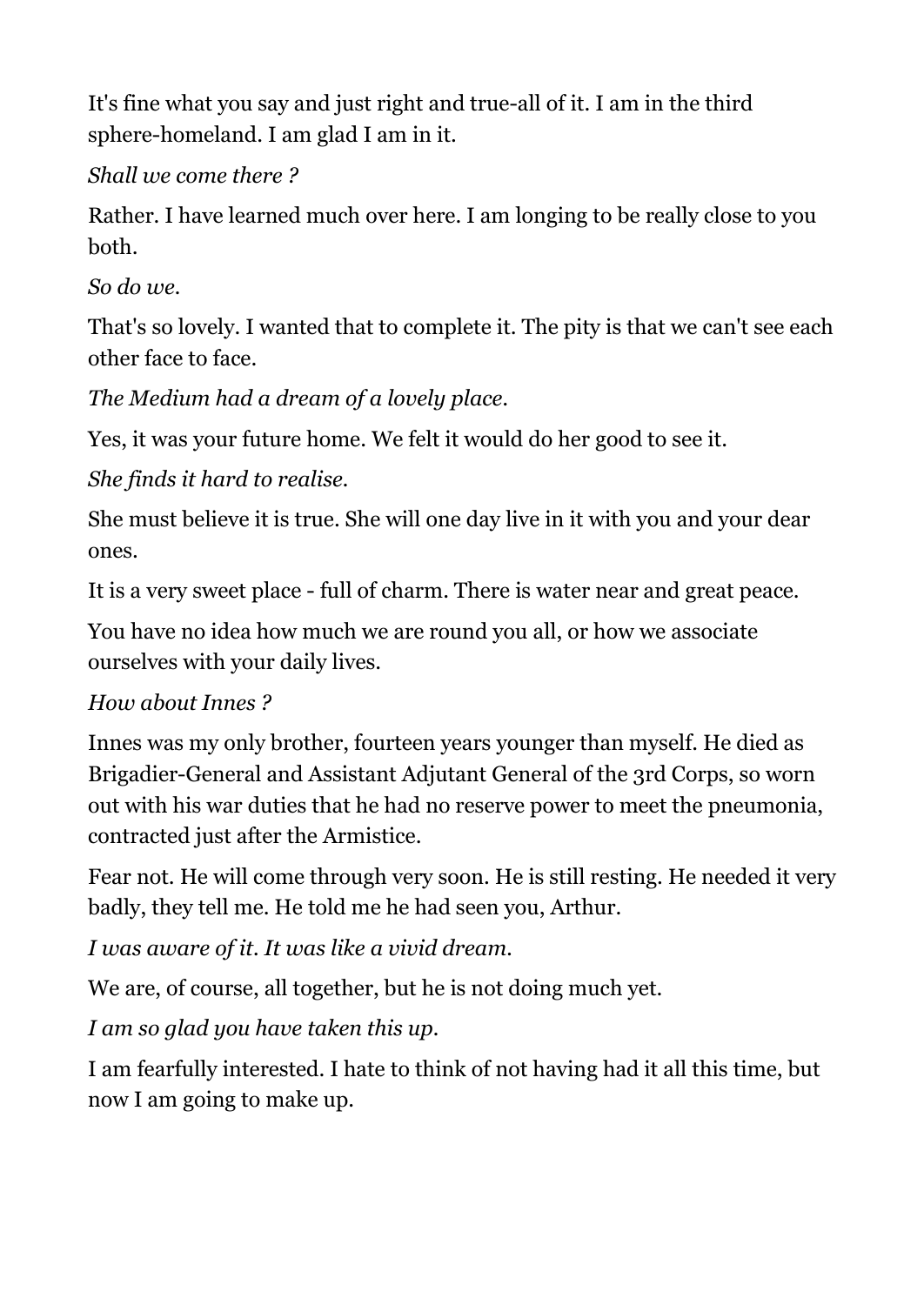It's fine what you say and just right and true-all of it. I am in the third sphere-homeland. I am glad I am in it.

*Shall we come there ?*

Rather. I have learned much over here. I am longing to be really close to you both.

*So do we.*

That's so lovely. I wanted that to complete it. The pity is that we can't see each other face to face.

*The Medium had a dream of a lovely place.*

Yes, it was your future home. We felt it would do her good to see it.

*She finds it hard to realise.*

She must believe it is true. She will one day live in it with you and your dear ones.

It is a very sweet place - full of charm. There is water near and great peace.

You have no idea how much we are round you all, or how we associate ourselves with your daily lives.

*How about Innes ?*

Innes was my only brother, fourteen years younger than myself. He died as Brigadier-General and Assistant Adjutant General of the 3rd Corps, so worn out with his war duties that he had no reserve power to meet the pneumonia, contracted just after the Armistice.

Fear not. He will come through very soon. He is still resting. He needed it very badly, they tell me. He told me he had seen you, Arthur.

*I was aware of it. It was like a vivid dream.*

We are, of course, all together, but he is not doing much yet.

*I am so glad you have taken this up.*

I am fearfully interested. I hate to think of not having had it all this time, but now I am going to make up.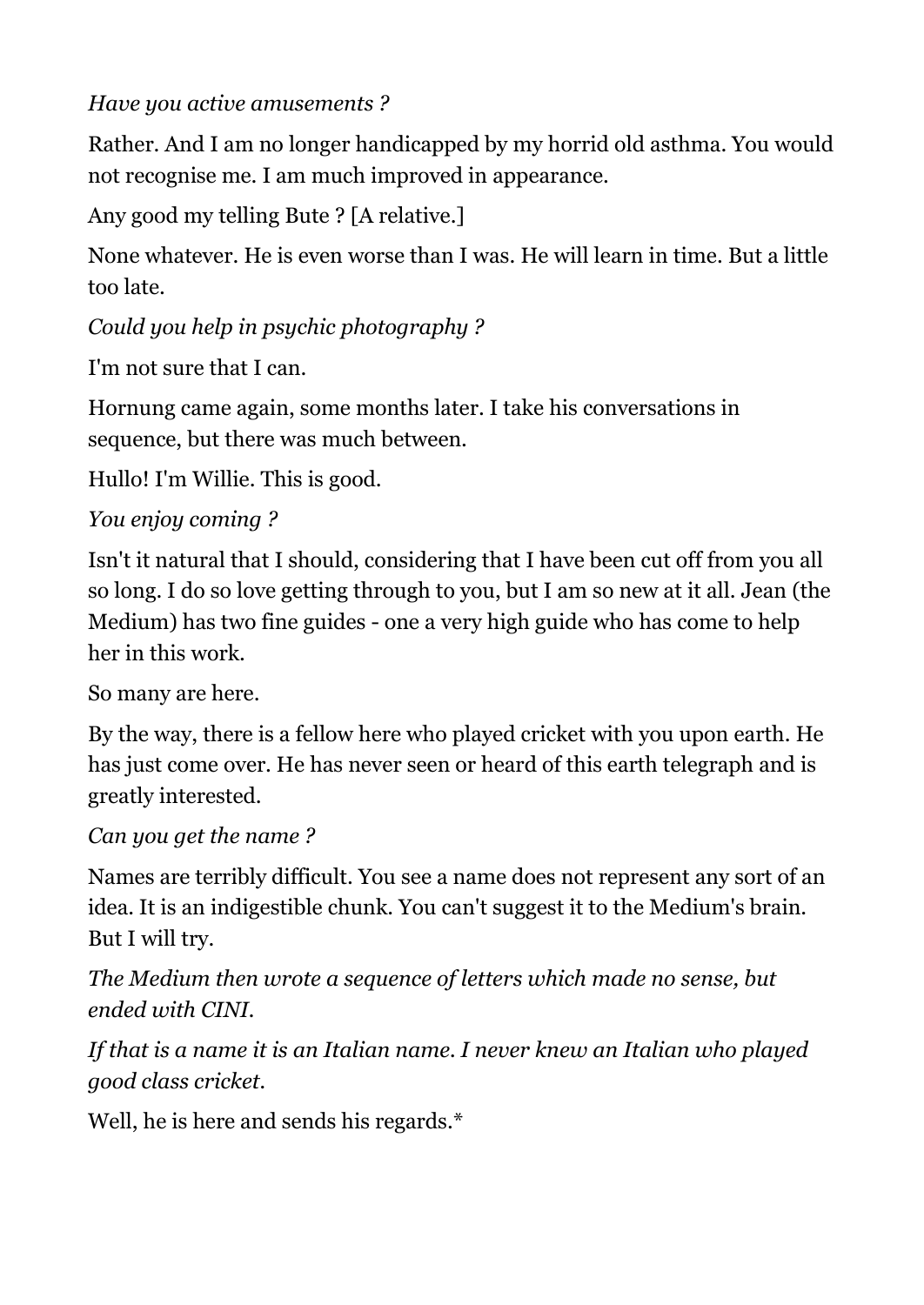*Have you active amusements ?*

Rather. And I am no longer handicapped by my horrid old asthma. You would not recognise me. I am much improved in appearance.

Any good my telling Bute ? [A relative.]

None whatever. He is even worse than I was. He will learn in time. But a little too late.

*Could you help in psychic photography ?*

I'm not sure that I can.

Hornung came again, some months later. I take his conversations in sequence, but there was much between.

Hullo! I'm Willie. This is good.

*You enjoy coming ?*

Isn't it natural that I should, considering that I have been cut off from you all so long. I do so love getting through to you, but I am so new at it all. Jean (the Medium) has two fine guides - one a very high guide who has come to help her in this work.

So many are here.

By the way, there is a fellow here who played cricket with you upon earth. He has just come over. He has never seen or heard of this earth telegraph and is greatly interested.

*Can you get the name ?*

Names are terribly difficult. You see a name does not represent any sort of an idea. It is an indigestible chunk. You can't suggest it to the Medium's brain. But I will try.

*The Medium then wrote a sequence of letters which made no sense, but ended with CINI.*

*If that is a name it is an Italian name. I never knew an Italian who played good class cricket.*

Well, he is here and sends his regards.*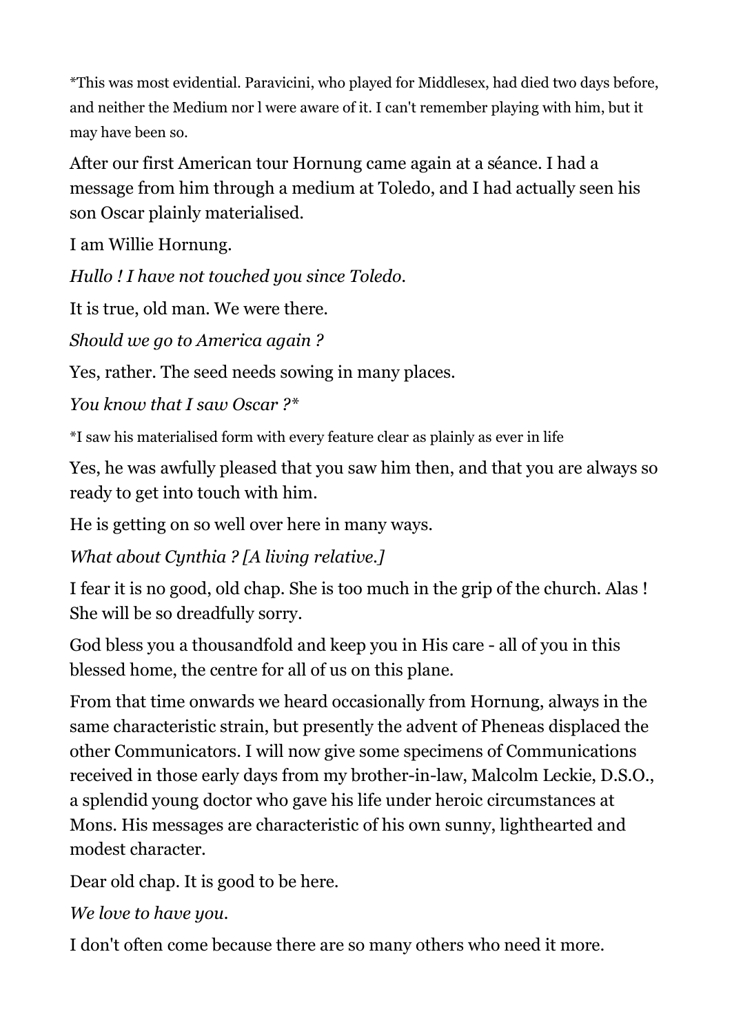*This was most evidential. Paravicini, who played for Middlesex, had died two days before, and neither the Medium nor l were aware of it. I can't remember playing with him, but it may have been so.

After our first American tour Hornung came again at a séance. I had a message from him through a medium at Toledo, and I had actually seen his son Oscar plainly materialised.

I am Willie Hornung.

*Hullo ! I have not touched you since Toledo.*

It is true, old man. We were there.

*Should we go to America again ?*

Yes, rather. The seed needs sowing in many places.

*You know that I saw Oscar ?**

*I saw his materialised form with every feature clear as plainly as ever in life

Yes, he was awfully pleased that you saw him then, and that you are always so ready to get into touch with him.

He is getting on so well over here in many ways.

*What about Cynthia ? [A living relative.]*

I fear it is no good, old chap. She is too much in the grip of the church. Alas ! She will be so dreadfully sorry.

God bless you a thousandfold and keep you in His care - all of you in this blessed home, the centre for all of us on this plane.

From that time onwards we heard occasionally from Hornung, always in the same characteristic strain, but presently the advent of Pheneas displaced the other Communicators. I will now give some specimens of Communications received in those early days from my brother-in-law, Malcolm Leckie, D.S.O., a splendid young doctor who gave his life under heroic circumstances at Mons. His messages are characteristic of his own sunny, lighthearted and modest character.

Dear old chap. It is good to be here.

*We love to have you.*

I don't often come because there are so many others who need it more.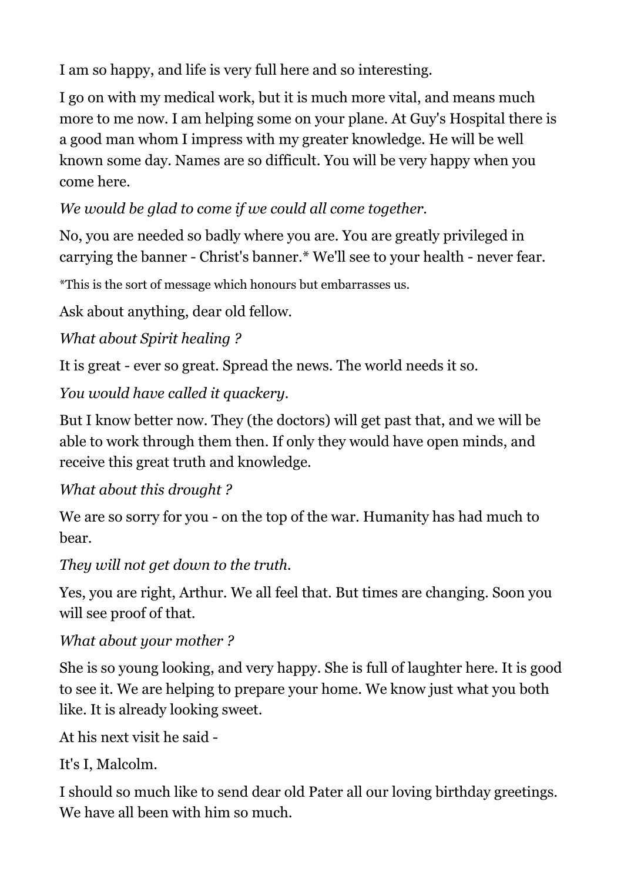I am so happy, and life is very full here and so interesting.

I go on with my medical work, but it is much more vital, and means much more to me now. I am helping some on your plane. At Guy's Hospital there is a good man whom I impress with my greater knowledge. He will be well known some day. Names are so difficult. You will be very happy when you come here.

*We would be glad to come if we could all come together.*

No, you are needed so badly where you are. You are greatly privileged in carrying the banner - Christ's banner.* We'll see to your health - never fear.

*This is the sort of message which honours but embarrasses us.

Ask about anything, dear old fellow.

*What about Spirit healing ?*

It is great - ever so great. Spread the news. The world needs it so.

*You would have called it quackery.*

But I know better now. They (the doctors) will get past that, and we will be able to work through them then. If only they would have open minds, and receive this great truth and knowledge.

*What about this drought ?*

We are so sorry for you - on the top of the war. Humanity has had much to bear.

*They will not get down to the truth.*

Yes, you are right, Arthur. We all feel that. But times are changing. Soon you will see proof of that.

*What about your mother ?*

She is so young looking, and very happy. She is full of laughter here. It is good to see it. We are helping to prepare your home. We know just what you both like. It is already looking sweet.

At his next visit he said -

It's I, Malcolm.

I should so much like to send dear old Pater all our loving birthday greetings. We have all been with him so much.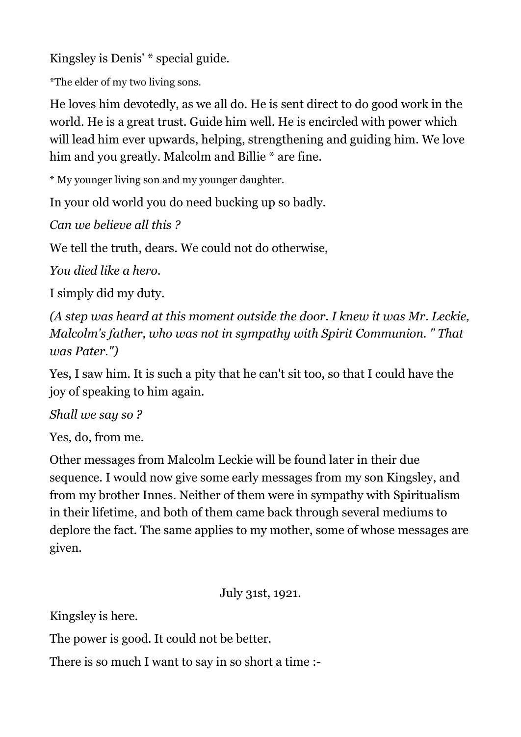Kingsley is Denis' * special guide.

*The elder of my two living sons.

He loves him devotedly, as we all do. He is sent direct to do good work in the world. He is a great trust. Guide him well. He is encircled with power which will lead him ever upwards, helping, strengthening and guiding him. We love him and you greatly. Malcolm and Billie * are fine.

* My younger living son and my younger daughter.

In your old world you do need bucking up so badly.

*Can we believe all this ?*

We tell the truth, dears. We could not do otherwise,

*You died like a hero.*

I simply did my duty.

*(A step was heard at this moment outside the door. I knew it was Mr. Leckie, Malcolm's father, who was not in sympathy with Spirit Communion. " That was Pater.")*

Yes, I saw him. It is such a pity that he can't sit too, so that I could have the joy of speaking to him again.

*Shall we say so ?*

Yes, do, from me.

Other messages from Malcolm Leckie will be found later in their due sequence. I would now give some early messages from my son Kingsley, and from my brother Innes. Neither of them were in sympathy with Spiritualism in their lifetime, and both of them came back through several mediums to deplore the fact. The same applies to my mother, some of whose messages are given.

July 31st, 1921.

Kingsley is here.

The power is good. It could not be better.

There is so much I want to say in so short a time :-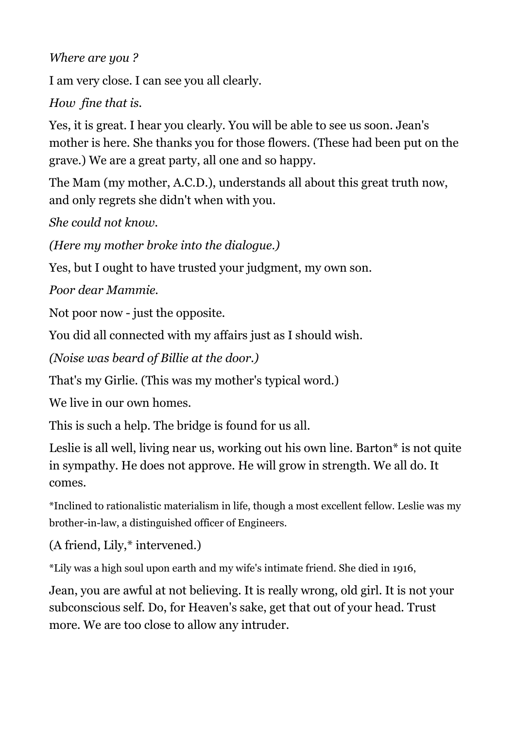*Where are you ?*

I am very close. I can see you all clearly.

*How  fine that is.*

Yes, it is great. I hear you clearly. You will be able to see us soon. Jean's mother is here. She thanks you for those flowers. (These had been put on the grave.) We are a great party, all one and so happy.

The Mam (my mother, A.C.D.), understands all about this great truth now, and only regrets she didn't when with you.

*She could not know.*

*(Here my mother broke into the dialogue.)*

Yes, but I ought to have trusted your judgment, my own son.

*Poor dear Mammie.*

Not poor now - just the opposite.

You did all connected with my affairs just as I should wish.

*(Noise was beard of Billie at the door.)*

That's my Girlie. (This was my mother's typical word.)

We live in our own homes.

This is such a help. The bridge is found for us all.

Leslie is all well, living near us, working out his own line. Barton* is not quite in sympathy. He does not approve. He will grow in strength. We all do. It comes.

*Inclined to rationalistic materialism in life, though a most excellent fellow. Leslie was my brother-in-law, a distinguished officer of Engineers.

(A friend, Lily,* intervened.)

*Lily was a high soul upon earth and my wife's intimate friend. She died in 1916,

Jean, you are awful at not believing. It is really wrong, old girl. It is not your subconscious self. Do, for Heaven's sake, get that out of your head. Trust more. We are too close to allow any intruder.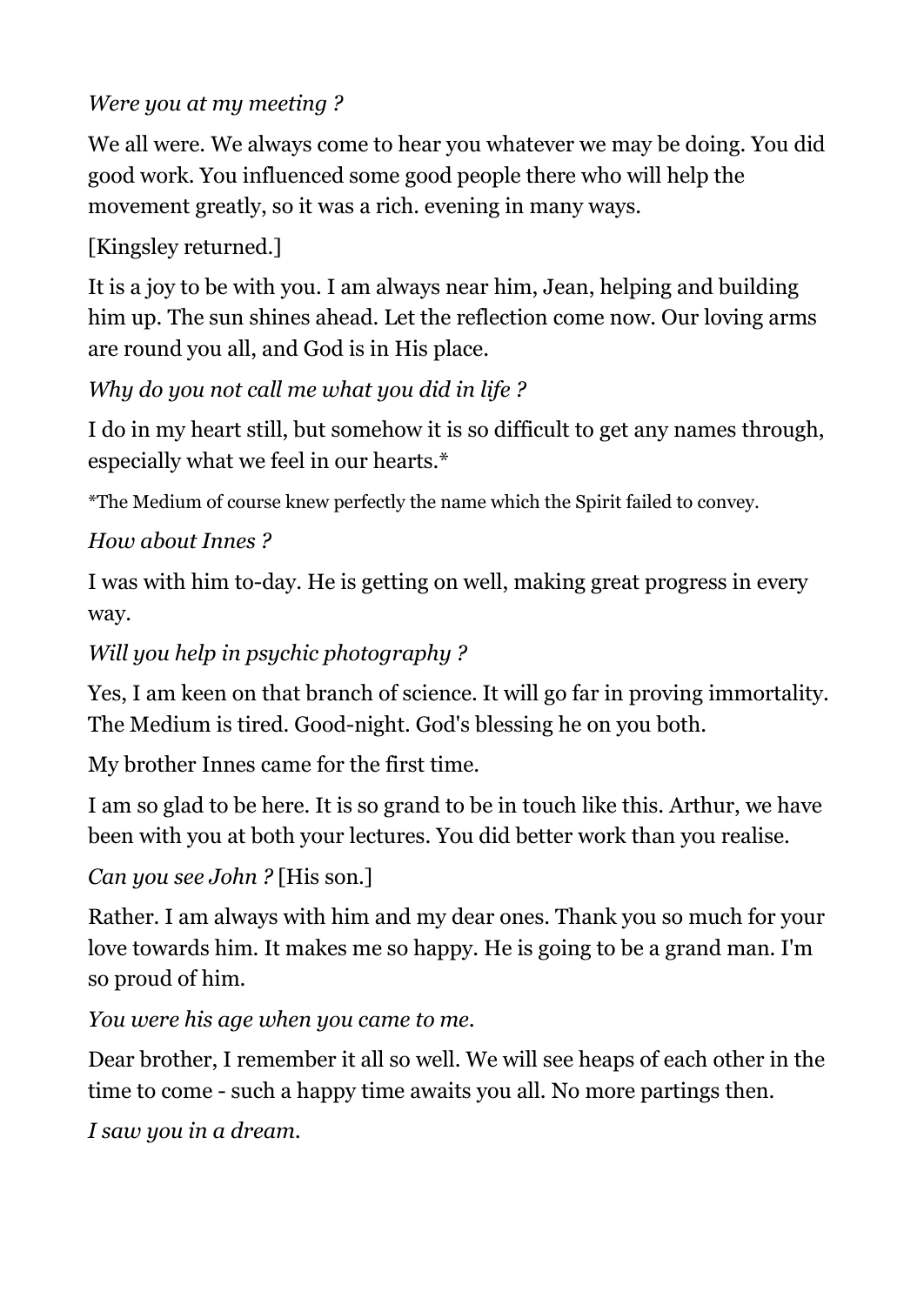*Were you at my meeting ?*

We all were. We always come to hear you whatever we may be doing. You did good work. You influenced some good people there who will help the movement greatly, so it was a rich. evening in many ways.

[Kingsley returned.]

It is a joy to be with you. I am always near him, Jean, helping and building him up. The sun shines ahead. Let the reflection come now. Our loving arms are round you all, and God is in His place.

*Why do you not call me what you did in life ?*

I do in my heart still, but somehow it is so difficult to get any names through, especially what we feel in our hearts.*

*The Medium of course knew perfectly the name which the Spirit failed to convey.

*How about Innes ?*

I was with him to-day. He is getting on well, making great progress in every way.

*Will you help in psychic photography ?*

Yes, I am keen on that branch of science. It will go far in proving immortality. The Medium is tired. Good-night. God's blessing he on you both.

My brother Innes came for the first time.

I am so glad to be here. It is so grand to be in touch like this. Arthur, we have been with you at both your lectures. You did better work than you realise.

*Can you see John ?* [His son.]

Rather. I am always with him and my dear ones. Thank you so much for your love towards him. It makes me so happy. He is going to be a grand man. I'm so proud of him.

*You were his age when you came to me.*

Dear brother, I remember it all so well. We will see heaps of each other in the time to come - such a happy time awaits you all. No more partings then.

*I saw you in a dream.*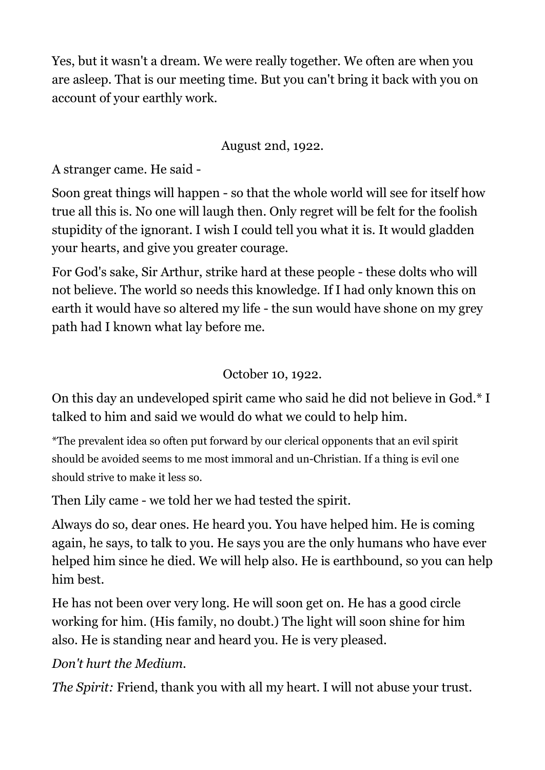Yes, but it wasn't a dream. We were really together. We often are when you are asleep. That is our meeting time. But you can't bring it back with you on account of your earthly work.

August 2nd, 1922.

A stranger came. He said -

Soon great things will happen - so that the whole world will see for itself how true all this is. No one will laugh then. Only regret will be felt for the foolish stupidity of the ignorant. I wish I could tell you what it is. It would gladden your hearts, and give you greater courage.

For God's sake, Sir Arthur, strike hard at these people - these dolts who will not believe. The world so needs this knowledge. If I had only known this on earth it would have so altered my life - the sun would have shone on my grey path had I known what lay before me.

October 10, 1922.

On this day an undeveloped spirit came who said he did not believe in God.* I talked to him and said we would do what we could to help him.

*The prevalent idea so often put forward by our clerical opponents that an evil spirit should be avoided seems to me most immoral and un-Christian. If a thing is evil one should strive to make it less so.

Then Lily came - we told her we had tested the spirit.

Always do so, dear ones. He heard you. You have helped him. He is coming again, he says, to talk to you. He says you are the only humans who have ever helped him since he died. We will help also. He is earthbound, so you can help him best.

He has not been over very long. He will soon get on. He has a good circle working for him. (His family, no doubt.) The light will soon shine for him also. He is standing near and heard you. He is very pleased.

*Don't hurt the Medium.*

*The Spirit:* Friend, thank you with all my heart. I will not abuse your trust.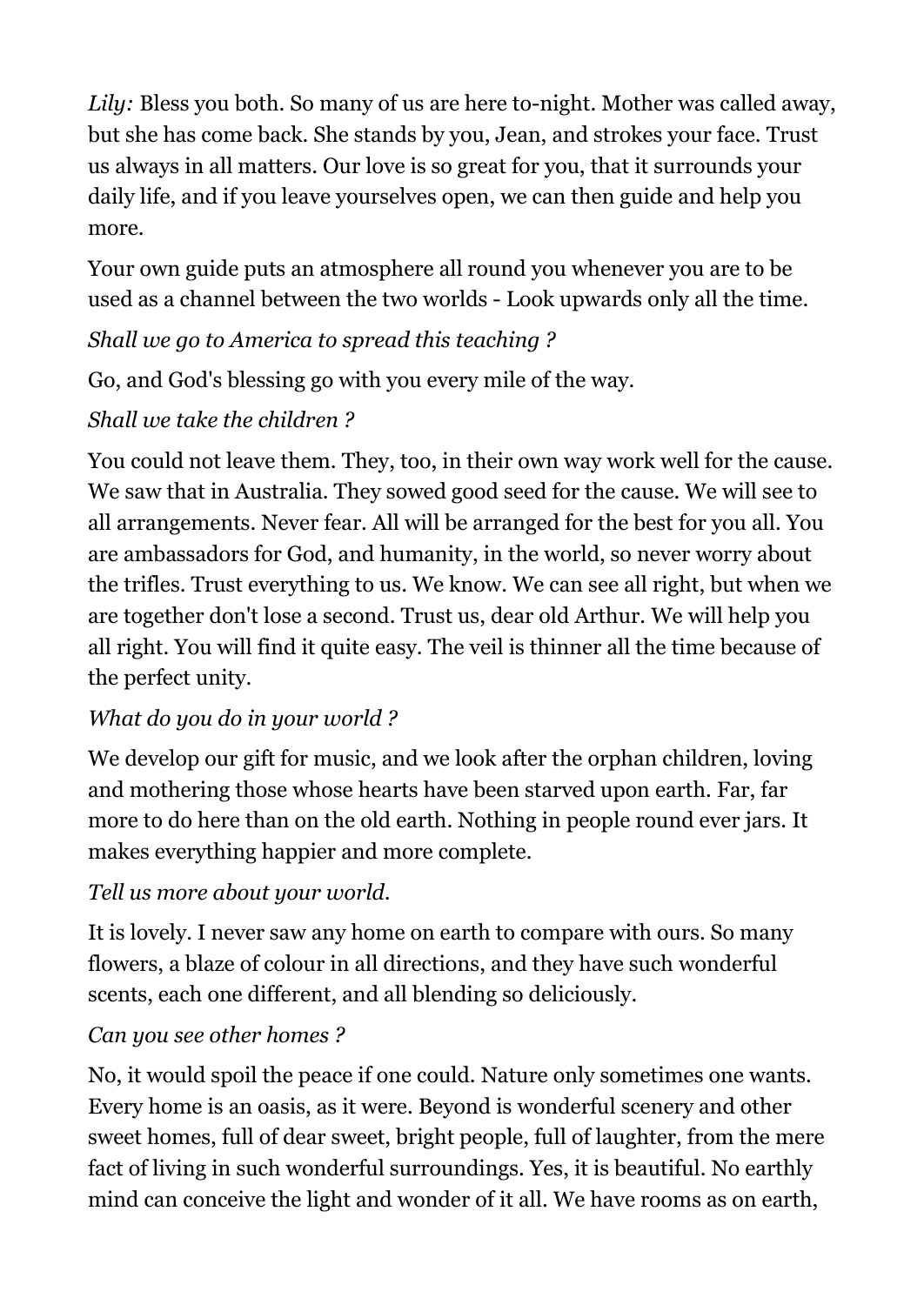*Lily:* Bless you both. So many of us are here to-night. Mother was called away, but she has come back. She stands by you, Jean, and strokes your face. Trust us always in all matters. Our love is so great for you, that it surrounds your daily life, and if you leave yourselves open, we can then guide and help you more.

Your own guide puts an atmosphere all round you whenever you are to be used as a channel between the two worlds - Look upwards only all the time.

*Shall we go to America to spread this teaching ?*

Go, and God's blessing go with you every mile of the way.

*Shall we take the children ?*

You could not leave them. They, too, in their own way work well for the cause. We saw that in Australia. They sowed good seed for the cause. We will see to all arrangements. Never fear. All will be arranged for the best for you all. You are ambassadors for God, and humanity, in the world, so never worry about the trifles. Trust everything to us. We know. We can see all right, but when we are together don't lose a second. Trust us, dear old Arthur. We will help you all right. You will find it quite easy. The veil is thinner all the time because of the perfect unity.

*What do you do in your world ?*

We develop our gift for music, and we look after the orphan children, loving and mothering those whose hearts have been starved upon earth. Far, far more to do here than on the old earth. Nothing in people round ever jars. It makes everything happier and more complete.

*Tell us more about your world.*

It is lovely. I never saw any home on earth to compare with ours. So many flowers, a blaze of colour in all directions, and they have such wonderful scents, each one different, and all blending so deliciously.

*Can you see other homes ?*

No, it would spoil the peace if one could. Nature only sometimes one wants. Every home is an oasis, as it were. Beyond is wonderful scenery and other sweet homes, full of dear sweet, bright people, full of laughter, from the mere fact of living in such wonderful surroundings. Yes, it is beautiful. No earthly mind can conceive the light and wonder of it all. We have rooms as on earth,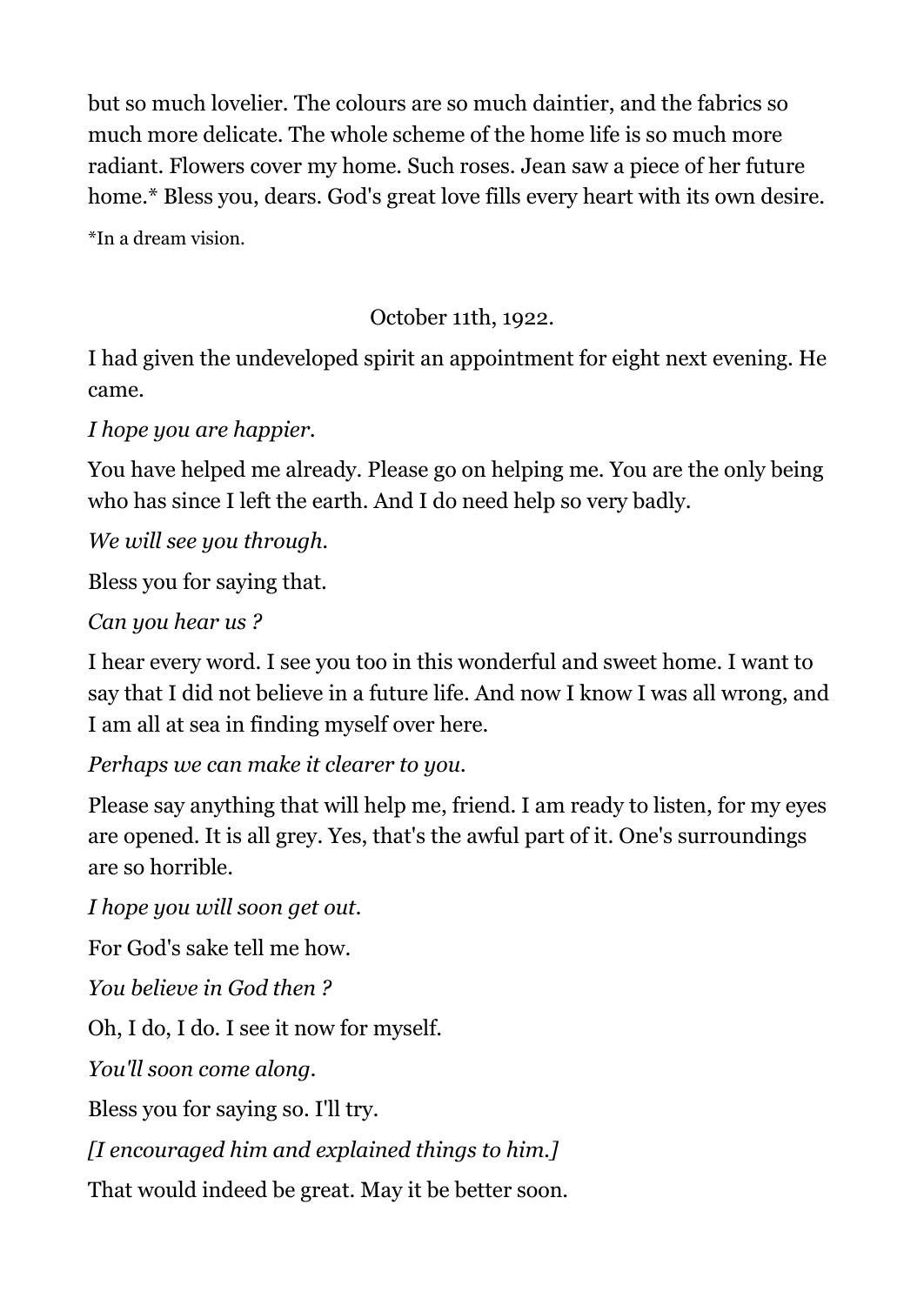but so much lovelier. The colours are so much daintier, and the fabrics so much more delicate. The whole scheme of the home life is so much more radiant. Flowers cover my home. Such roses. Jean saw a piece of her future home.* Bless you, dears. God's great love fills every heart with its own desire.

*In a dream vision.

October 11th, 1922.

I had given the undeveloped spirit an appointment for eight next evening. He came.

*I hope you are happier.*

You have helped me already. Please go on helping me. You are the only being who has since I left the earth. And I do need help so very badly.

*We will see you through.*

Bless you for saying that.

*Can you hear us ?*

I hear every word. I see you too in this wonderful and sweet home. I want to say that I did not believe in a future life. And now I know I was all wrong, and I am all at sea in finding myself over here.

*Perhaps we can make it clearer to you.*

Please say anything that will help me, friend. I am ready to listen, for my eyes are opened. It is all grey. Yes, that's the awful part of it. One's surroundings are so horrible.

*I hope you will soon get out.*

For God's sake tell me how.

*You believe in God then ?*

Oh, I do, I do. I see it now for myself.

*You'll soon come along.*

Bless you for saying so. I'll try.

*[I encouraged him and explained things to him.]*

That would indeed be great. May it be better soon.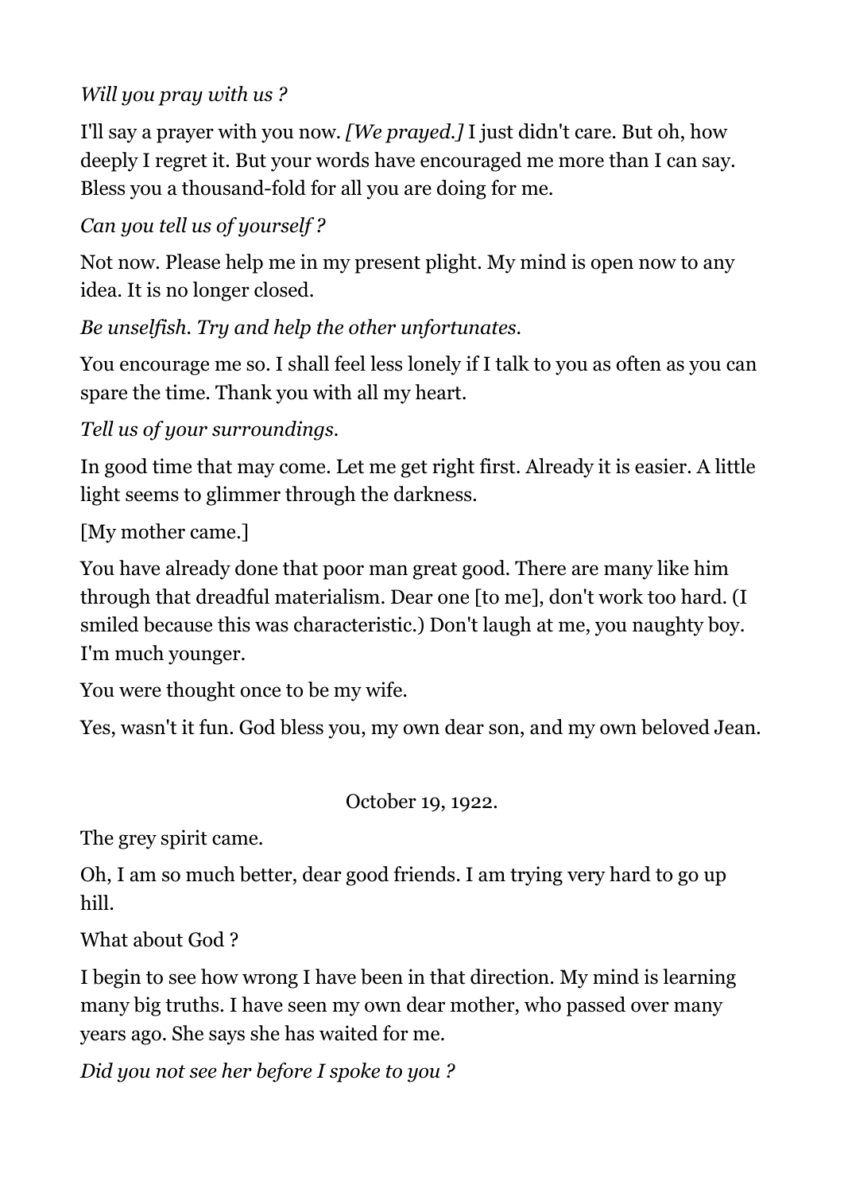*Will you pray with us ?*

I'll say a prayer with you now. *[We prayed.]* I just didn't care. But oh, how deeply I regret it. But your words have encouraged me more than I can say. Bless you a thousand-fold for all you are doing for me.

*Can you tell us of yourself ?*

Not now. Please help me in my present plight. My mind is open now to any idea. It is no longer closed.

*Be unselfish. Try and help the other unfortunates.*

You encourage me so. I shall feel less lonely if I talk to you as often as you can spare the time. Thank you with all my heart.

*Tell us of your surroundings.*

In good time that may come. Let me get right first. Already it is easier. A little light seems to glimmer through the darkness.

[My mother came.]

You have already done that poor man great good. There are many like him through that dreadful materialism. Dear one [to me], don't work too hard. (I smiled because this was characteristic.) Don't laugh at me, you naughty boy. I'm much younger.

You were thought once to be my wife.

Yes, wasn't it fun. God bless you, my own dear son, and my own beloved Jean.

October 19, 1922.

The grey spirit came.

Oh, I am so much better, dear good friends. I am trying very hard to go up hill.

What about God ?

I begin to see how wrong I have been in that direction. My mind is learning many big truths. I have seen my own dear mother, who passed over many years ago. She says she has waited for me.

*Did you not see her before I spoke to you ?*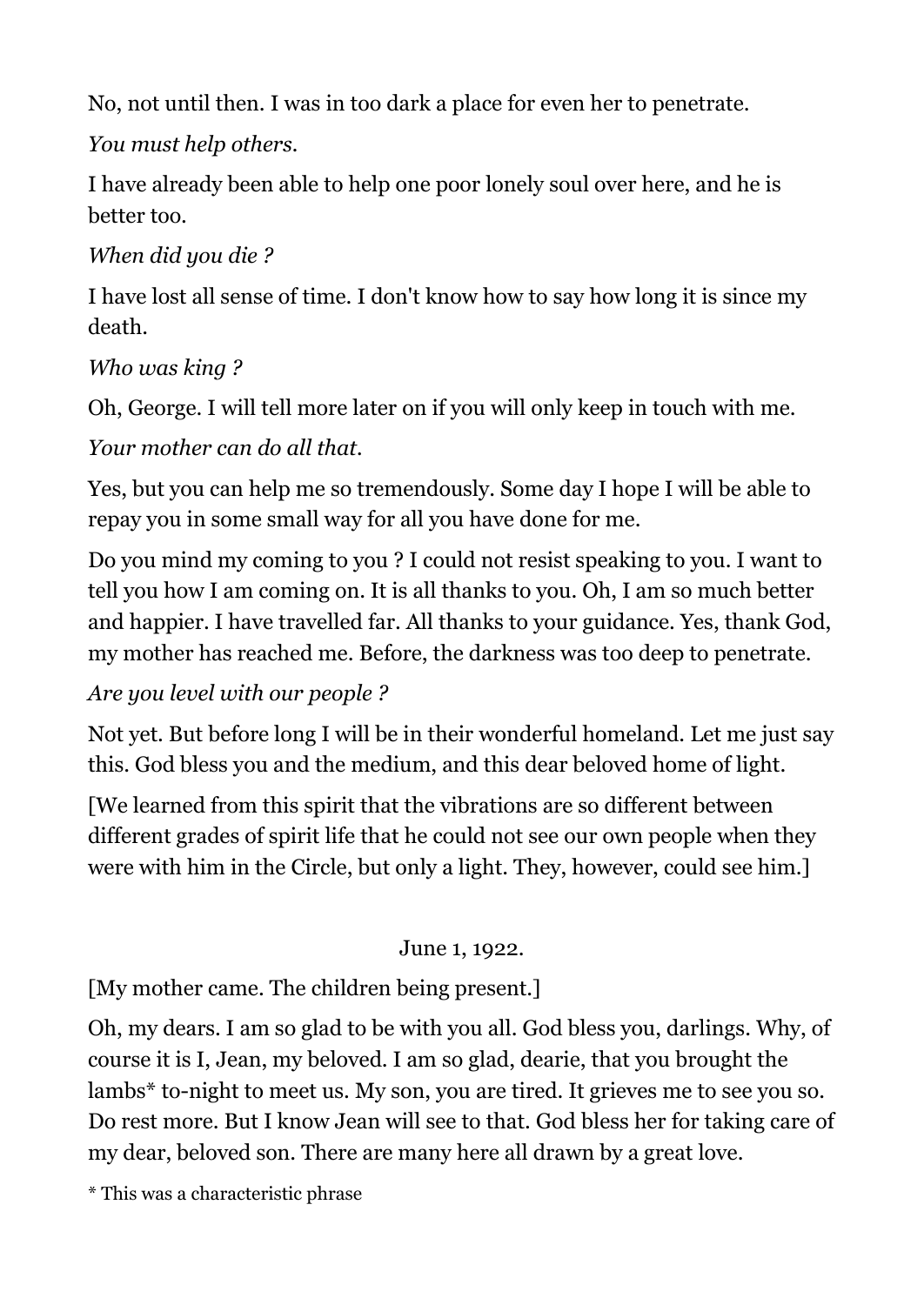No, not until then. I was in too dark a place for even her to penetrate.

*You must help others.*

I have already been able to help one poor lonely soul over here, and he is better too.

*When did you die ?*

I have lost all sense of time. I don't know how to say how long it is since my death.

*Who was king ?*

Oh, George. I will tell more later on if you will only keep in touch with me.

*Your mother can do all that.*

Yes, but you can help me so tremendously. Some day I hope I will be able to repay you in some small way for all you have done for me.

Do you mind my coming to you ? I could not resist speaking to you. I want to tell you how I am coming on. It is all thanks to you. Oh, I am so much better and happier. I have travelled far. All thanks to your guidance. Yes, thank God, my mother has reached me. Before, the darkness was too deep to penetrate.

*Are you level with our people ?*

Not yet. But before long I will be in their wonderful homeland. Let me just say this. God bless you and the medium, and this dear beloved home of light.

[We learned from this spirit that the vibrations are so different between different grades of spirit life that he could not see our own people when they were with him in the Circle, but only a light. They, however, could see him.]

June 1, 1922.

[My mother came. The children being present.]

Oh, my dears. I am so glad to be with you all. God bless you, darlings. Why, of course it is I, Jean, my beloved. I am so glad, dearie, that you brought the lambs* to-night to meet us. My son, you are tired. It grieves me to see you so. Do rest more. But I know Jean will see to that. God bless her for taking care of my dear, beloved son. There are many here all drawn by a great love.

* This was a characteristic phrase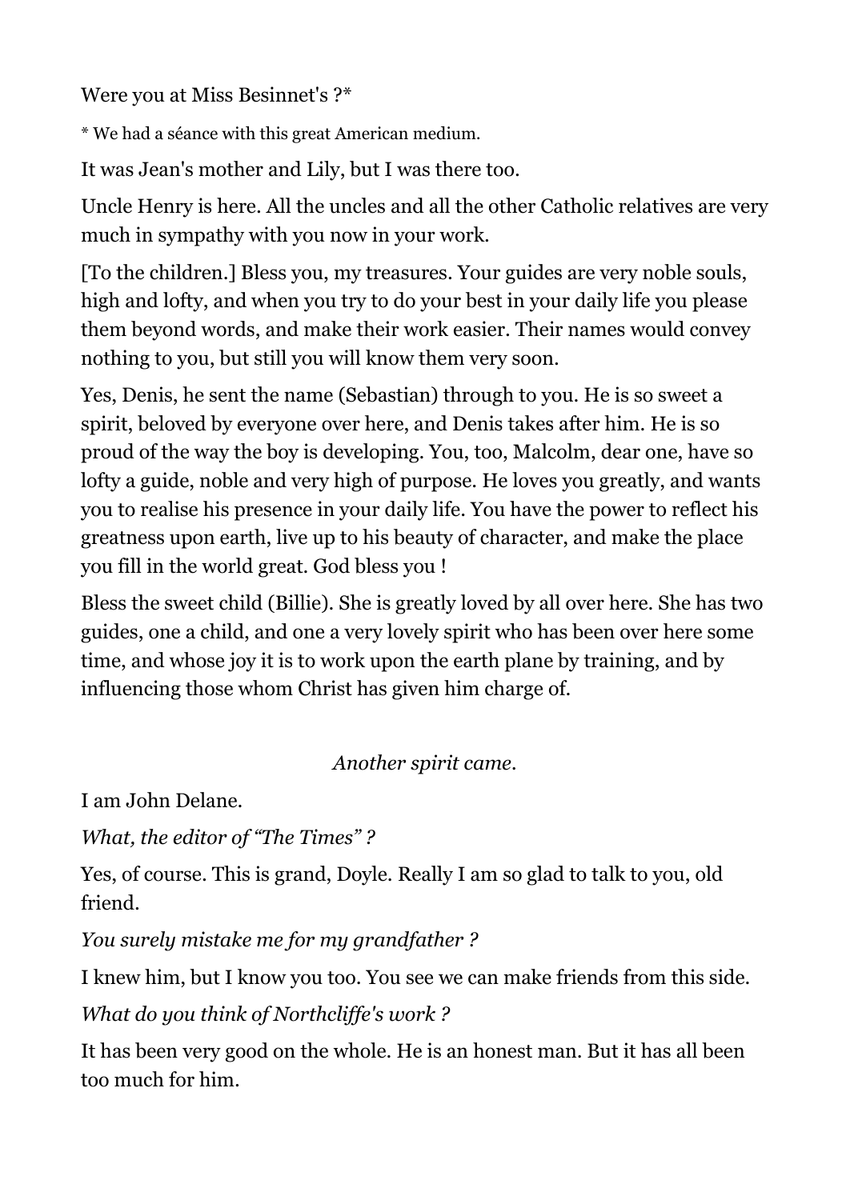Were you at Miss Besinnet's ?*

* We had a séance with this great American medium.

It was Jean's mother and Lily, but I was there too.

Uncle Henry is here. All the uncles and all the other Catholic relatives are very much in sympathy with you now in your work.

[To the children.] Bless you, my treasures. Your guides are very noble souls, high and lofty, and when you try to do your best in your daily life you please them beyond words, and make their work easier. Their names would convey nothing to you, but still you will know them very soon.

Yes, Denis, he sent the name (Sebastian) through to you. He is so sweet a spirit, beloved by everyone over here, and Denis takes after him. He is so proud of the way the boy is developing. You, too, Malcolm, dear one, have so lofty a guide, noble and very high of purpose. He loves you greatly, and wants you to realise his presence in your daily life. You have the power to reflect his greatness upon earth, live up to his beauty of character, and make the place you fill in the world great. God bless you !

Bless the sweet child (Billie). She is greatly loved by all over here. She has two guides, one a child, and one a very lovely spirit who has been over here some time, and whose joy it is to work upon the earth plane by training, and by influencing those whom Christ has given him charge of.

*Another spirit came.*

I am John Delane.

*What, the editor of "The Times" ?*

Yes, of course. This is grand, Doyle. Really I am so glad to talk to you, old friend.

*You surely mistake me for my grandfather ?*

I knew him, but I know you too. You see we can make friends from this side.

*What do you think of Northcliffe's work ?*

It has been very good on the whole. He is an honest man. But it has all been too much for him.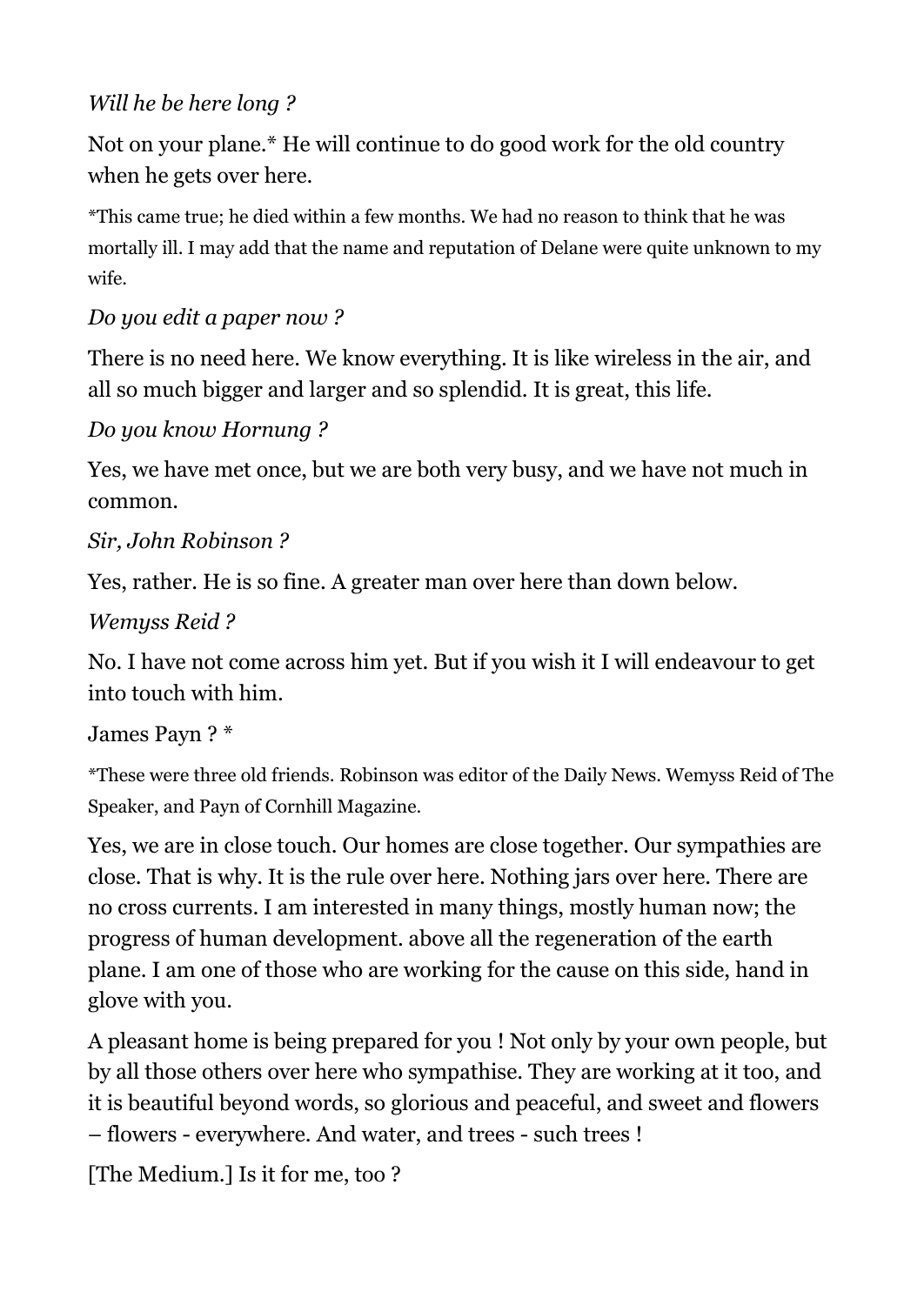*Will he be here long ?*

Not on your plane.* He will continue to do good work for the old country when he gets over here.

*This came true; he died within a few months. We had no reason to think that he was mortally ill. I may add that the name and reputation of Delane were quite unknown to my wife.

*Do you edit a paper now ?*

There is no need here. We know everything. It is like wireless in the air, and all so much bigger and larger and so splendid. It is great, this life.

*Do you know Hornung ?*

Yes, we have met once, but we are both very busy, and we have not much in common.

*Sir, John Robinson ?*

Yes, rather. He is so fine. A greater man over here than down below.

*Wemyss Reid ?*

No. I have not come across him yet. But if you wish it I will endeavour to get into touch with him.

James Payn ? *

*These were three old friends. Robinson was editor of the Daily News. Wemyss Reid of The Speaker, and Payn of Cornhill Magazine.

Yes, we are in close touch. Our homes are close together. Our sympathies are close. That is why. It is the rule over here. Nothing jars over here. There are no cross currents. I am interested in many things, mostly human now; the progress of human development. above all the regeneration of the earth plane. I am one of those who are working for the cause on this side, hand in glove with you.

A pleasant home is being prepared for you ! Not only by your own people, but by all those others over here who sympathise. They are working at it too, and it is beautiful beyond words, so glorious and peaceful, and sweet and flowers – flowers - everywhere. And water, and trees - such trees !

[The Medium.] Is it for me, too ?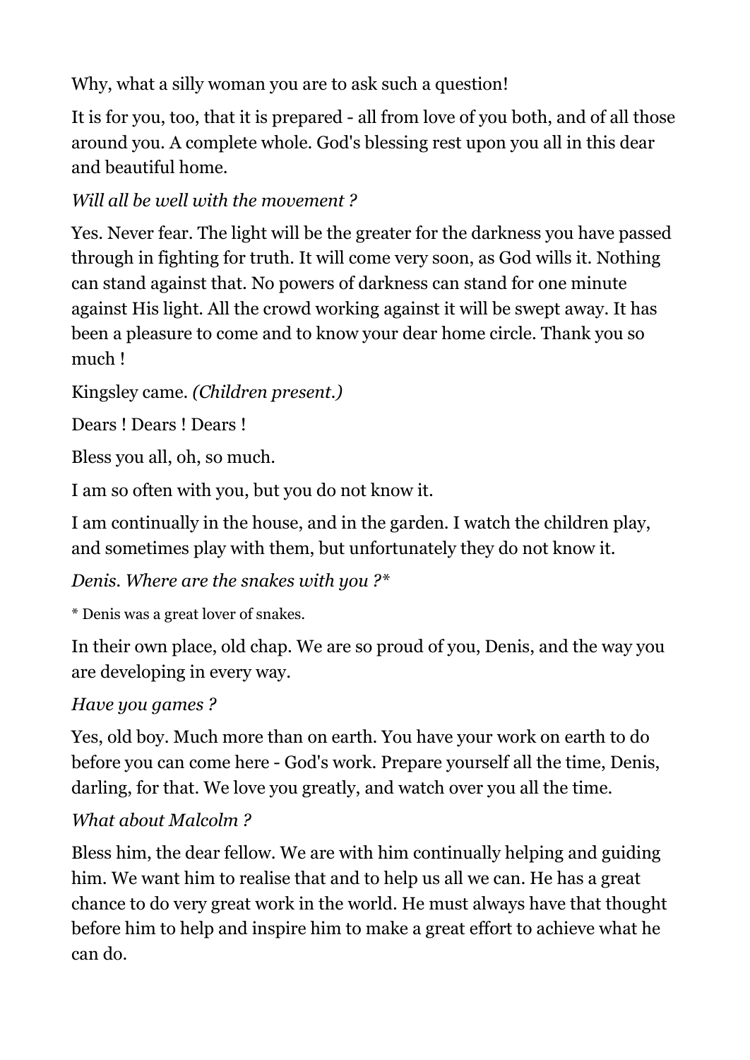Why, what a silly woman you are to ask such a question!

It is for you, too, that it is prepared - all from love of you both, and of all those around you. A complete whole. God's blessing rest upon you all in this dear and beautiful home.

*Will all be well with the movement ?*

Yes. Never fear. The light will be the greater for the darkness you have passed through in fighting for truth. It will come very soon, as God wills it. Nothing can stand against that. No powers of darkness can stand for one minute against His light. All the crowd working against it will be swept away. It has been a pleasure to come and to know your dear home circle. Thank you so much !

Kingsley came. *(Children present.)*

Dears ! Dears ! Dears !

Bless you all, oh, so much.

I am so often with you, but you do not know it.

I am continually in the house, and in the garden. I watch the children play, and sometimes play with them, but unfortunately they do not know it.

*Denis. Where are the snakes with you ?**

\* Denis was a great lover of snakes.

In their own place, old chap. We are so proud of you, Denis, and the way you are developing in every way.

*Have you games ?*

Yes, old boy. Much more than on earth. You have your work on earth to do before you can come here - God's work. Prepare yourself all the time, Denis, darling, for that. We love you greatly, and watch over you all the time.

*What about Malcolm ?*

Bless him, the dear fellow. We are with him continually helping and guiding him. We want him to realise that and to help us all we can. He has a great chance to do very great work in the world. He must always have that thought before him to help and inspire him to make a great effort to achieve what he can do.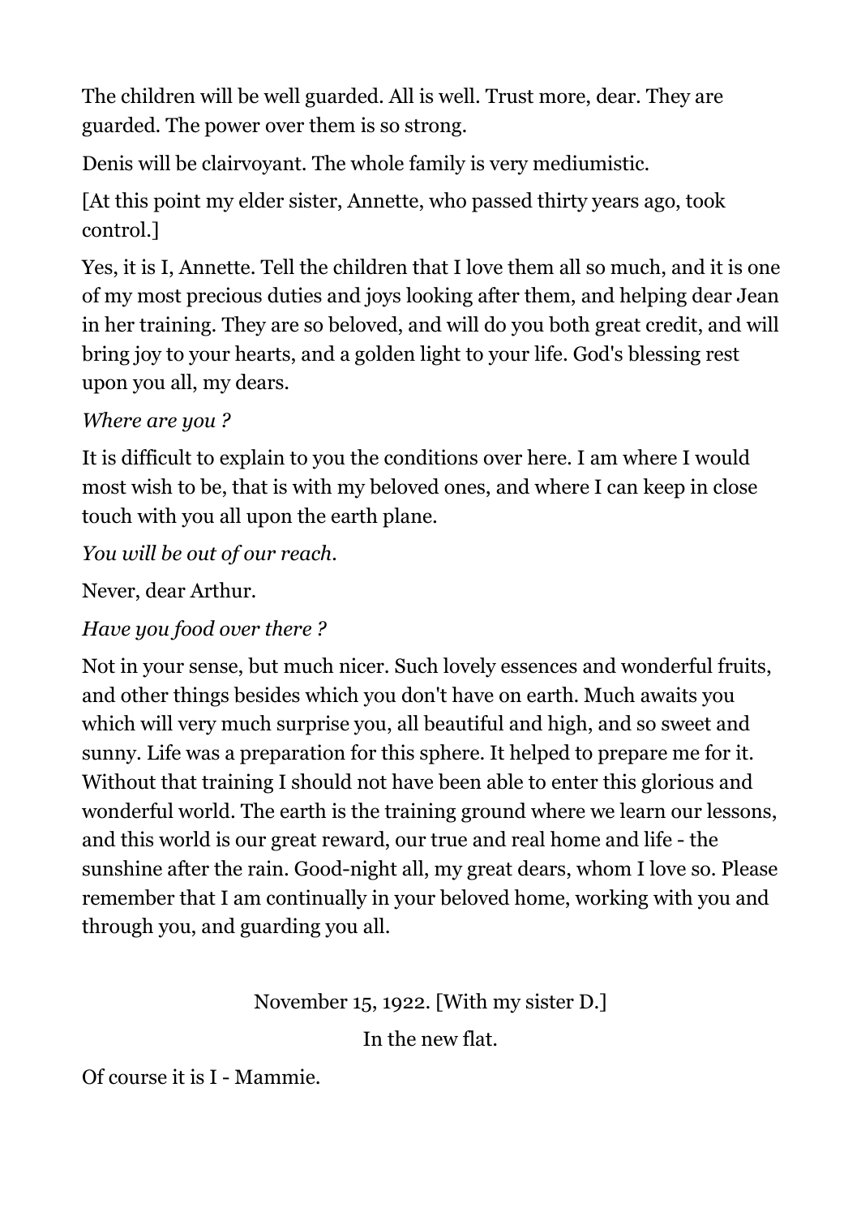The children will be well guarded. All is well. Trust more, dear. They are guarded. The power over them is so strong.

Denis will be clairvoyant. The whole family is very mediumistic.

[At this point my elder sister, Annette, who passed thirty years ago, took control.]

Yes, it is I, Annette. Tell the children that I love them all so much, and it is one of my most precious duties and joys looking after them, and helping dear Jean in her training. They are so beloved, and will do you both great credit, and will bring joy to your hearts, and a golden light to your life. God's blessing rest upon you all, my dears.

*Where are you ?*

It is difficult to explain to you the conditions over here. I am where I would most wish to be, that is with my beloved ones, and where I can keep in close touch with you all upon the earth plane.

*You will be out of our reach.*

Never, dear Arthur.

*Have you food over there ?*

Not in your sense, but much nicer. Such lovely essences and wonderful fruits, and other things besides which you don't have on earth. Much awaits you which will very much surprise you, all beautiful and high, and so sweet and sunny. Life was a preparation for this sphere. It helped to prepare me for it. Without that training I should not have been able to enter this glorious and wonderful world. The earth is the training ground where we learn our lessons, and this world is our great reward, our true and real home and life - the sunshine after the rain. Good-night all, my great dears, whom I love so. Please remember that I am continually in your beloved home, working with you and through you, and guarding you all.

November 15, 1922. [With my sister D.]

In the new flat.

Of course it is I - Mammie.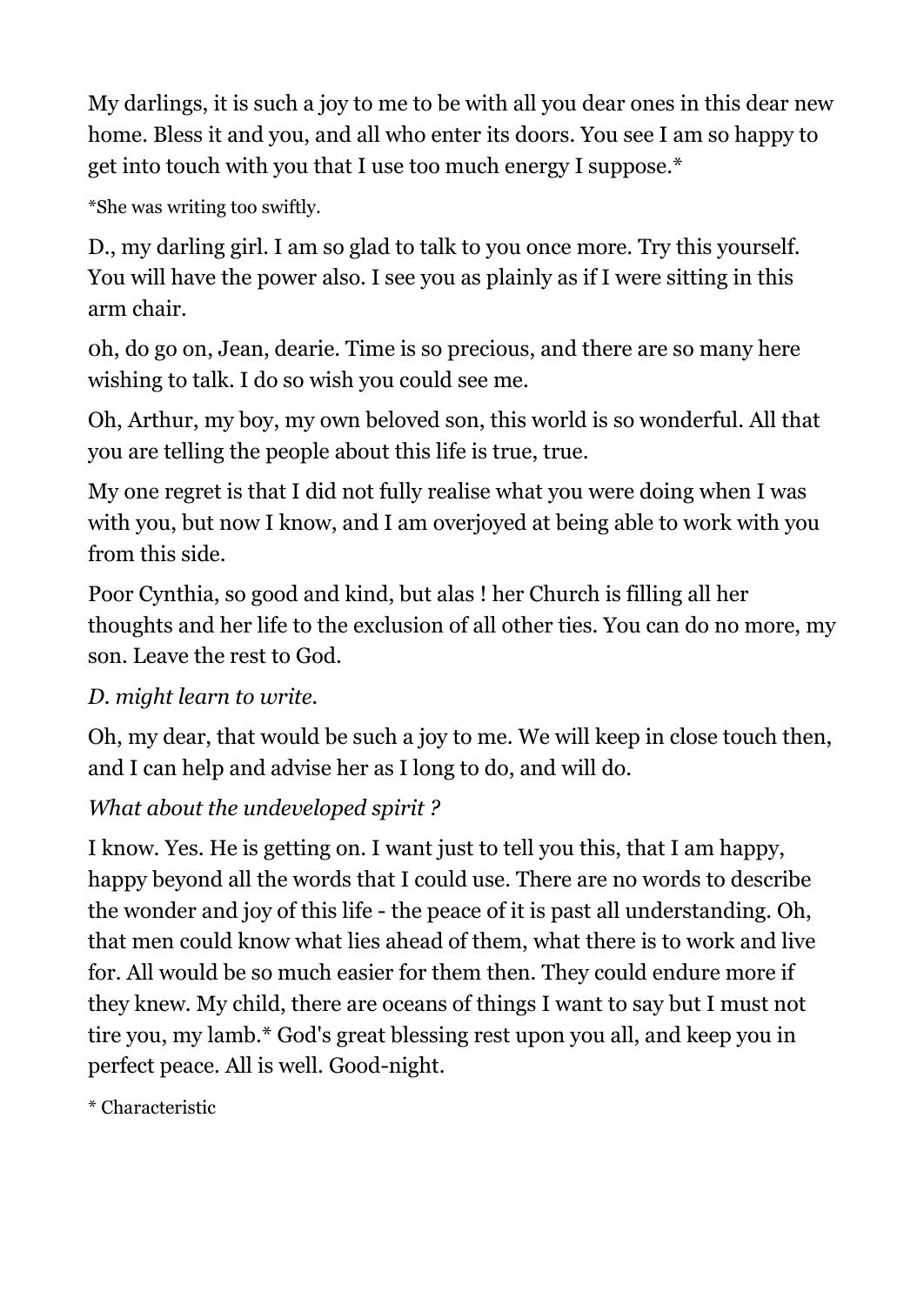My darlings, it is such a joy to me to be with all you dear ones in this dear new home. Bless it and you, and all who enter its doors. You see I am so happy to get into touch with you that I use too much energy I suppose.*

*She was writing too swiftly.

D., my darling girl. I am so glad to talk to you once more. Try this yourself. You will have the power also. I see you as plainly as if I were sitting in this arm chair.

0h, do go on, Jean, dearie. Time is so precious, and there are so many here wishing to talk. I do so wish you could see me.

Oh, Arthur, my boy, my own beloved son, this world is so wonderful. All that you are telling the people about this life is true, true.

My one regret is that I did not fully realise what you were doing when I was with you, but now I know, and I am overjoyed at being able to work with you from this side.

Poor Cynthia, so good and kind, but alas ! her Church is filling all her thoughts and her life to the exclusion of all other ties. You can do no more, my son. Leave the rest to God.

*D. might learn to write.*

Oh, my dear, that would be such a joy to me. We will keep in close touch then, and I can help and advise her as I long to do, and will do.

*What about the undeveloped spirit ?*

I know. Yes. He is getting on. I want just to tell you this, that I am happy, happy beyond all the words that I could use. There are no words to describe the wonder and joy of this life - the peace of it is past all understanding. Oh, that men could know what lies ahead of them, what there is to work and live for. All would be so much easier for them then. They could endure more if they knew. My child, there are oceans of things I want to say but I must not tire you, my lamb.* God's great blessing rest upon you all, and keep you in perfect peace. All is well. Good-night.

\* Characteristic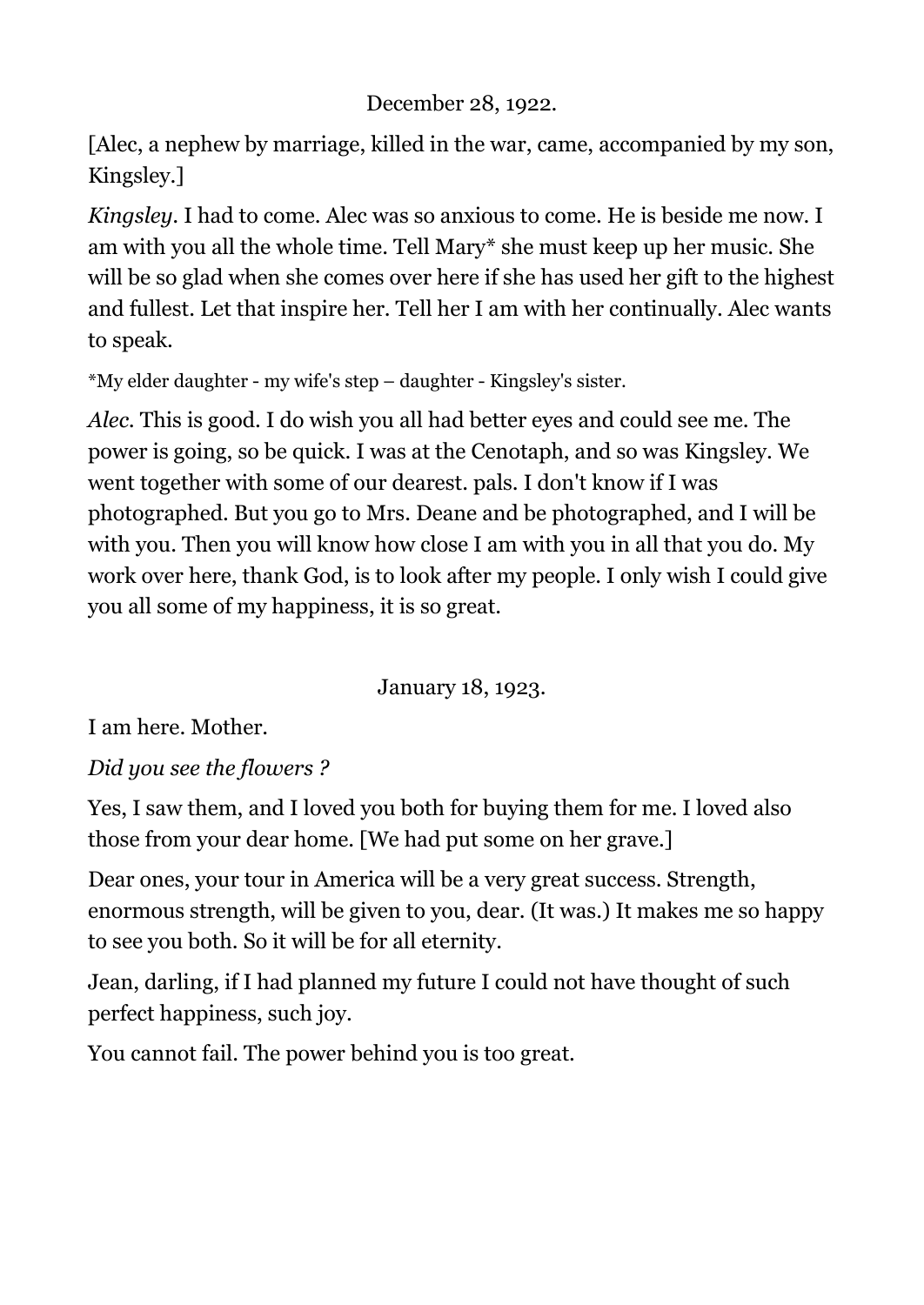December 28, 1922.

[Alec, a nephew by marriage, killed in the war, came, accompanied by my son, Kingsley.]

*Kingsley.* I had to come. Alec was so anxious to come. He is beside me now. I am with you all the whole time. Tell Mary* she must keep up her music. She will be so glad when she comes over here if she has used her gift to the highest and fullest. Let that inspire her. Tell her I am with her continually. Alec wants to speak.

*My elder daughter - my wife's step – daughter - Kingsley's sister.

*Alec.* This is good. I do wish you all had better eyes and could see me. The power is going, so be quick. I was at the Cenotaph, and so was Kingsley. We went together with some of our dearest. pals. I don't know if I was photographed. But you go to Mrs. Deane and be photographed, and I will be with you. Then you will know how close I am with you in all that you do. My work over here, thank God, is to look after my people. I only wish I could give you all some of my happiness, it is so great.

January 18, 1923.

I am here. Mother.

*Did you see the flowers ?*

Yes, I saw them, and I loved you both for buying them for me. I loved also those from your dear home. [We had put some on her grave.]

Dear ones, your tour in America will be a very great success. Strength, enormous strength, will be given to you, dear. (It was.) It makes me so happy to see you both. So it will be for all eternity.

Jean, darling, if I had planned my future I could not have thought of such perfect happiness, such joy.

You cannot fail. The power behind you is too great.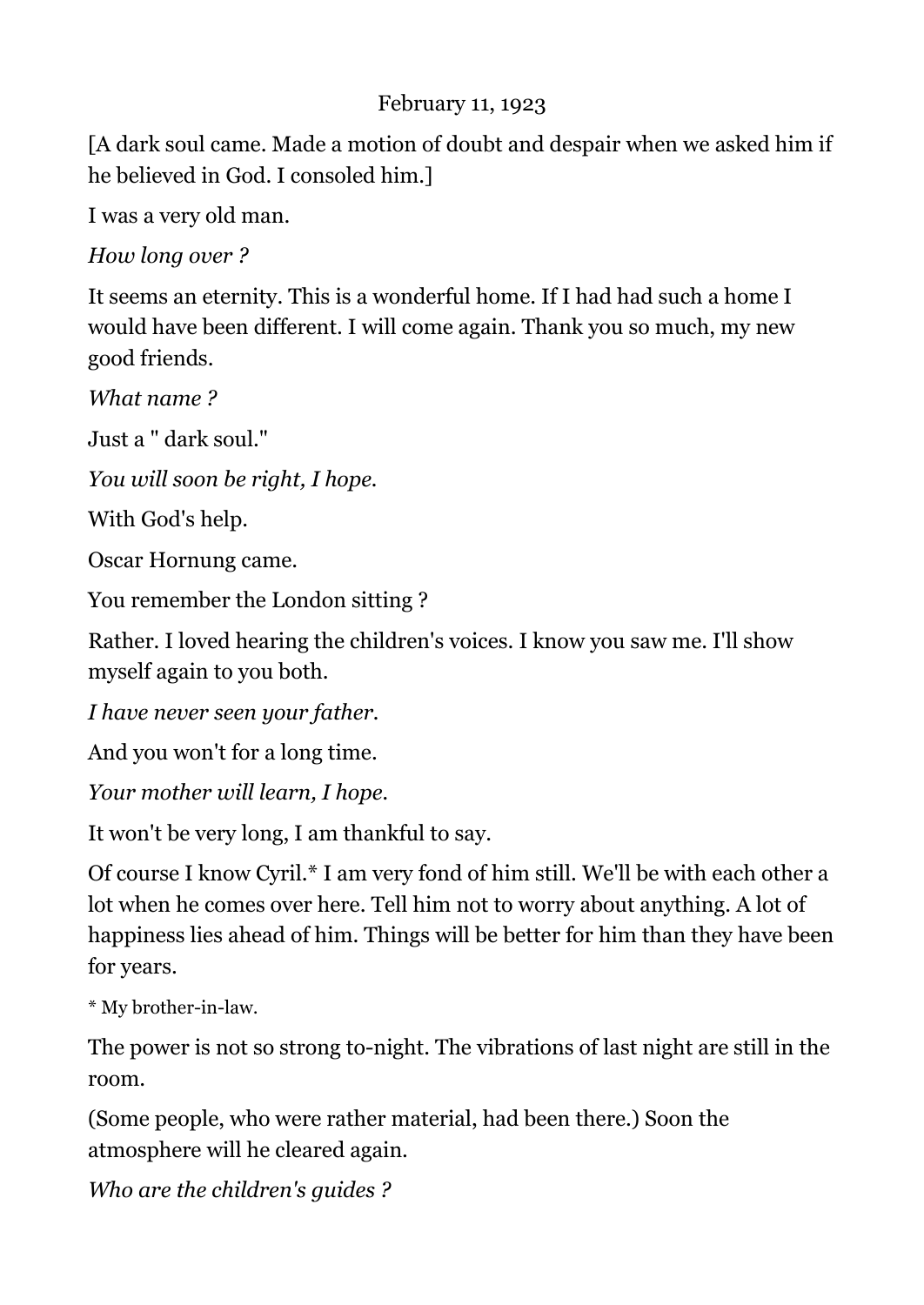February 11, 1923

[A dark soul came. Made a motion of doubt and despair when we asked him if he believed in God. I consoled him.]

I was a very old man.

*How long over ?*

It seems an eternity. This is a wonderful home. If I had had such a home I would have been different. I will come again. Thank you so much, my new good friends.

*What name ?*

Just a " dark soul."

*You will soon be right, I hope.*

With God's help.

Oscar Hornung came.

You remember the London sitting ?

Rather. I loved hearing the children's voices. I know you saw me. I'll show myself again to you both.

*I have never seen your father.*

And you won't for a long time.

*Your mother will learn, I hope.*

It won't be very long, I am thankful to say.

Of course I know Cyril.* I am very fond of him still. We'll be with each other a lot when he comes over here. Tell him not to worry about anything. A lot of happiness lies ahead of him. Things will be better for him than they have been for years.

\* My brother-in-law.

The power is not so strong to-night. The vibrations of last night are still in the room.

(Some people, who were rather material, had been there.) Soon the atmosphere will he cleared again.

*Who are the children's guides ?*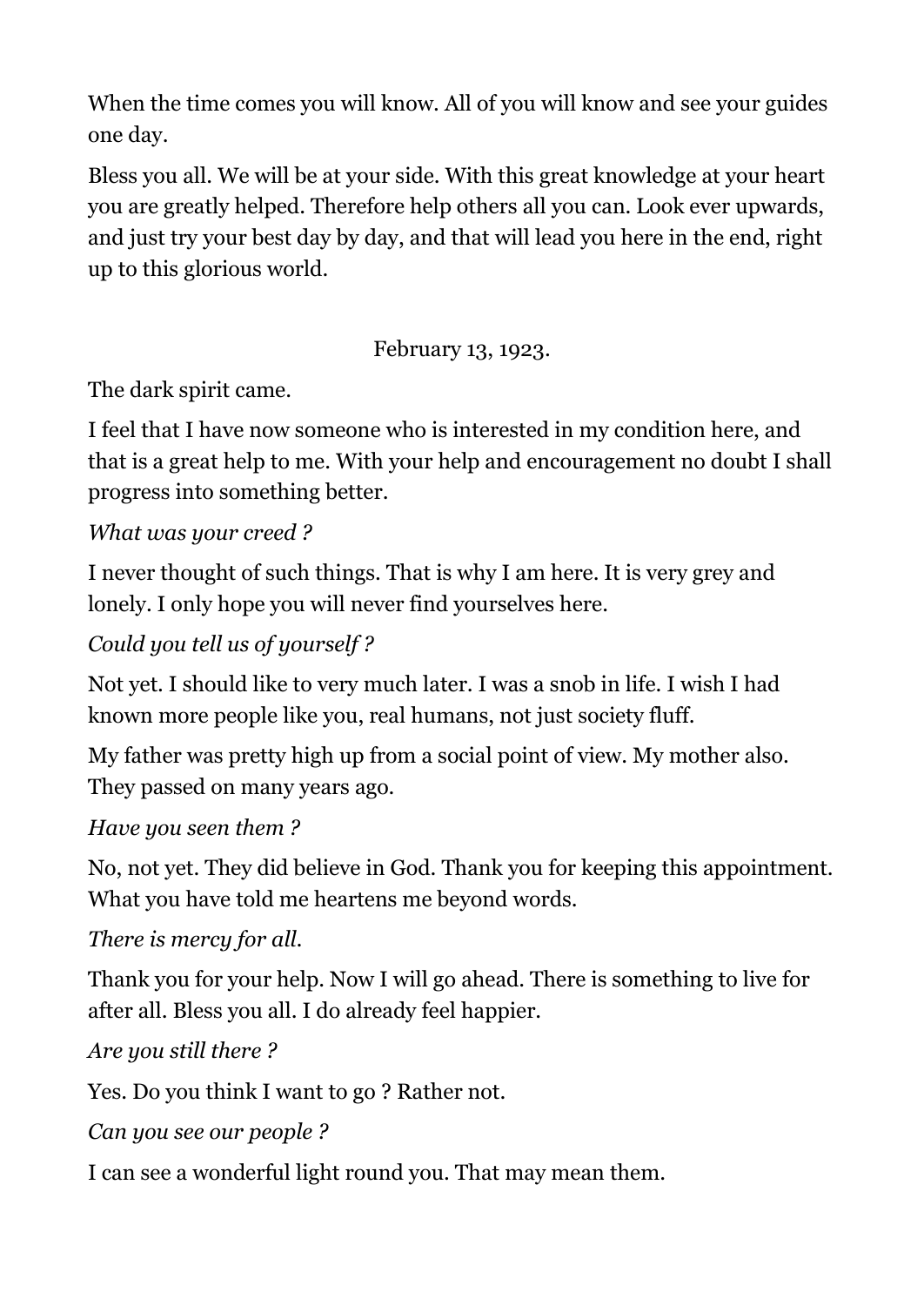When the time comes you will know. All of you will know and see your guides one day.

Bless you all. We will be at your side. With this great knowledge at your heart you are greatly helped. Therefore help others all you can. Look ever upwards, and just try your best day by day, and that will lead you here in the end, right up to this glorious world.

February 13, 1923.

The dark spirit came.

I feel that I have now someone who is interested in my condition here, and that is a great help to me. With your help and encouragement no doubt I shall progress into something better.

*What was your creed ?*

I never thought of such things. That is why I am here. It is very grey and lonely. I only hope you will never find yourselves here.

*Could you tell us of yourself ?*

Not yet. I should like to very much later. I was a snob in life. I wish I had known more people like you, real humans, not just society fluff.

My father was pretty high up from a social point of view. My mother also. They passed on many years ago.

*Have you seen them ?*

No, not yet. They did believe in God. Thank you for keeping this appointment. What you have told me heartens me beyond words.

*There is mercy for all.*

Thank you for your help. Now I will go ahead. There is something to live for after all. Bless you all. I do already feel happier.

*Are you still there ?*

Yes. Do you think I want to go ? Rather not.

*Can you see our people ?*

I can see a wonderful light round you. That may mean them.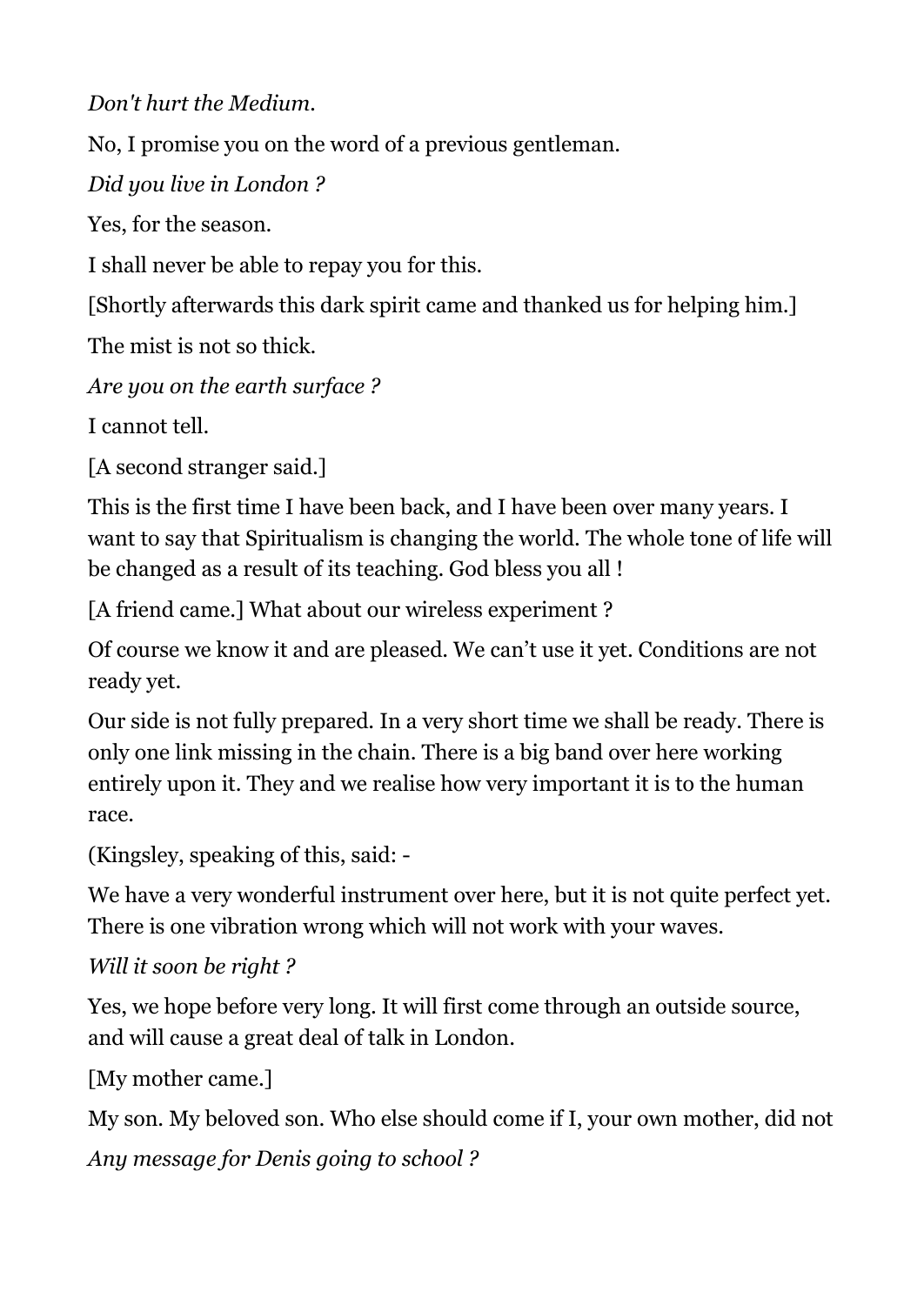*Don't hurt the Medium.*

No, I promise you on the word of a previous gentleman.

*Did you live in London ?*

Yes, for the season.

I shall never be able to repay you for this.

[Shortly afterwards this dark spirit came and thanked us for helping him.]

The mist is not so thick.

*Are you on the earth surface ?*

I cannot tell.

[A second stranger said.]

This is the first time I have been back, and I have been over many years. I want to say that Spiritualism is changing the world. The whole tone of life will be changed as a result of its teaching. God bless you all !

[A friend came.] What about our wireless experiment ?

Of course we know it and are pleased. We can't use it yet. Conditions are not ready yet.

Our side is not fully prepared. In a very short time we shall be ready. There is only one link missing in the chain. There is a big band over here working entirely upon it. They and we realise how very important it is to the human race.

(Kingsley, speaking of this, said: -

We have a very wonderful instrument over here, but it is not quite perfect yet. There is one vibration wrong which will not work with your waves.

*Will it soon be right ?*

Yes, we hope before very long. It will first come through an outside source, and will cause a great deal of talk in London.

[My mother came.]

My son. My beloved son. Who else should come if I, your own mother, did not

*Any message for Denis going to school ?*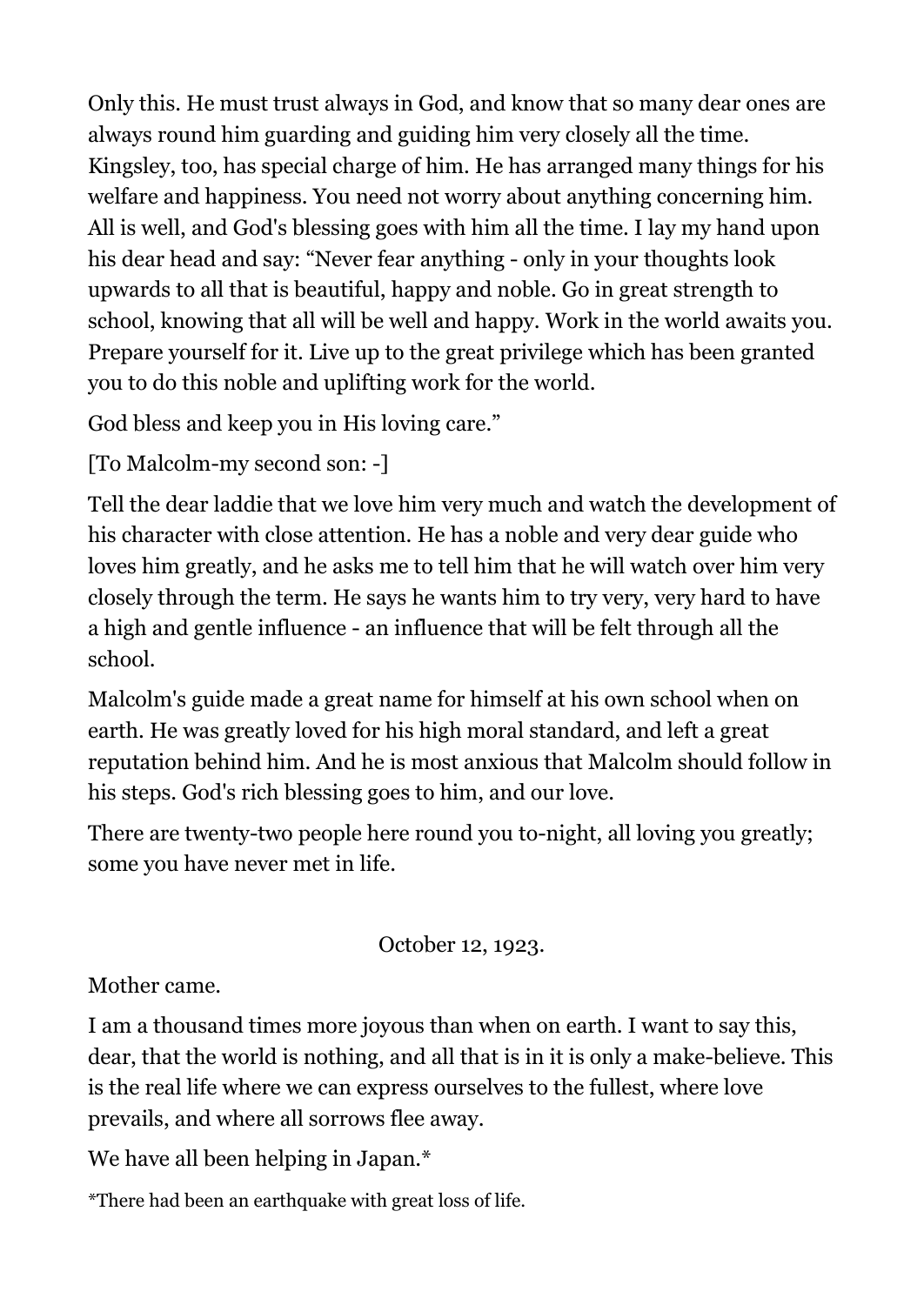Only this. He must trust always in God, and know that so many dear ones are always round him guarding and guiding him very closely all the time. Kingsley, too, has special charge of him. He has arranged many things for his welfare and happiness. You need not worry about anything concerning him. All is well, and God's blessing goes with him all the time. I lay my hand upon his dear head and say: "Never fear anything - only in your thoughts look upwards to all that is beautiful, happy and noble. Go in great strength to school, knowing that all will be well and happy. Work in the world awaits you. Prepare yourself for it. Live up to the great privilege which has been granted you to do this noble and uplifting work for the world.

God bless and keep you in His loving care."

[To Malcolm-my second son: -]

Tell the dear laddie that we love him very much and watch the development of his character with close attention. He has a noble and very dear guide who loves him greatly, and he asks me to tell him that he will watch over him very closely through the term. He says he wants him to try very, very hard to have a high and gentle influence - an influence that will be felt through all the school.

Malcolm's guide made a great name for himself at his own school when on earth. He was greatly loved for his high moral standard, and left a great reputation behind him. And he is most anxious that Malcolm should follow in his steps. God's rich blessing goes to him, and our love.

There are twenty-two people here round you to-night, all loving you greatly; some you have never met in life.

October 12, 1923.

Mother came.

I am a thousand times more joyous than when on earth. I want to say this, dear, that the world is nothing, and all that is in it is only a make-believe. This is the real life where we can express ourselves to the fullest, where love prevails, and where all sorrows flee away.

We have all been helping in Japan.*

*There had been an earthquake with great loss of life.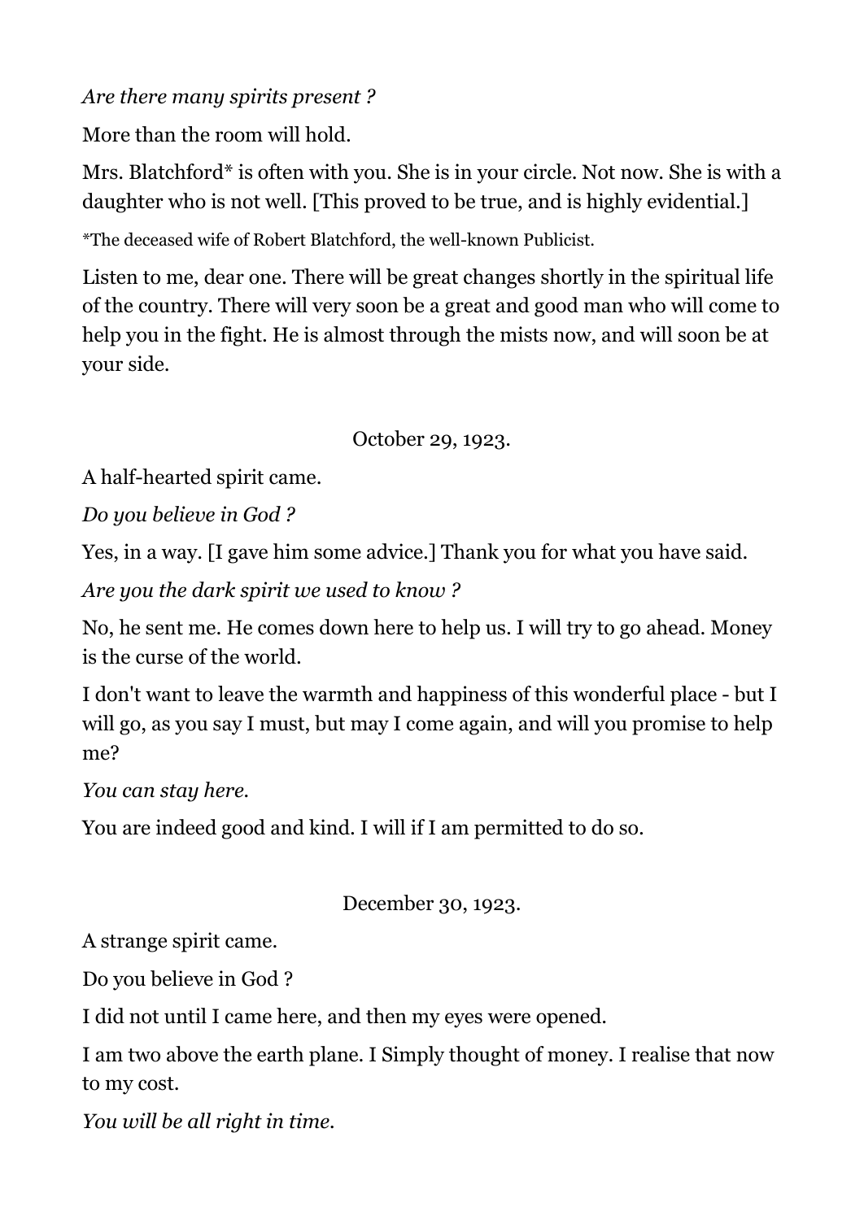*Are there many spirits present ?*

More than the room will hold.

Mrs. Blatchford* is often with you. She is in your circle. Not now. She is with a daughter who is not well. [This proved to be true, and is highly evidential.]

*The deceased wife of Robert Blatchford, the well-known Publicist.

Listen to me, dear one. There will be great changes shortly in the spiritual life of the country. There will very soon be a great and good man who will come to help you in the fight. He is almost through the mists now, and will soon be at your side.

October 29, 1923.

A half-hearted spirit came.

*Do you believe in God ?*

Yes, in a way. [I gave him some advice.] Thank you for what you have said.

*Are you the dark spirit we used to know ?*

No, he sent me. He comes down here to help us. I will try to go ahead. Money is the curse of the world.

I don't want to leave the warmth and happiness of this wonderful place - but I will go, as you say I must, but may I come again, and will you promise to help me?

*You can stay here.*

You are indeed good and kind. I will if I am permitted to do so.

December 30, 1923.

A strange spirit came.

Do you believe in God ?

I did not until I came here, and then my eyes were opened.

I am two above the earth plane. I Simply thought of money. I realise that now to my cost.

*You will be all right in time.*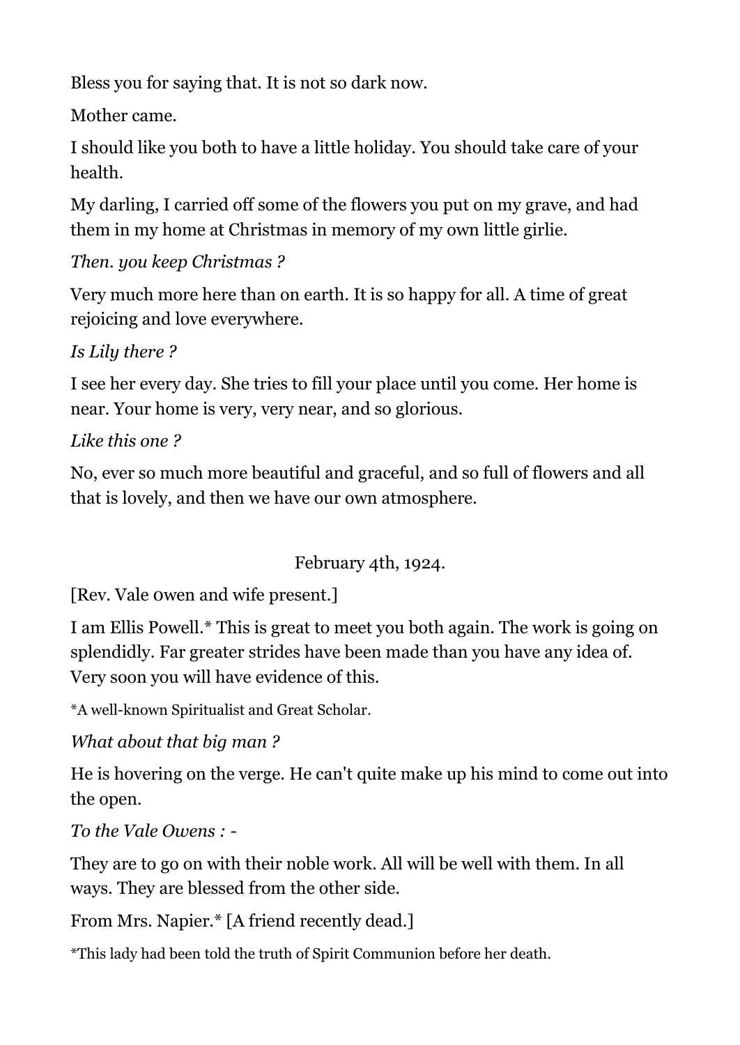Bless you for saying that. It is not so dark now.

Mother came.

I should like you both to have a little holiday. You should take care of your health.

My darling, I carried off some of the flowers you put on my grave, and had them in my home at Christmas in memory of my own little girlie.

*Then. you keep Christmas ?*

Very much more here than on earth. It is so happy for all. A time of great rejoicing and love everywhere.

*Is Lily there ?*

I see her every day. She tries to fill your place until you come. Her home is near. Your home is very, very near, and so glorious.

*Like this one ?*

No, ever so much more beautiful and graceful, and so full of flowers and all that is lovely, and then we have our own atmosphere.

February 4th, 1924.

[Rev. Vale 0wen and wife present.]

I am Ellis Powell.* This is great to meet you both again. The work is going on splendidly. Far greater strides have been made than you have any idea of. Very soon you will have evidence of this.

*A well-known Spiritualist and Great Scholar.

*What about that big man ?*

He is hovering on the verge. He can't quite make up his mind to come out into the open.

*To the Vale Owens : -*

They are to go on with their noble work. All will be well with them. In all ways. They are blessed from the other side.

From Mrs. Napier.* [A friend recently dead.]

*This lady had been told the truth of Spirit Communion before her death.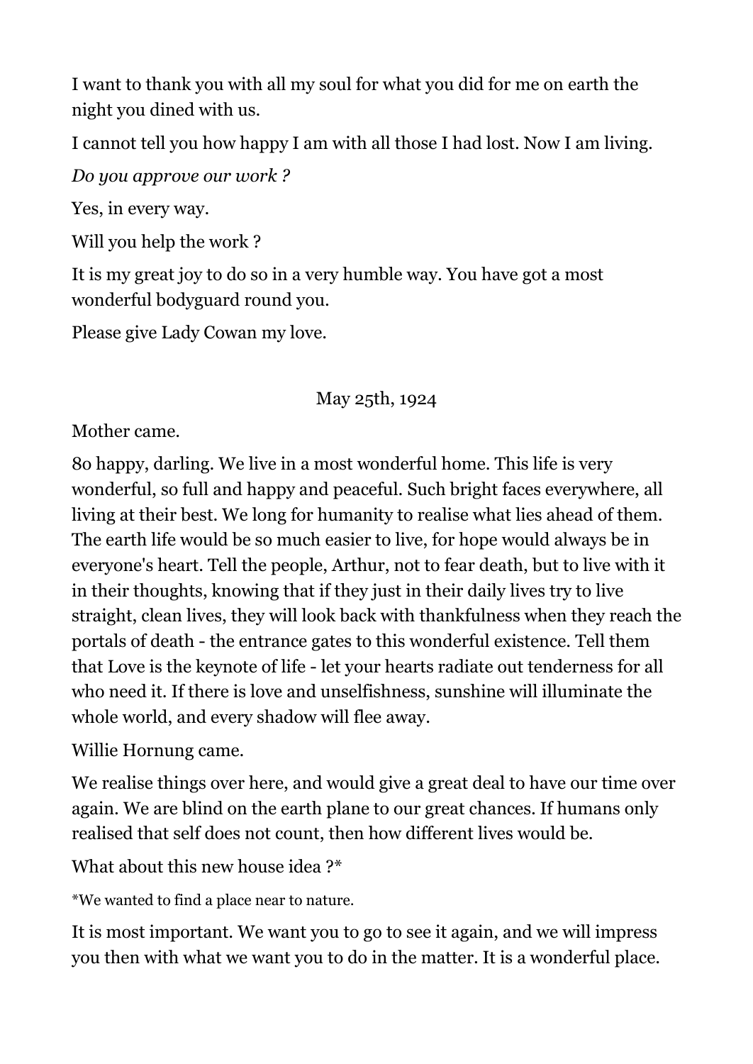I want to thank you with all my soul for what you did for me on earth the night you dined with us.

I cannot tell you how happy I am with all those I had lost. Now I am living.

*Do you approve our work ?*

Yes, in every way.

Will you help the work ?

It is my great joy to do so in a very humble way. You have got a most wonderful bodyguard round you.

Please give Lady Cowan my love.

May 25th, 1924

Mother came.

8o happy, darling. We live in a most wonderful home. This life is very wonderful, so full and happy and peaceful. Such bright faces everywhere, all living at their best. We long for humanity to realise what lies ahead of them. The earth life would be so much easier to live, for hope would always be in everyone's heart. Tell the people, Arthur, not to fear death, but to live with it in their thoughts, knowing that if they just in their daily lives try to live straight, clean lives, they will look back with thankfulness when they reach the portals of death - the entrance gates to this wonderful existence. Tell them that Love is the keynote of life - let your hearts radiate out tenderness for all who need it. If there is love and unselfishness, sunshine will illuminate the whole world, and every shadow will flee away.

Willie Hornung came.

We realise things over here, and would give a great deal to have our time over again. We are blind on the earth plane to our great chances. If humans only realised that self does not count, then how different lives would be.

What about this new house idea ?*

*We wanted to find a place near to nature.

It is most important. We want you to go to see it again, and we will impress you then with what we want you to do in the matter. It is a wonderful place.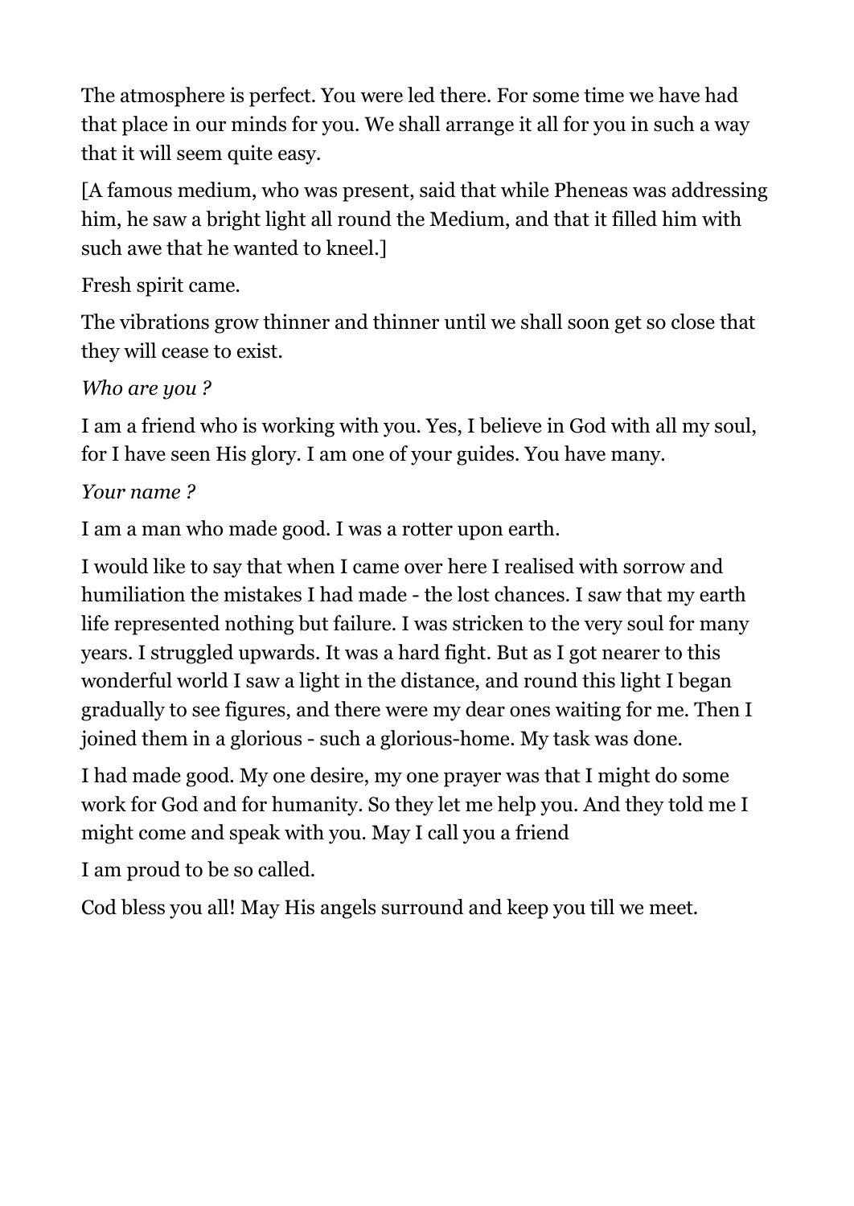The atmosphere is perfect. You were led there. For some time we have had that place in our minds for you. We shall arrange it all for you in such a way that it will seem quite easy.

[A famous medium, who was present, said that while Pheneas was addressing him, he saw a bright light all round the Medium, and that it filled him with such awe that he wanted to kneel.]

Fresh spirit came.

The vibrations grow thinner and thinner until we shall soon get so close that they will cease to exist.

*Who are you ?*

I am a friend who is working with you. Yes, I believe in God with all my soul, for I have seen His glory. I am one of your guides. You have many.

*Your name ?*

I am a man who made good. I was a rotter upon earth.

I would like to say that when I came over here I realised with sorrow and humiliation the mistakes I had made - the lost chances. I saw that my earth life represented nothing but failure. I was stricken to the very soul for many years. I struggled upwards. It was a hard fight. But as I got nearer to this wonderful world I saw a light in the distance, and round this light I began gradually to see figures, and there were my dear ones waiting for me. Then I joined them in a glorious - such a glorious-home. My task was done.

I had made good. My one desire, my one prayer was that I might do some work for God and for humanity. So they let me help you. And they told me I might come and speak with you. May I call you a friend

I am proud to be so called.

Cod bless you all! May His angels surround and keep you till we meet.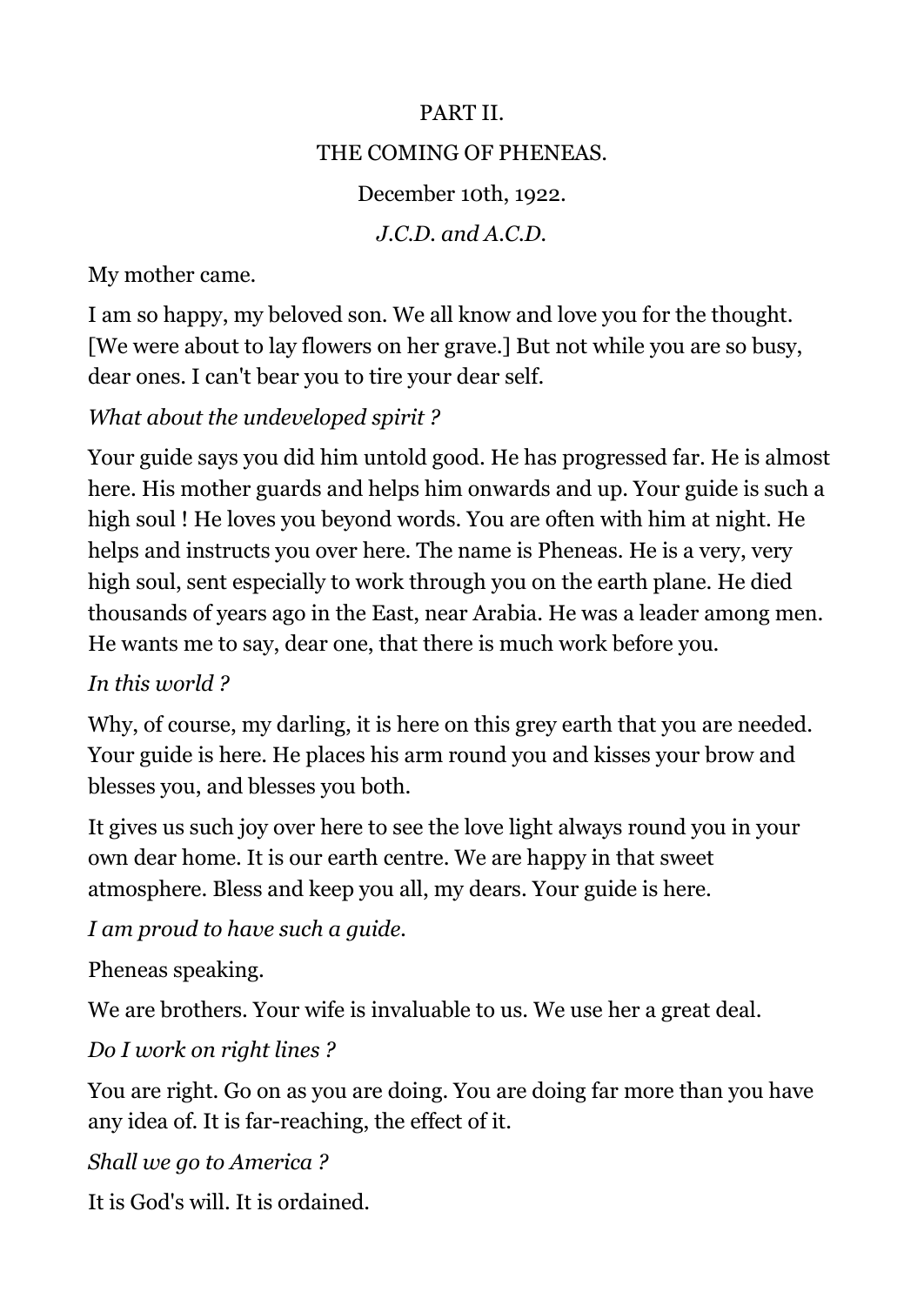# PART II.

## THE COMING OF PHENEAS.

December 10th, 1922.

*J.C.D. and A.C.D.*

My mother came.

I am so happy, my beloved son. We all know and love you for the thought. [We were about to lay flowers on her grave.] But not while you are so busy, dear ones. I can't bear you to tire your dear self.

*What about the undeveloped spirit ?*

Your guide says you did him untold good. He has progressed far. He is almost here. His mother guards and helps him onwards and up. Your guide is such a high soul ! He loves you beyond words. You are often with him at night. He helps and instructs you over here. The name is Pheneas. He is a very, very high soul, sent especially to work through you on the earth plane. He died thousands of years ago in the East, near Arabia. He was a leader among men. He wants me to say, dear one, that there is much work before you.

*In this world ?*

Why, of course, my darling, it is here on this grey earth that you are needed. Your guide is here. He places his arm round you and kisses your brow and blesses you, and blesses you both.

It gives us such joy over here to see the love light always round you in your own dear home. It is our earth centre. We are happy in that sweet atmosphere. Bless and keep you all, my dears. Your guide is here.

*I am proud to have such a guide.*

Pheneas speaking.

We are brothers. Your wife is invaluable to us. We use her a great deal.

*Do I work on right lines ?*

You are right. Go on as you are doing. You are doing far more than you have any idea of. It is far-reaching, the effect of it.

*Shall we go to America ?*

It is God's will. It is ordained.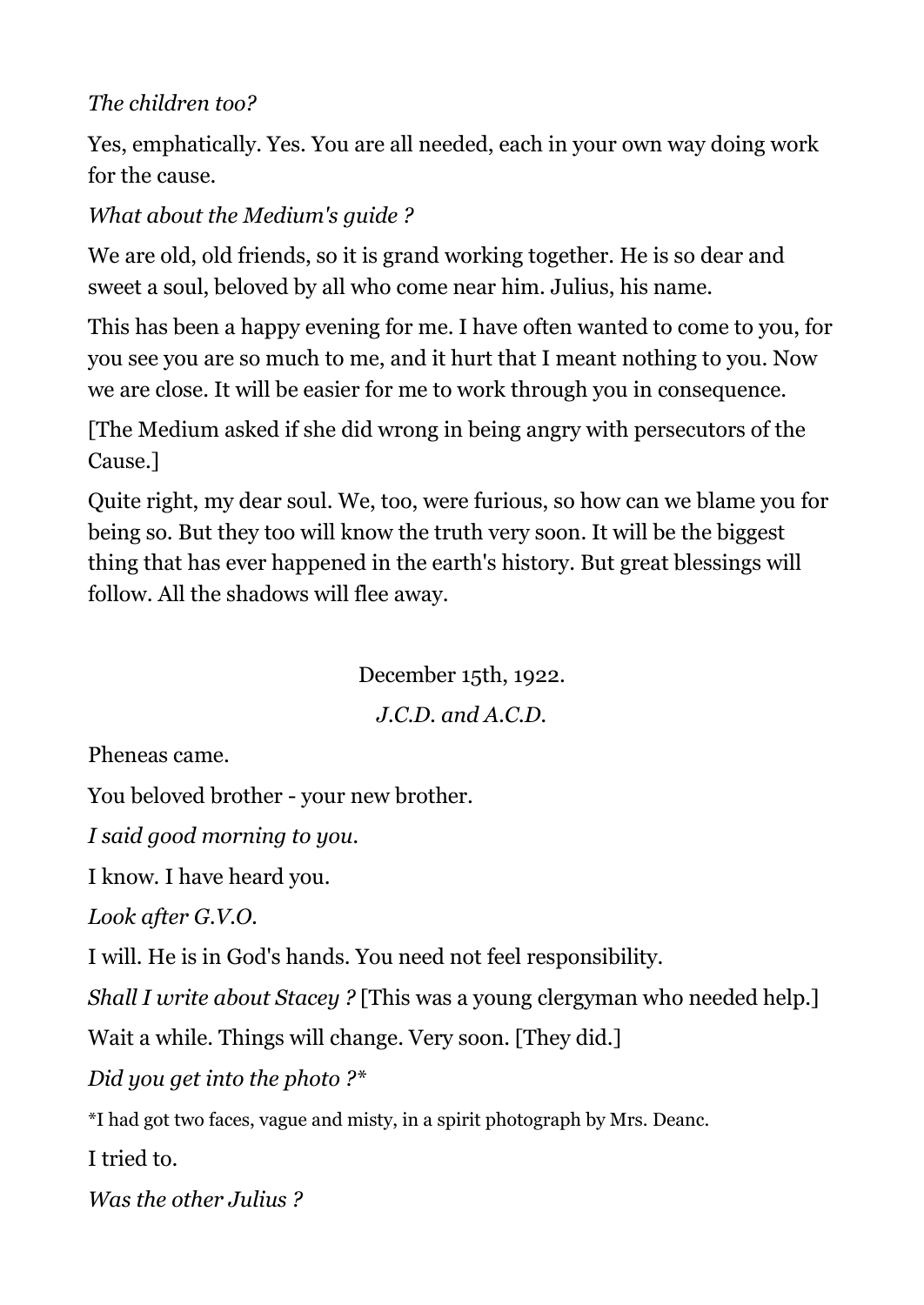*The children too?*

Yes, emphatically. Yes. You are all needed, each in your own way doing work for the cause.

*What about the Medium's guide ?*

We are old, old friends, so it is grand working together. He is so dear and sweet a soul, beloved by all who come near him. Julius, his name.

This has been a happy evening for me. I have often wanted to come to you, for you see you are so much to me, and it hurt that I meant nothing to you. Now we are close. It will be easier for me to work through you in consequence.

[The Medium asked if she did wrong in being angry with persecutors of the Cause.]

Quite right, my dear soul. We, too, were furious, so how can we blame you for being so. But they too will know the truth very soon. It will be the biggest thing that has ever happened in the earth's history. But great blessings will follow. All the shadows will flee away.

December 15th, 1922.

*J.C.D. and A.C.D.*

Pheneas came.

You beloved brother - your new brother.

*I said good morning to you.*

I know. I have heard you.

*Look after G.V.O.*

I will. He is in God's hands. You need not feel responsibility.

*Shall I write about Stacey ?* [This was a young clergyman who needed help.]

Wait a while. Things will change. Very soon. [They did.]

*Did you get into the photo ?**

*I had got two faces, vague and misty, in a spirit photograph by Mrs. Deanc.

I tried to.

*Was the other Julius ?*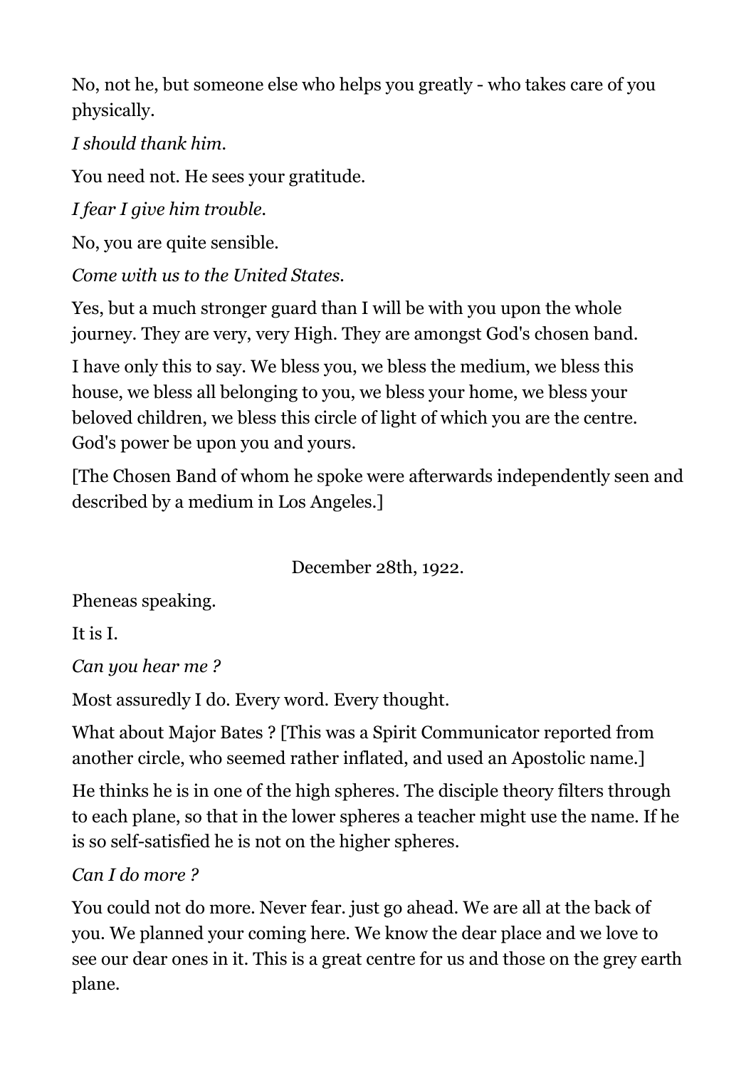No, not he, but someone else who helps you greatly - who takes care of you physically.

*I should thank him.*

You need not. He sees your gratitude.

*I fear I give him trouble.*

No, you are quite sensible.

*Come with us to the United States.*

Yes, but a much stronger guard than I will be with you upon the whole journey. They are very, very High. They are amongst God's chosen band.

I have only this to say. We bless you, we bless the medium, we bless this house, we bless all belonging to you, we bless your home, we bless your beloved children, we bless this circle of light of which you are the centre. God's power be upon you and yours.

[The Chosen Band of whom he spoke were afterwards independently seen and described by a medium in Los Angeles.]

December 28th, 1922.

Pheneas speaking.

It is I.

*Can you hear me ?*

Most assuredly I do. Every word. Every thought.

What about Major Bates ? [This was a Spirit Communicator reported from another circle, who seemed rather inflated, and used an Apostolic name.]

He thinks he is in one of the high spheres. The disciple theory filters through to each plane, so that in the lower spheres a teacher might use the name. If he is so self-satisfied he is not on the higher spheres.

*Can I do more ?*

You could not do more. Never fear. just go ahead. We are all at the back of you. We planned your coming here. We know the dear place and we love to see our dear ones in it. This is a great centre for us and those on the grey earth plane.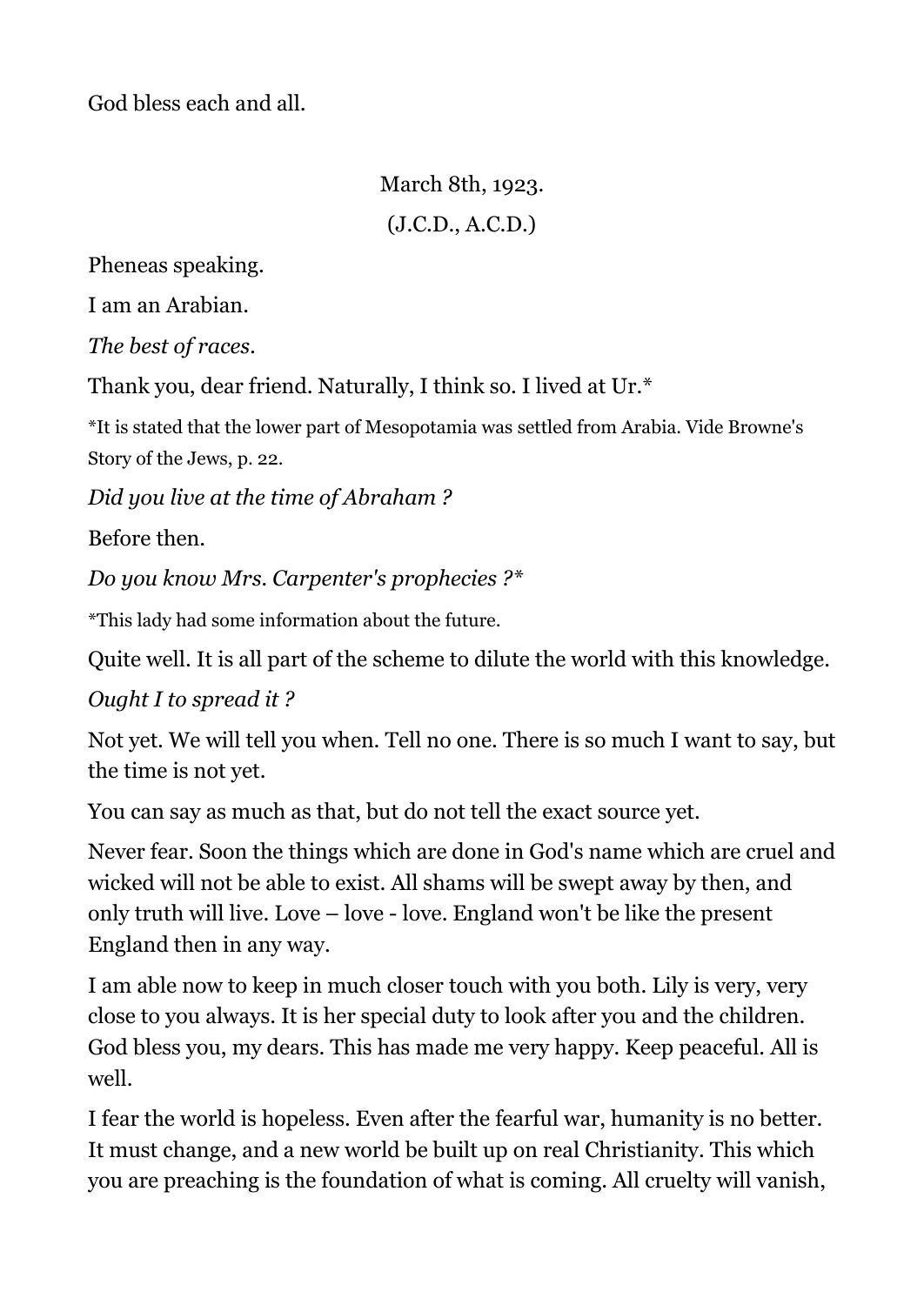God bless each and all.

March 8th, 1923.

(J.C.D., A.C.D.)

Pheneas speaking.

I am an Arabian.

*The best of races.*

Thank you, dear friend. Naturally, I think so. I lived at Ur.*

*It is stated that the lower part of Mesopotamia was settled from Arabia. Vide Browne's Story of the Jews, p. 22.

*Did you live at the time of Abraham ?*

Before then.

*Do you know Mrs. Carpenter's prophecies ?**

*This lady had some information about the future.

Quite well. It is all part of the scheme to dilute the world with this knowledge.

*Ought I to spread it ?*

Not yet. We will tell you when. Tell no one. There is so much I want to say, but the time is not yet.

You can say as much as that, but do not tell the exact source yet.

Never fear. Soon the things which are done in God's name which are cruel and wicked will not be able to exist. All shams will be swept away by then, and only truth will live. Love – love - love. England won't be like the present England then in any way.

I am able now to keep in much closer touch with you both. Lily is very, very close to you always. It is her special duty to look after you and the children. God bless you, my dears. This has made me very happy. Keep peaceful. All is well.

I fear the world is hopeless. Even after the fearful war, humanity is no better. It must change, and a new world be built up on real Christianity. This which you are preaching is the foundation of what is coming. All cruelty will vanish,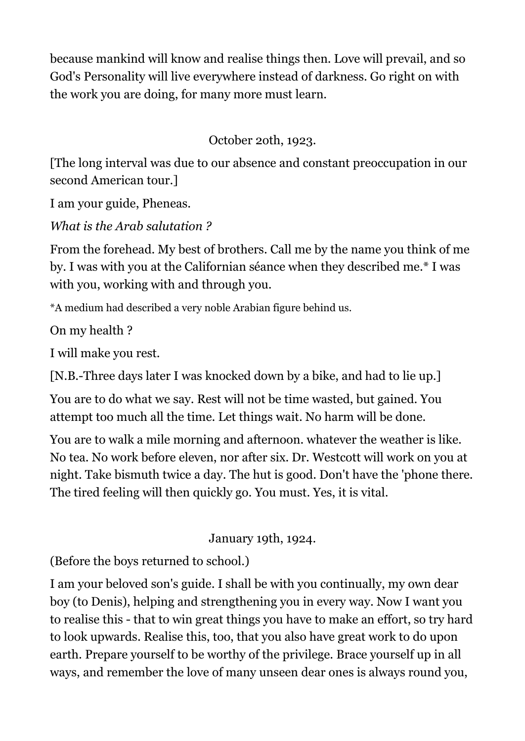because mankind will know and realise things then. Love will prevail, and so God's Personality will live everywhere instead of darkness. Go right on with the work you are doing, for many more must learn.

October 20th, 1923.

[The long interval was due to our absence and constant preoccupation in our second American tour.]

I am your guide, Pheneas.

*What is the Arab salutation ?*

From the forehead. My best of brothers. Call me by the name you think of me by. I was with you at the Californian séance when they described me.* I was with you, working with and through you.

*A medium had described a very noble Arabian figure behind us.

On my health ?

I will make you rest.

[N.B.-Three days later I was knocked down by a bike, and had to lie up.]

You are to do what we say. Rest will not be time wasted, but gained. You attempt too much all the time. Let things wait. No harm will be done.

You are to walk a mile morning and afternoon. whatever the weather is like. No tea. No work before eleven, nor after six. Dr. Westcott will work on you at night. Take bismuth twice a day. The hut is good. Don't have the 'phone there. The tired feeling will then quickly go. You must. Yes, it is vital.

January 19th, 1924.

(Before the boys returned to school.)

I am your beloved son's guide. I shall be with you continually, my own dear boy (to Denis), helping and strengthening you in every way. Now I want you to realise this - that to win great things you have to make an effort, so try hard to look upwards. Realise this, too, that you also have great work to do upon earth. Prepare yourself to be worthy of the privilege. Brace yourself up in all ways, and remember the love of many unseen dear ones is always round you,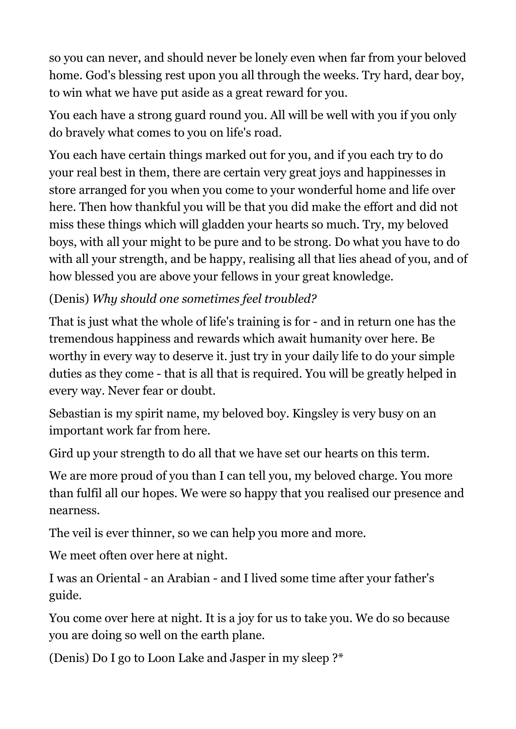so you can never, and should never be lonely even when far from your beloved home. God's blessing rest upon you all through the weeks. Try hard, dear boy, to win what we have put aside as a great reward for you.

You each have a strong guard round you. All will be well with you if you only do bravely what comes to you on life's road.

You each have certain things marked out for you, and if you each try to do your real best in them, there are certain very great joys and happinesses in store arranged for you when you come to your wonderful home and life over here. Then how thankful you will be that you did make the effort and did not miss these things which will gladden your hearts so much. Try, my beloved boys, with all your might to be pure and to be strong. Do what you have to do with all your strength, and be happy, realising all that lies ahead of you, and of how blessed you are above your fellows in your great knowledge.

(Denis) *Why should one sometimes feel troubled?*

That is just what the whole of life's training is for - and in return one has the tremendous happiness and rewards which await humanity over here. Be worthy in every way to deserve it. just try in your daily life to do your simple duties as they come - that is all that is required. You will be greatly helped in every way. Never fear or doubt.

Sebastian is my spirit name, my beloved boy. Kingsley is very busy on an important work far from here.

Gird up your strength to do all that we have set our hearts on this term.

We are more proud of you than I can tell you, my beloved charge. You more than fulfil all our hopes. We were so happy that you realised our presence and nearness.

The veil is ever thinner, so we can help you more and more.

We meet often over here at night.

I was an Oriental - an Arabian - and I lived some time after your father's guide.

You come over here at night. It is a joy for us to take you. We do so because you are doing so well on the earth plane.

(Denis) Do I go to Loon Lake and Jasper in my sleep ?*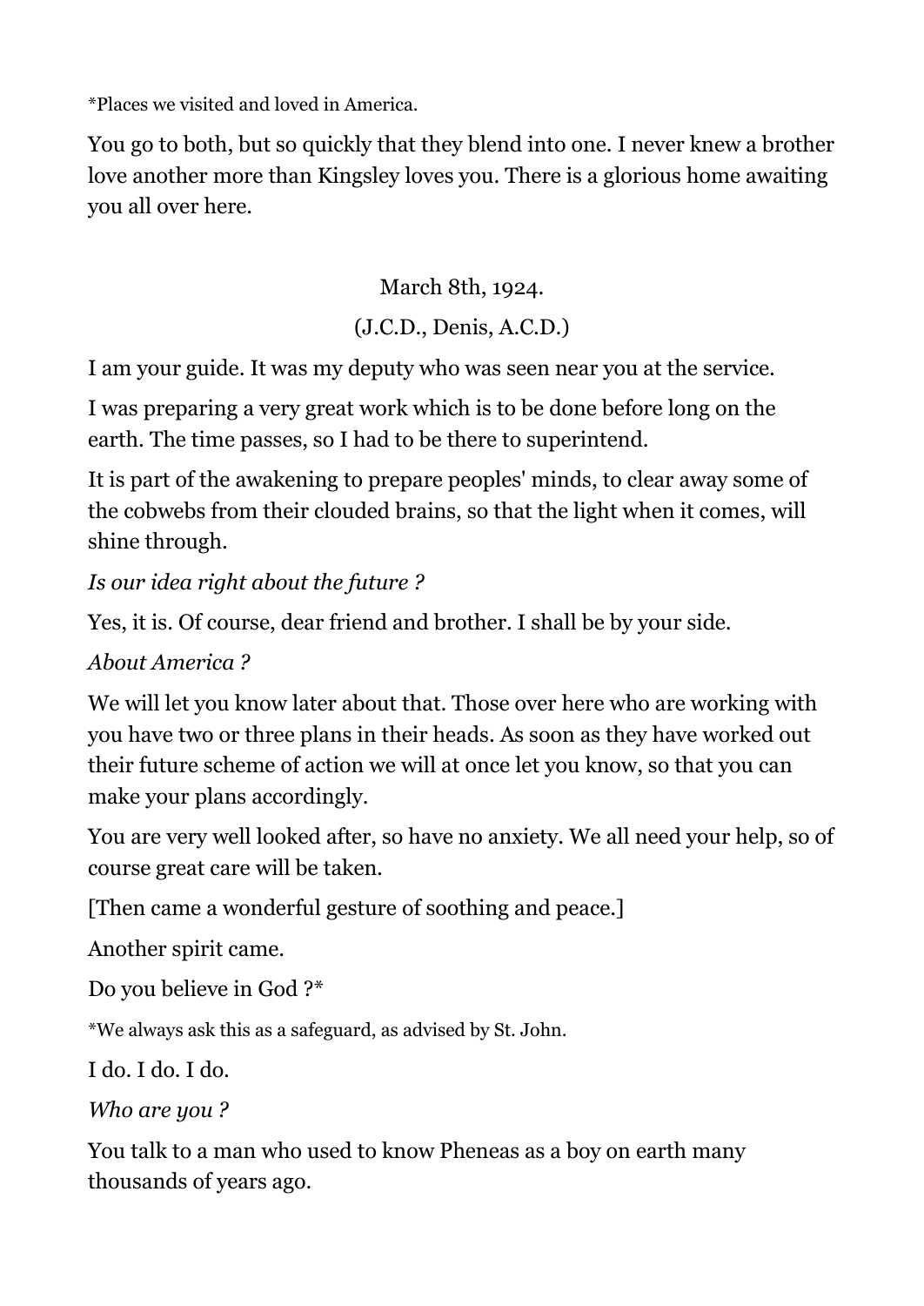*Places we visited and loved in America.

You go to both, but so quickly that they blend into one. I never knew a brother love another more than Kingsley loves you. There is a glorious home awaiting you all over here.

March 8th, 1924.

(J.C.D., Denis, A.C.D.)

I am your guide. It was my deputy who was seen near you at the service.

I was preparing a very great work which is to be done before long on the earth. The time passes, so I had to be there to superintend.

It is part of the awakening to prepare peoples' minds, to clear away some of the cobwebs from their clouded brains, so that the light when it comes, will shine through.

*Is our idea right about the future ?*

Yes, it is. Of course, dear friend and brother. I shall be by your side.

*About America ?*

We will let you know later about that. Those over here who are working with you have two or three plans in their heads. As soon as they have worked out their future scheme of action we will at once let you know, so that you can make your plans accordingly.

You are very well looked after, so have no anxiety. We all need your help, so of course great care will be taken.

[Then came a wonderful gesture of soothing and peace.]

Another spirit came.

Do you believe in God ?*

*We always ask this as a safeguard, as advised by St. John.

I do. I do. I do.

*Who are you ?*

You talk to a man who used to know Pheneas as a boy on earth many thousands of years ago.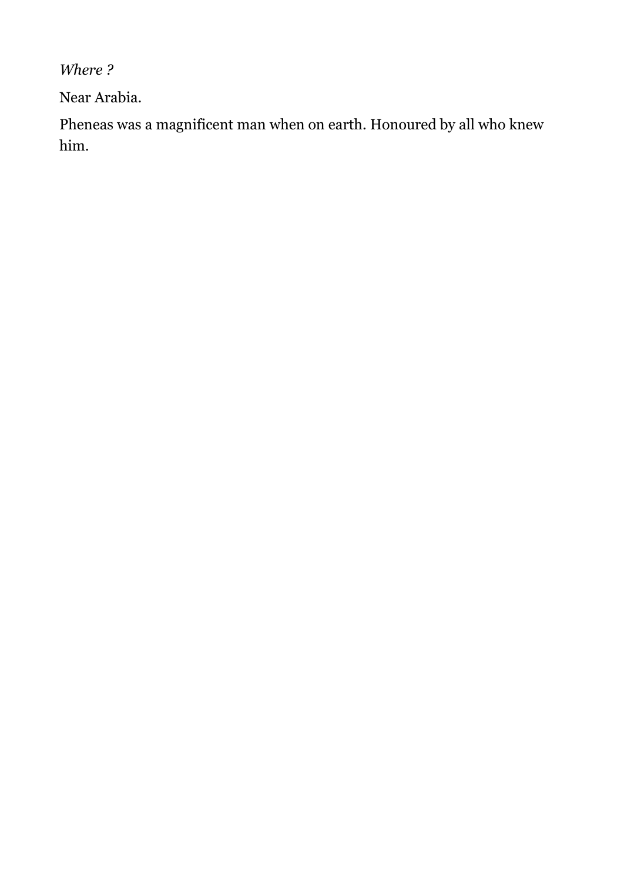*Where ?*

Near Arabia.

Pheneas was a magnificent man when on earth. Honoured by all who knew him.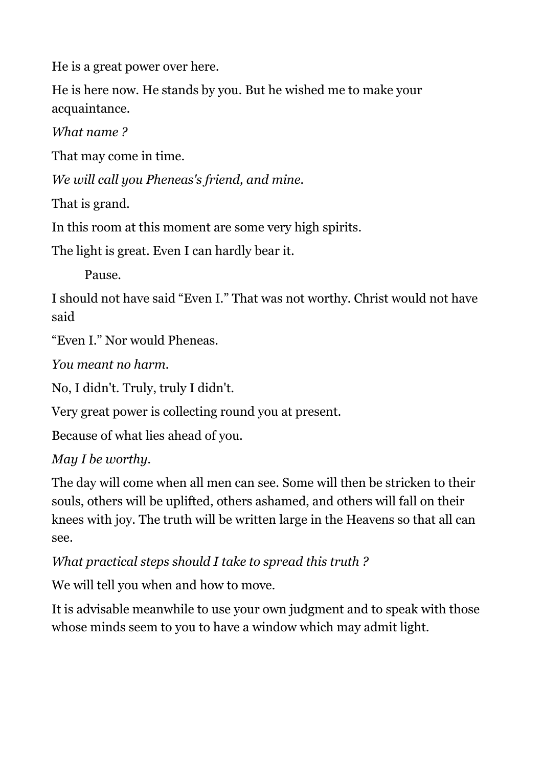He is a great power over here.

He is here now. He stands by you. But he wished me to make your acquaintance.

*What name ?*

That may come in time.

*We will call you Pheneas's friend, and mine.*

That is grand.

In this room at this moment are some very high spirits.

The light is great. Even I can hardly bear it.

Pause.

I should not have said "Even I." That was not worthy. Christ would not have said "Even I." Nor would Pheneas.

*You meant no harm.*

No, I didn't. Truly, truly I didn't.

Very great power is collecting round you at present.

Because of what lies ahead of you.

*May I be worthy.*

The day will come when all men can see. Some will then be stricken to their souls, others will be uplifted, others ashamed, and others will fall on their knees with joy. The truth will be written large in the Heavens so that all can see.

*What practical steps should I take to spread this truth ?*

We will tell you when and how to move.

It is advisable meanwhile to use your own judgment and to speak with those whose minds seem to you to have a window which may admit light.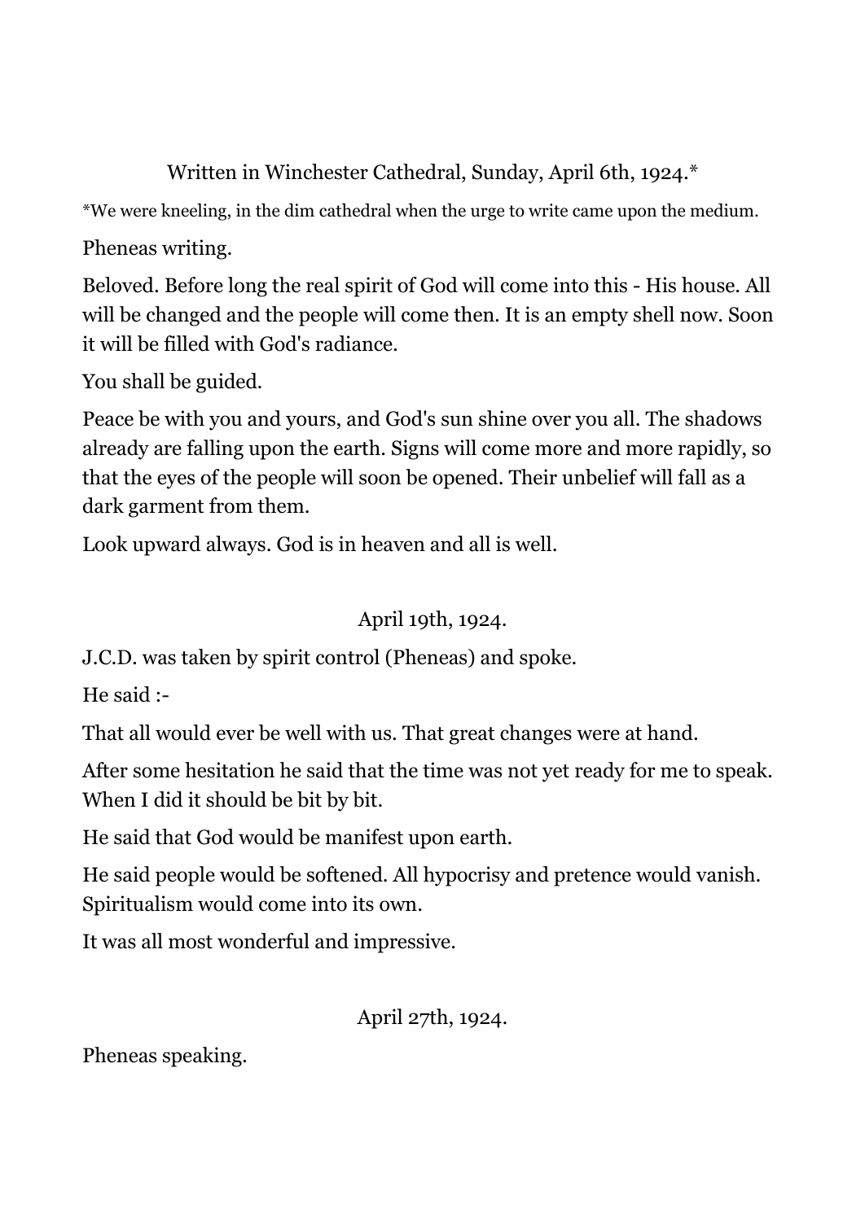Written in Winchester Cathedral, Sunday, April 6th, 1924.*

*We were kneeling, in the dim cathedral when the urge to write came upon the medium.

Pheneas writing.

Beloved. Before long the real spirit of God will come into this - His house. All will be changed and the people will come then. It is an empty shell now. Soon it will be filled with God's radiance.

You shall be guided.

Peace be with you and yours, and God's sun shine over you all. The shadows already are falling upon the earth. Signs will come more and more rapidly, so that the eyes of the people will soon be opened. Their unbelief will fall as a dark garment from them.

Look upward always. God is in heaven and all is well.

April 19th, 1924.

J.C.D. was taken by spirit control (Pheneas) and spoke.

He said :-

That all would ever be well with us. That great changes were at hand.

After some hesitation he said that the time was not yet ready for me to speak. When I did it should be bit by bit.

He said that God would be manifest upon earth.

He said people would be softened. All hypocrisy and pretence would vanish. Spiritualism would come into its own.

It was all most wonderful and impressive.

April 27th, 1924.

Pheneas speaking.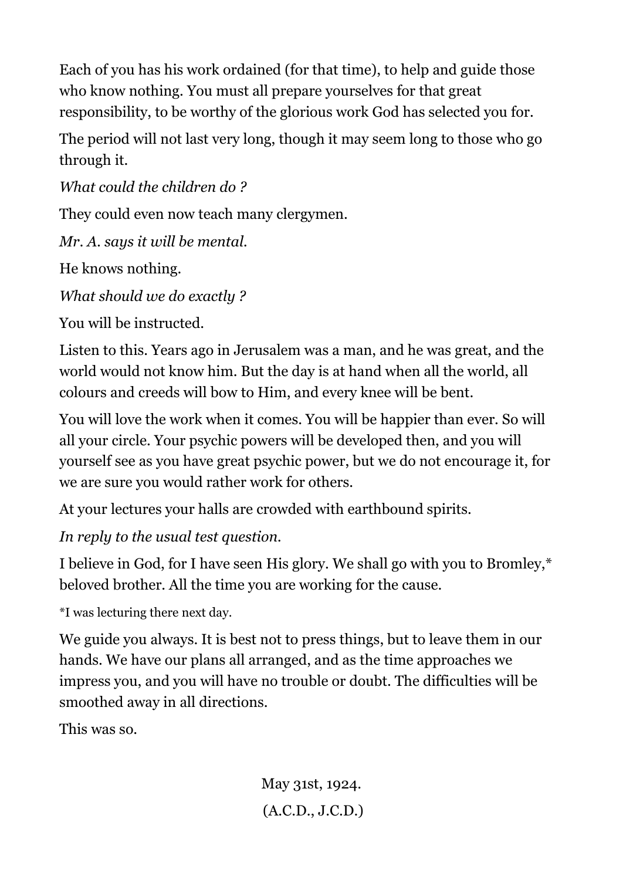Each of you has his work ordained (for that time), to help and guide those who know nothing. You must all prepare yourselves for that great responsibility, to be worthy of the glorious work God has selected you for.

The period will not last very long, though it may seem long to those who go through it.

*What could the children do ?*

They could even now teach many clergymen.

*Mr. A. says it will be mental.*

He knows nothing.

*What should we do exactly ?*

You will be instructed.

Listen to this. Years ago in Jerusalem was a man, and he was great, and the world would not know him. But the day is at hand when all the world, all colours and creeds will bow to Him, and every knee will be bent.

You will love the work when it comes. You will be happier than ever. So will all your circle. Your psychic powers will be developed then, and you will yourself see as you have great psychic power, but we do not encourage it, for we are sure you would rather work for others.

At your lectures your halls are crowded with earthbound spirits.

*In reply to the usual test question.*

I believe in God, for I have seen His glory. We shall go with you to Bromley,* beloved brother. All the time you are working for the cause.

*I was lecturing there next day.

We guide you always. It is best not to press things, but to leave them in our hands. We have our plans all arranged, and as the time approaches we impress you, and you will have no trouble or doubt. The difficulties will be smoothed away in all directions.

This was so.

May 31st, 1924.

(A.C.D., J.C.D.)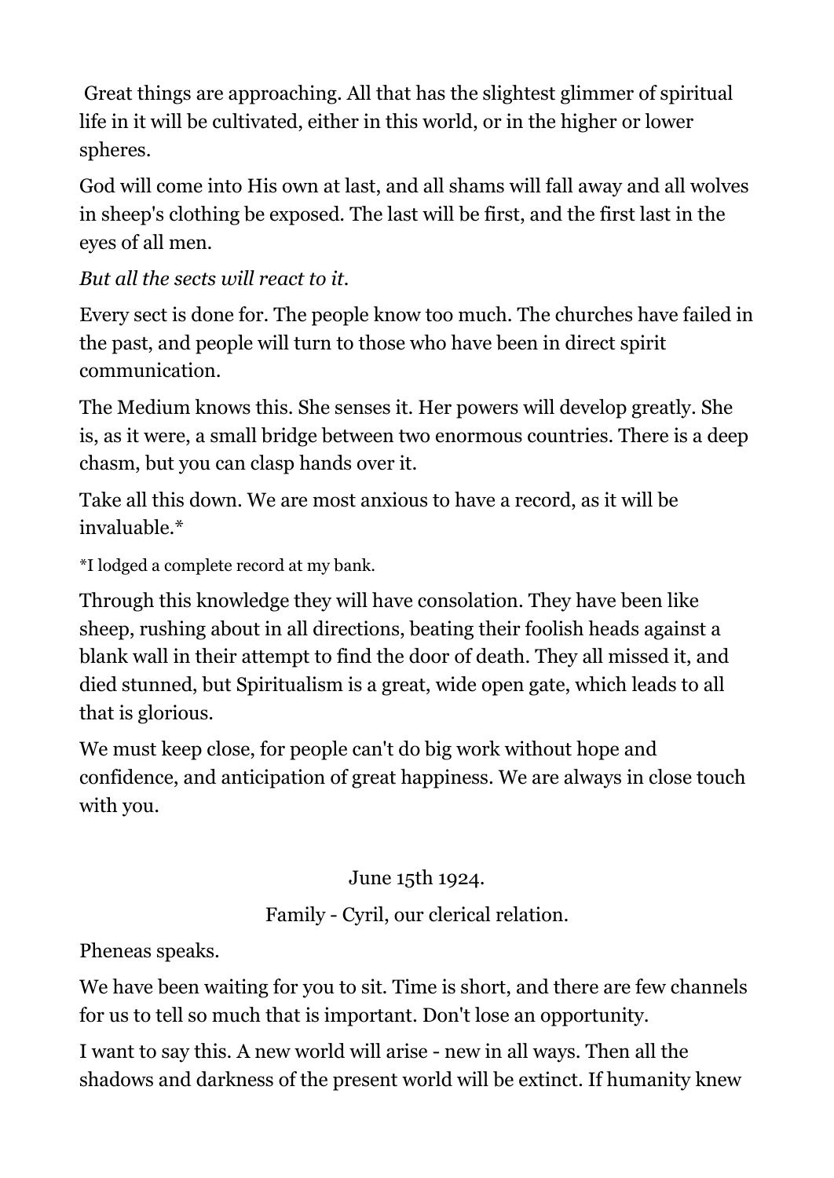Great things are approaching. All that has the slightest glimmer of spiritual life in it will be cultivated, either in this world, or in the higher or lower spheres.

God will come into His own at last, and all shams will fall away and all wolves in sheep's clothing be exposed. The last will be first, and the first last in the eyes of all men.

*But all the sects will react to it.*

Every sect is done for. The people know too much. The churches have failed in the past, and people will turn to those who have been in direct spirit communication.

The Medium knows this. She senses it. Her powers will develop greatly. She is, as it were, a small bridge between two enormous countries. There is a deep chasm, but you can clasp hands over it.

Take all this down. We are most anxious to have a record, as it will be invaluable.*

*I lodged a complete record at my bank.

Through this knowledge they will have consolation. They have been like sheep, rushing about in all directions, beating their foolish heads against a blank wall in their attempt to find the door of death. They all missed it, and died stunned, but Spiritualism is a great, wide open gate, which leads to all that is glorious.

We must keep close, for people can't do big work without hope and confidence, and anticipation of great happiness. We are always in close touch with you.

June 15th 1924.

Family - Cyril, our clerical relation.

Pheneas speaks.

We have been waiting for you to sit. Time is short, and there are few channels for us to tell so much that is important. Don't lose an opportunity.

I want to say this. A new world will arise - new in all ways. Then all the shadows and darkness of the present world will be extinct. If humanity knew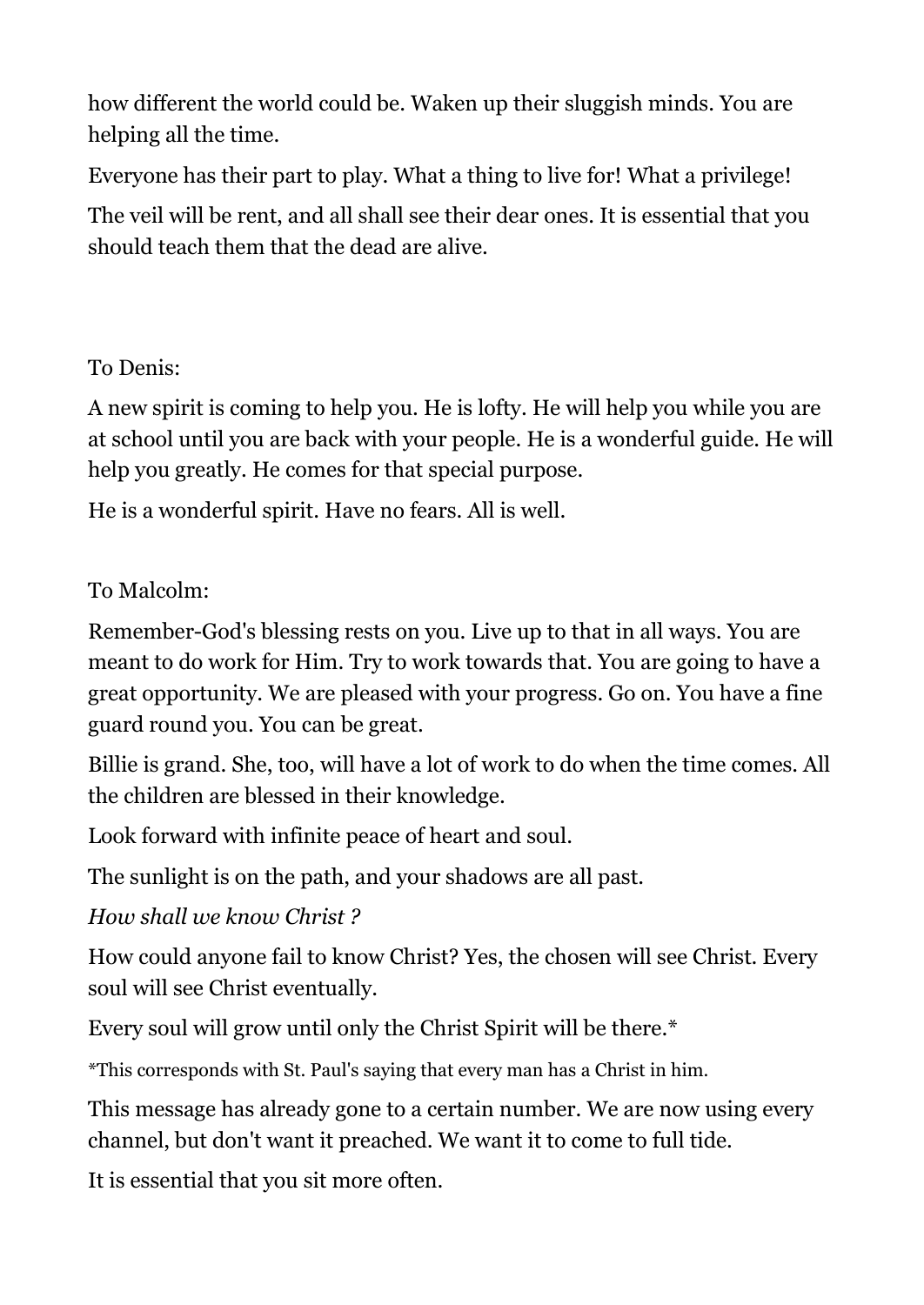how different the world could be. Waken up their sluggish minds. You are helping all the time.

Everyone has their part to play. What a thing to live for! What a privilege!

The veil will be rent, and all shall see their dear ones. It is essential that you should teach them that the dead are alive.

To Denis:

A new spirit is coming to help you. He is lofty. He will help you while you are at school until you are back with your people. He is a wonderful guide. He will help you greatly. He comes for that special purpose.

He is a wonderful spirit. Have no fears. All is well.

To Malcolm:

Remember-God's blessing rests on you. Live up to that in all ways. You are meant to do work for Him. Try to work towards that. You are going to have a great opportunity. We are pleased with your progress. Go on. You have a fine guard round you. You can be great.

Billie is grand. She, too, will have a lot of work to do when the time comes. All the children are blessed in their knowledge.

Look forward with infinite peace of heart and soul.

The sunlight is on the path, and your shadows are all past.

*How shall we know Christ ?*

How could anyone fail to know Christ? Yes, the chosen will see Christ. Every soul will see Christ eventually.

Every soul will grow until only the Christ Spirit will be there.*

*This corresponds with St. Paul's saying that every man has a Christ in him.

This message has already gone to a certain number. We are now using every channel, but don't want it preached. We want it to come to full tide.

It is essential that you sit more often.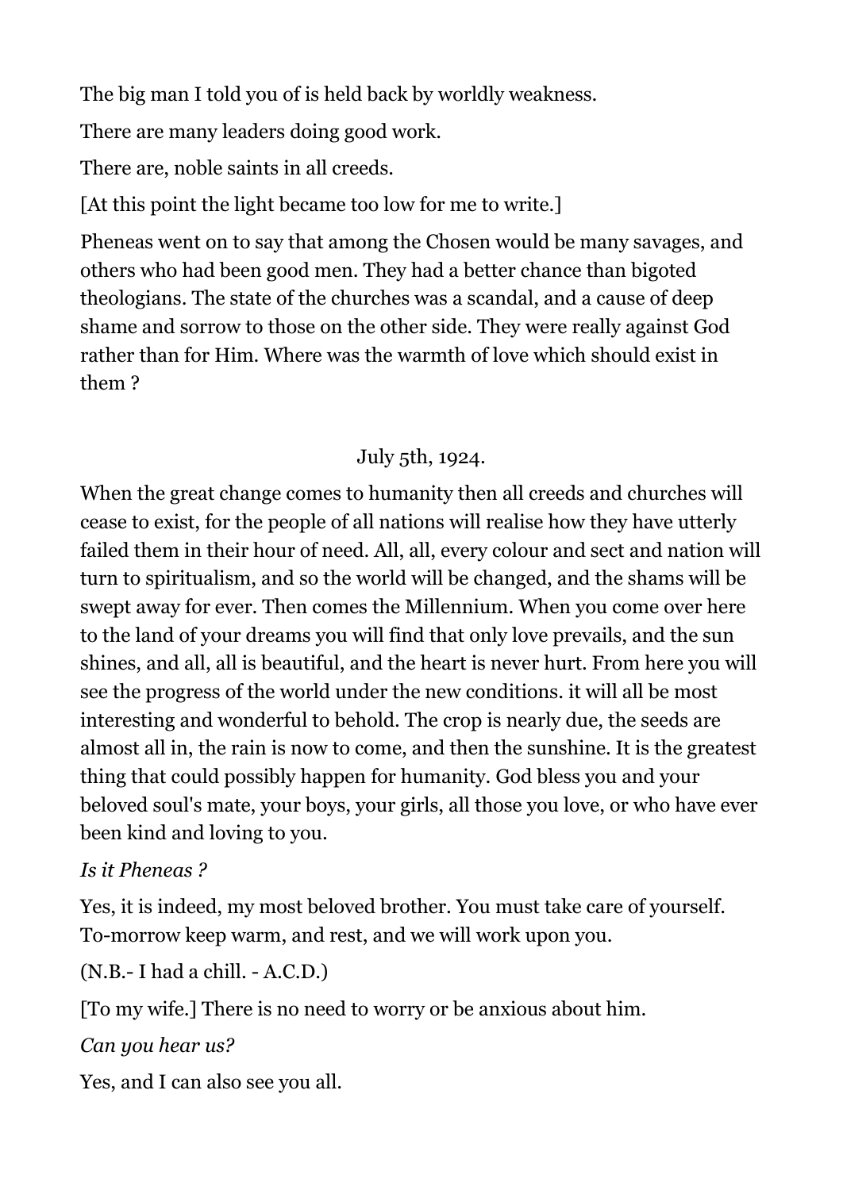The big man I told you of is held back by worldly weakness.

There are many leaders doing good work.

There are, noble saints in all creeds.

[At this point the light became too low for me to write.]

Pheneas went on to say that among the Chosen would be many savages, and others who had been good men. They had a better chance than bigoted theologians. The state of the churches was a scandal, and a cause of deep shame and sorrow to those on the other side. They were really against God rather than for Him. Where was the warmth of love which should exist in them ?

July 5th, 1924.

When the great change comes to humanity then all creeds and churches will cease to exist, for the people of all nations will realise how they have utterly failed them in their hour of need. All, all, every colour and sect and nation will turn to spiritualism, and so the world will be changed, and the shams will be swept away for ever. Then comes the Millennium. When you come over here to the land of your dreams you will find that only love prevails, and the sun shines, and all, all is beautiful, and the heart is never hurt. From here you will see the progress of the world under the new conditions. it will all be most interesting and wonderful to behold. The crop is nearly due, the seeds are almost all in, the rain is now to come, and then the sunshine. It is the greatest thing that could possibly happen for humanity. God bless you and your beloved soul's mate, your boys, your girls, all those you love, or who have ever been kind and loving to you.

*Is it Pheneas ?*

Yes, it is indeed, my most beloved brother. You must take care of yourself. To-morrow keep warm, and rest, and we will work upon you.

(N.B.- I had a chill. - A.C.D.)

[To my wife.] There is no need to worry or be anxious about him.

*Can you hear us?*

Yes, and I can also see you all.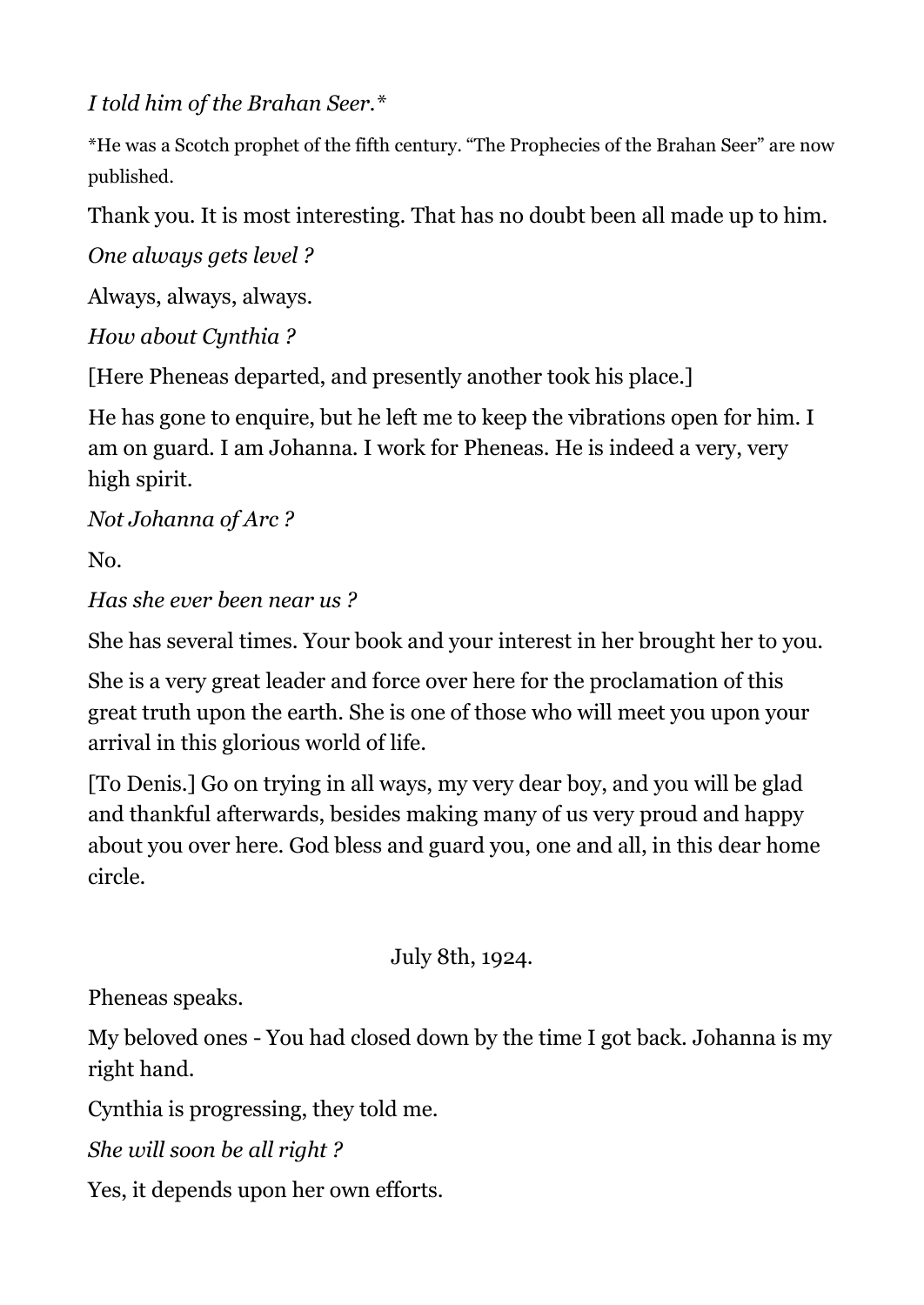*I told him of the Brahan Seer.**

*He was a Scotch prophet of the fifth century. “The Prophecies of the Brahan Seer” are now published.

Thank you. It is most interesting. That has no doubt been all made up to him.

*One always gets level ?*

Always, always, always.

*How about Cynthia ?*

[Here Pheneas departed, and presently another took his place.]

He has gone to enquire, but he left me to keep the vibrations open for him. I am on guard. I am Johanna. I work for Pheneas. He is indeed a very, very high spirit.

*Not Johanna of Arc ?*

No.

*Has she ever been near us ?*

She has several times. Your book and your interest in her brought her to you.

She is a very great leader and force over here for the proclamation of this great truth upon the earth. She is one of those who will meet you upon your arrival in this glorious world of life.

[To Denis.] Go on trying in all ways, my very dear boy, and you will be glad and thankful afterwards, besides making many of us very proud and happy about you over here. God bless and guard you, one and all, in this dear home circle.

July 8th, 1924.

Pheneas speaks.

My beloved ones - You had closed down by the time I got back. Johanna is my right hand.

Cynthia is progressing, they told me.

*She will soon be all right ?*

Yes, it depends upon her own efforts.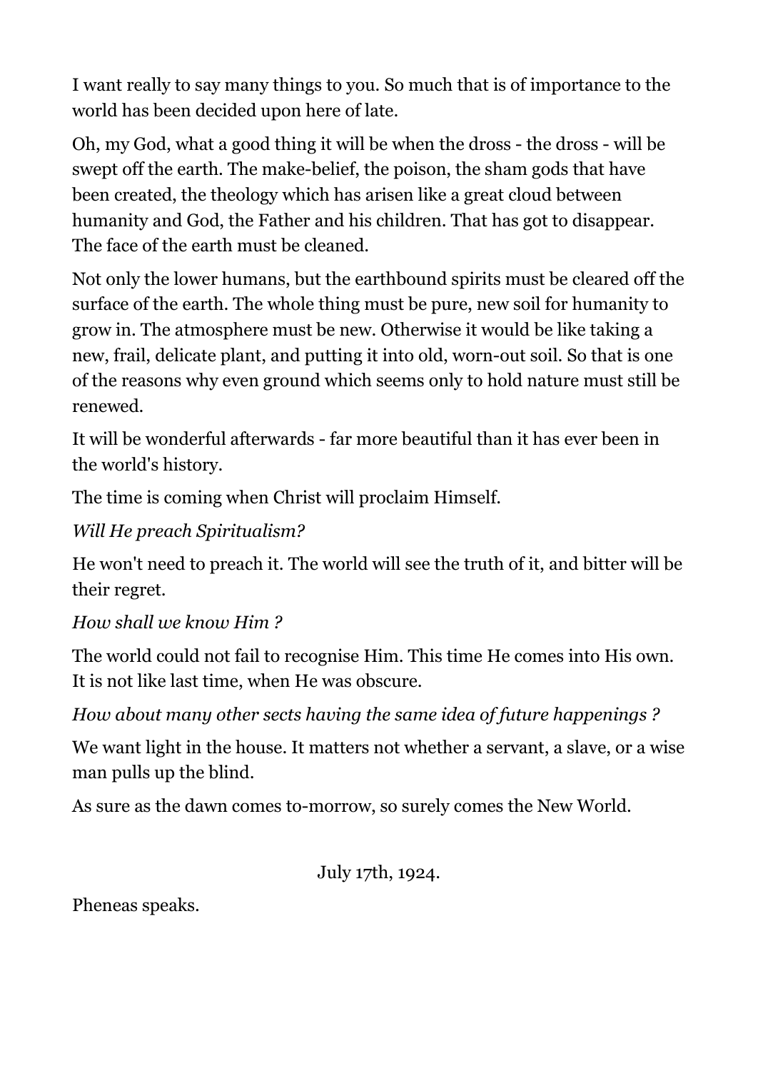I want really to say many things to you. So much that is of importance to the world has been decided upon here of late.

Oh, my God, what a good thing it will be when the dross - the dross - will be swept off the earth. The make-belief, the poison, the sham gods that have been created, the theology which has arisen like a great cloud between humanity and God, the Father and his children. That has got to disappear. The face of the earth must be cleaned.

Not only the lower humans, but the earthbound spirits must be cleared off the surface of the earth. The whole thing must be pure, new soil for humanity to grow in. The atmosphere must be new. Otherwise it would be like taking a new, frail, delicate plant, and putting it into old, worn-out soil. So that is one of the reasons why even ground which seems only to hold nature must still be renewed.

It will be wonderful afterwards - far more beautiful than it has ever been in the world's history.

The time is coming when Christ will proclaim Himself.

*Will He preach Spiritualism?*

He won't need to preach it. The world will see the truth of it, and bitter will be their regret.

*How shall we know Him ?*

The world could not fail to recognise Him. This time He comes into His own. It is not like last time, when He was obscure.

*How about many other sects having the same idea of future happenings ?*

We want light in the house. It matters not whether a servant, a slave, or a wise man pulls up the blind.

As sure as the dawn comes to-morrow, so surely comes the New World.

July 17th, 1924.

Pheneas speaks.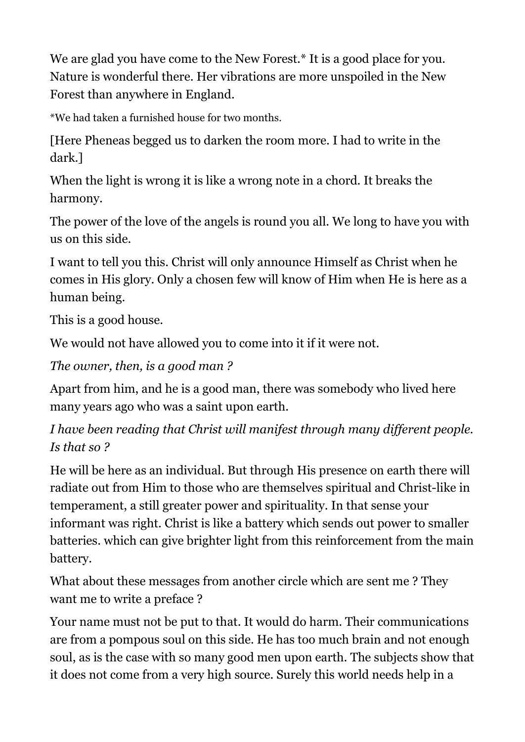We are glad you have come to the New Forest.* It is a good place for you. Nature is wonderful there. Her vibrations are more unspoiled in the New Forest than anywhere in England.

*We had taken a furnished house for two months.

[Here Pheneas begged us to darken the room more. I had to write in the dark.]

When the light is wrong it is like a wrong note in a chord. It breaks the harmony.

The power of the love of the angels is round you all. We long to have you with us on this side.

I want to tell you this. Christ will only announce Himself as Christ when he comes in His glory. Only a chosen few will know of Him when He is here as a human being.

This is a good house.

We would not have allowed you to come into it if it were not.

*The owner, then, is a good man ?*

Apart from him, and he is a good man, there was somebody who lived here many years ago who was a saint upon earth.

*I have been reading that Christ will manifest through many different people. Is that so ?*

He will be here as an individual. But through His presence on earth there will radiate out from Him to those who are themselves spiritual and Christ-like in temperament, a still greater power and spirituality. In that sense your informant was right. Christ is like a battery which sends out power to smaller batteries. which can give brighter light from this reinforcement from the main battery.

What about these messages from another circle which are sent me ? They want me to write a preface ?

Your name must not be put to that. It would do harm. Their communications are from a pompous soul on this side. He has too much brain and not enough soul, as is the case with so many good men upon earth. The subjects show that it does not come from a very high source. Surely this world needs help in a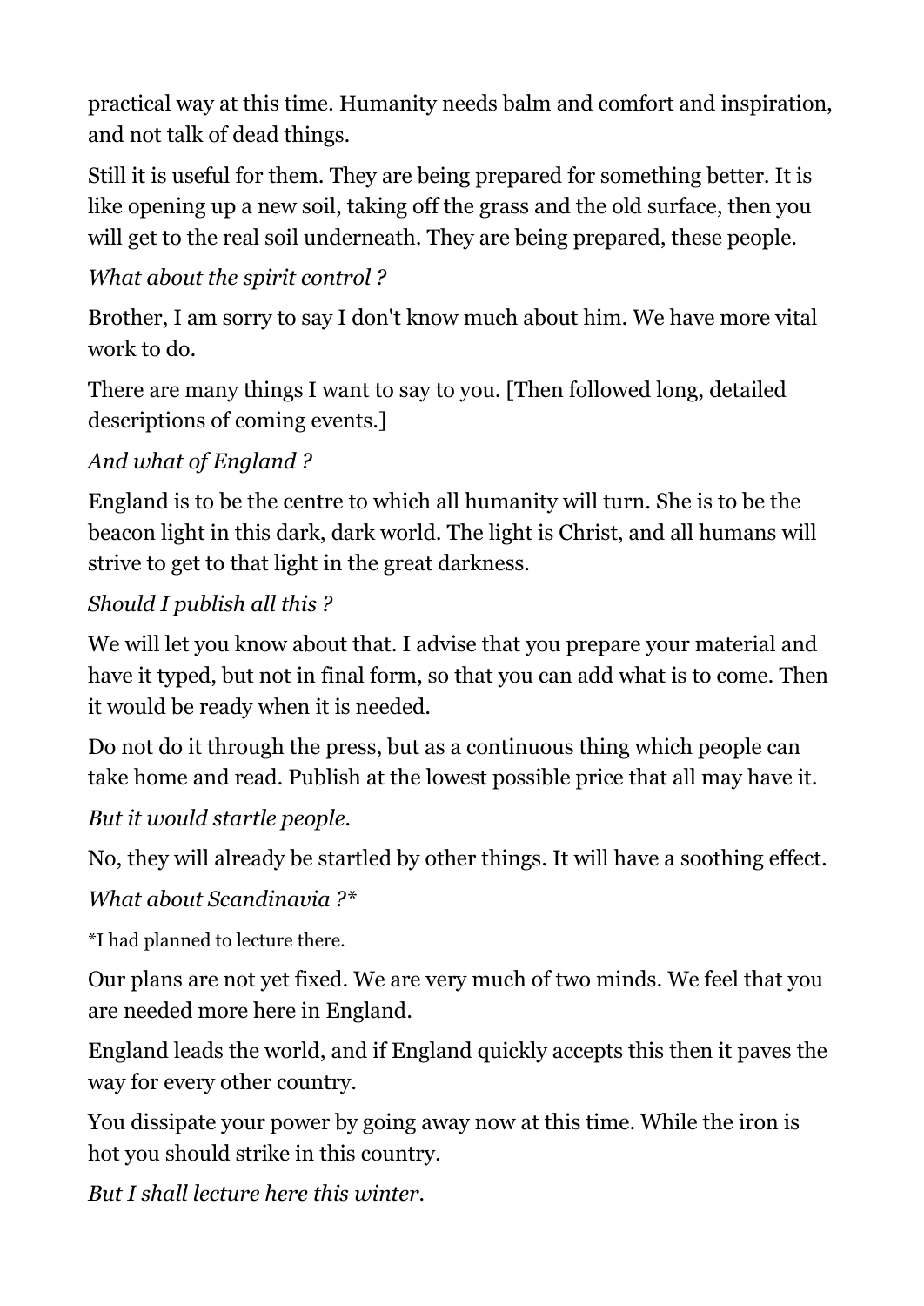practical way at this time. Humanity needs balm and comfort and inspiration, and not talk of dead things.

Still it is useful for them. They are being prepared for something better. It is like opening up a new soil, taking off the grass and the old surface, then you will get to the real soil underneath. They are being prepared, these people.

*What about the spirit control ?*

Brother, I am sorry to say I don't know much about him. We have more vital work to do.

There are many things I want to say to you. [Then followed long, detailed descriptions of coming events.]

*And what of England ?*

England is to be the centre to which all humanity will turn. She is to be the beacon light in this dark, dark world. The light is Christ, and all humans will strive to get to that light in the great darkness.

*Should I publish all this ?*

We will let you know about that. I advise that you prepare your material and have it typed, but not in final form, so that you can add what is to come. Then it would be ready when it is needed.

Do not do it through the press, but as a continuous thing which people can take home and read. Publish at the lowest possible price that all may have it.

*But it would startle people.*

No, they will already be startled by other things. It will have a soothing effect.

*What about Scandinavia ?**

*I had planned to lecture there.

Our plans are not yet fixed. We are very much of two minds. We feel that you are needed more here in England.

England leads the world, and if England quickly accepts this then it paves the way for every other country.

You dissipate your power by going away now at this time. While the iron is hot you should strike in this country.

*But I shall lecture here this winter.*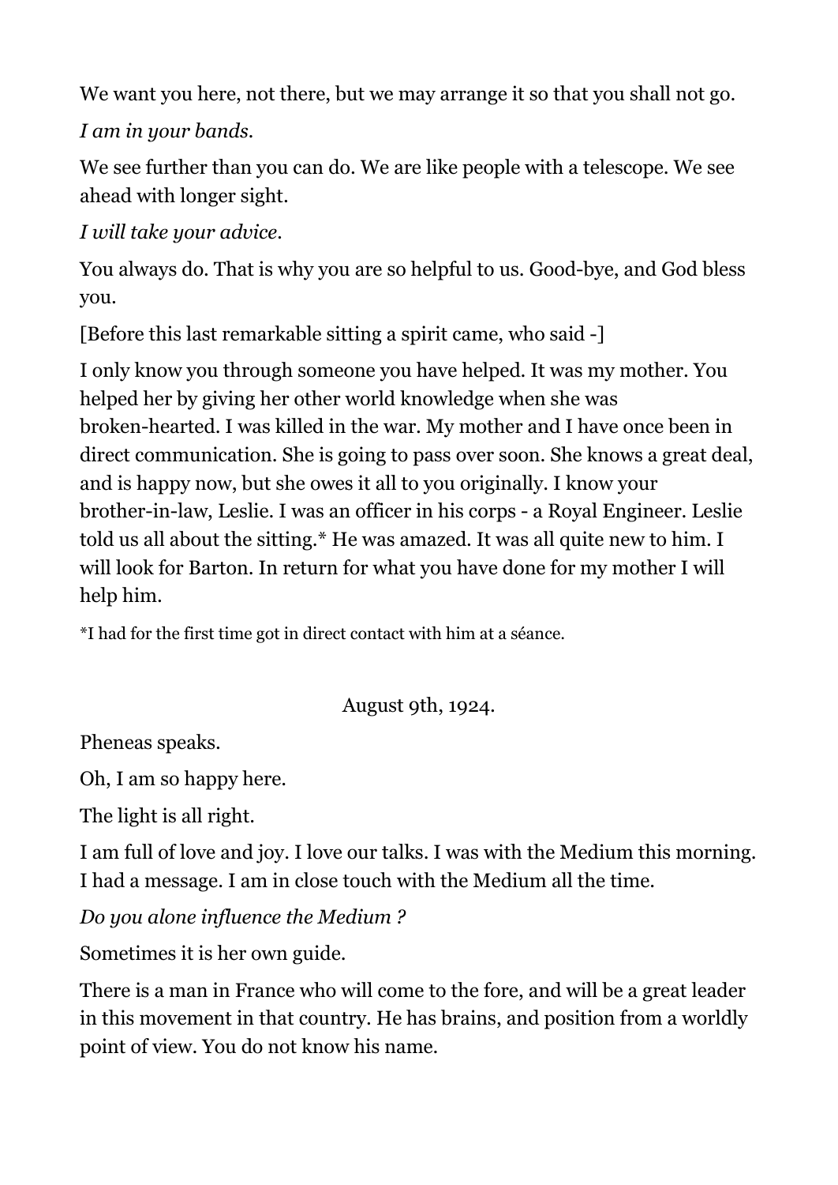We want you here, not there, but we may arrange it so that you shall not go.

*I am in your bands.*

We see further than you can do. We are like people with a telescope. We see ahead with longer sight.

*I will take your advice.*

You always do. That is why you are so helpful to us. Good-bye, and God bless you.

[Before this last remarkable sitting a spirit came, who said -]

I only know you through someone you have helped. It was my mother. You helped her by giving her other world knowledge when she was broken-hearted. I was killed in the war. My mother and I have once been in direct communication. She is going to pass over soon. She knows a great deal, and is happy now, but she owes it all to you originally. I know your brother-in-law, Leslie. I was an officer in his corps - a Royal Engineer. Leslie told us all about the sitting.* He was amazed. It was all quite new to him. I will look for Barton. In return for what you have done for my mother I will help him.

*I had for the first time got in direct contact with him at a séance.

August 9th, 1924.

Pheneas speaks.

Oh, I am so happy here.

The light is all right.

I am full of love and joy. I love our talks. I was with the Medium this morning. I had a message. I am in close touch with the Medium all the time.

*Do you alone influence the Medium ?*

Sometimes it is her own guide.

There is a man in France who will come to the fore, and will be a great leader in this movement in that country. He has brains, and position from a worldly point of view. You do not know his name.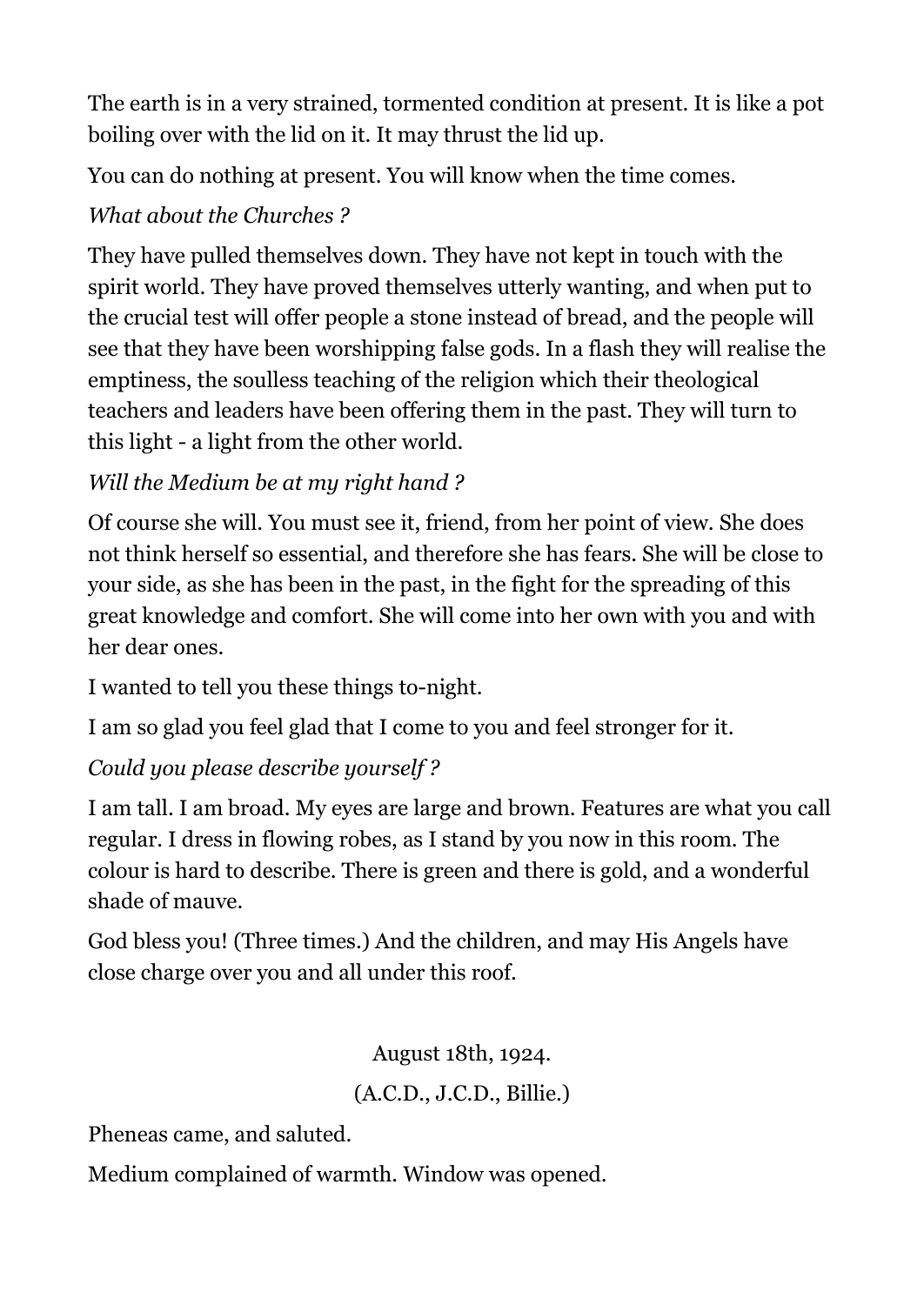The earth is in a very strained, tormented condition at present. It is like a pot boiling over with the lid on it. It may thrust the lid up.

You can do nothing at present. You will know when the time comes.

*What about the Churches ?*

They have pulled themselves down. They have not kept in touch with the spirit world. They have proved themselves utterly wanting, and when put to the crucial test will offer people a stone instead of bread, and the people will see that they have been worshipping false gods. In a flash they will realise the emptiness, the soulless teaching of the religion which their theological teachers and leaders have been offering them in the past. They will turn to this light - a light from the other world.

*Will the Medium be at my right hand ?*

Of course she will. You must see it, friend, from her point of view. She does not think herself so essential, and therefore she has fears. She will be close to your side, as she has been in the past, in the fight for the spreading of this great knowledge and comfort. She will come into her own with you and with her dear ones.

I wanted to tell you these things to-night.

I am so glad you feel glad that I come to you and feel stronger for it.

*Could you please describe yourself ?*

I am tall. I am broad. My eyes are large and brown. Features are what you call regular. I dress in flowing robes, as I stand by you now in this room. The colour is hard to describe. There is green and there is gold, and a wonderful shade of mauve.

God bless you! (Three times.) And the children, and may His Angels have close charge over you and all under this roof.

August 18th, 1924.

(A.C.D., J.C.D., Billie.)

Pheneas came, and saluted.

Medium complained of warmth. Window was opened.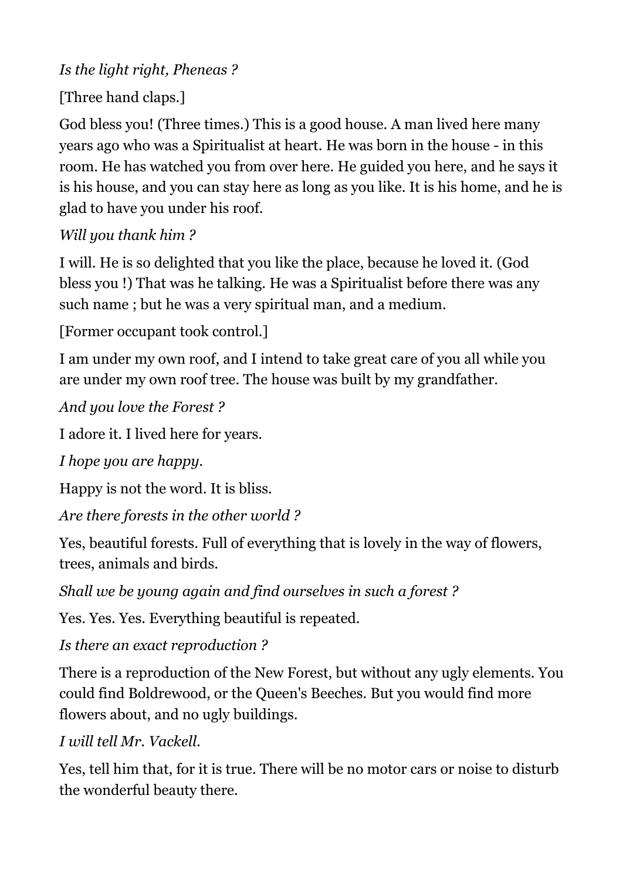*Is the light right, Pheneas ?*

[Three hand claps.]

God bless you! (Three times.) This is a good house. A man lived here many years ago who was a Spiritualist at heart. He was born in the house - in this room. He has watched you from over here. He guided you here, and he says it is his house, and you can stay here as long as you like. It is his home, and he is glad to have you under his roof.

*Will you thank him ?*

I will. He is so delighted that you like the place, because he loved it. (God bless you !) That was he talking. He was a Spiritualist before there was any such name ; but he was a very spiritual man, and a medium.

[Former occupant took control.]

I am under my own roof, and I intend to take great care of you all while you are under my own roof tree. The house was built by my grandfather.

*And you love the Forest ?*

I adore it. I lived here for years.

*I hope you are happy.*

Happy is not the word. It is bliss.

*Are there forests in the other world ?*

Yes, beautiful forests. Full of everything that is lovely in the way of flowers, trees, animals and birds.

*Shall we be young again and find ourselves in such a forest ?*

Yes. Yes. Yes. Everything beautiful is repeated.

*Is there an exact reproduction ?*

There is a reproduction of the New Forest, but without any ugly elements. You could find Boldrewood, or the Queen's Beeches. But you would find more flowers about, and no ugly buildings.

*I will tell Mr. Vackell.*

Yes, tell him that, for it is true. There will be no motor cars or noise to disturb the wonderful beauty there.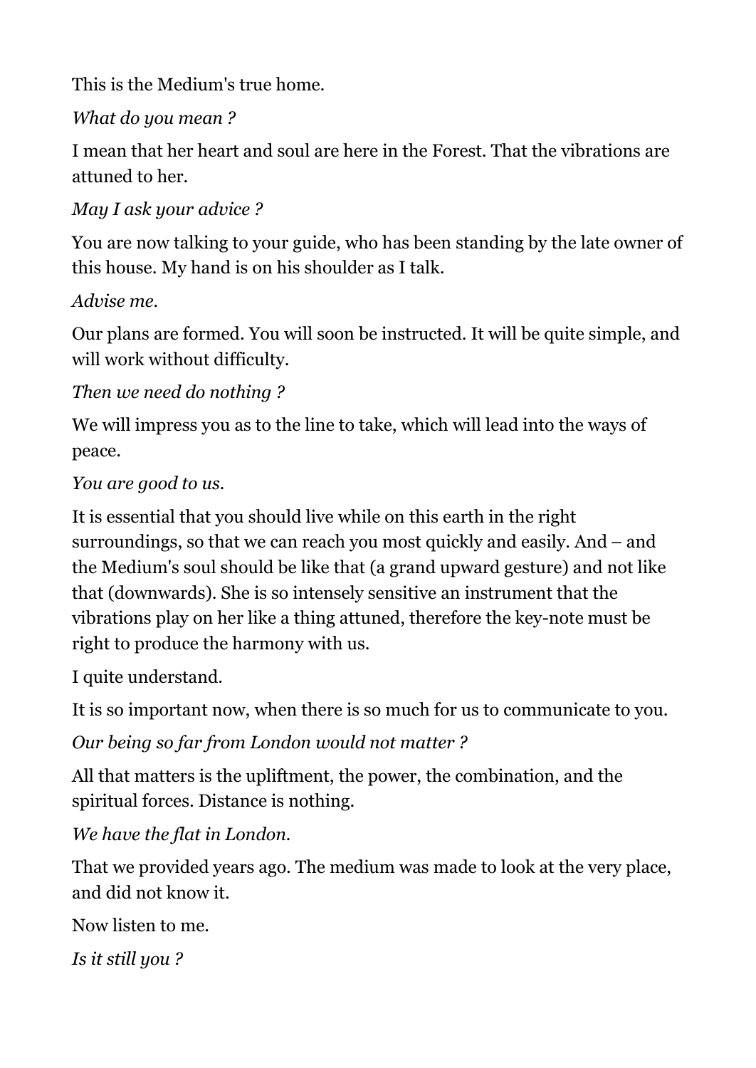This is the Medium's true home.

*What do you mean ?*

I mean that her heart and soul are here in the Forest. That the vibrations are attuned to her.

*May I ask your advice ?*

You are now talking to your guide, who has been standing by the late owner of this house. My hand is on his shoulder as I talk.

*Advise me.*

Our plans are formed. You will soon be instructed. It will be quite simple, and will work without difficulty.

*Then we need do nothing ?*

We will impress you as to the line to take, which will lead into the ways of peace.

*You are good to us.*

It is essential that you should live while on this earth in the right surroundings, so that we can reach you most quickly and easily. And – and the Medium's soul should be like that (a grand upward gesture) and not like that (downwards). She is so intensely sensitive an instrument that the vibrations play on her like a thing attuned, therefore the key-note must be right to produce the harmony with us.

I quite understand.

It is so important now, when there is so much for us to communicate to you.

*Our being so far from London would not matter ?*

All that matters is the upliftment, the power, the combination, and the spiritual forces. Distance is nothing.

*We have the flat in London.*

That we provided years ago. The medium was made to look at the very place, and did not know it.

Now listen to me.

*Is it still you ?*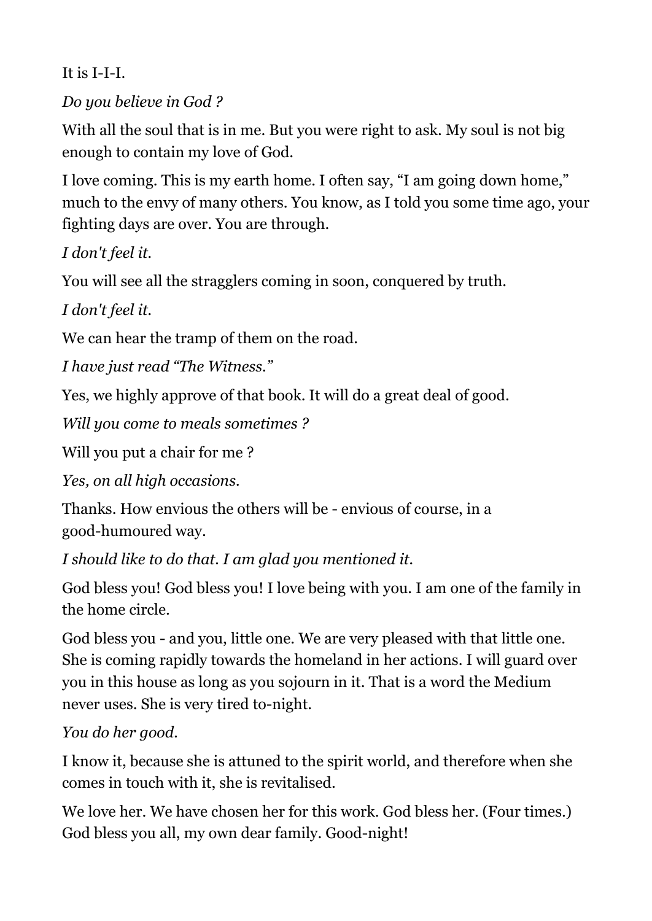It is I-I-I.

*Do you believe in God ?*

With all the soul that is in me. But you were right to ask. My soul is not big enough to contain my love of God.

I love coming. This is my earth home. I often say, “I am going down home,” much to the envy of many others. You know, as I told you some time ago, your fighting days are over. You are through.

*I don't feel it.*

You will see all the stragglers coming in soon, conquered by truth.

*I don't feel it.*

We can hear the tramp of them on the road.

*I have just read “The Witness.”*

Yes, we highly approve of that book. It will do a great deal of good.

*Will you come to meals sometimes ?*

Will you put a chair for me ?

*Yes, on all high occasions.*

Thanks. How envious the others will be - envious of course, in a good-humoured way.

*I should like to do that. I am glad you mentioned it.*

God bless you! God bless you! I love being with you. I am one of the family in the home circle.

God bless you - and you, little one. We are very pleased with that little one. She is coming rapidly towards the homeland in her actions. I will guard over you in this house as long as you sojourn in it. That is a word the Medium never uses. She is very tired to-night.

*You do her good.*

I know it, because she is attuned to the spirit world, and therefore when she comes in touch with it, she is revitalised.

We love her. We have chosen her for this work. God bless her. (Four times.) God bless you all, my own dear family. Good-night!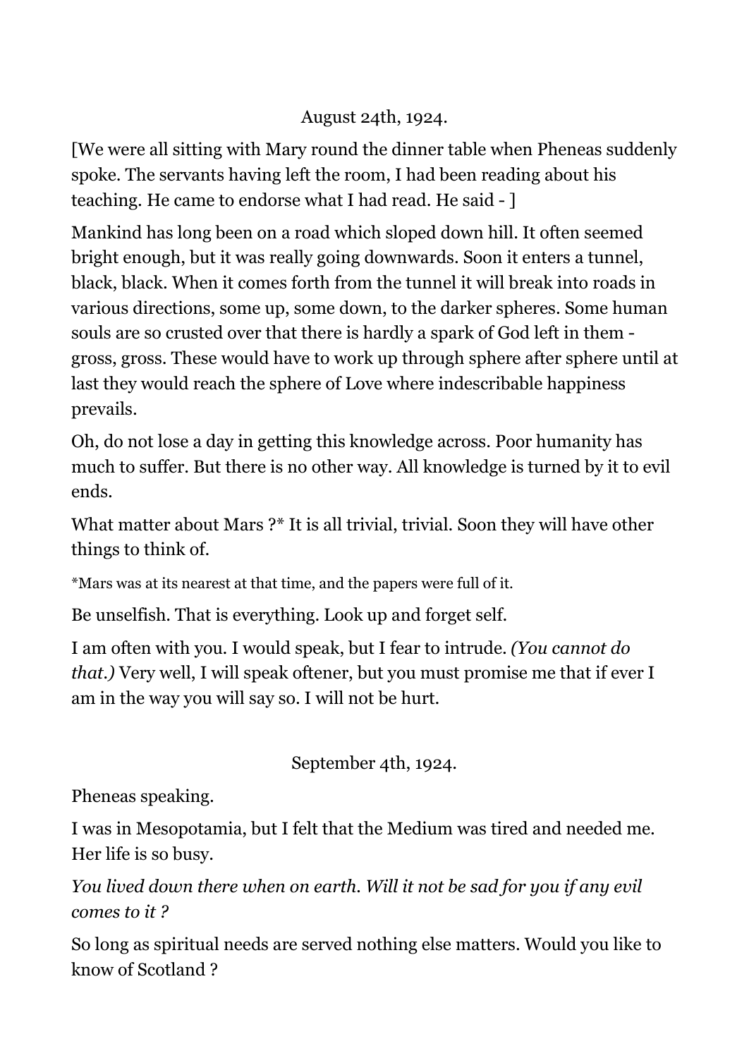August 24th, 1924.

[We were all sitting with Mary round the dinner table when Pheneas suddenly spoke. The servants having left the room, I had been reading about his teaching. He came to endorse what I had read. He said - ]

Mankind has long been on a road which sloped down hill. It often seemed bright enough, but it was really going downwards. Soon it enters a tunnel, black, black. When it comes forth from the tunnel it will break into roads in various directions, some up, some down, to the darker spheres. Some human souls are so crusted over that there is hardly a spark of God left in them - gross, gross. These would have to work up through sphere after sphere until at last they would reach the sphere of Love where indescribable happiness prevails.

Oh, do not lose a day in getting this knowledge across. Poor humanity has much to suffer. But there is no other way. All knowledge is turned by it to evil ends.

What matter about Mars ?* It is all trivial, trivial. Soon they will have other things to think of.

*Mars was at its nearest at that time, and the papers were full of it.

Be unselfish. That is everything. Look up and forget self.

I am often with you. I would speak, but I fear to intrude. *(You cannot do that.)* Very well, I will speak oftener, but you must promise me that if ever I am in the way you will say so. I will not be hurt.

September 4th, 1924.

Pheneas speaking.

I was in Mesopotamia, but I felt that the Medium was tired and needed me. Her life is so busy.

*You lived down there when on earth. Will it not be sad for you if any evil comes to it ?*

So long as spiritual needs are served nothing else matters. Would you like to know of Scotland ?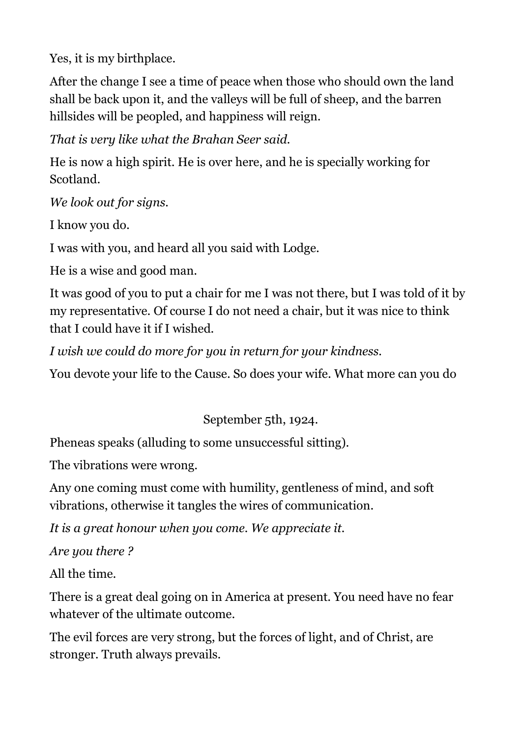Yes, it is my birthplace.

After the change I see a time of peace when those who should own the land shall be back upon it, and the valleys will be full of sheep, and the barren hillsides will be peopled, and happiness will reign.

*That is very like what the Brahan Seer said.*

He is now a high spirit. He is over here, and he is specially working for Scotland.

*We look out for signs.*

I know you do.

I was with you, and heard all you said with Lodge.

He is a wise and good man.

It was good of you to put a chair for me I was not there, but I was told of it by my representative. Of course I do not need a chair, but it was nice to think that I could have it if I wished.

*I wish we could do more for you in return for your kindness.*

You devote your life to the Cause. So does your wife. What more can you do

September 5th, 1924.

Pheneas speaks (alluding to some unsuccessful sitting).

The vibrations were wrong.

Any one coming must come with humility, gentleness of mind, and soft vibrations, otherwise it tangles the wires of communication.

*It is a great honour when you come. We appreciate it.*

*Are you there ?*

All the time.

There is a great deal going on in America at present. You need have no fear whatever of the ultimate outcome.

The evil forces are very strong, but the forces of light, and of Christ, are stronger. Truth always prevails.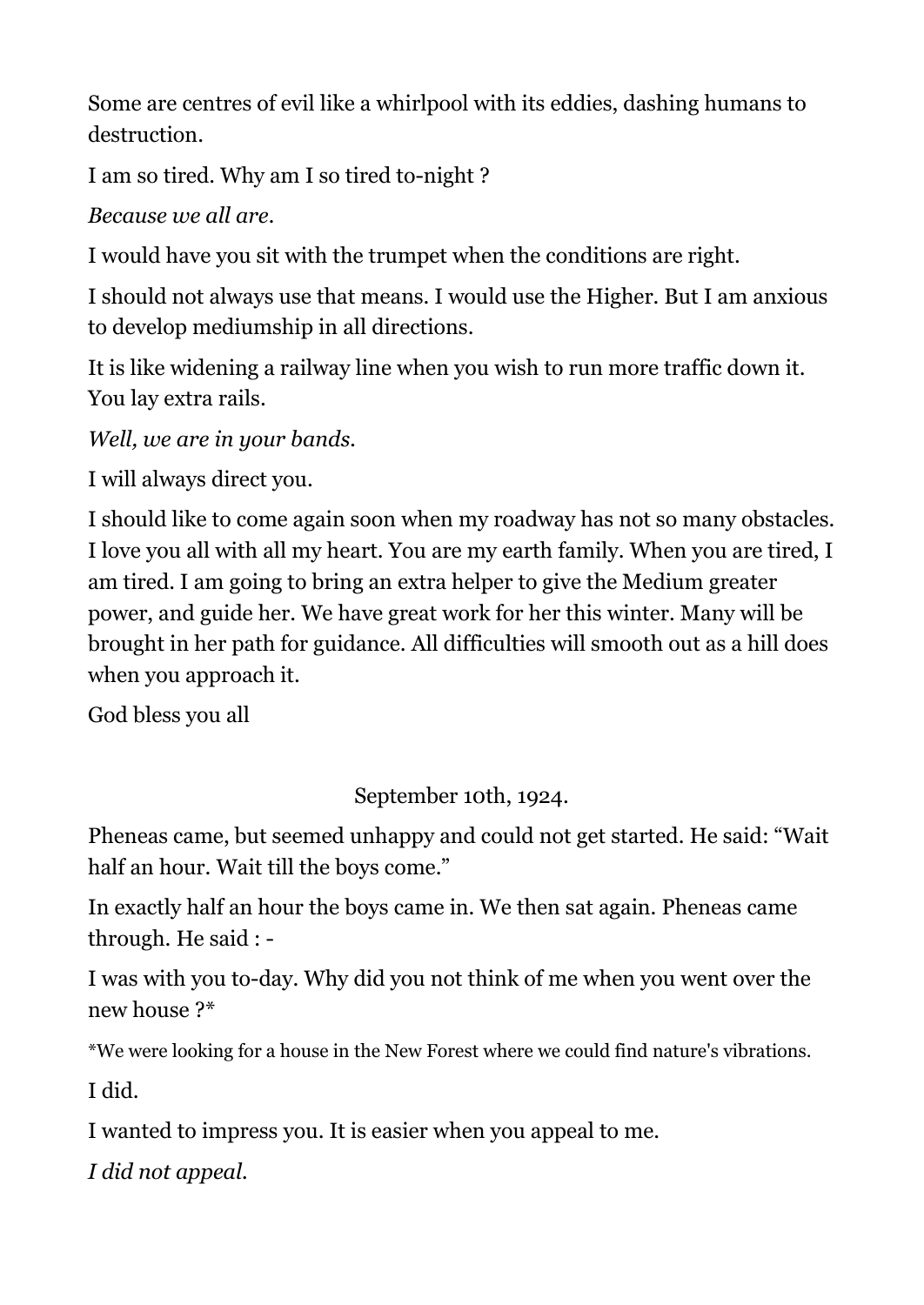Some are centres of evil like a whirlpool with its eddies, dashing humans to destruction.

I am so tired. Why am I so tired to-night ?

*Because we all are.*

I would have you sit with the trumpet when the conditions are right.

I should not always use that means. I would use the Higher. But I am anxious to develop mediumship in all directions.

It is like widening a railway line when you wish to run more traffic down it. You lay extra rails.

*Well, we are in your bands.*

I will always direct you.

I should like to come again soon when my roadway has not so many obstacles. I love you all with all my heart. You are my earth family. When you are tired, I am tired. I am going to bring an extra helper to give the Medium greater power, and guide her. We have great work for her this winter. Many will be brought in her path for guidance. All difficulties will smooth out as a hill does when you approach it.

God bless you all

September 10th, 1924.

Pheneas came, but seemed unhappy and could not get started. He said: “Wait half an hour. Wait till the boys come.”

In exactly half an hour the boys came in. We then sat again. Pheneas came through. He said : -

I was with you to-day. Why did you not think of me when you went over the new house ?*

*We were looking for a house in the New Forest where we could find nature's vibrations.

I did.

I wanted to impress you. It is easier when you appeal to me.

*I did not appeal.*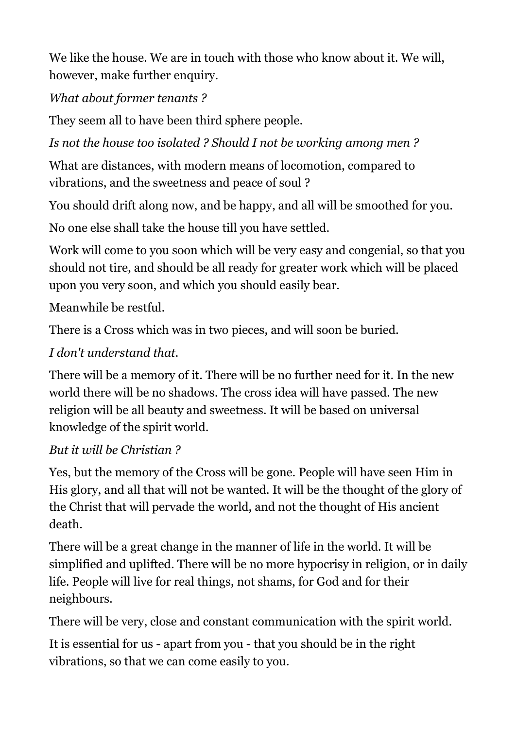We like the house. We are in touch with those who know about it. We will, however, make further enquiry.

*What about former tenants ?*

They seem all to have been third sphere people.

*Is not the house too isolated ? Should I not be working among men ?*

What are distances, with modern means of locomotion, compared to vibrations, and the sweetness and peace of soul ?

You should drift along now, and be happy, and all will be smoothed for you.

No one else shall take the house till you have settled.

Work will come to you soon which will be very easy and congenial, so that you should not tire, and should be all ready for greater work which will be placed upon you very soon, and which you should easily bear.

Meanwhile be restful.

There is a Cross which was in two pieces, and will soon be buried.

*I don't understand that.*

There will be a memory of it. There will be no further need for it. In the new world there will be no shadows. The cross idea will have passed. The new religion will be all beauty and sweetness. It will be based on universal knowledge of the spirit world.

*But it will be Christian ?*

Yes, but the memory of the Cross will be gone. People will have seen Him in His glory, and all that will not be wanted. It will be the thought of the glory of the Christ that will pervade the world, and not the thought of His ancient death.

There will be a great change in the manner of life in the world. It will be simplified and uplifted. There will be no more hypocrisy in religion, or in daily life. People will live for real things, not shams, for God and for their neighbours.

There will be very, close and constant communication with the spirit world.

It is essential for us - apart from you - that you should be in the right vibrations, so that we can come easily to you.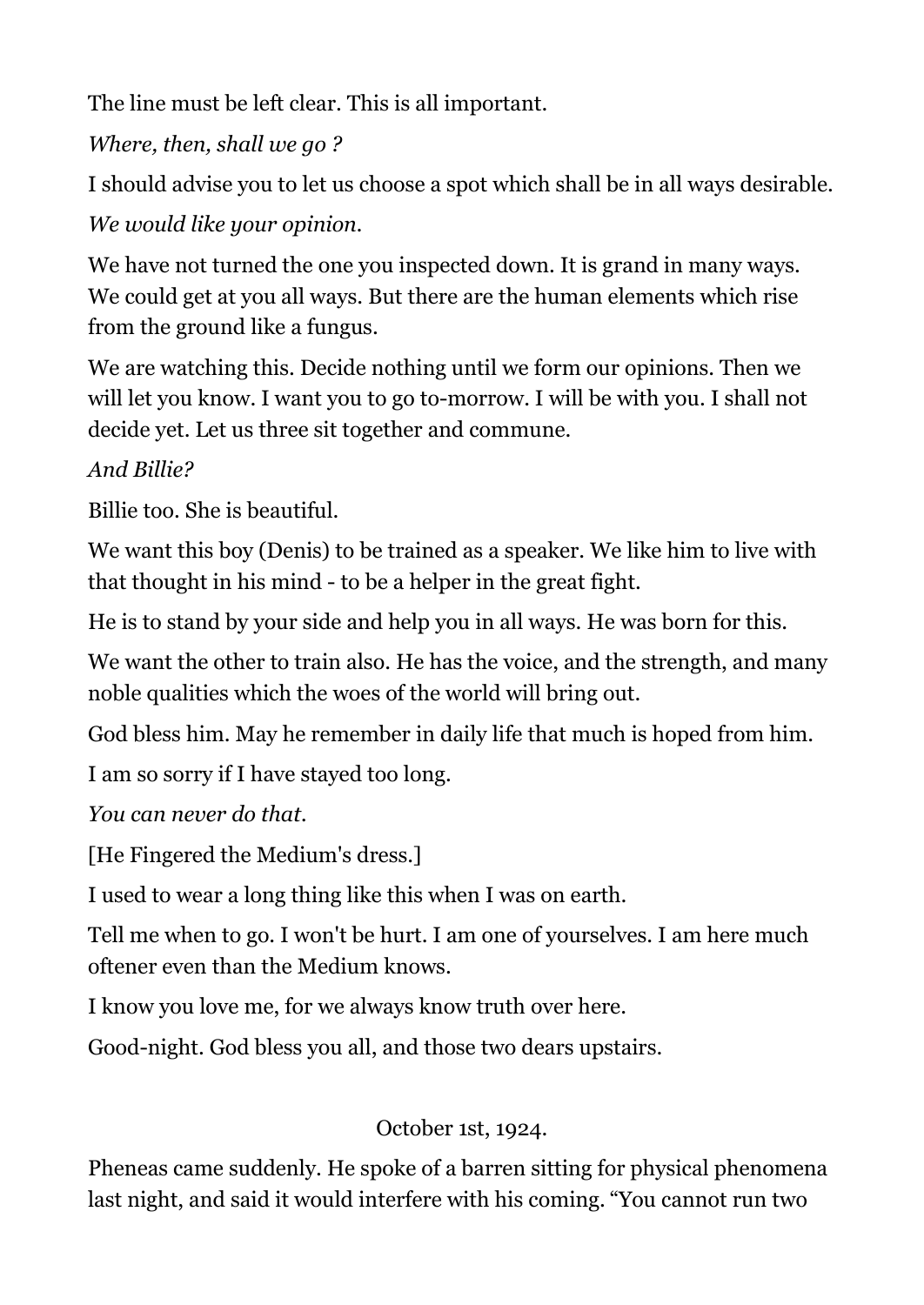The line must be left clear. This is all important.

*Where, then, shall we go ?*

I should advise you to let us choose a spot which shall be in all ways desirable.

*We would like your opinion.*

We have not turned the one you inspected down. It is grand in many ways. We could get at you all ways. But there are the human elements which rise from the ground like a fungus.

We are watching this. Decide nothing until we form our opinions. Then we will let you know. I want you to go to-morrow. I will be with you. I shall not decide yet. Let us three sit together and commune.

*And Billie?*

Billie too. She is beautiful.

We want this boy (Denis) to be trained as a speaker. We like him to live with that thought in his mind - to be a helper in the great fight.

He is to stand by your side and help you in all ways. He was born for this.

We want the other to train also. He has the voice, and the strength, and many noble qualities which the woes of the world will bring out.

God bless him. May he remember in daily life that much is hoped from him.

I am so sorry if I have stayed too long.

*You can never do that.*

[He Fingered the Medium's dress.]

I used to wear a long thing like this when I was on earth.

Tell me when to go. I won't be hurt. I am one of yourselves. I am here much oftener even than the Medium knows.

I know you love me, for we always know truth over here.

Good-night. God bless you all, and those two dears upstairs.

October 1st, 1924.

Pheneas came suddenly. He spoke of a barren sitting for physical phenomena last night, and said it would interfere with his coming. "You cannot run two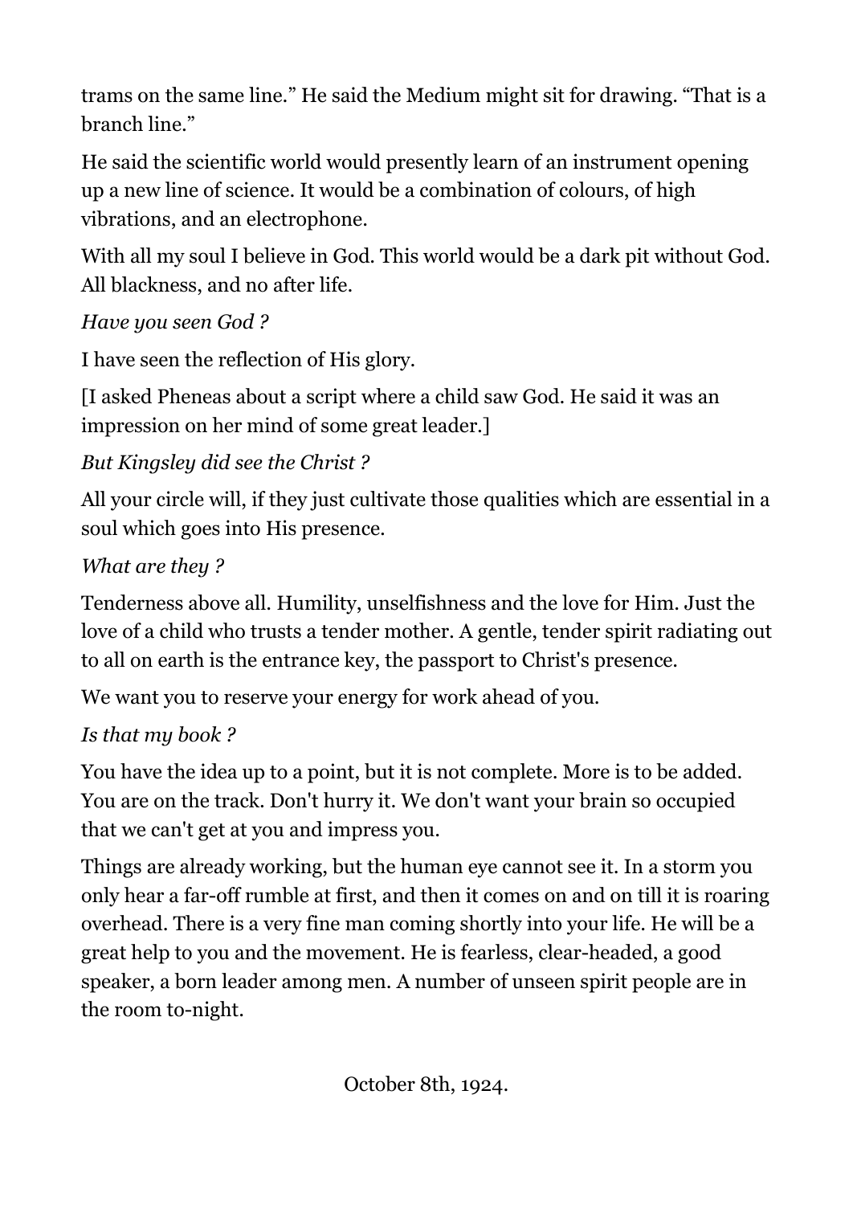trams on the same line." He said the Medium might sit for drawing. "That is a branch line."

He said the scientific world would presently learn of an instrument opening up a new line of science. It would be a combination of colours, of high vibrations, and an electrophone.

With all my soul I believe in God. This world would be a dark pit without God. All blackness, and no after life.

*Have you seen God ?*

I have seen the reflection of His glory.

[I asked Pheneas about a script where a child saw God. He said it was an impression on her mind of some great leader.]

*But Kingsley did see the Christ ?*

All your circle will, if they just cultivate those qualities which are essential in a soul which goes into His presence.

*What are they ?*

Tenderness above all. Humility, unselfishness and the love for Him. Just the love of a child who trusts a tender mother. A gentle, tender spirit radiating out to all on earth is the entrance key, the passport to Christ's presence.

We want you to reserve your energy for work ahead of you.

*Is that my book ?*

You have the idea up to a point, but it is not complete. More is to be added. You are on the track. Don't hurry it. We don't want your brain so occupied that we can't get at you and impress you.

Things are already working, but the human eye cannot see it. In a storm you only hear a far-off rumble at first, and then it comes on and on till it is roaring overhead. There is a very fine man coming shortly into your life. He will be a great help to you and the movement. He is fearless, clear-headed, a good speaker, a born leader among men. A number of unseen spirit people are in the room to-night.

October 8th, 1924.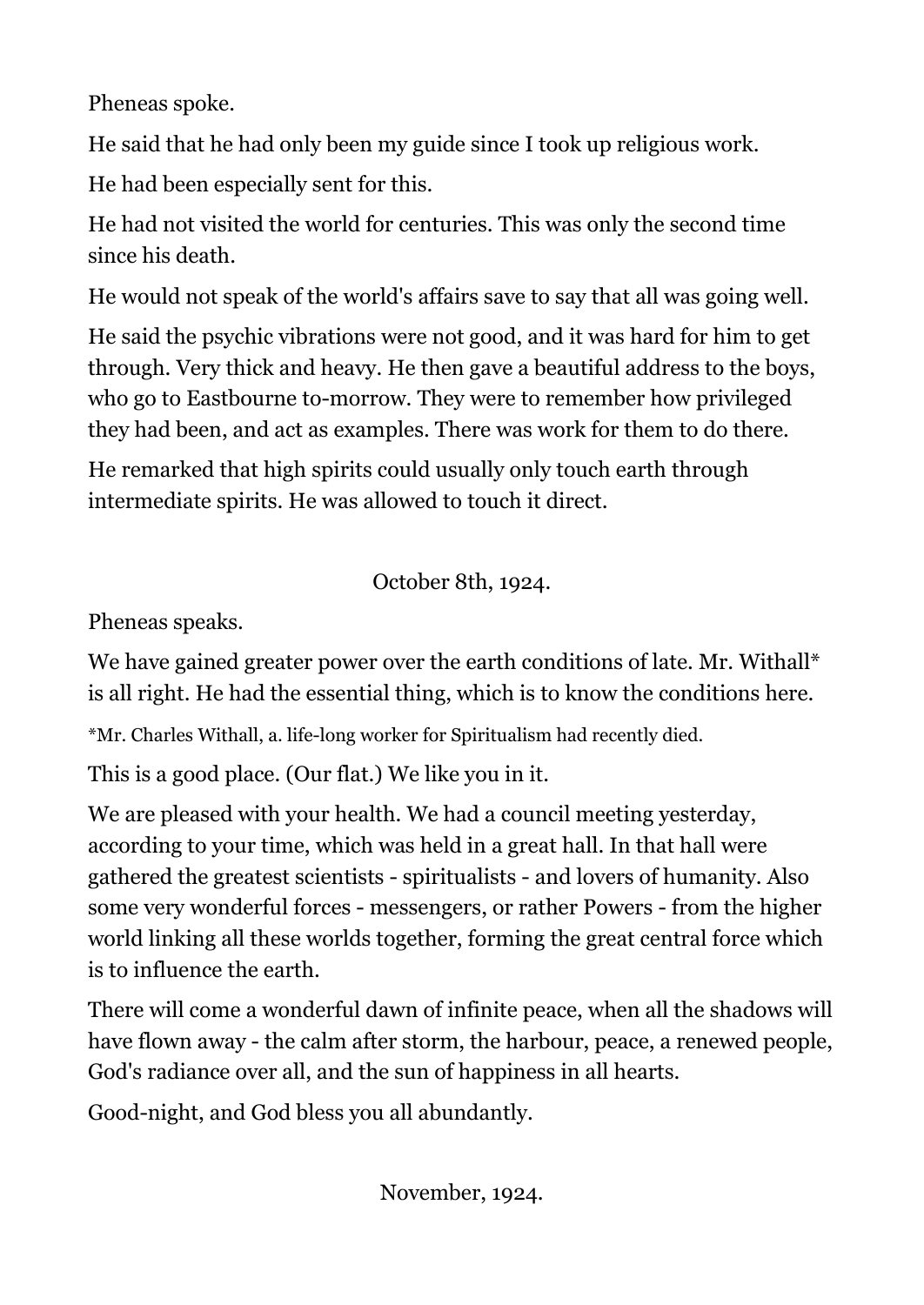Pheneas spoke.

He said that he had only been my guide since I took up religious work.

He had been especially sent for this.

He had not visited the world for centuries. This was only the second time since his death.

He would not speak of the world's affairs save to say that all was going well.

He said the psychic vibrations were not good, and it was hard for him to get through. Very thick and heavy. He then gave a beautiful address to the boys, who go to Eastbourne to-morrow. They were to remember how privileged they had been, and act as examples. There was work for them to do there.

He remarked that high spirits could usually only touch earth through intermediate spirits. He was allowed to touch it direct.

October 8th, 1924.

Pheneas speaks.

We have gained greater power over the earth conditions of late. Mr. Withall* is all right. He had the essential thing, which is to know the conditions here.

*Mr. Charles Withall, a. life-long worker for Spiritualism had recently died.

This is a good place. (Our flat.) We like you in it.

We are pleased with your health. We had a council meeting yesterday, according to your time, which was held in a great hall. In that hall were gathered the greatest scientists - spiritualists - and lovers of humanity. Also some very wonderful forces - messengers, or rather Powers - from the higher world linking all these worlds together, forming the great central force which is to influence the earth.

There will come a wonderful dawn of infinite peace, when all the shadows will have flown away - the calm after storm, the harbour, peace, a renewed people, God's radiance over all, and the sun of happiness in all hearts.

Good-night, and God bless you all abundantly.

November, 1924.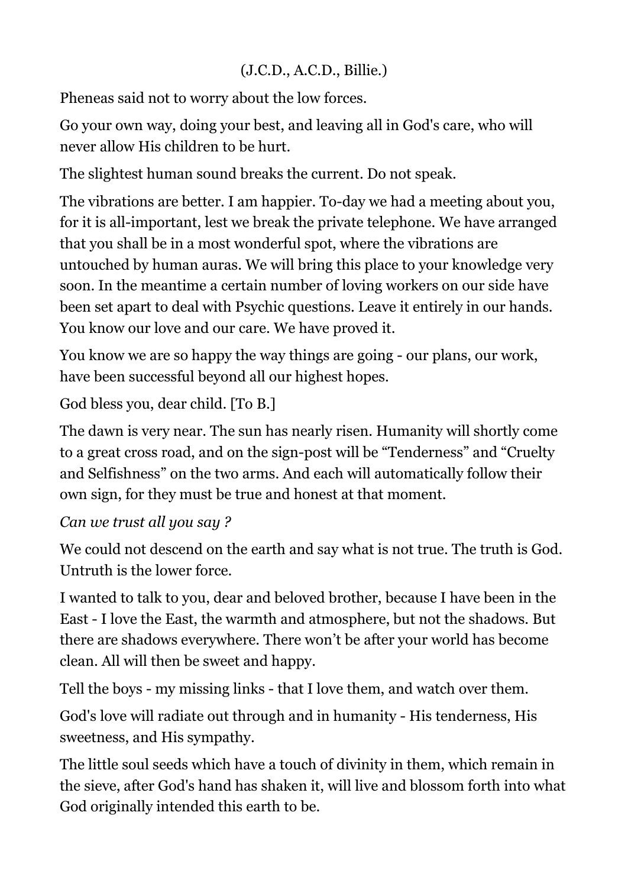(J.C.D., A.C.D., Billie.)

Pheneas said not to worry about the low forces.

Go your own way, doing your best, and leaving all in God's care, who will never allow His children to be hurt.

The slightest human sound breaks the current. Do not speak.

The vibrations are better. I am happier. To-day we had a meeting about you, for it is all-important, lest we break the private telephone. We have arranged that you shall be in a most wonderful spot, where the vibrations are untouched by human auras. We will bring this place to your knowledge very soon. In the meantime a certain number of loving workers on our side have been set apart to deal with Psychic questions. Leave it entirely in our hands. You know our love and our care. We have proved it.

You know we are so happy the way things are going - our plans, our work, have been successful beyond all our highest hopes.

God bless you, dear child. [To B.]

The dawn is very near. The sun has nearly risen. Humanity will shortly come to a great cross road, and on the sign-post will be "Tenderness" and "Cruelty and Selfishness" on the two arms. And each will automatically follow their own sign, for they must be true and honest at that moment.

*Can we trust all you say ?*

We could not descend on the earth and say what is not true. The truth is God. Untruth is the lower force.

I wanted to talk to you, dear and beloved brother, because I have been in the East - I love the East, the warmth and atmosphere, but not the shadows. But there are shadows everywhere. There won't be after your world has become clean. All will then be sweet and happy.

Tell the boys - my missing links - that I love them, and watch over them.

God's love will radiate out through and in humanity - His tenderness, His sweetness, and His sympathy.

The little soul seeds which have a touch of divinity in them, which remain in the sieve, after God's hand has shaken it, will live and blossom forth into what God originally intended this earth to be.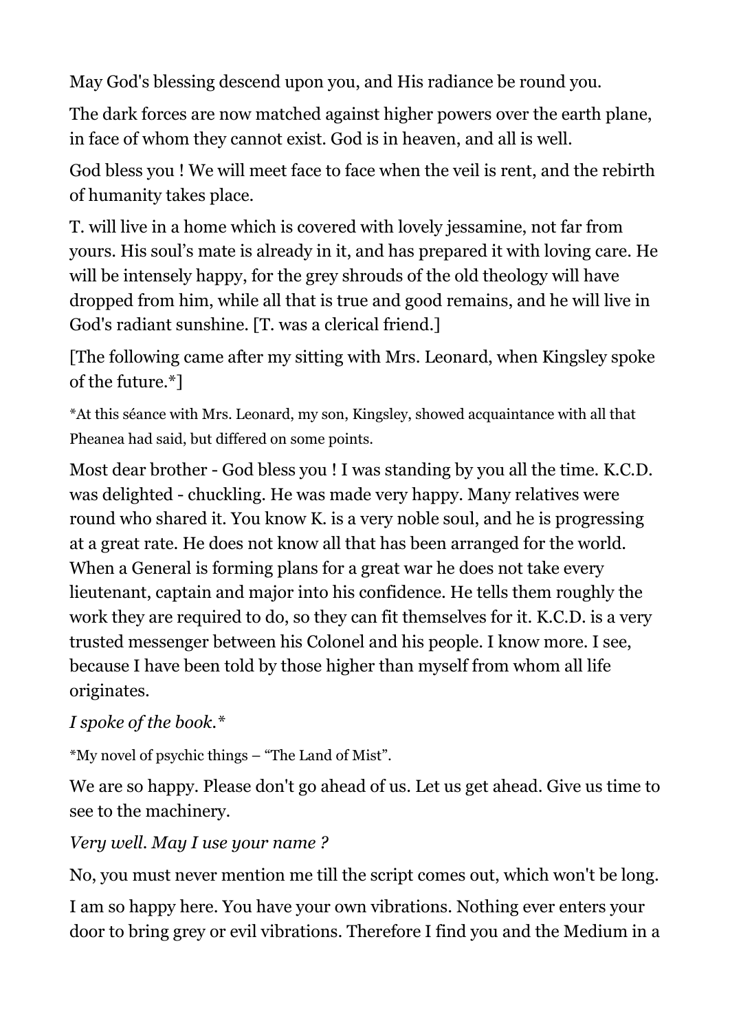May God's blessing descend upon you, and His radiance be round you.

The dark forces are now matched against higher powers over the earth plane, in face of whom they cannot exist. God is in heaven, and all is well.

God bless you ! We will meet face to face when the veil is rent, and the rebirth of humanity takes place.

T. will live in a home which is covered with lovely jessamine, not far from yours. His soul's mate is already in it, and has prepared it with loving care. He will be intensely happy, for the grey shrouds of the old theology will have dropped from him, while all that is true and good remains, and he will live in God's radiant sunshine. [T. was a clerical friend.]

[The following came after my sitting with Mrs. Leonard, when Kingsley spoke of the future.*]

*At this séance with Mrs. Leonard, my son, Kingsley, showed acquaintance with all that Pheanea had said, but differed on some points.

Most dear brother - God bless you ! I was standing by you all the time. K.C.D. was delighted - chuckling. He was made very happy. Many relatives were round who shared it. You know K. is a very noble soul, and he is progressing at a great rate. He does not know all that has been arranged for the world. When a General is forming plans for a great war he does not take every lieutenant, captain and major into his confidence. He tells them roughly the work they are required to do, so they can fit themselves for it. K.C.D. is a very trusted messenger between his Colonel and his people. I know more. I see, because I have been told by those higher than myself from whom all life originates.

*I spoke of the book.**

*My novel of psychic things – "The Land of Mist".

We are so happy. Please don't go ahead of us. Let us get ahead. Give us time to see to the machinery.

*Very well. May I use your name ?*

No, you must never mention me till the script comes out, which won't be long.

I am so happy here. You have your own vibrations. Nothing ever enters your door to bring grey or evil vibrations. Therefore I find you and the Medium in a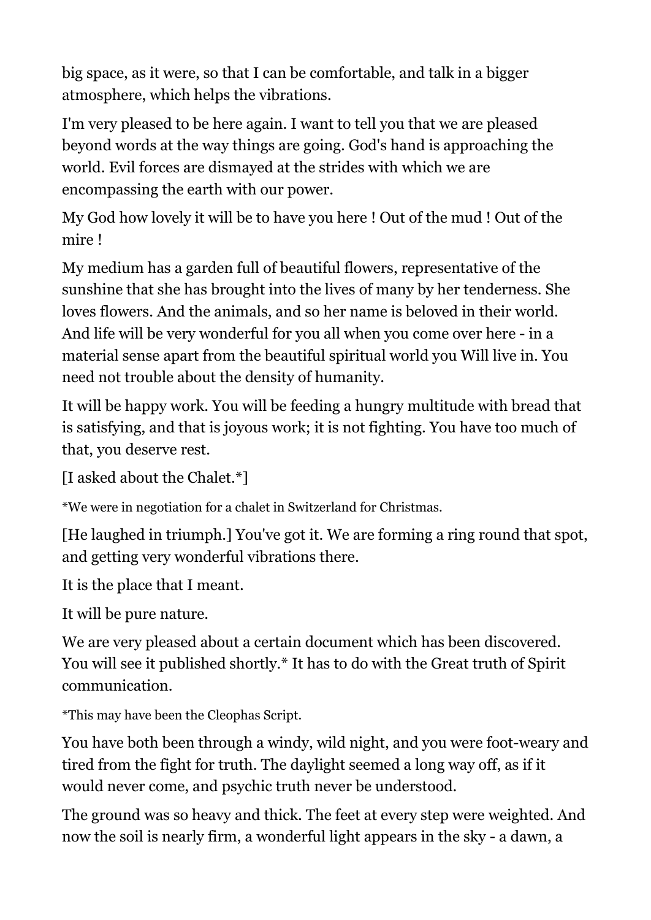big space, as it were, so that I can be comfortable, and talk in a bigger atmosphere, which helps the vibrations.

I'm very pleased to be here again. I want to tell you that we are pleased beyond words at the way things are going. God's hand is approaching the world. Evil forces are dismayed at the strides with which we are encompassing the earth with our power.

My God how lovely it will be to have you here ! Out of the mud ! Out of the mire !

My medium has a garden full of beautiful flowers, representative of the sunshine that she has brought into the lives of many by her tenderness. She loves flowers. And the animals, and so her name is beloved in their world. And life will be very wonderful for you all when you come over here - in a material sense apart from the beautiful spiritual world you Will live in. You need not trouble about the density of humanity.

It will be happy work. You will be feeding a hungry multitude with bread that is satisfying, and that is joyous work; it is not fighting. You have too much of that, you deserve rest.

[I asked about the Chalet.*]

*We were in negotiation for a chalet in Switzerland for Christmas.

[He laughed in triumph.] You've got it. We are forming a ring round that spot, and getting very wonderful vibrations there.

It is the place that I meant.

It will be pure nature.

We are very pleased about a certain document which has been discovered. You will see it published shortly.* It has to do with the Great truth of Spirit communication.

*This may have been the Cleophas Script.

You have both been through a windy, wild night, and you were foot-weary and tired from the fight for truth. The daylight seemed a long way off, as if it would never come, and psychic truth never be understood.

The ground was so heavy and thick. The feet at every step were weighted. And now the soil is nearly firm, a wonderful light appears in the sky - a dawn, a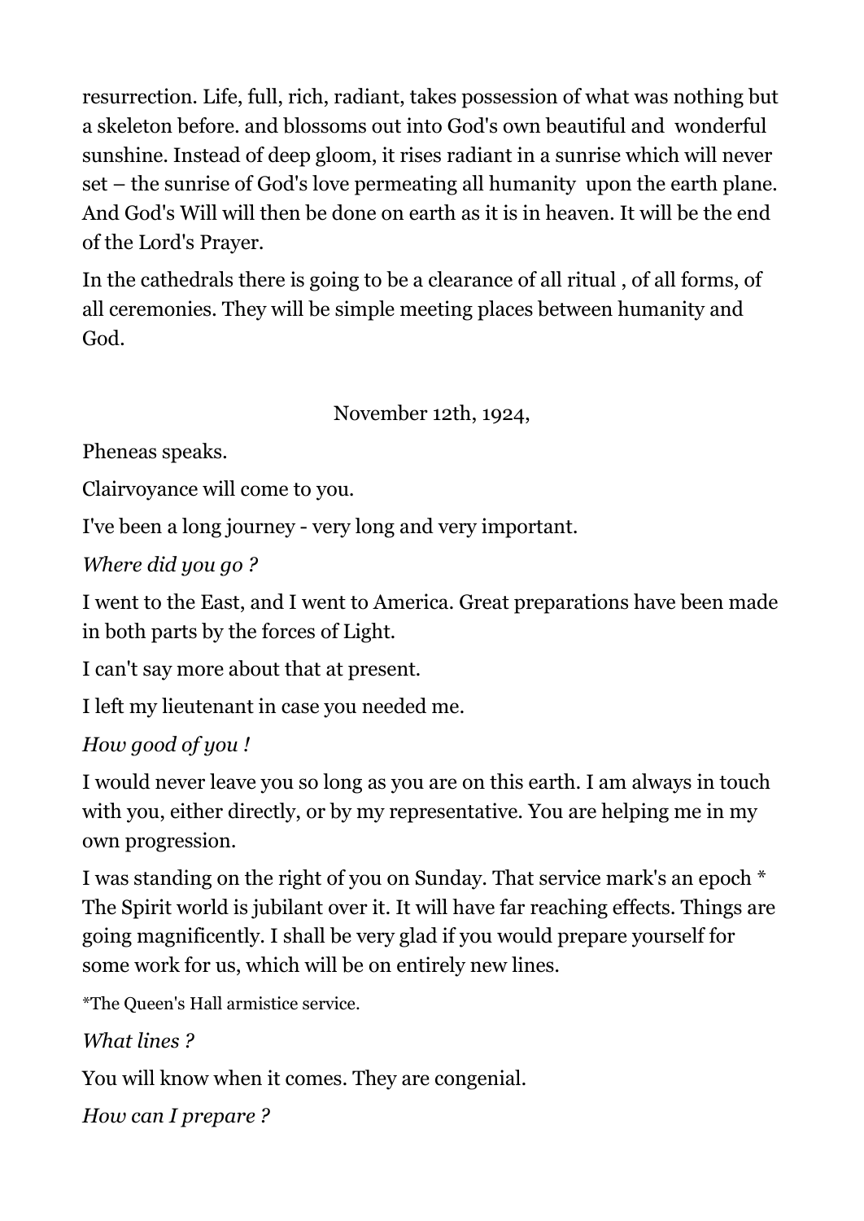resurrection. Life, full, rich, radiant, takes possession of what was nothing but a skeleton before. and blossoms out into God's own beautiful and wonderful sunshine. Instead of deep gloom, it rises radiant in a sunrise which will never set – the sunrise of God's love permeating all humanity upon the earth plane. And God's Will will then be done on earth as it is in heaven. It will be the end of the Lord's Prayer.

In the cathedrals there is going to be a clearance of all ritual , of all forms, of all ceremonies. They will be simple meeting places between humanity and God.

November 12th, 1924,

Pheneas speaks.

Clairvoyance will come to you.

I've been a long journey - very long and very important.

*Where did you go ?*

I went to the East, and I went to America. Great preparations have been made in both parts by the forces of Light.

I can't say more about that at present.

I left my lieutenant in case you needed me.

*How good of you !*

I would never leave you so long as you are on this earth. I am always in touch with you, either directly, or by my representative. You are helping me in my own progression.

I was standing on the right of you on Sunday. That service mark's an epoch * The Spirit world is jubilant over it. It will have far reaching effects. Things are going magnificently. I shall be very glad if you would prepare yourself for some work for us, which will be on entirely new lines.

*The Queen's Hall armistice service.

*What lines ?*

You will know when it comes. They are congenial.

*How can I prepare ?*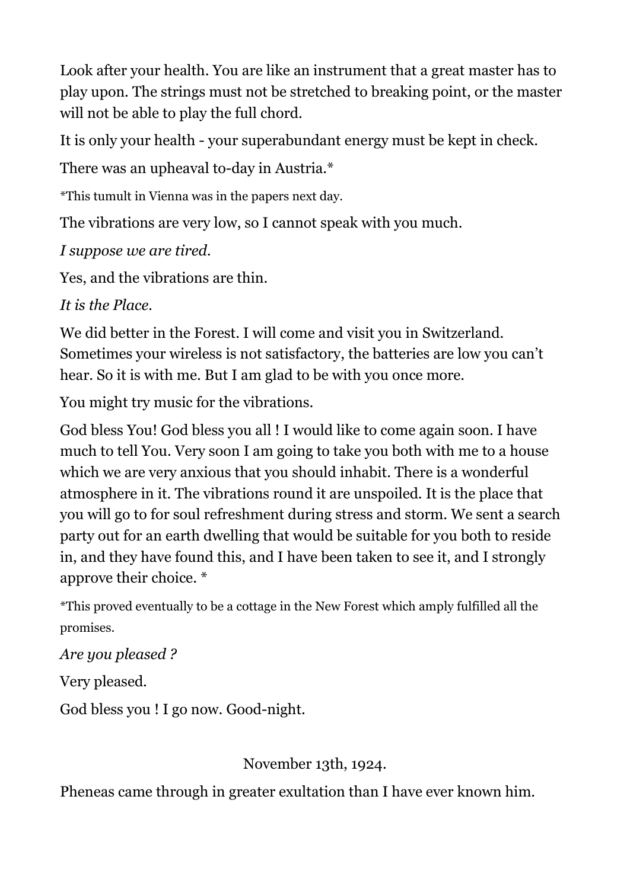Look after your health. You are like an instrument that a great master has to play upon. The strings must not be stretched to breaking point, or the master will not be able to play the full chord.

It is only your health - your superabundant energy must be kept in check.

There was an upheaval to-day in Austria.*

*This tumult in Vienna was in the papers next day.

The vibrations are very low, so I cannot speak with you much.

*I suppose we are tired.*

Yes, and the vibrations are thin.

*It is the Place.*

We did better in the Forest. I will come and visit you in Switzerland. Sometimes your wireless is not satisfactory, the batteries are low you can't hear. So it is with me. But I am glad to be with you once more.

You might try music for the vibrations.

God bless You! God bless you all ! I would like to come again soon. I have much to tell You. Very soon I am going to take you both with me to a house which we are very anxious that you should inhabit. There is a wonderful atmosphere in it. The vibrations round it are unspoiled. It is the place that you will go to for soul refreshment during stress and storm. We sent a search party out for an earth dwelling that would be suitable for you both to reside in, and they have found this, and I have been taken to see it, and I strongly approve their choice. *

*This proved eventually to be a cottage in the New Forest which amply fulfilled all the promises.

*Are you pleased ?*

Very pleased.

God bless you ! I go now. Good-night.

November 13th, 1924.

Pheneas came through in greater exultation than I have ever known him.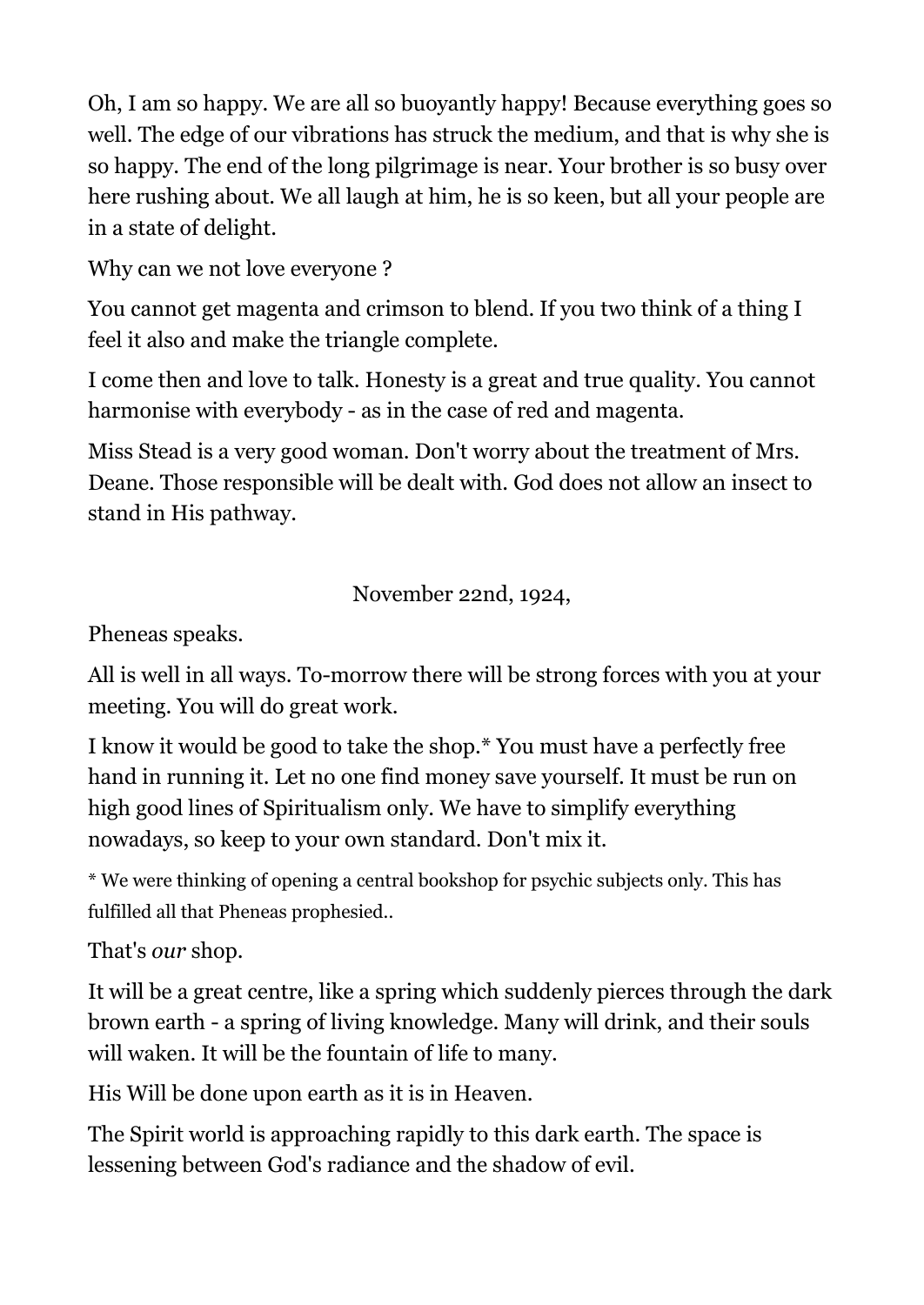Oh, I am so happy. We are all so buoyantly happy! Because everything goes so well. The edge of our vibrations has struck the medium, and that is why she is so happy. The end of the long pilgrimage is near. Your brother is so busy over here rushing about. We all laugh at him, he is so keen, but all your people are in a state of delight.

Why can we not love everyone ?

You cannot get magenta and crimson to blend. If you two think of a thing I feel it also and make the triangle complete.

I come then and love to talk. Honesty is a great and true quality. You cannot harmonise with everybody - as in the case of red and magenta.

Miss Stead is a very good woman. Don't worry about the treatment of Mrs. Deane. Those responsible will be dealt with. God does not allow an insect to stand in His pathway.

November 22nd, 1924,

Pheneas speaks.

All is well in all ways. To-morrow there will be strong forces with you at your meeting. You will do great work.

I know it would be good to take the shop.* You must have a perfectly free hand in running it. Let no one find money save yourself. It must be run on high good lines of Spiritualism only. We have to simplify everything nowadays, so keep to your own standard. Don't mix it.

* We were thinking of opening a central bookshop for psychic subjects only. This has fulfilled all that Pheneas prophesied..

That's *our* shop.

It will be a great centre, like a spring which suddenly pierces through the dark brown earth - a spring of living knowledge. Many will drink, and their souls will waken. It will be the fountain of life to many.

His Will be done upon earth as it is in Heaven.

The Spirit world is approaching rapidly to this dark earth. The space is lessening between God's radiance and the shadow of evil.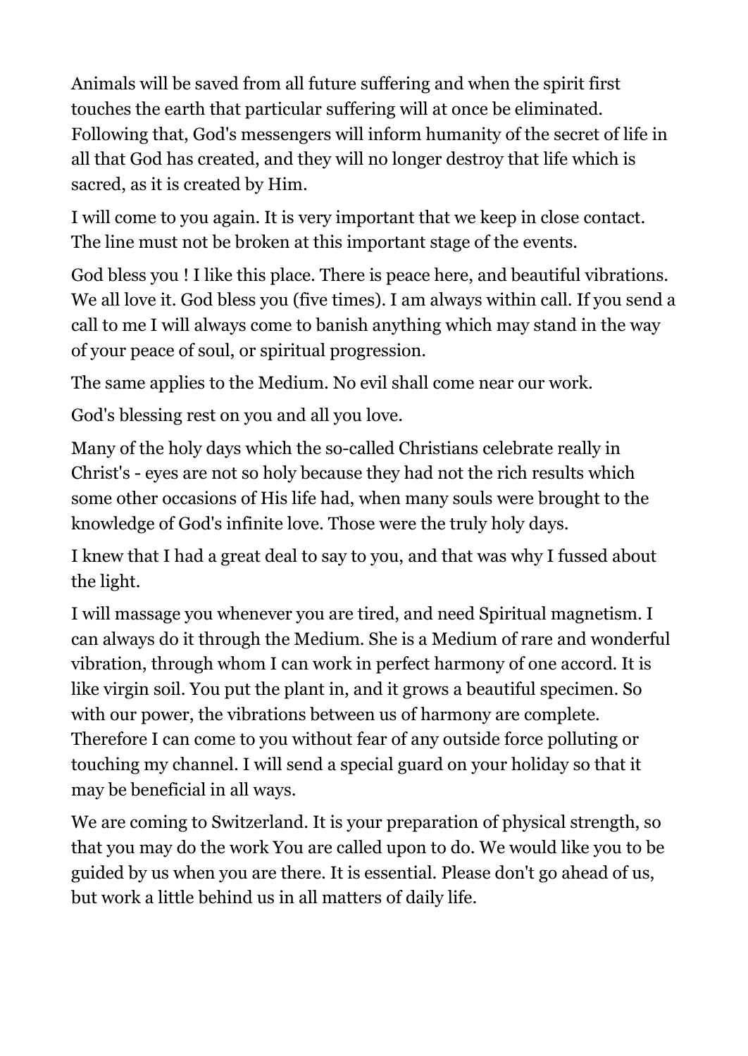Animals will be saved from all future suffering and when the spirit first touches the earth that particular suffering will at once be eliminated. Following that, God's messengers will inform humanity of the secret of life in all that God has created, and they will no longer destroy that life which is sacred, as it is created by Him.

I will come to you again. It is very important that we keep in close contact. The line must not be broken at this important stage of the events.

God bless you ! I like this place. There is peace here, and beautiful vibrations. We all love it. God bless you (five times). I am always within call. If you send a call to me I will always come to banish anything which may stand in the way of your peace of soul, or spiritual progression.

The same applies to the Medium. No evil shall come near our work.

God's blessing rest on you and all you love.

Many of the holy days which the so-called Christians celebrate really in Christ's - eyes are not so holy because they had not the rich results which some other occasions of His life had, when many souls were brought to the knowledge of God's infinite love. Those were the truly holy days.

I knew that I had a great deal to say to you, and that was why I fussed about the light.

I will massage you whenever you are tired, and need Spiritual magnetism. I can always do it through the Medium. She is a Medium of rare and wonderful vibration, through whom I can work in perfect harmony of one accord. It is like virgin soil. You put the plant in, and it grows a beautiful specimen. So with our power, the vibrations between us of harmony are complete. Therefore I can come to you without fear of any outside force polluting or touching my channel. I will send a special guard on your holiday so that it may be beneficial in all ways.

We are coming to Switzerland. It is your preparation of physical strength, so that you may do the work You are called upon to do. We would like you to be guided by us when you are there. It is essential. Please don't go ahead of us, but work a little behind us in all matters of daily life.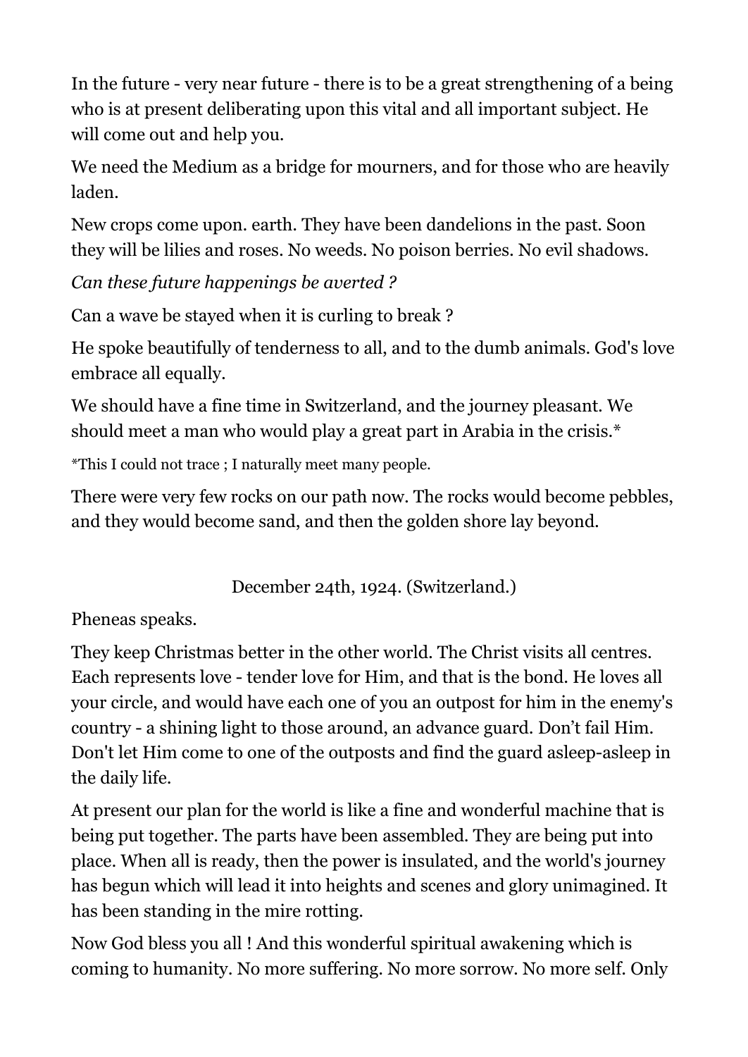In the future - very near future - there is to be a great strengthening of a being who is at present deliberating upon this vital and all important subject. He will come out and help you.

We need the Medium as a bridge for mourners, and for those who are heavily laden.

New crops come upon. earth. They have been dandelions in the past. Soon they will be lilies and roses. No weeds. No poison berries. No evil shadows.

*Can these future happenings be averted ?*

Can a wave be stayed when it is curling to break ?

He spoke beautifully of tenderness to all, and to the dumb animals. God's love embrace all equally.

We should have a fine time in Switzerland, and the journey pleasant. We should meet a man who would play a great part in Arabia in the crisis.*

*This I could not trace ; I naturally meet many people.

There were very few rocks on our path now. The rocks would become pebbles, and they would become sand, and then the golden shore lay beyond.

December 24th, 1924. (Switzerland.)

Pheneas speaks.

They keep Christmas better in the other world. The Christ visits all centres. Each represents love - tender love for Him, and that is the bond. He loves all your circle, and would have each one of you an outpost for him in the enemy's country - a shining light to those around, an advance guard. Don't fail Him. Don't let Him come to one of the outposts and find the guard asleep-asleep in the daily life.

At present our plan for the world is like a fine and wonderful machine that is being put together. The parts have been assembled. They are being put into place. When all is ready, then the power is insulated, and the world's journey has begun which will lead it into heights and scenes and glory unimagined. It has been standing in the mire rotting.

Now God bless you all ! And this wonderful spiritual awakening which is coming to humanity. No more suffering. No more sorrow. No more self. Only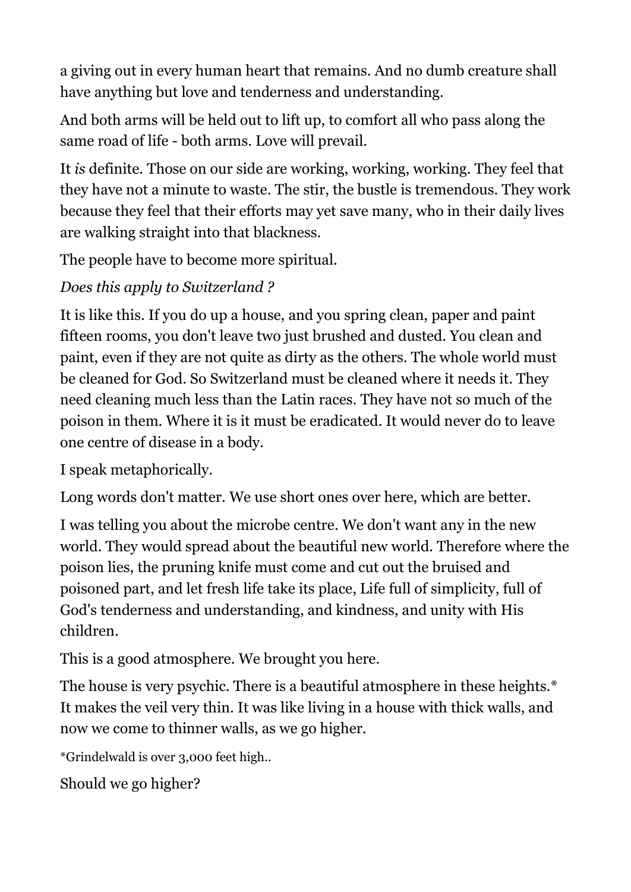a giving out in every human heart that remains. And no dumb creature shall have anything but love and tenderness and understanding.

And both arms will be held out to lift up, to comfort all who pass along the same road of life - both arms. Love will prevail.

It *is* definite. Those on our side are working, working, working. They feel that they have not a minute to waste. The stir, the bustle is tremendous. They work because they feel that their efforts may yet save many, who in their daily lives are walking straight into that blackness.

The people have to become more spiritual.

*Does this apply to Switzerland ?*

It is like this. If you do up a house, and you spring clean, paper and paint fifteen rooms, you don't leave two just brushed and dusted. You clean and paint, even if they are not quite as dirty as the others. The whole world must be cleaned for God. So Switzerland must be cleaned where it needs it. They need cleaning much less than the Latin races. They have not so much of the poison in them. Where it is it must be eradicated. It would never do to leave one centre of disease in a body.

I speak metaphorically.

Long words don't matter. We use short ones over here, which are better.

I was telling you about the microbe centre. We don't want any in the new world. They would spread about the beautiful new world. Therefore where the poison lies, the pruning knife must come and cut out the bruised and poisoned part, and let fresh life take its place, Life full of simplicity, full of God's tenderness and understanding, and kindness, and unity with His children.

This is a good atmosphere. We brought you here.

The house is very psychic. There is a beautiful atmosphere in these heights.* It makes the veil very thin. It was like living in a house with thick walls, and now we come to thinner walls, as we go higher.

*Grindelwald is over 3,000 feet high..

Should we go higher?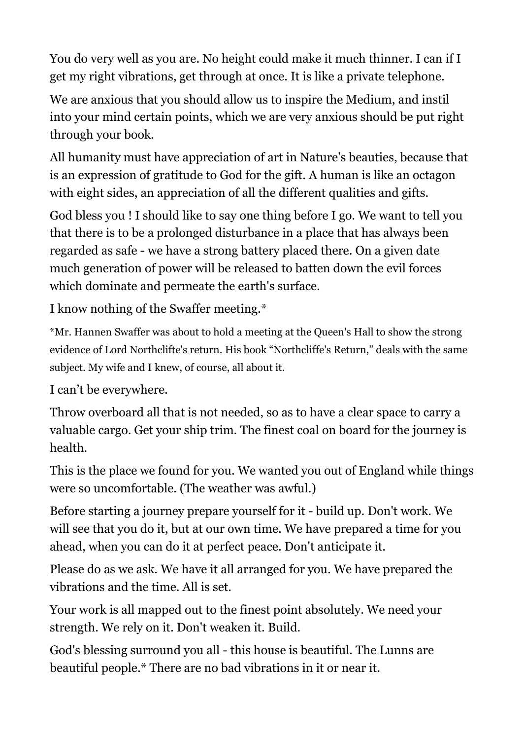You do very well as you are. No height could make it much thinner. I can if I get my right vibrations, get through at once. It is like a private telephone.

We are anxious that you should allow us to inspire the Medium, and instil into your mind certain points, which we are very anxious should be put right through your book.

All humanity must have appreciation of art in Nature's beauties, because that is an expression of gratitude to God for the gift. A human is like an octagon with eight sides, an appreciation of all the different qualities and gifts.

God bless you ! I should like to say one thing before I go. We want to tell you that there is to be a prolonged disturbance in a place that has always been regarded as safe - we have a strong battery placed there. On a given date much generation of power will be released to batten down the evil forces which dominate and permeate the earth's surface.

I know nothing of the Swaffer meeting.*

*Mr. Hannen Swaffer was about to hold a meeting at the Queen's Hall to show the strong evidence of Lord Northclifte's return. His book "Northcliffe's Return," deals with the same subject. My wife and I knew, of course, all about it.

I can't be everywhere.

Throw overboard all that is not needed, so as to have a clear space to carry a valuable cargo. Get your ship trim. The finest coal on board for the journey is health.

This is the place we found for you. We wanted you out of England while things were so uncomfortable. (The weather was awful.)

Before starting a journey prepare yourself for it - build up. Don't work. We will see that you do it, but at our own time. We have prepared a time for you ahead, when you can do it at perfect peace. Don't anticipate it.

Please do as we ask. We have it all arranged for you. We have prepared the vibrations and the time. All is set.

Your work is all mapped out to the finest point absolutely. We need your strength. We rely on it. Don't weaken it. Build.

God's blessing surround you all - this house is beautiful. The Lunns are beautiful people.* There are no bad vibrations in it or near it.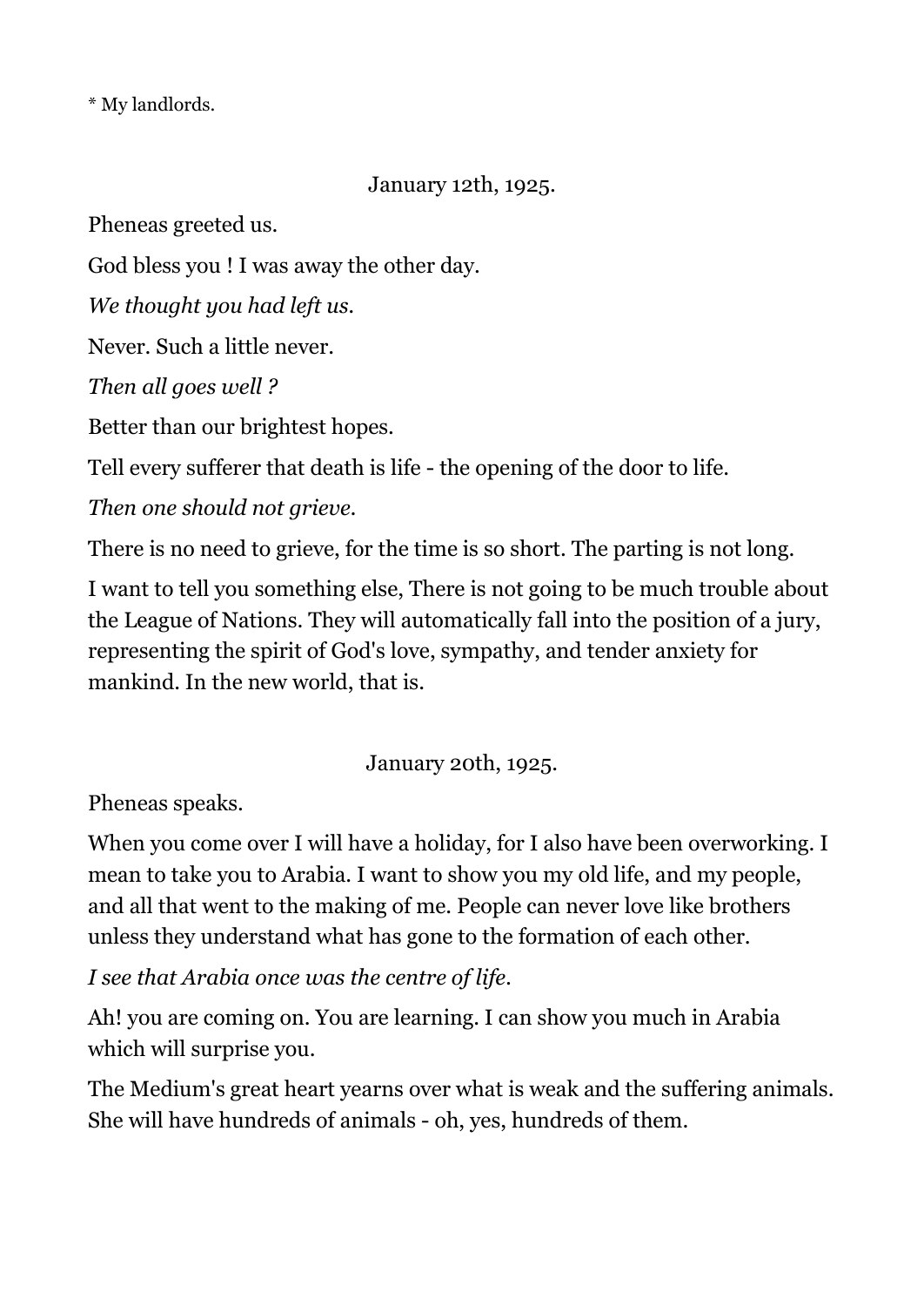* My landlords.

January 12th, 1925.

Pheneas greeted us.

God bless you ! I was away the other day.

*We thought you had left us.*

Never. Such a little never.

*Then all goes well ?*

Better than our brightest hopes.

Tell every sufferer that death is life - the opening of the door to life.

*Then one should not grieve.*

There is no need to grieve, for the time is so short. The parting is not long.

I want to tell you something else, There is not going to be much trouble about the League of Nations. They will automatically fall into the position of a jury, representing the spirit of God's love, sympathy, and tender anxiety for mankind. In the new world, that is.

January 20th, 1925.

Pheneas speaks.

When you come over I will have a holiday, for I also have been overworking. I mean to take you to Arabia. I want to show you my old life, and my people, and all that went to the making of me. People can never love like brothers unless they understand what has gone to the formation of each other.

*I see that Arabia once was the centre of life.*

Ah! you are coming on. You are learning. I can show you much in Arabia which will surprise you.

The Medium's great heart yearns over what is weak and the suffering animals. She will have hundreds of animals - oh, yes, hundreds of them.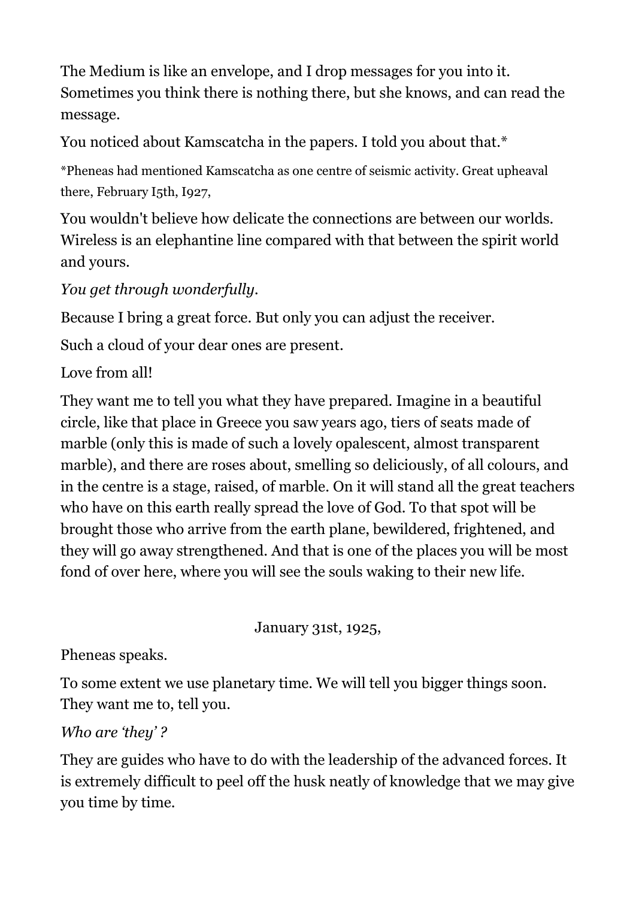The Medium is like an envelope, and I drop messages for you into it. Sometimes you think there is nothing there, but she knows, and can read the message.

You noticed about Kamscatcha in the papers. I told you about that.*

*Pheneas had mentioned Kamscatcha as one centre of seismic activity. Great upheaval there, February I5th, I927,

You wouldn't believe how delicate the connections are between our worlds. Wireless is an elephantine line compared with that between the spirit world and yours.

*You get through wonderfully.*

Because I bring a great force. But only you can adjust the receiver.

Such a cloud of your dear ones are present.

Love from all!

They want me to tell you what they have prepared. Imagine in a beautiful circle, like that place in Greece you saw years ago, tiers of seats made of marble (only this is made of such a lovely opalescent, almost transparent marble), and there are roses about, smelling so deliciously, of all colours, and in the centre is a stage, raised, of marble. On it will stand all the great teachers who have on this earth really spread the love of God. To that spot will be brought those who arrive from the earth plane, bewildered, frightened, and they will go away strengthened. And that is one of the places you will be most fond of over here, where you will see the souls waking to their new life.

January 31st, 1925,

Pheneas speaks.

To some extent we use planetary time. We will tell you bigger things soon. They want me to, tell you.

*Who are 'they' ?*

They are guides who have to do with the leadership of the advanced forces. It is extremely difficult to peel off the husk neatly of knowledge that we may give you time by time.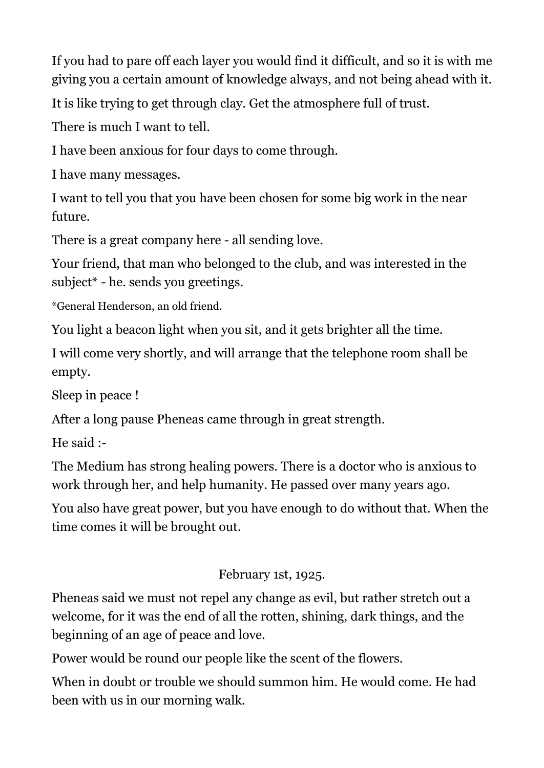If you had to pare off each layer you would find it difficult, and so it is with me giving you a certain amount of knowledge always, and not being ahead with it.

It is like trying to get through clay. Get the atmosphere full of trust.

There is much I want to tell.

I have been anxious for four days to come through.

I have many messages.

I want to tell you that you have been chosen for some big work in the near future.

There is a great company here - all sending love.

Your friend, that man who belonged to the club, and was interested in the subject* - he. sends you greetings.

*General Henderson, an old friend.

You light a beacon light when you sit, and it gets brighter all the time.

I will come very shortly, and will arrange that the telephone room shall be empty.

Sleep in peace !

After a long pause Pheneas came through in great strength.

He said :-

The Medium has strong healing powers. There is a doctor who is anxious to work through her, and help humanity. He passed over many years ago.

You also have great power, but you have enough to do without that. When the time comes it will be brought out.

February 1st, 1925.

Pheneas said we must not repel any change as evil, but rather stretch out a welcome, for it was the end of all the rotten, shining, dark things, and the beginning of an age of peace and love.

Power would be round our people like the scent of the flowers.

When in doubt or trouble we should summon him. He would come. He had been with us in our morning walk.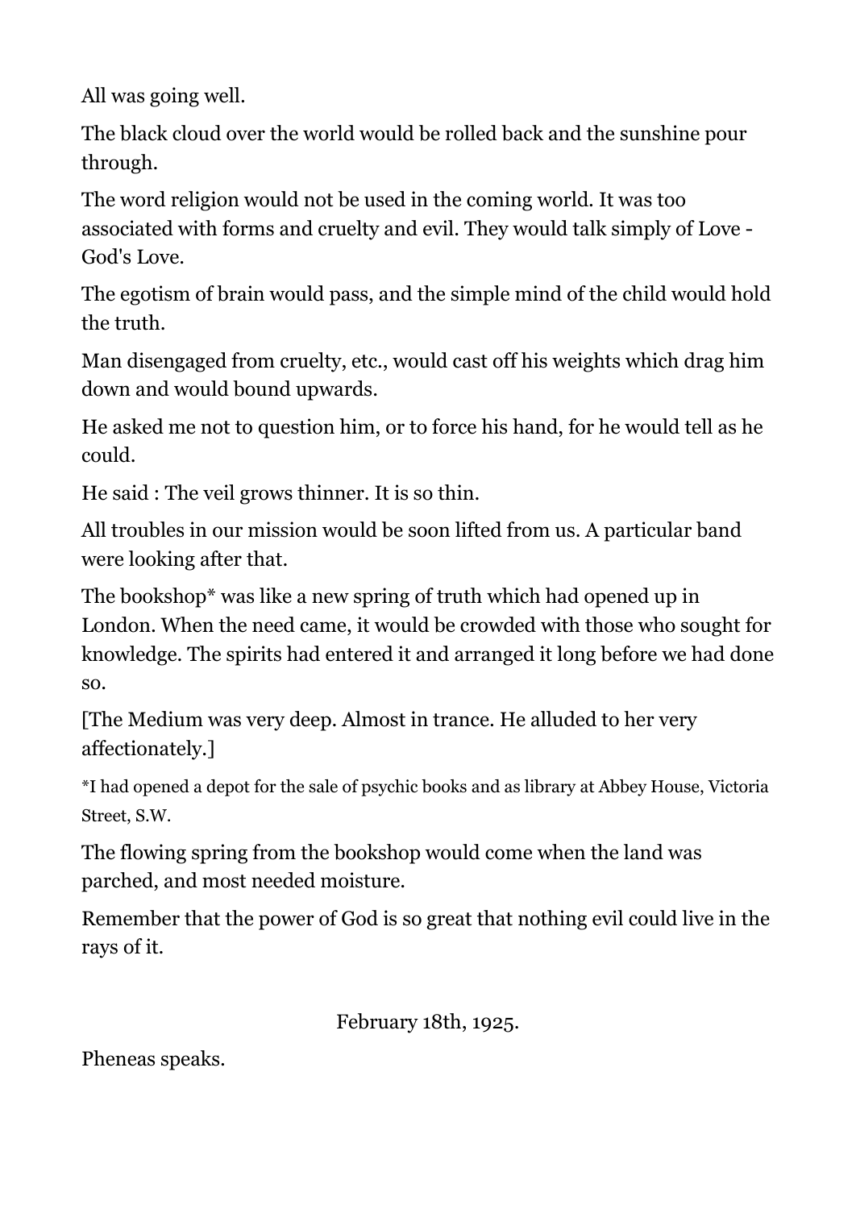All was going well.

The black cloud over the world would be rolled back and the sunshine pour through.

The word religion would not be used in the coming world. It was too associated with forms and cruelty and evil. They would talk simply of Love - God's Love.

The egotism of brain would pass, and the simple mind of the child would hold the truth.

Man disengaged from cruelty, etc., would cast off his weights which drag him down and would bound upwards.

He asked me not to question him, or to force his hand, for he would tell as he could.

He said : The veil grows thinner. It is so thin.

All troubles in our mission would be soon lifted from us. A particular band were looking after that.

The bookshop* was like a new spring of truth which had opened up in London. When the need came, it would be crowded with those who sought for knowledge. The spirits had entered it and arranged it long before we had done so.

[The Medium was very deep. Almost in trance. He alluded to her very affectionately.]

*I had opened a depot for the sale of psychic books and as library at Abbey House, Victoria Street, S.W.

The flowing spring from the bookshop would come when the land was parched, and most needed moisture.

Remember that the power of God is so great that nothing evil could live in the rays of it.

February 18th, 1925.

Pheneas speaks.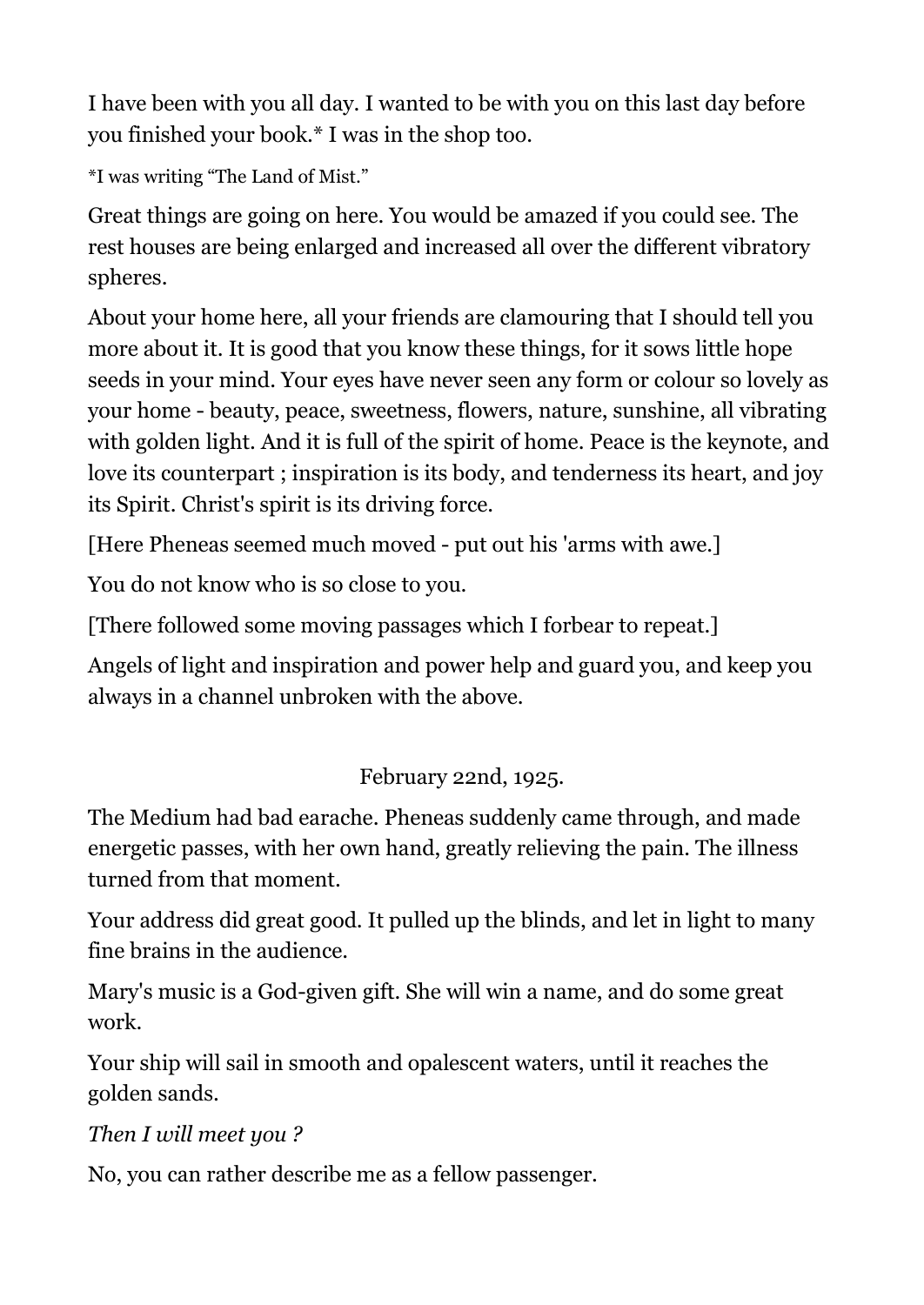I have been with you all day. I wanted to be with you on this last day before you finished your book.* I was in the shop too.

*I was writing "The Land of Mist."

Great things are going on here. You would be amazed if you could see. The rest houses are being enlarged and increased all over the different vibratory spheres.

About your home here, all your friends are clamouring that I should tell you more about it. It is good that you know these things, for it sows little hope seeds in your mind. Your eyes have never seen any form or colour so lovely as your home - beauty, peace, sweetness, flowers, nature, sunshine, all vibrating with golden light. And it is full of the spirit of home. Peace is the keynote, and love its counterpart ; inspiration is its body, and tenderness its heart, and joy its Spirit. Christ's spirit is its driving force.

[Here Pheneas seemed much moved - put out his 'arms with awe.]

You do not know who is so close to you.

[There followed some moving passages which I forbear to repeat.]

Angels of light and inspiration and power help and guard you, and keep you always in a channel unbroken with the above.

February 22nd, 1925.

The Medium had bad earache. Pheneas suddenly came through, and made energetic passes, with her own hand, greatly relieving the pain. The illness turned from that moment.

Your address did great good. It pulled up the blinds, and let in light to many fine brains in the audience.

Mary's music is a God-given gift. She will win a name, and do some great work.

Your ship will sail in smooth and opalescent waters, until it reaches the golden sands.

*Then I will meet you ?*

No, you can rather describe me as a fellow passenger.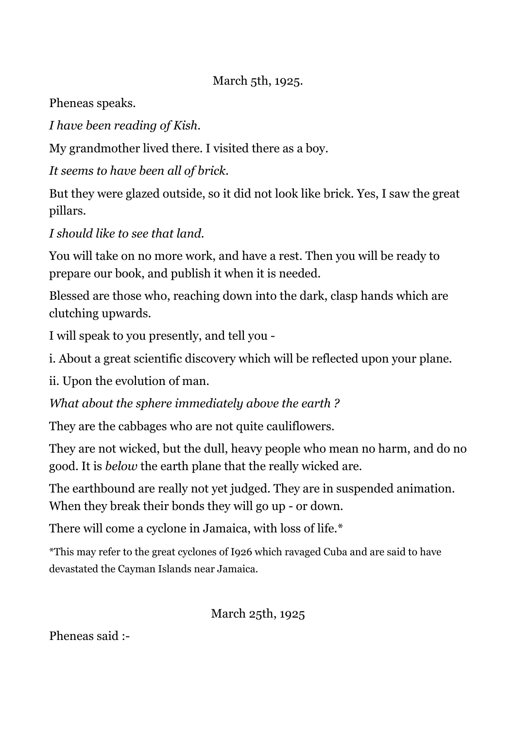March 5th, 1925.

Pheneas speaks.

*I have been reading of Kish.*

My grandmother lived there. I visited there as a boy.

*It seems to have been all of brick.*

But they were glazed outside, so it did not look like brick. Yes, I saw the great pillars.

*I should like to see that land.*

You will take on no more work, and have a rest. Then you will be ready to prepare our book, and publish it when it is needed.

Blessed are those who, reaching down into the dark, clasp hands which are clutching upwards.

I will speak to you presently, and tell you -

i. About a great scientific discovery which will be reflected upon your plane.

ii. Upon the evolution of man.

*What about the sphere immediately above the earth ?*

They are the cabbages who are not quite cauliflowers.

They are not wicked, but the dull, heavy people who mean no harm, and do no good. It is *below* the earth plane that the really wicked are.

The earthbound are really not yet judged. They are in suspended animation. When they break their bonds they will go up - or down.

There will come a cyclone in Jamaica, with loss of life.*

*This may refer to the great cyclones of I926 which ravaged Cuba and are said to have devastated the Cayman Islands near Jamaica.

March 25th, 1925

Pheneas said :-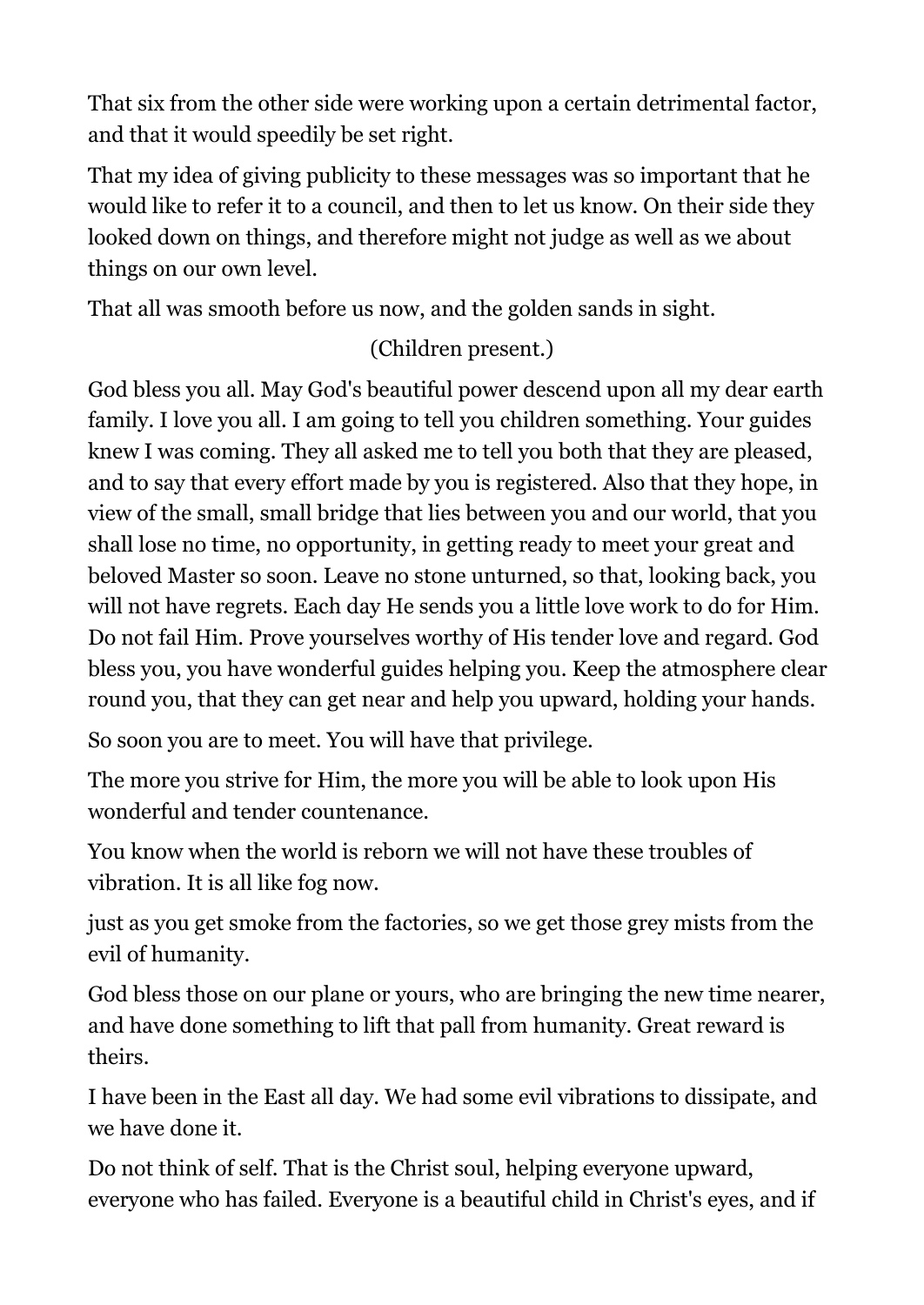That six from the other side were working upon a certain detrimental factor, and that it would speedily be set right.

That my idea of giving publicity to these messages was so important that he would like to refer it to a council, and then to let us know. On their side they looked down on things, and therefore might not judge as well as we about things on our own level.

That all was smooth before us now, and the golden sands in sight.

(Children present.)

God bless you all. May God's beautiful power descend upon all my dear earth family. I love you all. I am going to tell you children something. Your guides knew I was coming. They all asked me to tell you both that they are pleased, and to say that every effort made by you is registered. Also that they hope, in view of the small, small bridge that lies between you and our world, that you shall lose no time, no opportunity, in getting ready to meet your great and beloved Master so soon. Leave no stone unturned, so that, looking back, you will not have regrets. Each day He sends you a little love work to do for Him. Do not fail Him. Prove yourselves worthy of His tender love and regard. God bless you, you have wonderful guides helping you. Keep the atmosphere clear round you, that they can get near and help you upward, holding your hands.

So soon you are to meet. You will have that privilege.

The more you strive for Him, the more you will be able to look upon His wonderful and tender countenance.

You know when the world is reborn we will not have these troubles of vibration. It is all like fog now.

just as you get smoke from the factories, so we get those grey mists from the evil of humanity.

God bless those on our plane or yours, who are bringing the new time nearer, and have done something to lift that pall from humanity. Great reward is theirs.

I have been in the East all day. We had some evil vibrations to dissipate, and we have done it.

Do not think of self. That is the Christ soul, helping everyone upward, everyone who has failed. Everyone is a beautiful child in Christ's eyes, and if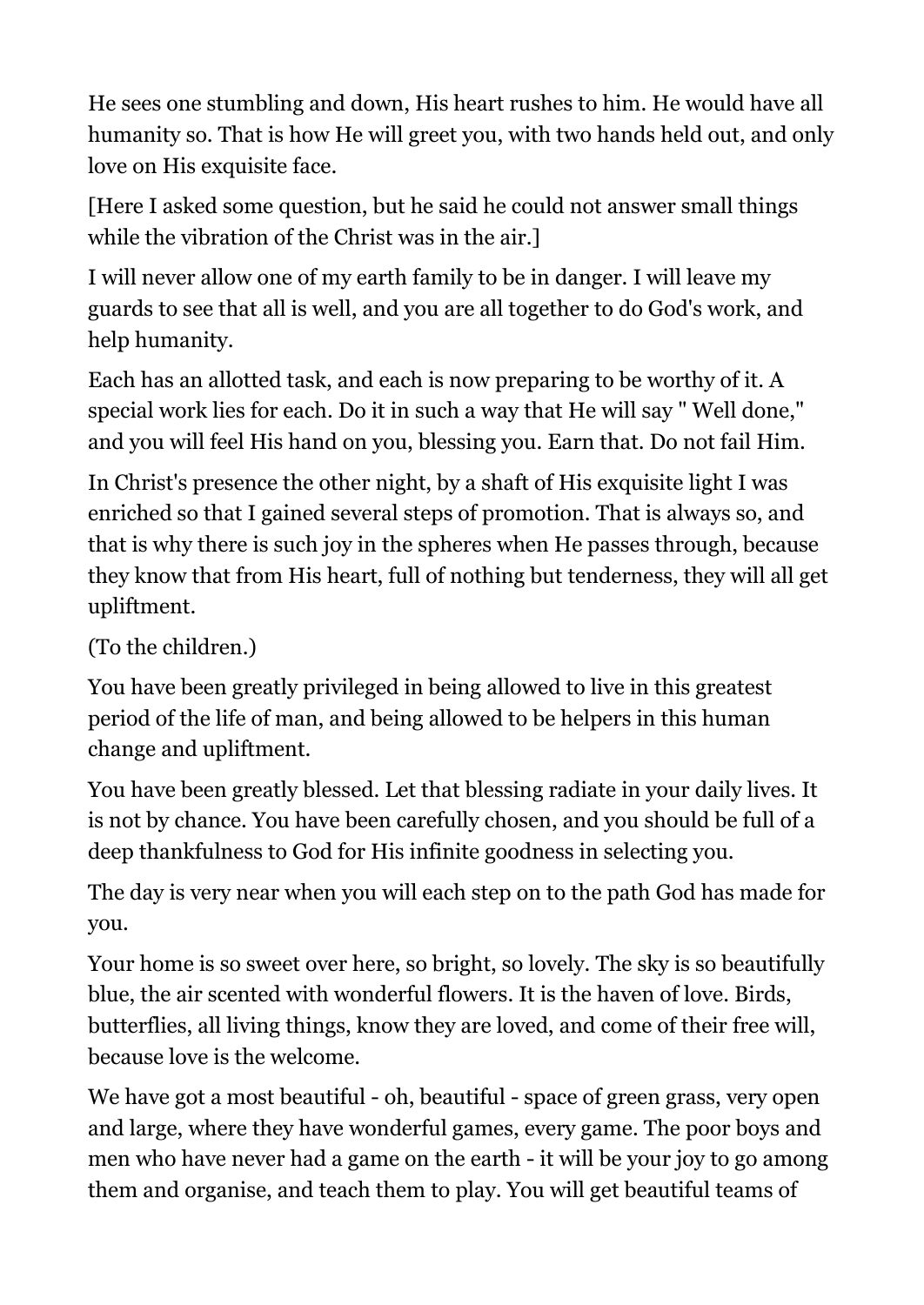He sees one stumbling and down, His heart rushes to him. He would have all humanity so. That is how He will greet you, with two hands held out, and only love on His exquisite face.

[Here I asked some question, but he said he could not answer small things while the vibration of the Christ was in the air.]

I will never allow one of my earth family to be in danger. I will leave my guards to see that all is well, and you are all together to do God's work, and help humanity.

Each has an allotted task, and each is now preparing to be worthy of it. A special work lies for each. Do it in such a way that He will say " Well done," and you will feel His hand on you, blessing you. Earn that. Do not fail Him.

In Christ's presence the other night, by a shaft of His exquisite light I was enriched so that I gained several steps of promotion. That is always so, and that is why there is such joy in the spheres when He passes through, because they know that from His heart, full of nothing but tenderness, they will all get upliftment.

(To the children.)

You have been greatly privileged in being allowed to live in this greatest period of the life of man, and being allowed to be helpers in this human change and upliftment.

You have been greatly blessed. Let that blessing radiate in your daily lives. It is not by chance. You have been carefully chosen, and you should be full of a deep thankfulness to God for His infinite goodness in selecting you.

The day is very near when you will each step on to the path God has made for you.

Your home is so sweet over here, so bright, so lovely. The sky is so beautifully blue, the air scented with wonderful flowers. It is the haven of love. Birds, butterflies, all living things, know they are loved, and come of their free will, because love is the welcome.

We have got a most beautiful - oh, beautiful - space of green grass, very open and large, where they have wonderful games, every game. The poor boys and men who have never had a game on the earth - it will be your joy to go among them and organise, and teach them to play. You will get beautiful teams of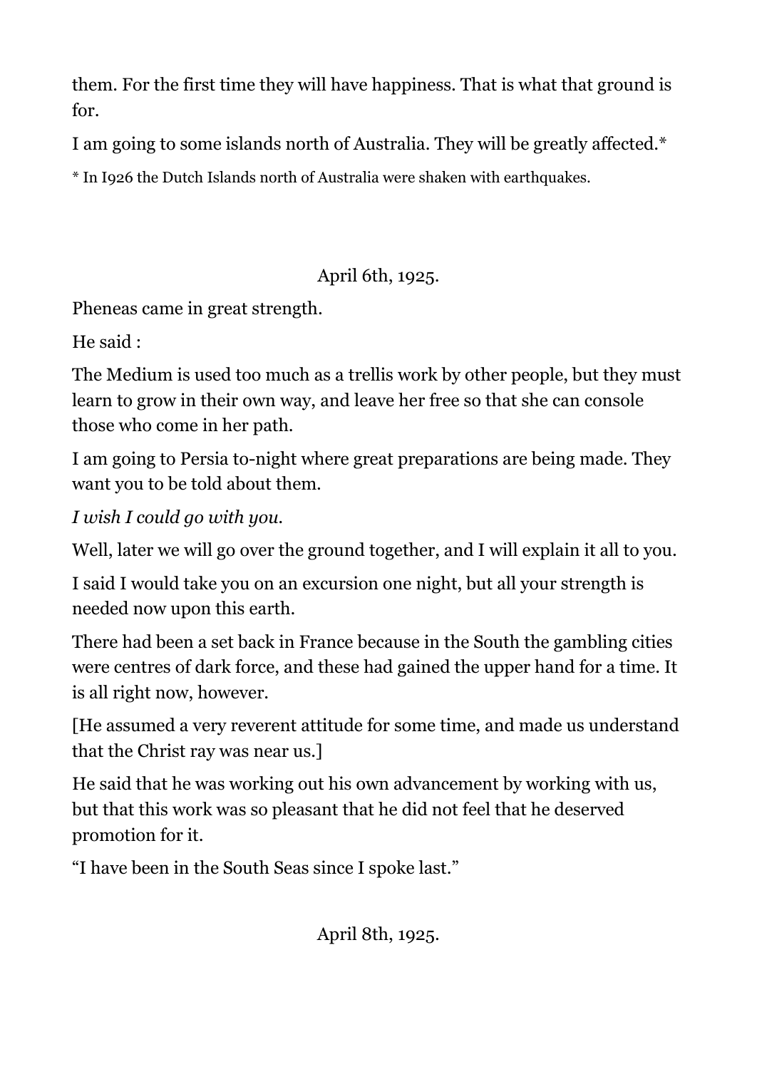them. For the first time they will have happiness. That is what that ground is for.

I am going to some islands north of Australia. They will be greatly affected.*

* In I926 the Dutch Islands north of Australia were shaken with earthquakes.

April 6th, 1925.

Pheneas came in great strength.

He said :

The Medium is used too much as a trellis work by other people, but they must learn to grow in their own way, and leave her free so that she can console those who come in her path.

I am going to Persia to-night where great preparations are being made. They want you to be told about them.

*I wish I could go with you.*

Well, later we will go over the ground together, and I will explain it all to you.

I said I would take you on an excursion one night, but all your strength is needed now upon this earth.

There had been a set back in France because in the South the gambling cities were centres of dark force, and these had gained the upper hand for a time. It is all right now, however.

[He assumed a very reverent attitude for some time, and made us understand that the Christ ray was near us.]

He said that he was working out his own advancement by working with us, but that this work was so pleasant that he did not feel that he deserved promotion for it.

"I have been in the South Seas since I spoke last."

April 8th, 1925.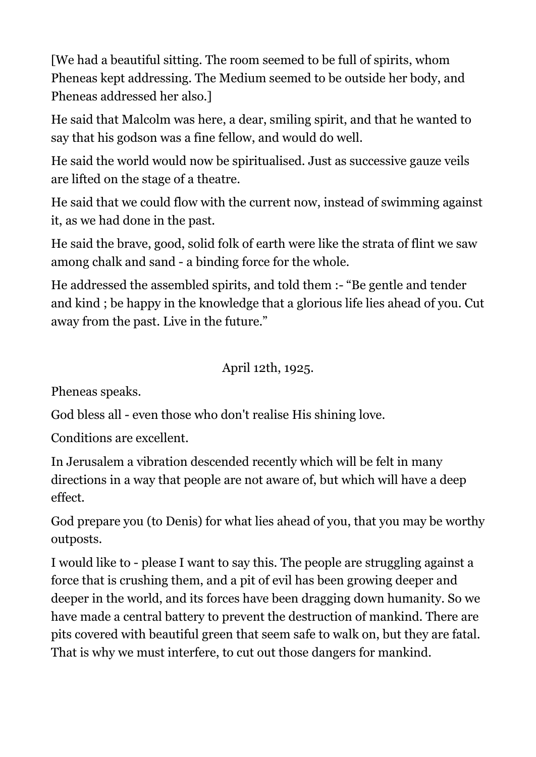[We had a beautiful sitting. The room seemed to be full of spirits, whom Pheneas kept addressing. The Medium seemed to be outside her body, and Pheneas addressed her also.]

He said that Malcolm was here, a dear, smiling spirit, and that he wanted to say that his godson was a fine fellow, and would do well.

He said the world would now be spiritualised. Just as successive gauze veils are lifted on the stage of a theatre.

He said that we could flow with the current now, instead of swimming against it, as we had done in the past.

He said the brave, good, solid folk of earth were like the strata of flint we saw among chalk and sand - a binding force for the whole.

He addressed the assembled spirits, and told them :- "Be gentle and tender and kind ; be happy in the knowledge that a glorious life lies ahead of you. Cut away from the past. Live in the future."

April 12th, 1925.

Pheneas speaks.

God bless all - even those who don't realise His shining love.

Conditions are excellent.

In Jerusalem a vibration descended recently which will be felt in many directions in a way that people are not aware of, but which will have a deep effect.

God prepare you (to Denis) for what lies ahead of you, that you may be worthy outposts.

I would like to - please I want to say this. The people are struggling against a force that is crushing them, and a pit of evil has been growing deeper and deeper in the world, and its forces have been dragging down humanity. So we have made a central battery to prevent the destruction of mankind. There are pits covered with beautiful green that seem safe to walk on, but they are fatal. That is why we must interfere, to cut out those dangers for mankind.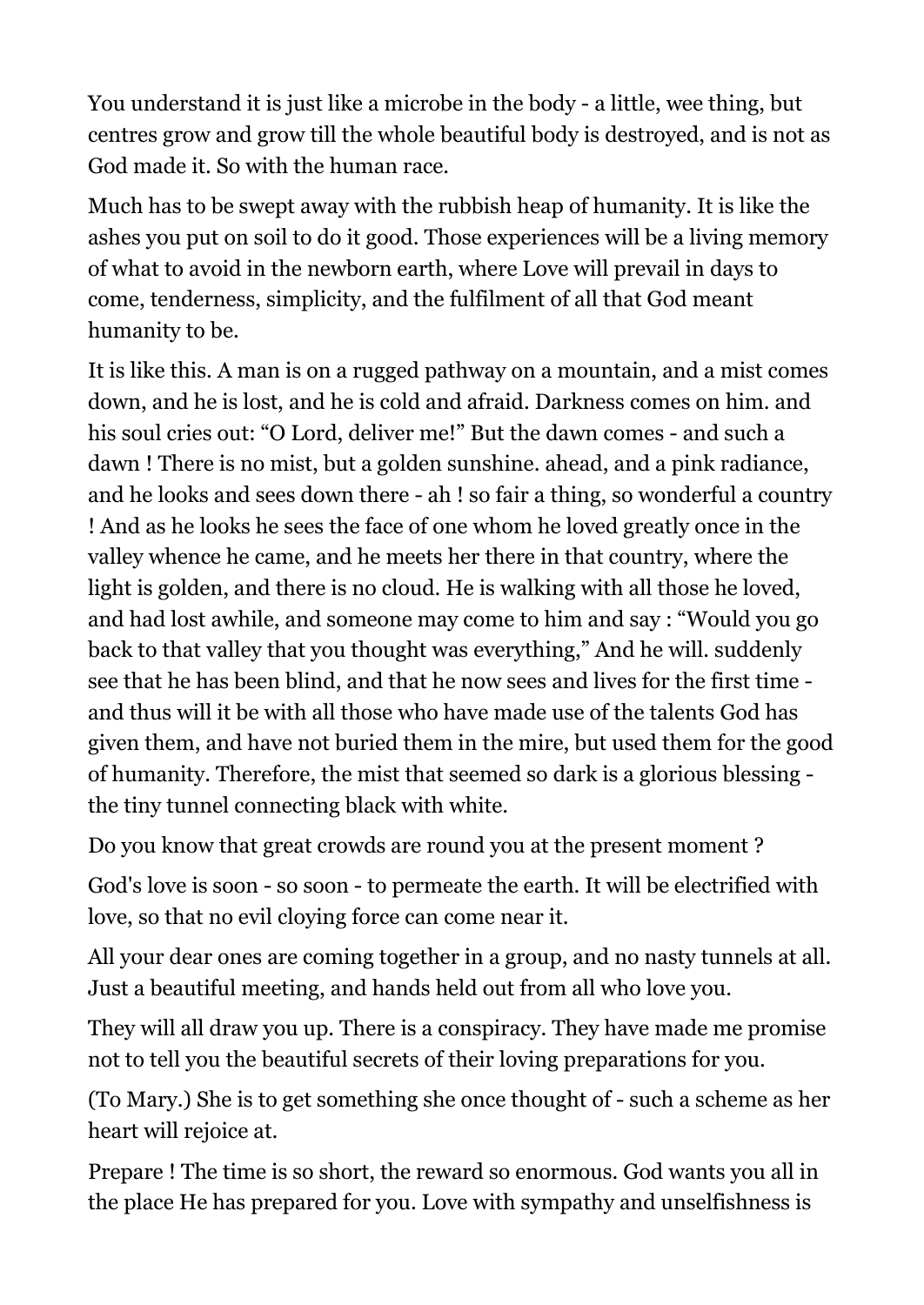You understand it is just like a microbe in the body - a little, wee thing, but centres grow and grow till the whole beautiful body is destroyed, and is not as God made it. So with the human race.

Much has to be swept away with the rubbish heap of humanity. It is like the ashes you put on soil to do it good. Those experiences will be a living memory of what to avoid in the newborn earth, where Love will prevail in days to come, tenderness, simplicity, and the fulfilment of all that God meant humanity to be.

It is like this. A man is on a rugged pathway on a mountain, and a mist comes down, and he is lost, and he is cold and afraid. Darkness comes on him. and his soul cries out: "O Lord, deliver me!" But the dawn comes - and such a dawn ! There is no mist, but a golden sunshine. ahead, and a pink radiance, and he looks and sees down there - ah ! so fair a thing, so wonderful a country ! And as he looks he sees the face of one whom he loved greatly once in the valley whence he came, and he meets her there in that country, where the light is golden, and there is no cloud. He is walking with all those he loved, and had lost awhile, and someone may come to him and say : "Would you go back to that valley that you thought was everything," And he will. suddenly see that he has been blind, and that he now sees and lives for the first time - and thus will it be with all those who have made use of the talents God has given them, and have not buried them in the mire, but used them for the good of humanity. Therefore, the mist that seemed so dark is a glorious blessing - the tiny tunnel connecting black with white.

Do you know that great crowds are round you at the present moment ?

God's love is soon - so soon - to permeate the earth. It will be electrified with love, so that no evil cloying force can come near it.

All your dear ones are coming together in a group, and no nasty tunnels at all. Just a beautiful meeting, and hands held out from all who love you.

They will all draw you up. There is a conspiracy. They have made me promise not to tell you the beautiful secrets of their loving preparations for you.

(To Mary.) She is to get something she once thought of - such a scheme as her heart will rejoice at.

Prepare ! The time is so short, the reward so enormous. God wants you all in the place He has prepared for you. Love with sympathy and unselfishness is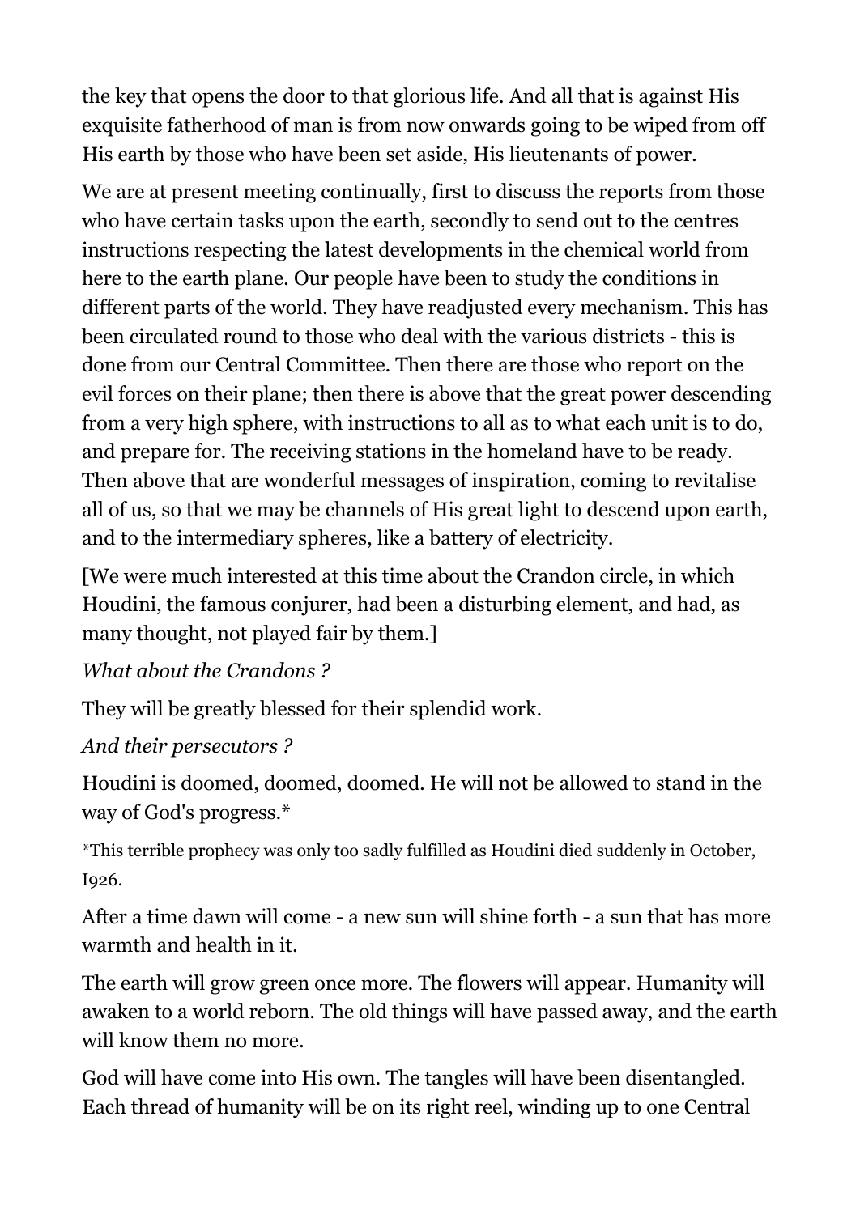the key that opens the door to that glorious life. And all that is against His exquisite fatherhood of man is from now onwards going to be wiped from off His earth by those who have been set aside, His lieutenants of power.

We are at present meeting continually, first to discuss the reports from those who have certain tasks upon the earth, secondly to send out to the centres instructions respecting the latest developments in the chemical world from here to the earth plane. Our people have been to study the conditions in different parts of the world. They have readjusted every mechanism. This has been circulated round to those who deal with the various districts - this is done from our Central Committee. Then there are those who report on the evil forces on their plane; then there is above that the great power descending from a very high sphere, with instructions to all as to what each unit is to do, and prepare for. The receiving stations in the homeland have to be ready. Then above that are wonderful messages of inspiration, coming to revitalise all of us, so that we may be channels of His great light to descend upon earth, and to the intermediary spheres, like a battery of electricity.

[We were much interested at this time about the Crandon circle, in which Houdini, the famous conjurer, had been a disturbing element, and had, as many thought, not played fair by them.]

*What about the Crandons ?*

They will be greatly blessed for their splendid work.

*And their persecutors ?*

Houdini is doomed, doomed, doomed. He will not be allowed to stand in the way of God's progress.*

*This terrible prophecy was only too sadly fulfilled as Houdini died suddenly in October, I926.

After a time dawn will come - a new sun will shine forth - a sun that has more warmth and health in it.

The earth will grow green once more. The flowers will appear. Humanity will awaken to a world reborn. The old things will have passed away, and the earth will know them no more.

God will have come into His own. The tangles will have been disentangled. Each thread of humanity will be on its right reel, winding up to one Central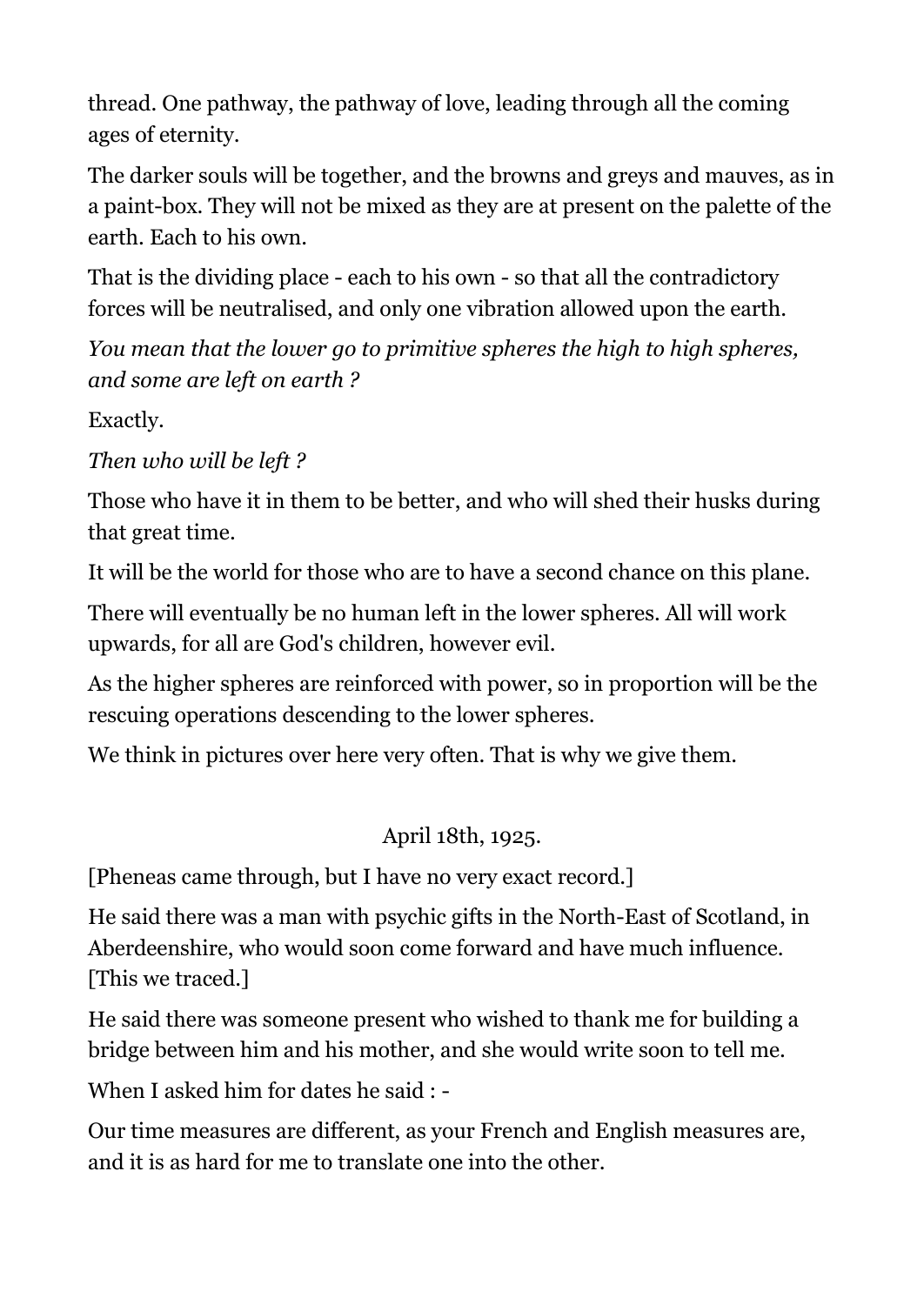thread. One pathway, the pathway of love, leading through all the coming ages of eternity.

The darker souls will be together, and the browns and greys and mauves, as in a paint-box. They will not be mixed as they are at present on the palette of the earth. Each to his own.

That is the dividing place - each to his own - so that all the contradictory forces will be neutralised, and only one vibration allowed upon the earth.

*You mean that the lower go to primitive spheres the high to high spheres, and some are left on earth ?*

Exactly.

*Then who will be left ?*

Those who have it in them to be better, and who will shed their husks during that great time.

It will be the world for those who are to have a second chance on this plane.

There will eventually be no human left in the lower spheres. All will work upwards, for all are God's children, however evil.

As the higher spheres are reinforced with power, so in proportion will be the rescuing operations descending to the lower spheres.

We think in pictures over here very often. That is why we give them.

April 18th, 1925.

[Pheneas came through, but I have no very exact record.]

He said there was a man with psychic gifts in the North-East of Scotland, in Aberdeenshire, who would soon come forward and have much influence. [This we traced.]

He said there was someone present who wished to thank me for building a bridge between him and his mother, and she would write soon to tell me.

When I asked him for dates he said : -

Our time measures are different, as your French and English measures are, and it is as hard for me to translate one into the other.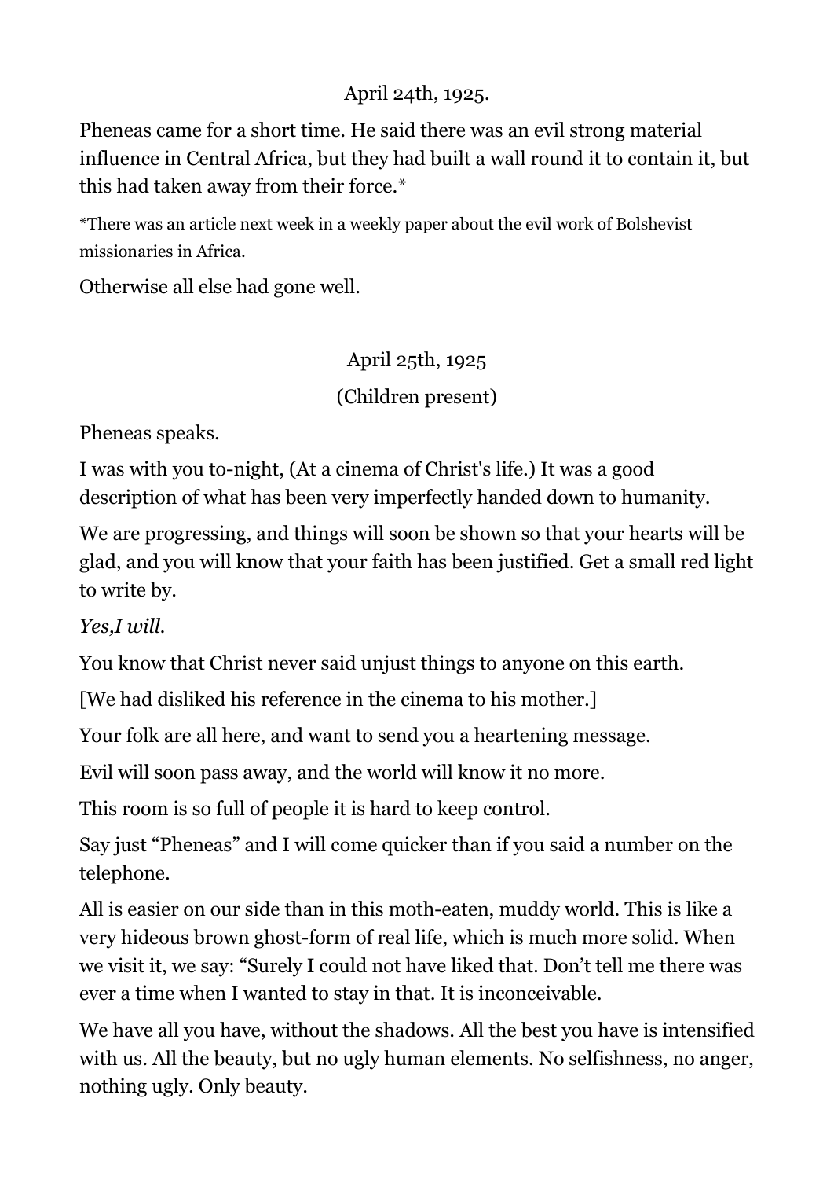April 24th, 1925.

Pheneas came for a short time. He said there was an evil strong material influence in Central Africa, but they had built a wall round it to contain it, but this had taken away from their force.*

*There was an article next week in a weekly paper about the evil work of Bolshevist missionaries in Africa.

Otherwise all else had gone well.

April 25th, 1925

(Children present)

Pheneas speaks.

I was with you to-night, (At a cinema of Christ's life.) It was a good description of what has been very imperfectly handed down to humanity.

We are progressing, and things will soon be shown so that your hearts will be glad, and you will know that your faith has been justified. Get a small red light to write by.

*Yes,I will.*

You know that Christ never said unjust things to anyone on this earth.

[We had disliked his reference in the cinema to his mother.]

Your folk are all here, and want to send you a heartening message.

Evil will soon pass away, and the world will know it no more.

This room is so full of people it is hard to keep control.

Say just “Pheneas” and I will come quicker than if you said a number on the telephone.

All is easier on our side than in this moth-eaten, muddy world. This is like a very hideous brown ghost-form of real life, which is much more solid. When we visit it, we say: “Surely I could not have liked that. Don’t tell me there was ever a time when I wanted to stay in that. It is inconceivable.

We have all you have, without the shadows. All the best you have is intensified with us. All the beauty, but no ugly human elements. No selfishness, no anger, nothing ugly. Only beauty.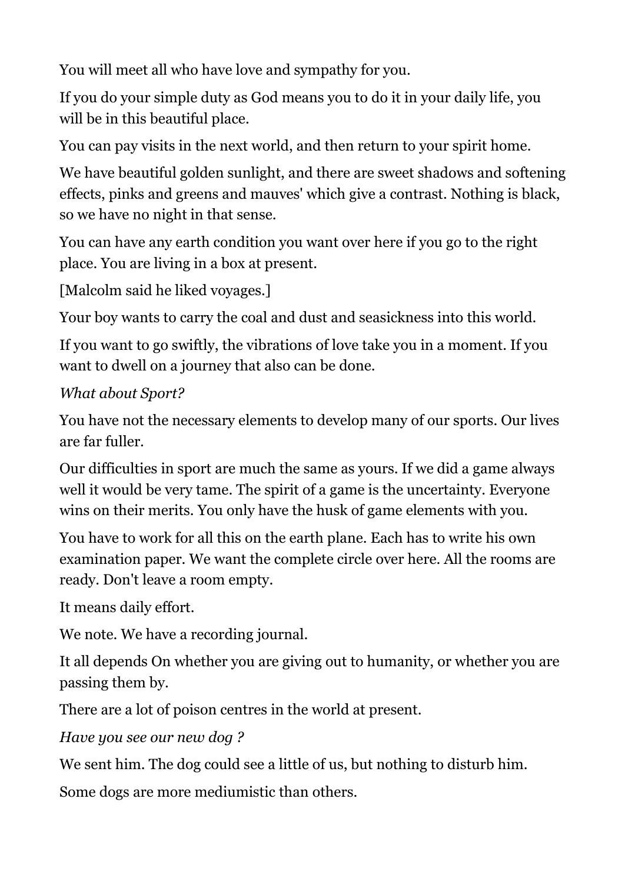You will meet all who have love and sympathy for you.

If you do your simple duty as God means you to do it in your daily life, you will be in this beautiful place.

You can pay visits in the next world, and then return to your spirit home.

We have beautiful golden sunlight, and there are sweet shadows and softening effects, pinks and greens and mauves' which give a contrast. Nothing is black, so we have no night in that sense.

You can have any earth condition you want over here if you go to the right place. You are living in a box at present.

[Malcolm said he liked voyages.]

Your boy wants to carry the coal and dust and seasickness into this world.

If you want to go swiftly, the vibrations of love take you in a moment. If you want to dwell on a journey that also can be done.

*What about Sport?*

You have not the necessary elements to develop many of our sports. Our lives are far fuller.

Our difficulties in sport are much the same as yours. If we did a game always well it would be very tame. The spirit of a game is the uncertainty. Everyone wins on their merits. You only have the husk of game elements with you.

You have to work for all this on the earth plane. Each has to write his own examination paper. We want the complete circle over here. All the rooms are ready. Don't leave a room empty.

It means daily effort.

We note. We have a recording journal.

It all depends On whether you are giving out to humanity, or whether you are passing them by.

There are a lot of poison centres in the world at present.

*Have you see our new dog ?*

We sent him. The dog could see a little of us, but nothing to disturb him.

Some dogs are more mediumistic than others.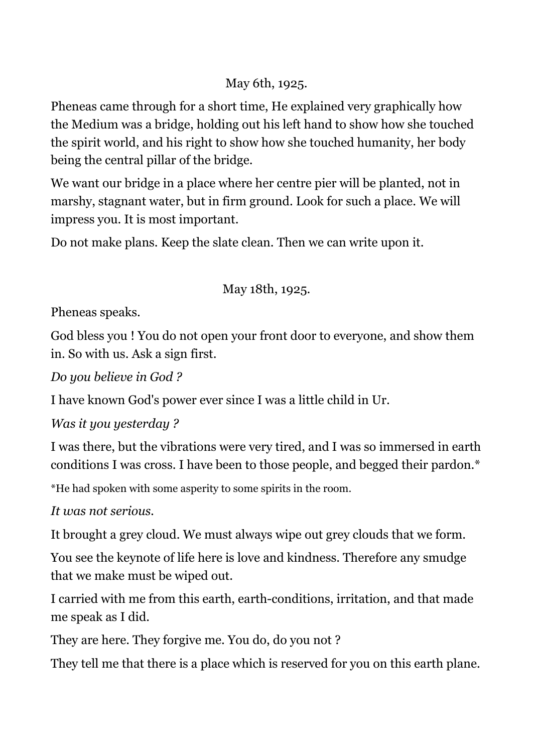May 6th, 1925.

Pheneas came through for a short time, He explained very graphically how the Medium was a bridge, holding out his left hand to show how she touched the spirit world, and his right to show how she touched humanity, her body being the central pillar of the bridge.

We want our bridge in a place where her centre pier will be planted, not in marshy, stagnant water, but in firm ground. Look for such a place. We will impress you. It is most important.

Do not make plans. Keep the slate clean. Then we can write upon it.

May 18th, 1925.

Pheneas speaks.

God bless you ! You do not open your front door to everyone, and show them in. So with us. Ask a sign first.

*Do you believe in God ?*

I have known God's power ever since I was a little child in Ur.

*Was it you yesterday ?*

I was there, but the vibrations were very tired, and I was so immersed in earth conditions I was cross. I have been to those people, and begged their pardon.*

*He had spoken with some asperity to some spirits in the room.

*It was not serious.*

It brought a grey cloud. We must always wipe out grey clouds that we form.

You see the keynote of life here is love and kindness. Therefore any smudge that we make must be wiped out.

I carried with me from this earth, earth-conditions, irritation, and that made me speak as I did.

They are here. They forgive me. You do, do you not ?

They tell me that there is a place which is reserved for you on this earth plane.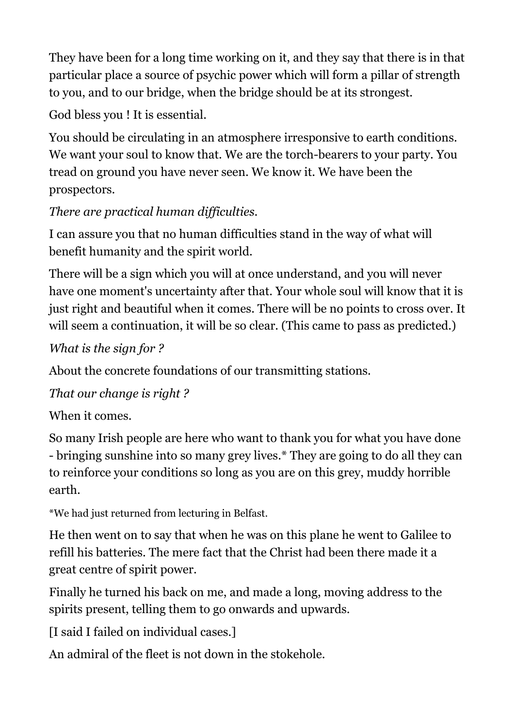They have been for a long time working on it, and they say that there is in that particular place a source of psychic power which will form a pillar of strength to you, and to our bridge, when the bridge should be at its strongest.

God bless you ! It is essential.

You should be circulating in an atmosphere irresponsive to earth conditions. We want your soul to know that. We are the torch-bearers to your party. You tread on ground you have never seen. We know it. We have been the prospectors.

*There are practical human difficulties.*

I can assure you that no human difficulties stand in the way of what will benefit humanity and the spirit world.

There will be a sign which you will at once understand, and you will never have one moment's uncertainty after that. Your whole soul will know that it is just right and beautiful when it comes. There will be no points to cross over. It will seem a continuation, it will be so clear. (This came to pass as predicted.)

*What is the sign for ?*

About the concrete foundations of our transmitting stations.

*That our change is right ?*

When it comes.

So many Irish people are here who want to thank you for what you have done - bringing sunshine into so many grey lives.* They are going to do all they can to reinforce your conditions so long as you are on this grey, muddy horrible earth.

*We had just returned from lecturing in Belfast.

He then went on to say that when he was on this plane he went to Galilee to refill his batteries. The mere fact that the Christ had been there made it a great centre of spirit power.

Finally he turned his back on me, and made a long, moving address to the spirits present, telling them to go onwards and upwards.

[I said I failed on individual cases.]

An admiral of the fleet is not down in the stokehole.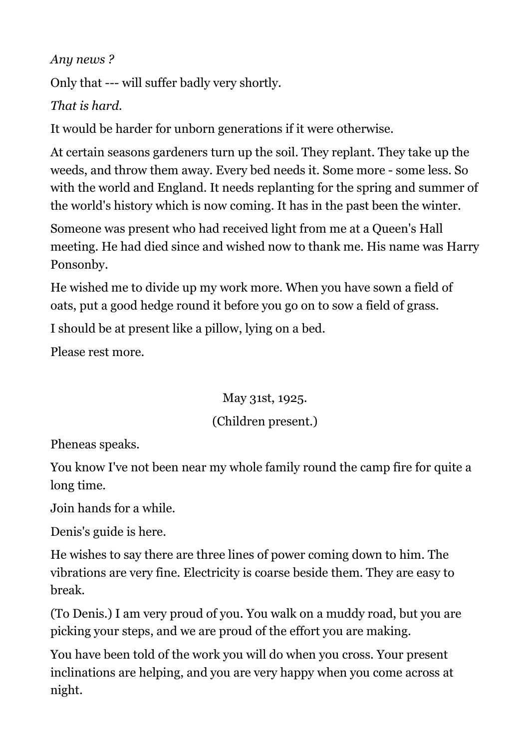*Any news ?*

Only that --- will suffer badly very shortly.

*That is hard.*

It would be harder for unborn generations if it were otherwise.

At certain seasons gardeners turn up the soil. They replant. They take up the weeds, and throw them away. Every bed needs it. Some more - some less. So with the world and England. It needs replanting for the spring and summer of the world's history which is now coming. It has in the past been the winter.

Someone was present who had received light from me at a Queen's Hall meeting. He had died since and wished now to thank me. His name was Harry Ponsonby.

He wished me to divide up my work more. When you have sown a field of oats, put a good hedge round it before you go on to sow a field of grass.

I should be at present like a pillow, lying on a bed.

Please rest more.

May 31st, 1925.

(Children present.)

Pheneas speaks.

You know I've not been near my whole family round the camp fire for quite a long time.

Join hands for a while.

Denis's guide is here.

He wishes to say there are three lines of power coming down to him. The vibrations are very fine. Electricity is coarse beside them. They are easy to break.

(To Denis.) I am very proud of you. You walk on a muddy road, but you are picking your steps, and we are proud of the effort you are making.

You have been told of the work you will do when you cross. Your present inclinations are helping, and you are very happy when you come across at night.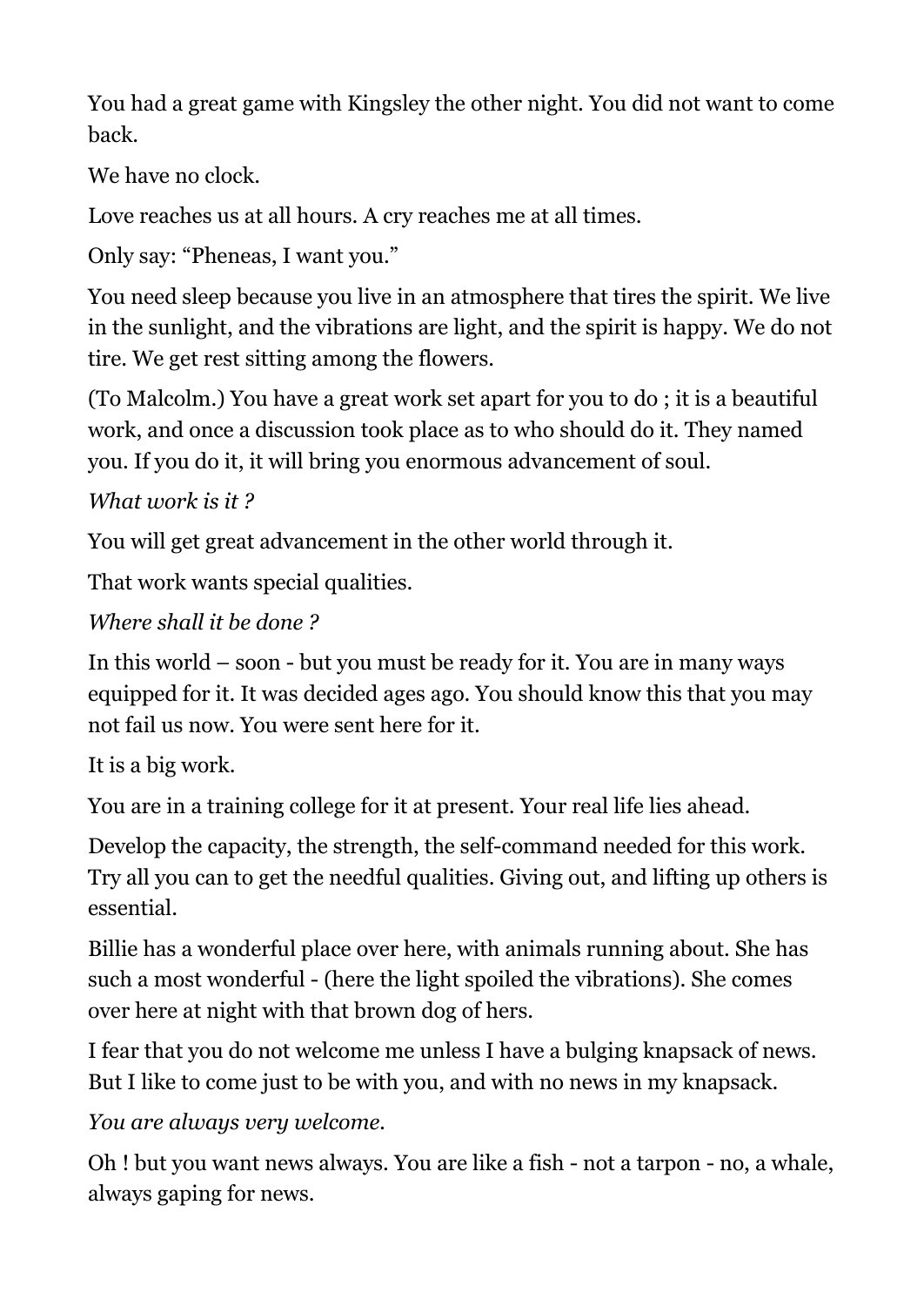You had a great game with Kingsley the other night. You did not want to come back.

We have no clock.

Love reaches us at all hours. A cry reaches me at all times.

Only say: "Pheneas, I want you."

You need sleep because you live in an atmosphere that tires the spirit. We live in the sunlight, and the vibrations are light, and the spirit is happy. We do not tire. We get rest sitting among the flowers.

(To Malcolm.) You have a great work set apart for you to do ; it is a beautiful work, and once a discussion took place as to who should do it. They named you. If you do it, it will bring you enormous advancement of soul.

*What work is it ?*

You will get great advancement in the other world through it.

That work wants special qualities.

*Where shall it be done ?*

In this world – soon - but you must be ready for it. You are in many ways equipped for it. It was decided ages ago. You should know this that you may not fail us now. You were sent here for it.

It is a big work.

You are in a training college for it at present. Your real life lies ahead.

Develop the capacity, the strength, the self-command needed for this work. Try all you can to get the needful qualities. Giving out, and lifting up others is essential.

Billie has a wonderful place over here, with animals running about. She has such a most wonderful - (here the light spoiled the vibrations). She comes over here at night with that brown dog of hers.

I fear that you do not welcome me unless I have a bulging knapsack of news. But I like to come just to be with you, and with no news in my knapsack.

*You are always very welcome.*

Oh ! but you want news always. You are like a fish - not a tarpon - no, a whale, always gaping for news.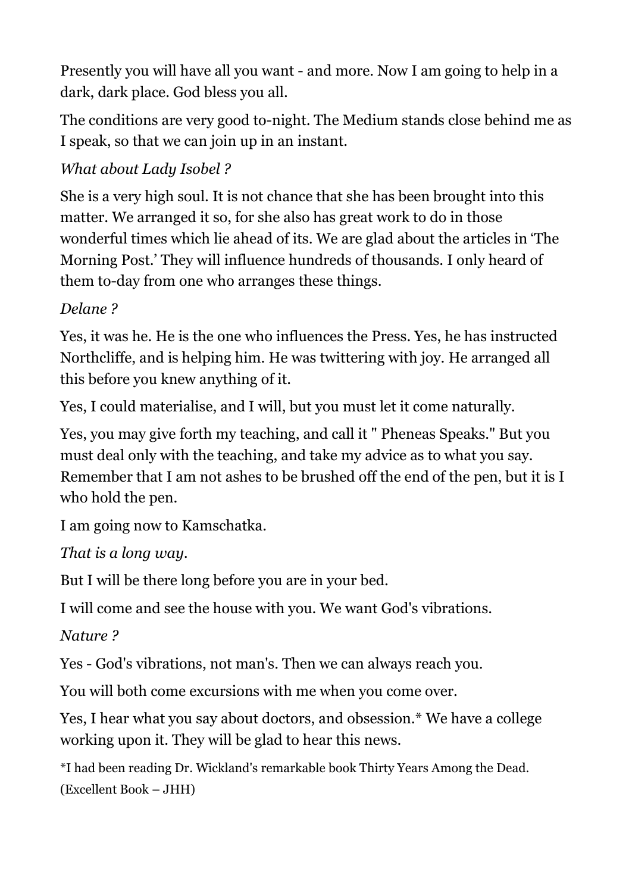Presently you will have all you want - and more. Now I am going to help in a dark, dark place. God bless you all.

The conditions are very good to-night. The Medium stands close behind me as I speak, so that we can join up in an instant.

*What about Lady Isobel ?*

She is a very high soul. It is not chance that she has been brought into this matter. We arranged it so, for she also has great work to do in those wonderful times which lie ahead of its. We are glad about the articles in 'The Morning Post.' They will influence hundreds of thousands. I only heard of them to-day from one who arranges these things.

*Delane ?*

Yes, it was he. He is the one who influences the Press. Yes, he has instructed Northcliffe, and is helping him. He was twittering with joy. He arranged all this before you knew anything of it.

Yes, I could materialise, and I will, but you must let it come naturally.

Yes, you may give forth my teaching, and call it " Pheneas Speaks." But you must deal only with the teaching, and take my advice as to what you say. Remember that I am not ashes to be brushed off the end of the pen, but it is I who hold the pen.

I am going now to Kamschatka.

*That is a long way.*

But I will be there long before you are in your bed.

I will come and see the house with you. We want God's vibrations.

*Nature ?*

Yes - God's vibrations, not man's. Then we can always reach you.

You will both come excursions with me when you come over.

Yes, I hear what you say about doctors, and obsession.* We have a college working upon it. They will be glad to hear this news.

*I had been reading Dr. Wickland's remarkable book Thirty Years Among the Dead. (Excellent Book – JHH)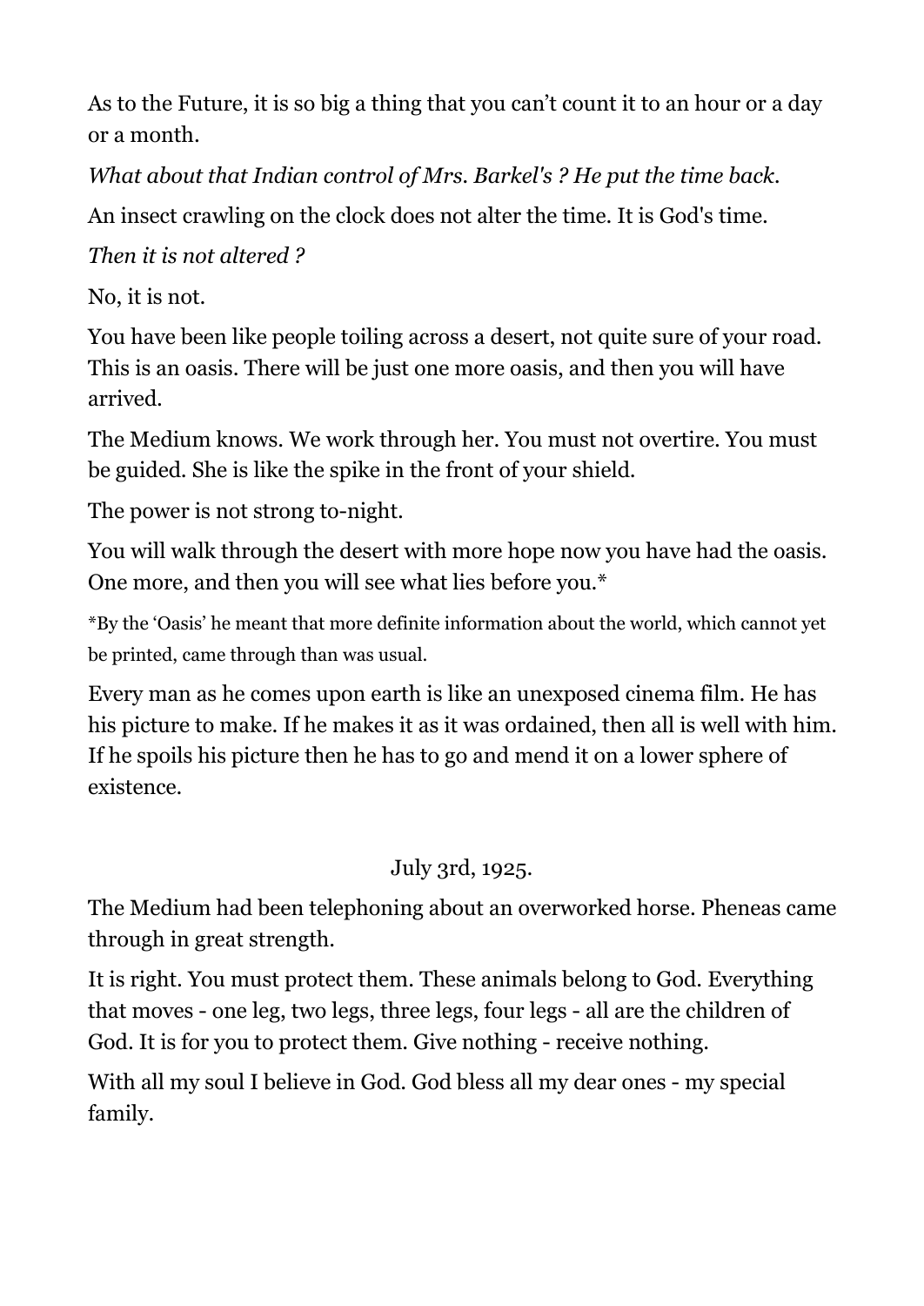As to the Future, it is so big a thing that you can’t count it to an hour or a day or a month.

*What about that Indian control of Mrs. Barkel's ? He put the time back.*

An insect crawling on the clock does not alter the time. It is God's time.

*Then it is not altered ?*

No, it is not.

You have been like people toiling across a desert, not quite sure of your road. This is an oasis. There will be just one more oasis, and then you will have arrived.

The Medium knows. We work through her. You must not overtire. You must be guided. She is like the spike in the front of your shield.

The power is not strong to-night.

You will walk through the desert with more hope now you have had the oasis. One more, and then you will see what lies before you.*

*By the ‘Oasis’ he meant that more definite information about the world, which cannot yet be printed, came through than was usual.

Every man as he comes upon earth is like an unexposed cinema film. He has his picture to make. If he makes it as it was ordained, then all is well with him. If he spoils his picture then he has to go and mend it on a lower sphere of existence.

July 3rd, 1925.

The Medium had been telephoning about an overworked horse. Pheneas came through in great strength.

It is right. You must protect them. These animals belong to God. Everything that moves - one leg, two legs, three legs, four legs - all are the children of God. It is for you to protect them. Give nothing - receive nothing.

With all my soul I believe in God. God bless all my dear ones - my special family.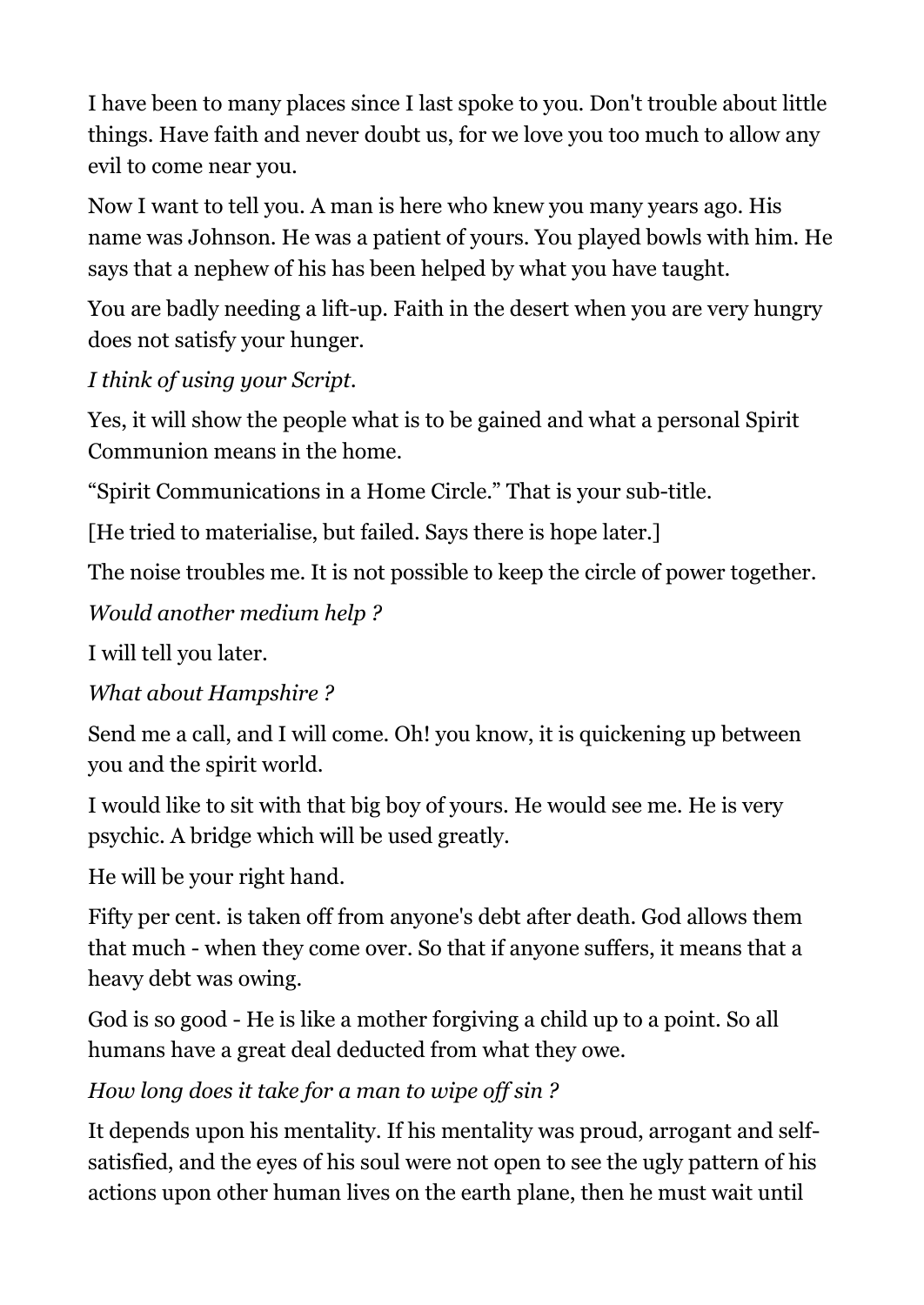I have been to many places since I last spoke to you. Don't trouble about little things. Have faith and never doubt us, for we love you too much to allow any evil to come near you.

Now I want to tell you. A man is here who knew you many years ago. His name was Johnson. He was a patient of yours. You played bowls with him. He says that a nephew of his has been helped by what you have taught.

You are badly needing a lift-up. Faith in the desert when you are very hungry does not satisfy your hunger.

*I think of using your Script.*

Yes, it will show the people what is to be gained and what a personal Spirit Communion means in the home.

“Spirit Communications in a Home Circle.” That is your sub-title.

[He tried to materialise, but failed. Says there is hope later.]

The noise troubles me. It is not possible to keep the circle of power together.

*Would another medium help ?*

I will tell you later.

*What about Hampshire ?*

Send me a call, and I will come. Oh! you know, it is quickening up between you and the spirit world.

I would like to sit with that big boy of yours. He would see me. He is very psychic. A bridge which will be used greatly.

He will be your right hand.

Fifty per cent. is taken off from anyone's debt after death. God allows them that much - when they come over. So that if anyone suffers, it means that a heavy debt was owing.

God is so good - He is like a mother forgiving a child up to a point. So all humans have a great deal deducted from what they owe.

*How long does it take for a man to wipe off sin ?*

It depends upon his mentality. If his mentality was proud, arrogant and self-satisfied, and the eyes of his soul were not open to see the ugly pattern of his actions upon other human lives on the earth plane, then he must wait until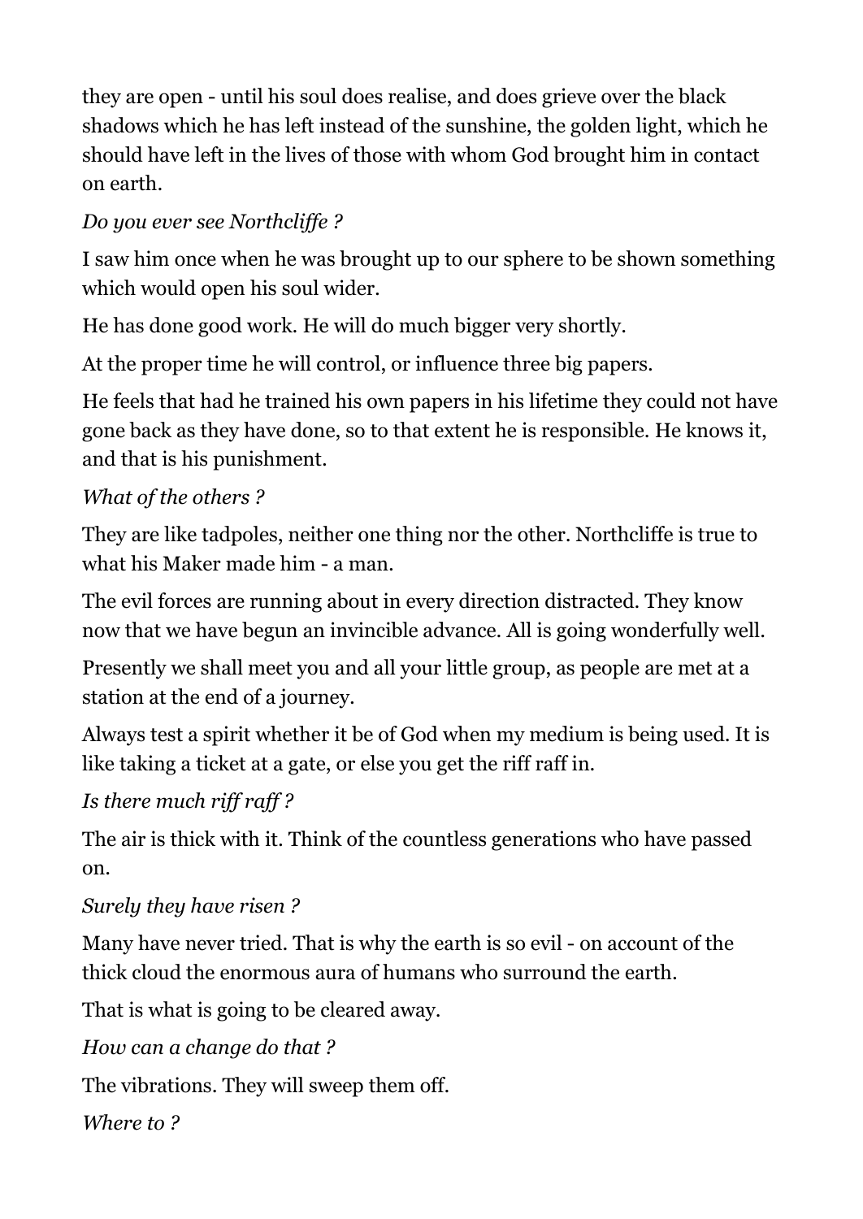they are open - until his soul does realise, and does grieve over the black shadows which he has left instead of the sunshine, the golden light, which he should have left in the lives of those with whom God brought him in contact on earth.

*Do you ever see Northcliffe ?*

I saw him once when he was brought up to our sphere to be shown something which would open his soul wider.

He has done good work. He will do much bigger very shortly.

At the proper time he will control, or influence three big papers.

He feels that had he trained his own papers in his lifetime they could not have gone back as they have done, so to that extent he is responsible. He knows it, and that is his punishment.

*What of the others ?*

They are like tadpoles, neither one thing nor the other. Northcliffe is true to what his Maker made him - a man.

The evil forces are running about in every direction distracted. They know now that we have begun an invincible advance. All is going wonderfully well.

Presently we shall meet you and all your little group, as people are met at a station at the end of a journey.

Always test a spirit whether it be of God when my medium is being used. It is like taking a ticket at a gate, or else you get the riff raff in.

*Is there much riff raff ?*

The air is thick with it. Think of the countless generations who have passed on.

*Surely they have risen ?*

Many have never tried. That is why the earth is so evil - on account of the thick cloud the enormous aura of humans who surround the earth.

That is what is going to be cleared away.

*How can a change do that ?*

The vibrations. They will sweep them off.

*Where to ?*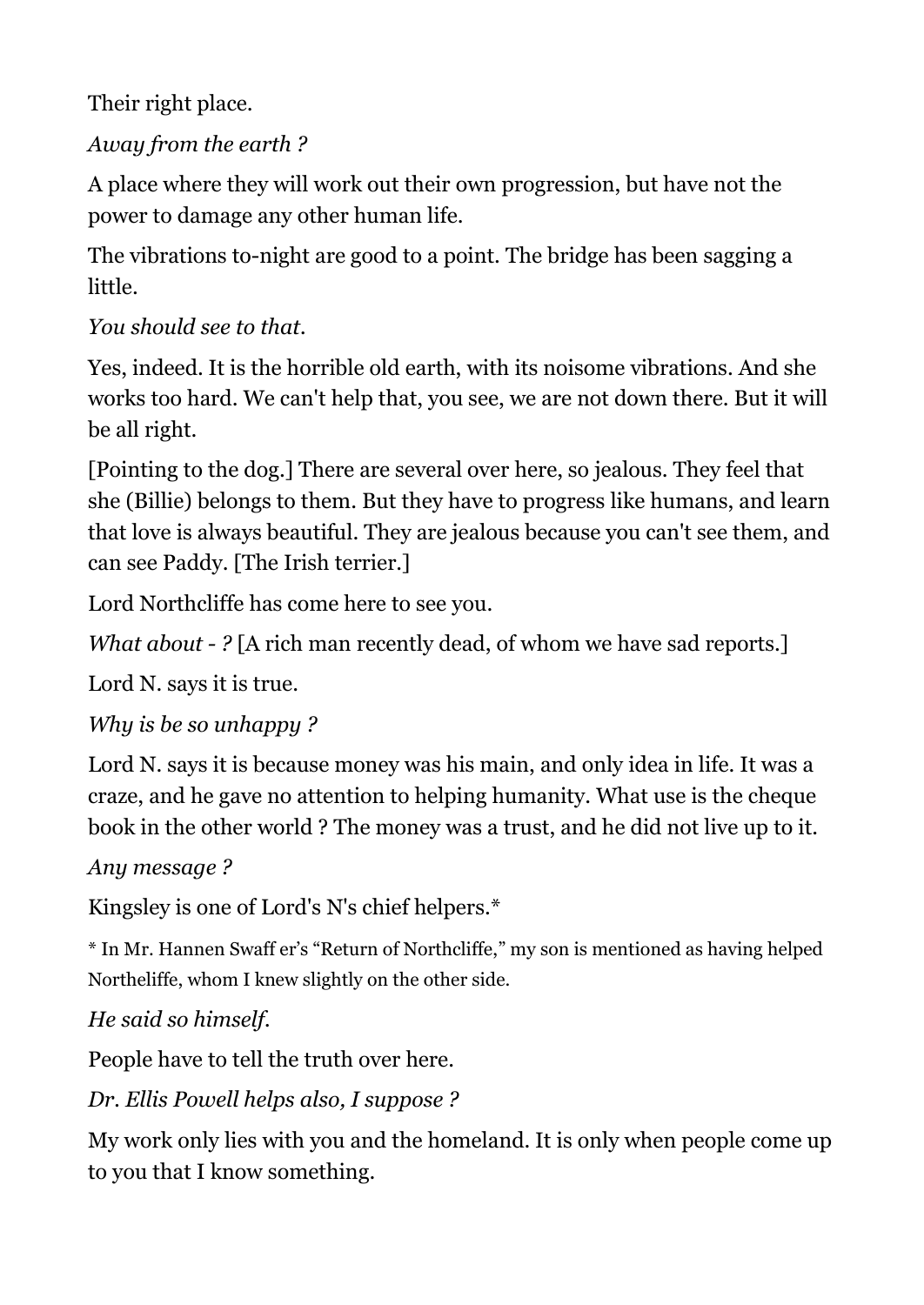Their right place.

*Away from the earth ?*

A place where they will work out their own progression, but have not the power to damage any other human life.

The vibrations to-night are good to a point. The bridge has been sagging a little.

*You should see to that.*

Yes, indeed. It is the horrible old earth, with its noisome vibrations. And she works too hard. We can't help that, you see, we are not down there. But it will be all right.

[Pointing to the dog.] There are several over here, so jealous. They feel that she (Billie) belongs to them. But they have to progress like humans, and learn that love is always beautiful. They are jealous because you can't see them, and can see Paddy. [The Irish terrier.]

Lord Northcliffe has come here to see you.

*What about - ?* [A rich man recently dead, of whom we have sad reports.]

Lord N. says it is true.

*Why is be so unhappy ?*

Lord N. says it is because money was his main, and only idea in life. It was a craze, and he gave no attention to helping humanity. What use is the cheque book in the other world ? The money was a trust, and he did not live up to it.

*Any message ?*

Kingsley is one of Lord's N's chief helpers.*

\* In Mr. Hannen Swaff er's "Return of Northcliffe," my son is mentioned as having helped Northeliffe, whom I knew slightly on the other side.

*He said so himself.*

People have to tell the truth over here.

*Dr. Ellis Powell helps also, I suppose ?*

My work only lies with you and the homeland. It is only when people come up to you that I know something.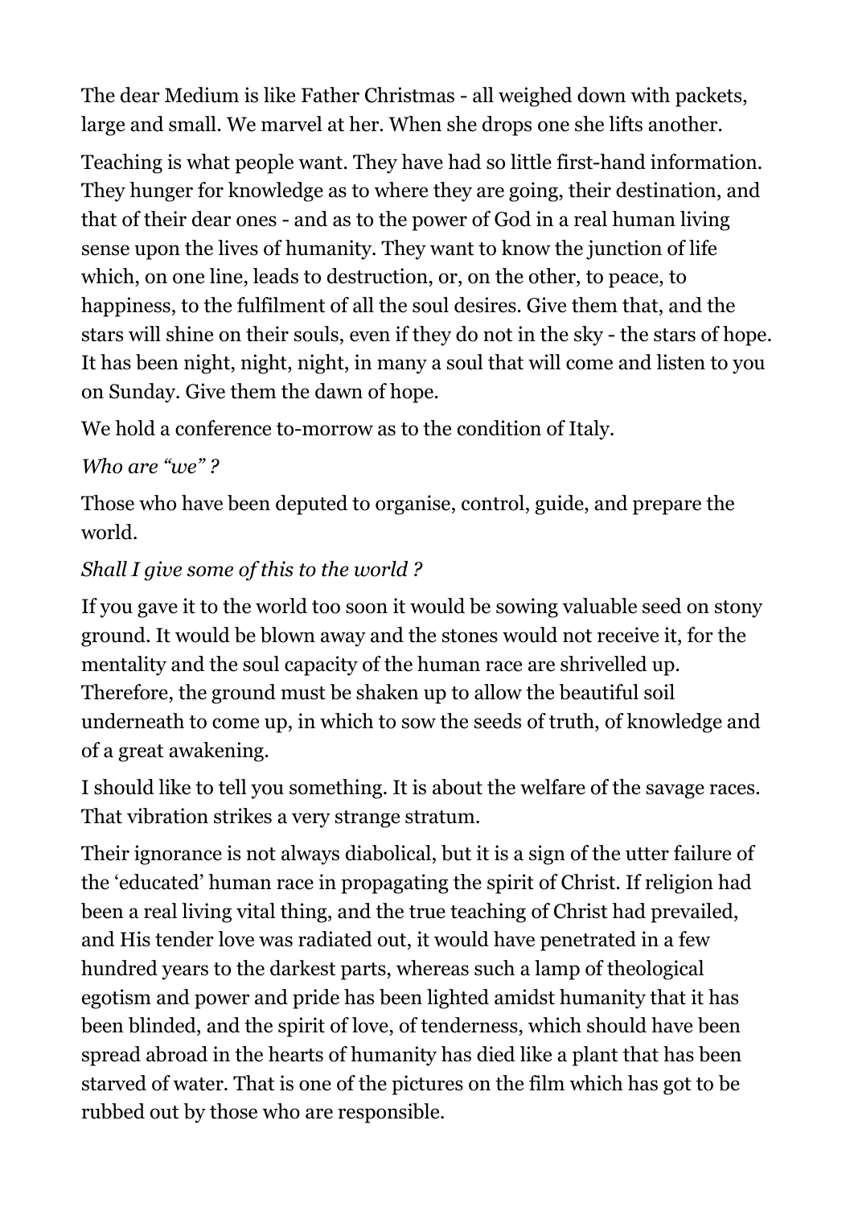The dear Medium is like Father Christmas - all weighed down with packets, large and small. We marvel at her. When she drops one she lifts another.

Teaching is what people want. They have had so little first-hand information. They hunger for knowledge as to where they are going, their destination, and that of their dear ones - and as to the power of God in a real human living sense upon the lives of humanity. They want to know the junction of life which, on one line, leads to destruction, or, on the other, to peace, to happiness, to the fulfilment of all the soul desires. Give them that, and the stars will shine on their souls, even if they do not in the sky - the stars of hope. It has been night, night, night, in many a soul that will come and listen to you on Sunday. Give them the dawn of hope.

We hold a conference to-morrow as to the condition of Italy.

*Who are "we" ?*

Those who have been deputed to organise, control, guide, and prepare the world.

*Shall I give some of this to the world ?*

If you gave it to the world too soon it would be sowing valuable seed on stony ground. It would be blown away and the stones would not receive it, for the mentality and the soul capacity of the human race are shrivelled up. Therefore, the ground must be shaken up to allow the beautiful soil underneath to come up, in which to sow the seeds of truth, of knowledge and of a great awakening.

I should like to tell you something. It is about the welfare of the savage races. That vibration strikes a very strange stratum.

Their ignorance is not always diabolical, but it is a sign of the utter failure of the 'educated' human race in propagating the spirit of Christ. If religion had been a real living vital thing, and the true teaching of Christ had prevailed, and His tender love was radiated out, it would have penetrated in a few hundred years to the darkest parts, whereas such a lamp of theological egotism and power and pride has been lighted amidst humanity that it has been blinded, and the spirit of love, of tenderness, which should have been spread abroad in the hearts of humanity has died like a plant that has been starved of water. That is one of the pictures on the film which has got to be rubbed out by those who are responsible.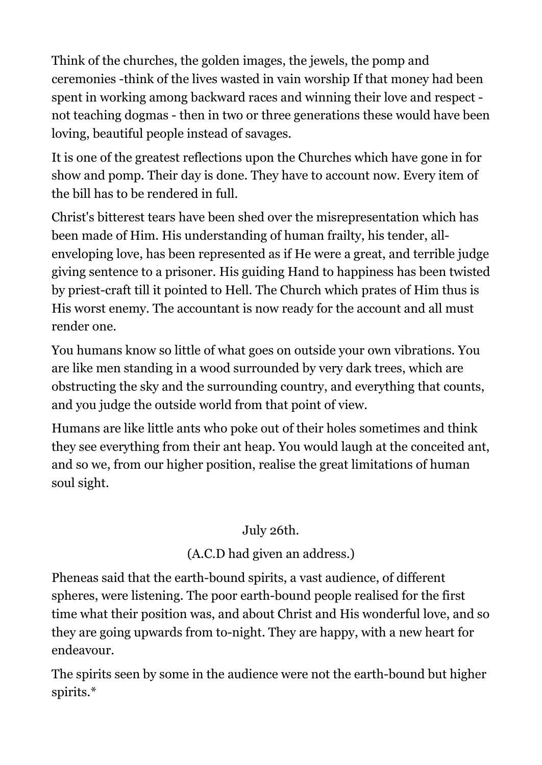Think of the churches, the golden images, the jewels, the pomp and ceremonies -think of the lives wasted in vain worship If that money had been spent in working among backward races and winning their love and respect - not teaching dogmas - then in two or three generations these would have been loving, beautiful people instead of savages.

It is one of the greatest reflections upon the Churches which have gone in for show and pomp. Their day is done. They have to account now. Every item of the bill has to be rendered in full.

Christ's bitterest tears have been shed over the misrepresentation which has been made of Him. His understanding of human frailty, his tender, all-enveloping love, has been represented as if He were a great, and terrible judge giving sentence to a prisoner. His guiding Hand to happiness has been twisted by priest-craft till it pointed to Hell. The Church which prates of Him thus is His worst enemy. The accountant is now ready for the account and all must render one.

You humans know so little of what goes on outside your own vibrations. You are like men standing in a wood surrounded by very dark trees, which are obstructing the sky and the surrounding country, and everything that counts, and you judge the outside world from that point of view.

Humans are like little ants who poke out of their holes sometimes and think they see everything from their ant heap. You would laugh at the conceited ant, and so we, from our higher position, realise the great limitations of human soul sight.

July 26th.

(A.C.D had given an address.)

Pheneas said that the earth-bound spirits, a vast audience, of different spheres, were listening. The poor earth-bound people realised for the first time what their position was, and about Christ and His wonderful love, and so they are going upwards from to-night. They are happy, with a new heart for endeavour.

The spirits seen by some in the audience were not the earth-bound but higher spirits.*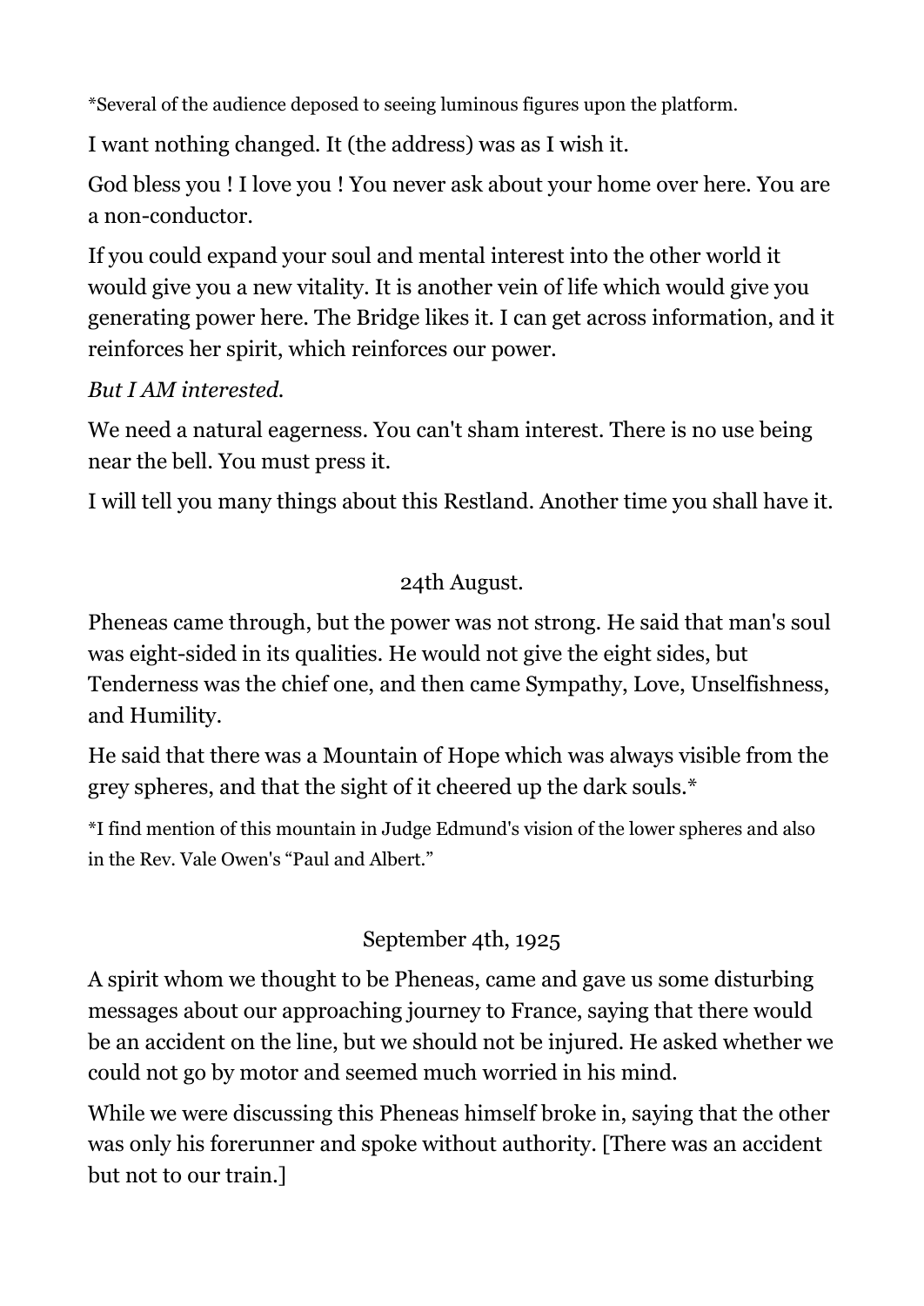*Several of the audience deposed to seeing luminous figures upon the platform.

I want nothing changed. It (the address) was as I wish it.

God bless you ! I love you ! You never ask about your home over here. You are a non-conductor.

If you could expand your soul and mental interest into the other world it would give you a new vitality. It is another vein of life which would give you generating power here. The Bridge likes it. I can get across information, and it reinforces her spirit, which reinforces our power.

*But I AM interested.*

We need a natural eagerness. You can't sham interest. There is no use being near the bell. You must press it.

I will tell you many things about this Restland. Another time you shall have it.

24th August.

Pheneas came through, but the power was not strong. He said that man's soul was eight-sided in its qualities. He would not give the eight sides, but Tenderness was the chief one, and then came Sympathy, Love, Unselfishness, and Humility.

He said that there was a Mountain of Hope which was always visible from the grey spheres, and that the sight of it cheered up the dark souls.*

*I find mention of this mountain in Judge Edmund's vision of the lower spheres and also in the Rev. Vale Owen's "Paul and Albert."

September 4th, 1925

A spirit whom we thought to be Pheneas, came and gave us some disturbing messages about our approaching journey to France, saying that there would be an accident on the line, but we should not be injured. He asked whether we could not go by motor and seemed much worried in his mind.

While we were discussing this Pheneas himself broke in, saying that the other was only his forerunner and spoke without authority. [There was an accident but not to our train.]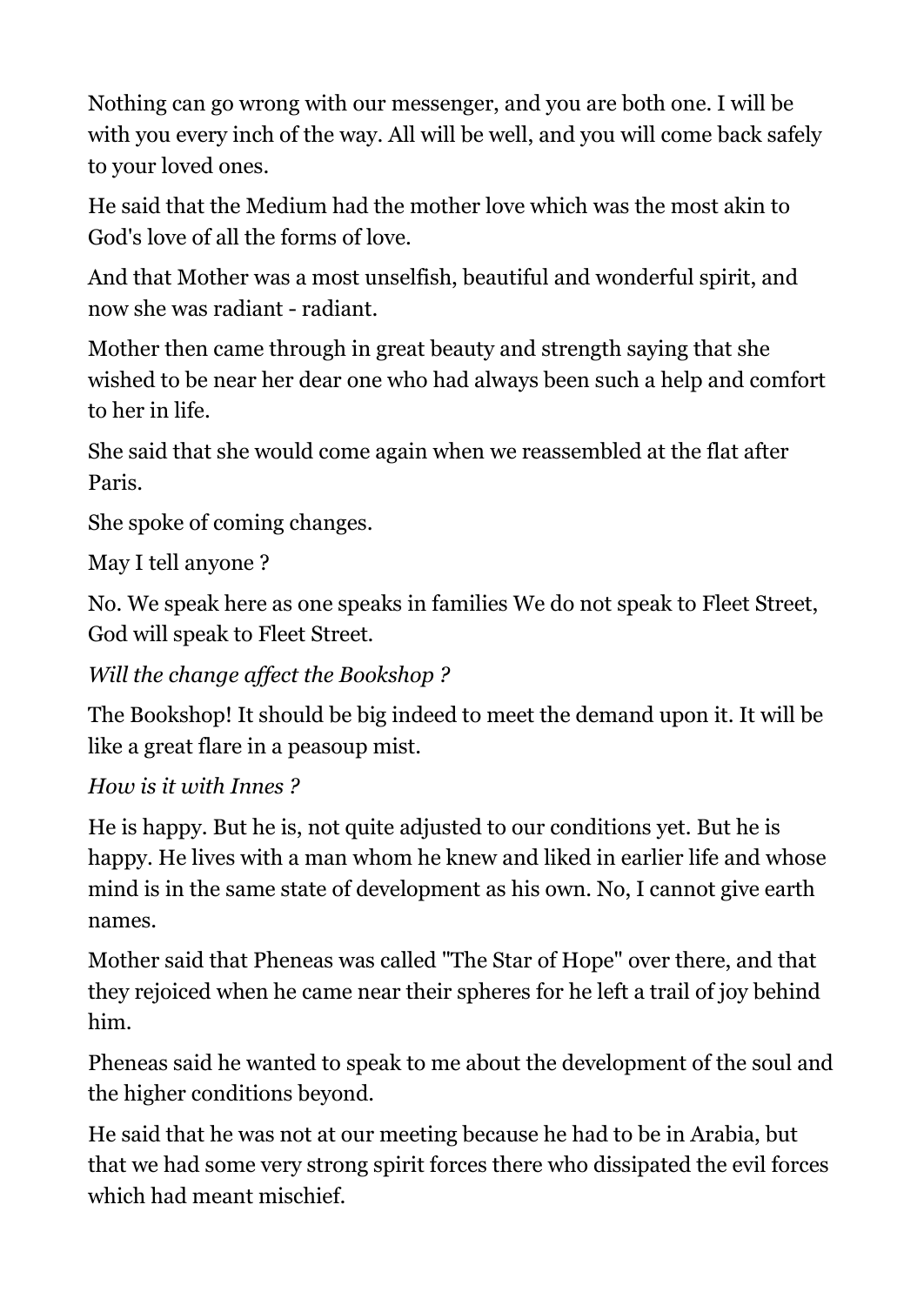Nothing can go wrong with our messenger, and you are both one. I will be with you every inch of the way. All will be well, and you will come back safely to your loved ones.

He said that the Medium had the mother love which was the most akin to God's love of all the forms of love.

And that Mother was a most unselfish, beautiful and wonderful spirit, and now she was radiant - radiant.

Mother then came through in great beauty and strength saying that she wished to be near her dear one who had always been such a help and comfort to her in life.

She said that she would come again when we reassembled at the flat after Paris.

She spoke of coming changes.

May I tell anyone ?

No. We speak here as one speaks in families We do not speak to Fleet Street, God will speak to Fleet Street.

*Will the change affect the Bookshop ?*

The Bookshop! It should be big indeed to meet the demand upon it. It will be like a great flare in a peasoup mist.

*How is it with Innes ?*

He is happy. But he is, not quite adjusted to our conditions yet. But he is happy. He lives with a man whom he knew and liked in earlier life and whose mind is in the same state of development as his own. No, I cannot give earth names.

Mother said that Pheneas was called "The Star of Hope" over there, and that they rejoiced when he came near their spheres for he left a trail of joy behind him.

Pheneas said he wanted to speak to me about the development of the soul and the higher conditions beyond.

He said that he was not at our meeting because he had to be in Arabia, but that we had some very strong spirit forces there who dissipated the evil forces which had meant mischief.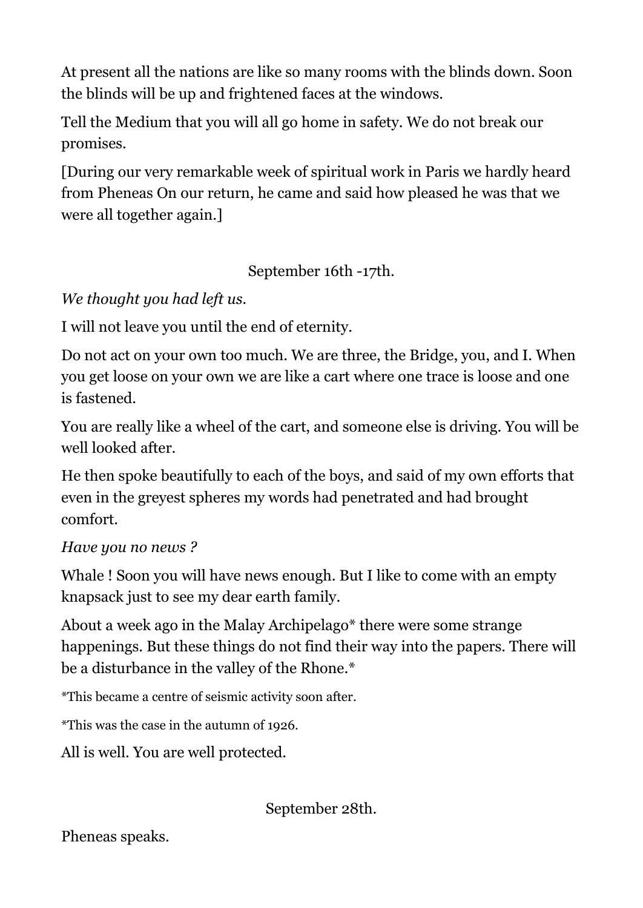At present all the nations are like so many rooms with the blinds down. Soon the blinds will be up and frightened faces at the windows.

Tell the Medium that you will all go home in safety. We do not break our promises.

[During our very remarkable week of spiritual work in Paris we hardly heard from Pheneas On our return, he came and said how pleased he was that we were all together again.]

September 16th -17th.

*We thought you had left us.*

I will not leave you until the end of eternity.

Do not act on your own too much. We are three, the Bridge, you, and I. When you get loose on your own we are like a cart where one trace is loose and one is fastened.

You are really like a wheel of the cart, and someone else is driving. You will be well looked after.

He then spoke beautifully to each of the boys, and said of my own efforts that even in the greyest spheres my words had penetrated and had brought comfort.

*Have you no news ?*

Whale ! Soon you will have news enough. But I like to come with an empty knapsack just to see my dear earth family.

About a week ago in the Malay Archipelago* there were some strange happenings. But these things do not find their way into the papers. There will be a disturbance in the valley of the Rhone.*

*This became a centre of seismic activity soon after.

*This was the case in the autumn of 1926.

All is well. You are well protected.

September 28th.

Pheneas speaks.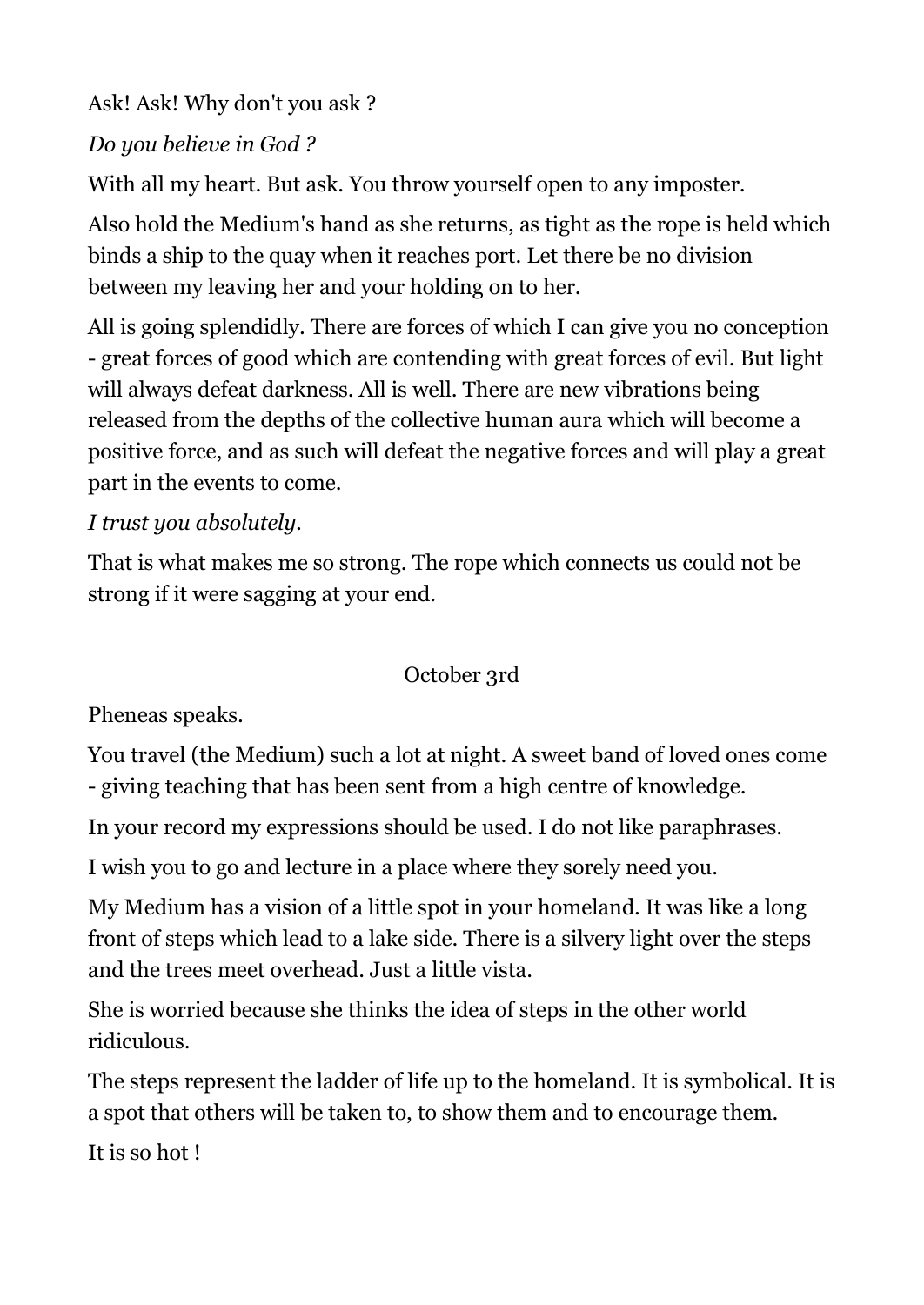Ask! Ask! Why don't you ask ?

*Do you believe in God ?*

With all my heart. But ask. You throw yourself open to any imposter.

Also hold the Medium's hand as she returns, as tight as the rope is held which binds a ship to the quay when it reaches port. Let there be no division between my leaving her and your holding on to her.

All is going splendidly. There are forces of which I can give you no conception - great forces of good which are contending with great forces of evil. But light will always defeat darkness. All is well. There are new vibrations being released from the depths of the collective human aura which will become a positive force, and as such will defeat the negative forces and will play a great part in the events to come.

*I trust you absolutely.*

That is what makes me so strong. The rope which connects us could not be strong if it were sagging at your end.

October 3rd

Pheneas speaks.

You travel (the Medium) such a lot at night. A sweet band of loved ones come - giving teaching that has been sent from a high centre of knowledge.

In your record my expressions should be used. I do not like paraphrases.

I wish you to go and lecture in a place where they sorely need you.

My Medium has a vision of a little spot in your homeland. It was like a long front of steps which lead to a lake side. There is a silvery light over the steps and the trees meet overhead. Just a little vista.

She is worried because she thinks the idea of steps in the other world ridiculous.

The steps represent the ladder of life up to the homeland. It is symbolical. It is a spot that others will be taken to, to show them and to encourage them.

It is so hot !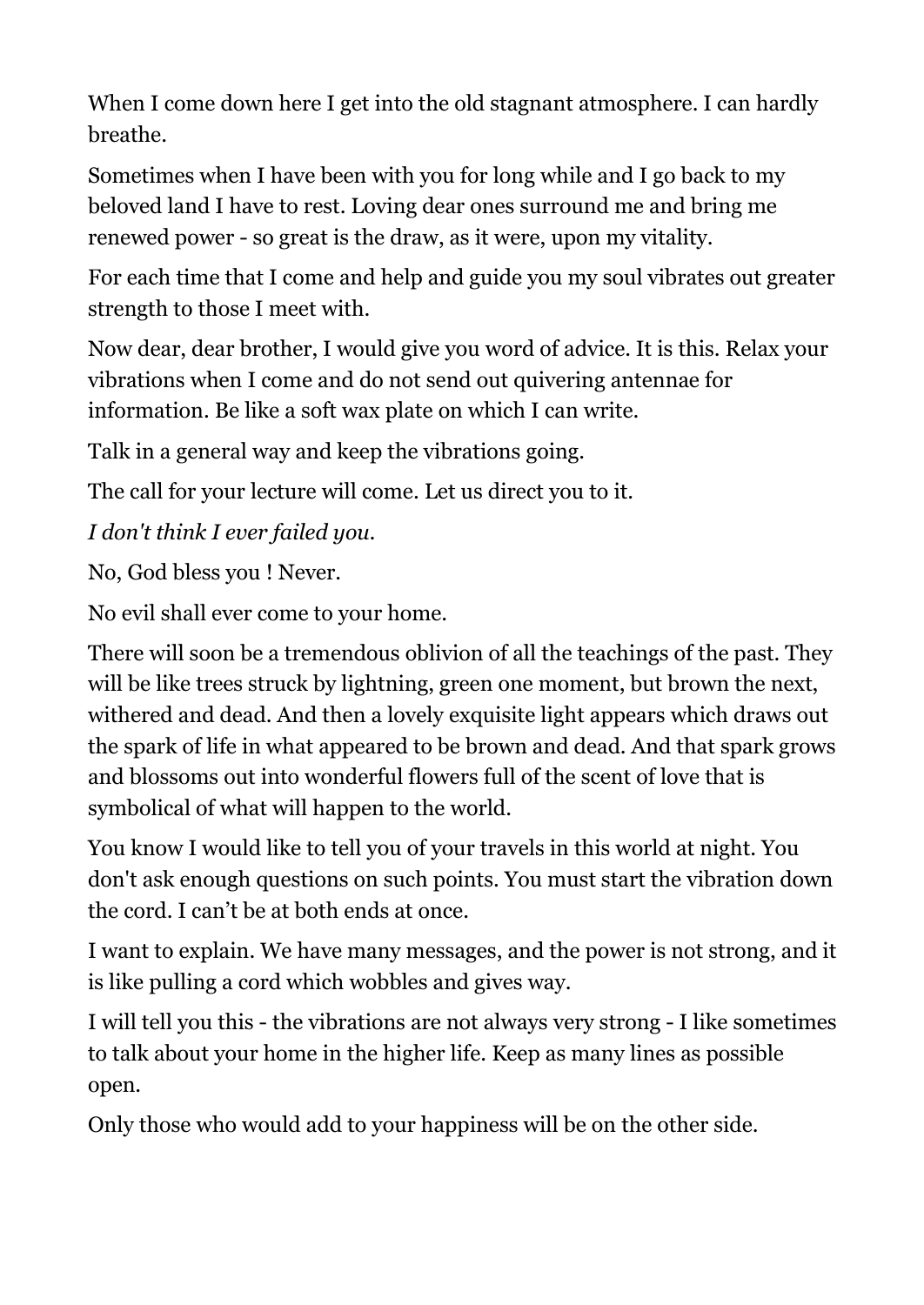When I come down here I get into the old stagnant atmosphere. I can hardly breathe.

Sometimes when I have been with you for long while and I go back to my beloved land I have to rest. Loving dear ones surround me and bring me renewed power - so great is the draw, as it were, upon my vitality.

For each time that I come and help and guide you my soul vibrates out greater strength to those I meet with.

Now dear, dear brother, I would give you word of advice. It is this. Relax your vibrations when I come and do not send out quivering antennae for information. Be like a soft wax plate on which I can write.

Talk in a general way and keep the vibrations going.

The call for your lecture will come. Let us direct you to it.

*I don't think I ever failed you.*

No, God bless you ! Never.

No evil shall ever come to your home.

There will soon be a tremendous oblivion of all the teachings of the past. They will be like trees struck by lightning, green one moment, but brown the next, withered and dead. And then a lovely exquisite light appears which draws out the spark of life in what appeared to be brown and dead. And that spark grows and blossoms out into wonderful flowers full of the scent of love that is symbolical of what will happen to the world.

You know I would like to tell you of your travels in this world at night. You don't ask enough questions on such points. You must start the vibration down the cord. I can't be at both ends at once.

I want to explain. We have many messages, and the power is not strong, and it is like pulling a cord which wobbles and gives way.

I will tell you this - the vibrations are not always very strong - I like sometimes to talk about your home in the higher life. Keep as many lines as possible open.

Only those who would add to your happiness will be on the other side.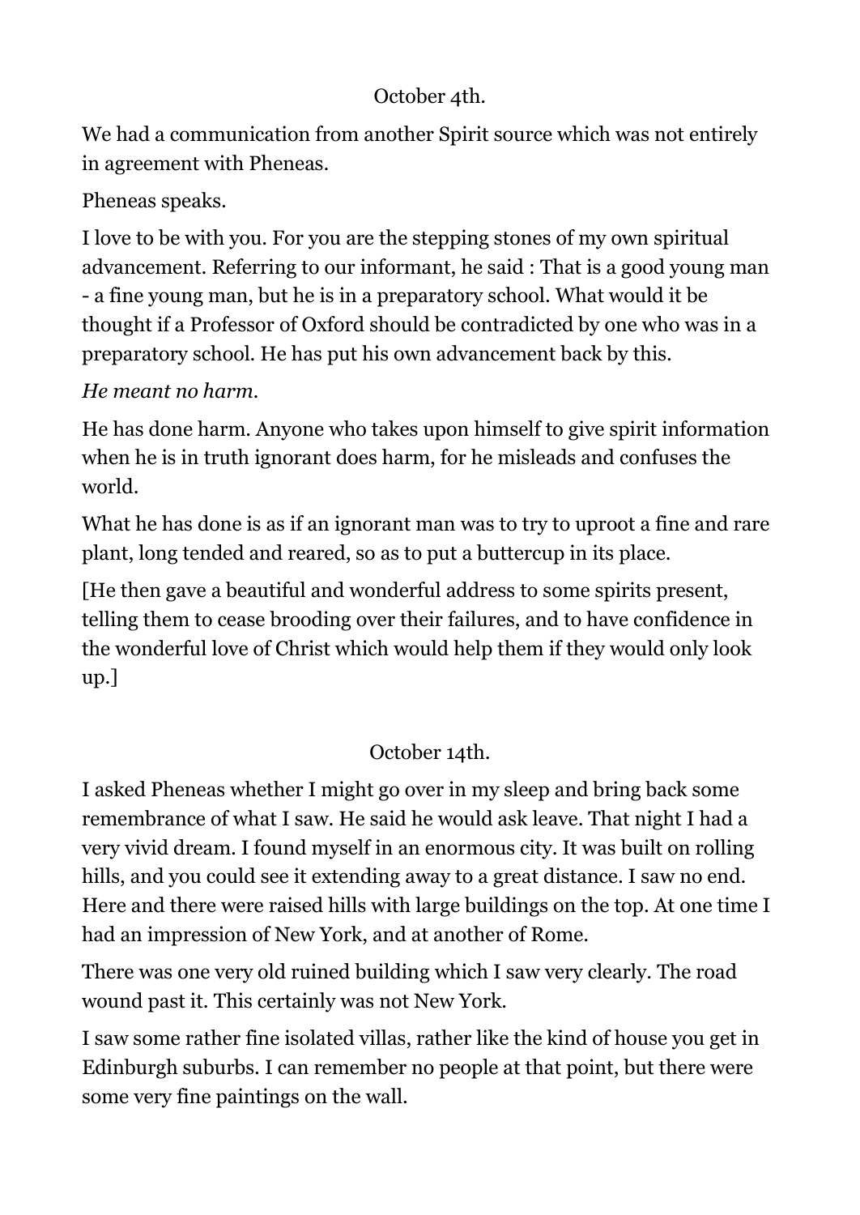October 4th.

We had a communication from another Spirit source which was not entirely in agreement with Pheneas.

Pheneas speaks.

I love to be with you. For you are the stepping stones of my own spiritual advancement. Referring to our informant, he said : That is a good young man - a fine young man, but he is in a preparatory school. What would it be thought if a Professor of Oxford should be contradicted by one who was in a preparatory school. He has put his own advancement back by this.

*He meant no harm.*

He has done harm. Anyone who takes upon himself to give spirit information when he is in truth ignorant does harm, for he misleads and confuses the world.

What he has done is as if an ignorant man was to try to uproot a fine and rare plant, long tended and reared, so as to put a buttercup in its place.

[He then gave a beautiful and wonderful address to some spirits present, telling them to cease brooding over their failures, and to have confidence in the wonderful love of Christ which would help them if they would only look up.]

October 14th.

I asked Pheneas whether I might go over in my sleep and bring back some remembrance of what I saw. He said he would ask leave. That night I had a very vivid dream. I found myself in an enormous city. It was built on rolling hills, and you could see it extending away to a great distance. I saw no end. Here and there were raised hills with large buildings on the top. At one time I had an impression of New York, and at another of Rome.

There was one very old ruined building which I saw very clearly. The road wound past it. This certainly was not New York.

I saw some rather fine isolated villas, rather like the kind of house you get in Edinburgh suburbs. I can remember no people at that point, but there were some very fine paintings on the wall.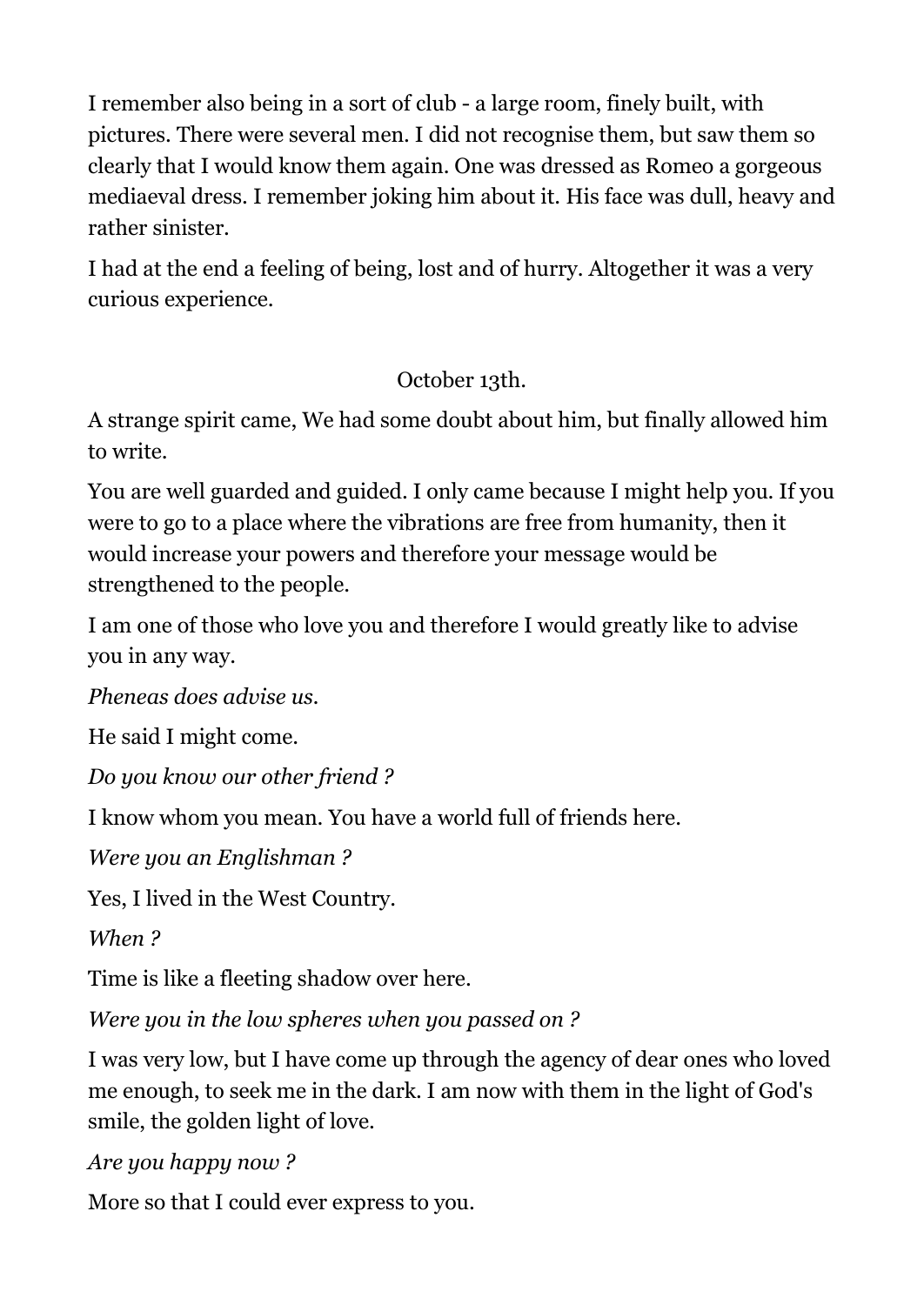I remember also being in a sort of club - a large room, finely built, with pictures. There were several men. I did not recognise them, but saw them so clearly that I would know them again. One was dressed as Romeo a gorgeous mediaeval dress. I remember joking him about it. His face was dull, heavy and rather sinister.

I had at the end a feeling of being, lost and of hurry. Altogether it was a very curious experience.

October 13th.

A strange spirit came, We had some doubt about him, but finally allowed him to write.

You are well guarded and guided. I only came because I might help you. If you were to go to a place where the vibrations are free from humanity, then it would increase your powers and therefore your message would be strengthened to the people.

I am one of those who love you and therefore I would greatly like to advise you in any way.

*Pheneas does advise us.*

He said I might come.

*Do you know our other friend ?*

I know whom you mean. You have a world full of friends here.

*Were you an Englishman ?*

Yes, I lived in the West Country.

*When ?*

Time is like a fleeting shadow over here.

*Were you in the low spheres when you passed on ?*

I was very low, but I have come up through the agency of dear ones who loved me enough, to seek me in the dark. I am now with them in the light of God's smile, the golden light of love.

*Are you happy now ?*

More so that I could ever express to you.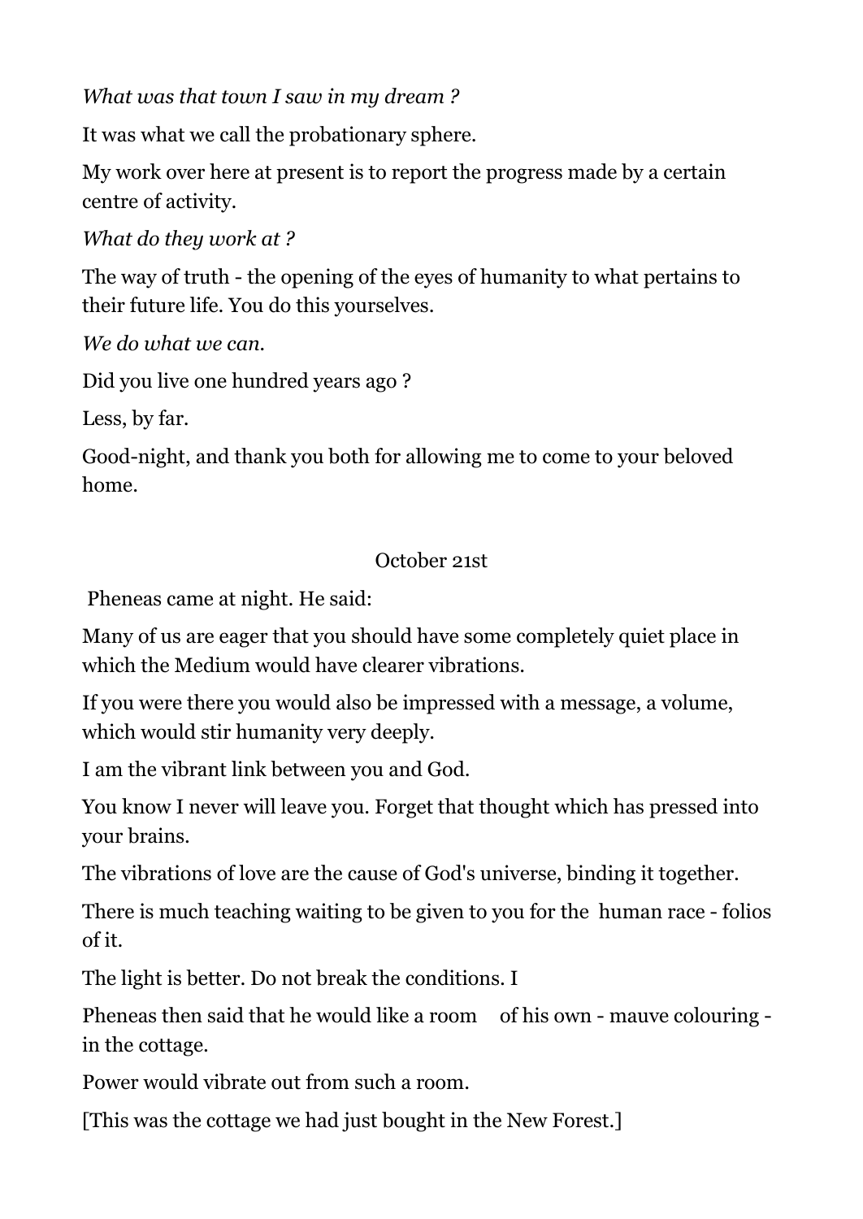*What was that town I saw in my dream ?*

It was what we call the probationary sphere.

My work over here at present is to report the progress made by a certain centre of activity.

*What do they work at ?*

The way of truth - the opening of the eyes of humanity to what pertains to their future life. You do this yourselves.

*We do what we can.*

Did you live one hundred years ago ?

Less, by far.

Good-night, and thank you both for allowing me to come to your beloved home.

October 21st

Pheneas came at night. He said:

Many of us are eager that you should have some completely quiet place in which the Medium would have clearer vibrations.

If you were there you would also be impressed with a message, a volume, which would stir humanity very deeply.

I am the vibrant link between you and God.

You know I never will leave you. Forget that thought which has pressed into your brains.

The vibrations of love are the cause of God's universe, binding it together.

There is much teaching waiting to be given to you for the human race - folios of it.

The light is better. Do not break the conditions. I

Pheneas then said that he would like a room of his own - mauve colouring - in the cottage.

Power would vibrate out from such a room.

[This was the cottage we had just bought in the New Forest.]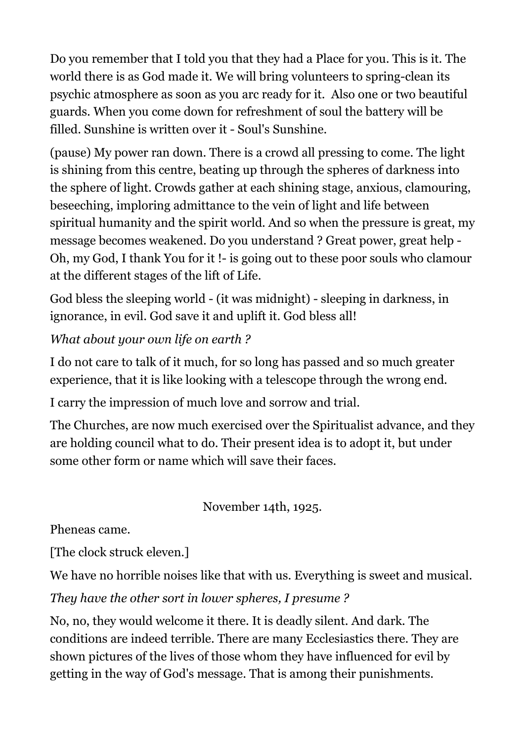Do you remember that I told you that they had a Place for you. This is it. The world there is as God made it. We will bring volunteers to spring-clean its psychic atmosphere as soon as you arc ready for it. Also one or two beautiful guards. When you come down for refreshment of soul the battery will be filled. Sunshine is written over it - Soul's Sunshine.

(pause) My power ran down. There is a crowd all pressing to come. The light is shining from this centre, beating up through the spheres of darkness into the sphere of light. Crowds gather at each shining stage, anxious, clamouring, beseeching, imploring admittance to the vein of light and life between spiritual humanity and the spirit world. And so when the pressure is great, my message becomes weakened. Do you understand ? Great power, great help - Oh, my God, I thank You for it !- is going out to these poor souls who clamour at the different stages of the lift of Life.

God bless the sleeping world - (it was midnight) - sleeping in darkness, in ignorance, in evil. God save it and uplift it. God bless all!

*What about your own life on earth ?*

I do not care to talk of it much, for so long has passed and so much greater experience, that it is like looking with a telescope through the wrong end.

I carry the impression of much love and sorrow and trial.

The Churches, are now much exercised over the Spiritualist advance, and they are holding council what to do. Their present idea is to adopt it, but under some other form or name which will save their faces.

November 14th, 1925.

Pheneas came.

[The clock struck eleven.]

We have no horrible noises like that with us. Everything is sweet and musical.

*They have the other sort in lower spheres, I presume ?*

No, no, they would welcome it there. It is deadly silent. And dark. The conditions are indeed terrible. There are many Ecclesiastics there. They are shown pictures of the lives of those whom they have influenced for evil by getting in the way of God's message. That is among their punishments.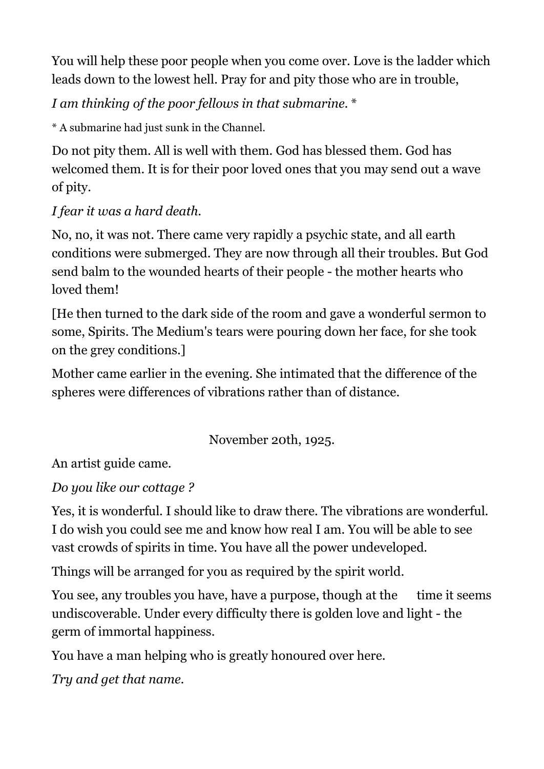You will help these poor people when you come over. Love is the ladder which leads down to the lowest hell. Pray for and pity those who are in trouble,

*I am thinking of the poor fellows in that submarine.* *

* A submarine had just sunk in the Channel.

Do not pity them. All is well with them. God has blessed them. God has welcomed them. It is for their poor loved ones that you may send out a wave of pity.

*I fear it was a hard death.*

No, no, it was not. There came very rapidly a psychic state, and all earth conditions were submerged. They are now through all their troubles. But God send balm to the wounded hearts of their people - the mother hearts who loved them!

[He then turned to the dark side of the room and gave a wonderful sermon to some, Spirits. The Medium's tears were pouring down her face, for she took on the grey conditions.]

Mother came earlier in the evening. She intimated that the difference of the spheres were differences of vibrations rather than of distance.

November 20th, 1925.

An artist guide came.

*Do you like our cottage ?*

Yes, it is wonderful. I should like to draw there. The vibrations are wonderful. I do wish you could see me and know how real I am. You will be able to see vast crowds of spirits in time. You have all the power undeveloped.

Things will be arranged for you as required by the spirit world.

You see, any troubles you have, have a purpose, though at the time it seems undiscoverable. Under every difficulty there is golden love and light - the germ of immortal happiness.

You have a man helping who is greatly honoured over here.

*Try and get that name.*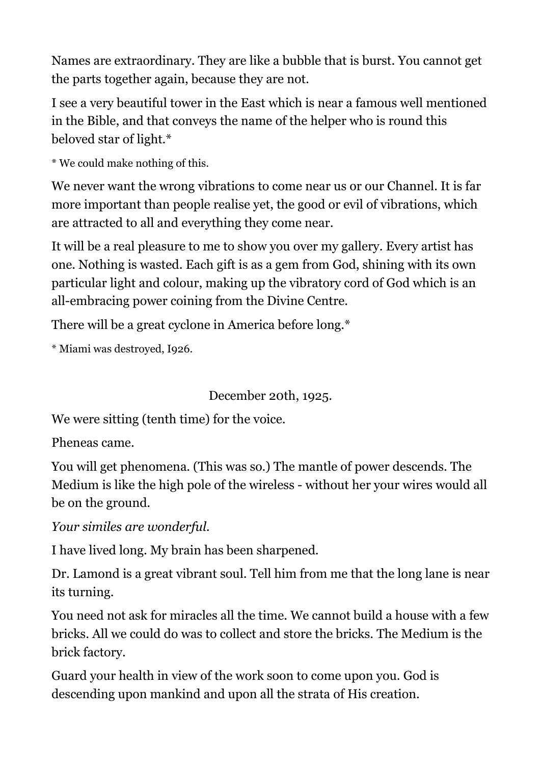Names are extraordinary. They are like a bubble that is burst. You cannot get the parts together again, because they are not.

I see a very beautiful tower in the East which is near a famous well mentioned in the Bible, and that conveys the name of the helper who is round this beloved star of light.*

* We could make nothing of this.

We never want the wrong vibrations to come near us or our Channel. It is far more important than people realise yet, the good or evil of vibrations, which are attracted to all and everything they come near.

It will be a real pleasure to me to show you over my gallery. Every artist has one. Nothing is wasted. Each gift is as a gem from God, shining with its own particular light and colour, making up the vibratory cord of God which is an all-embracing power coining from the Divine Centre.

There will be a great cyclone in America before long.*

* Miami was destroyed, I926.

December 20th, 1925.

We were sitting (tenth time) for the voice.

Pheneas came.

You will get phenomena. (This was so.) The mantle of power descends. The Medium is like the high pole of the wireless - without her your wires would all be on the ground.

*Your similes are wonderful.*

I have lived long. My brain has been sharpened.

Dr. Lamond is a great vibrant soul. Tell him from me that the long lane is near its turning.

You need not ask for miracles all the time. We cannot build a house with a few bricks. All we could do was to collect and store the bricks. The Medium is the brick factory.

Guard your health in view of the work soon to come upon you. God is descending upon mankind and upon all the strata of His creation.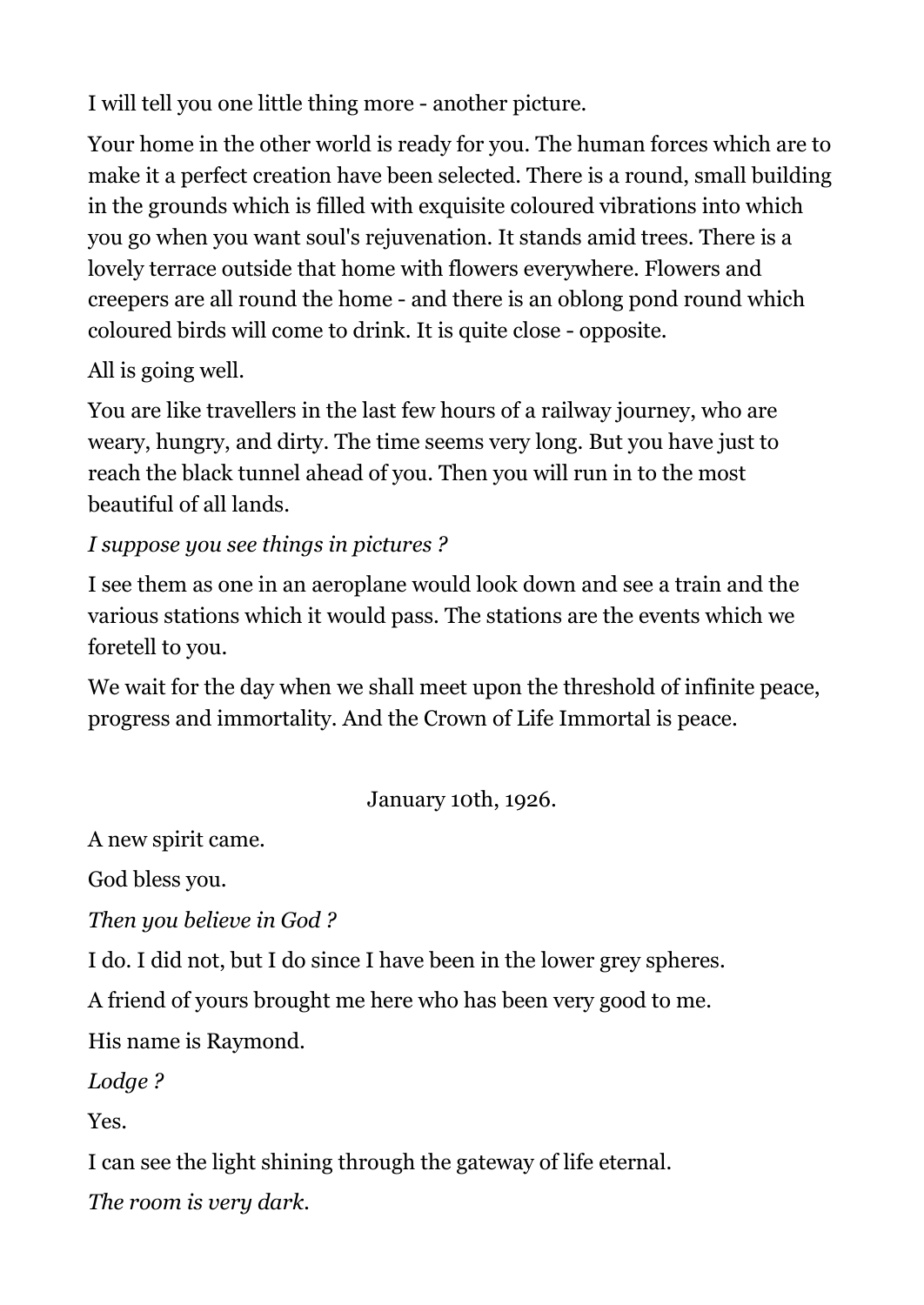I will tell you one little thing more - another picture.

Your home in the other world is ready for you. The human forces which are to make it a perfect creation have been selected. There is a round, small building in the grounds which is filled with exquisite coloured vibrations into which you go when you want soul's rejuvenation. It stands amid trees. There is a lovely terrace outside that home with flowers everywhere. Flowers and creepers are all round the home - and there is an oblong pond round which coloured birds will come to drink. It is quite close - opposite.

All is going well.

You are like travellers in the last few hours of a railway journey, who are weary, hungry, and dirty. The time seems very long. But you have just to reach the black tunnel ahead of you. Then you will run in to the most beautiful of all lands.

*I suppose you see things in pictures ?*

I see them as one in an aeroplane would look down and see a train and the various stations which it would pass. The stations are the events which we foretell to you.

We wait for the day when we shall meet upon the threshold of infinite peace, progress and immortality. And the Crown of Life Immortal is peace.

January 10th, 1926.

A new spirit came.

God bless you.

*Then you believe in God ?*

I do. I did not, but I do since I have been in the lower grey spheres.

A friend of yours brought me here who has been very good to me.

His name is Raymond.

*Lodge ?*

Yes.

I can see the light shining through the gateway of life eternal.

*The room is very dark.*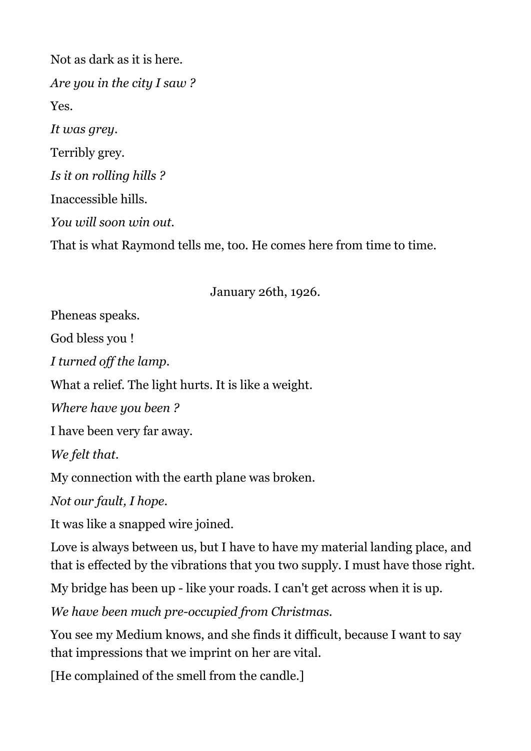Not as dark as it is here.

*Are you in the city I saw ?*

Yes.

*It was grey.*

Terribly grey.

*Is it on rolling hills ?*

Inaccessible hills.

*You will soon win out.*

That is what Raymond tells me, too. He comes here from time to time.

January 26th, 1926.

Pheneas speaks.

God bless you !

*I turned off the lamp.*

What a relief. The light hurts. It is like a weight.

*Where have you been ?*

I have been very far away.

*We felt that.*

My connection with the earth plane was broken.

*Not our fault, I hope.*

It was like a snapped wire joined.

Love is always between us, but I have to have my material landing place, and that is effected by the vibrations that you two supply. I must have those right.

My bridge has been up - like your roads. I can't get across when it is up.

*We have been much pre-occupied from Christmas.*

You see my Medium knows, and she finds it difficult, because I want to say that impressions that we imprint on her are vital.

[He complained of the smell from the candle.]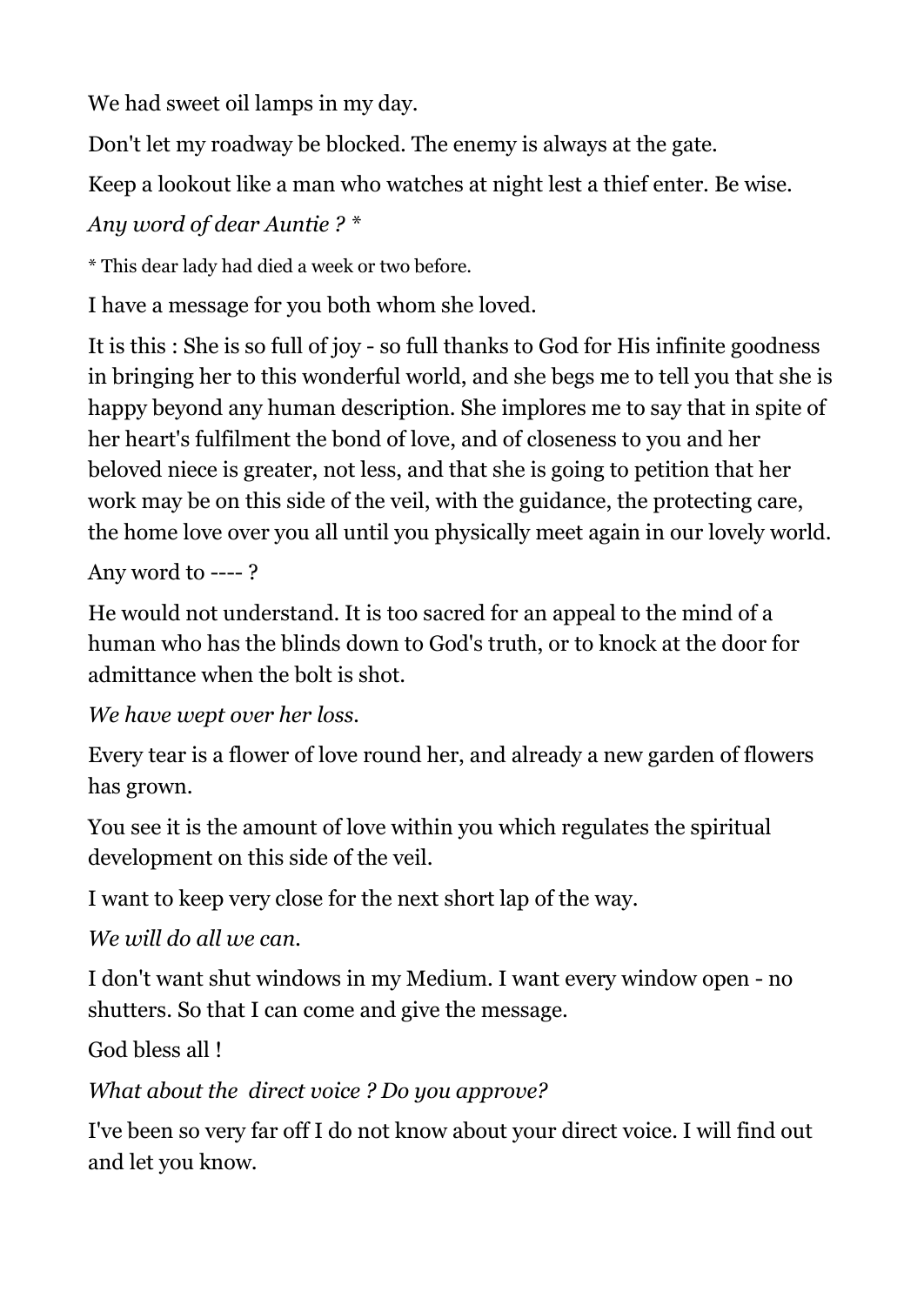We had sweet oil lamps in my day.

Don't let my roadway be blocked. The enemy is always at the gate.

Keep a lookout like a man who watches at night lest a thief enter. Be wise.

*Any word of dear Auntie ? **

* This dear lady had died a week or two before.

I have a message for you both whom she loved.

It is this : She is so full of joy - so full thanks to God for His infinite goodness in bringing her to this wonderful world, and she begs me to tell you that she is happy beyond any human description. She implores me to say that in spite of her heart's fulfilment the bond of love, and of closeness to you and her beloved niece is greater, not less, and that she is going to petition that her work may be on this side of the veil, with the guidance, the protecting care, the home love over you all until you physically meet again in our lovely world.

Any word to ---- ?

He would not understand. It is too sacred for an appeal to the mind of a human who has the blinds down to God's truth, or to knock at the door for admittance when the bolt is shot.

*We have wept over her loss.*

Every tear is a flower of love round her, and already a new garden of flowers has grown.

You see it is the amount of love within you which regulates the spiritual development on this side of the veil.

I want to keep very close for the next short lap of the way.

*We will do all we can.*

I don't want shut windows in my Medium. I want every window open - no shutters. So that I can come and give the message.

God bless all !

*What about the direct voice ? Do you approve?*

I've been so very far off I do not know about your direct voice. I will find out and let you know.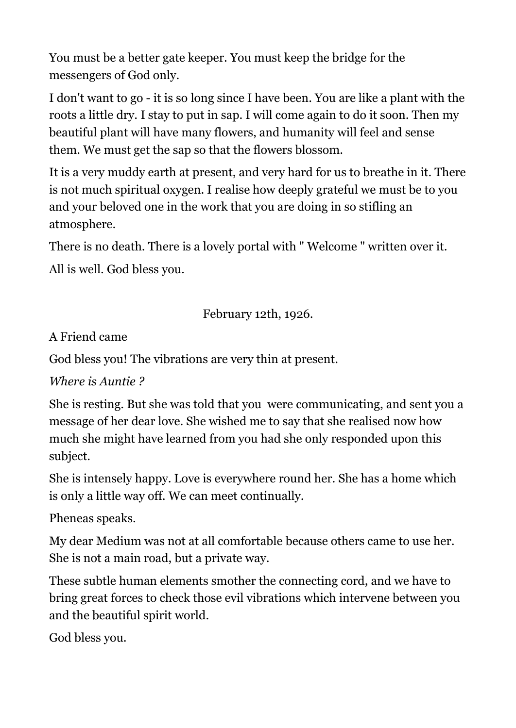You must be a better gate keeper. You must keep the bridge for the messengers of God only.

I don't want to go - it is so long since I have been. You are like a plant with the roots a little dry. I stay to put in sap. I will come again to do it soon. Then my beautiful plant will have many flowers, and humanity will feel and sense them. We must get the sap so that the flowers blossom.

It is a very muddy earth at present, and very hard for us to breathe in it. There is not much spiritual oxygen. I realise how deeply grateful we must be to you and your beloved one in the work that you are doing in so stifling an atmosphere.

There is no death. There is a lovely portal with " Welcome " written over it.

All is well. God bless you.

February 12th, 1926.

A Friend came

God bless you! The vibrations are very thin at present.

*Where is Auntie ?*

She is resting. But she was told that you were communicating, and sent you a message of her dear love. She wished me to say that she realised now how much she might have learned from you had she only responded upon this subject.

She is intensely happy. Love is everywhere round her. She has a home which is only a little way off. We can meet continually.

Pheneas speaks.

My dear Medium was not at all comfortable because others came to use her. She is not a main road, but a private way.

These subtle human elements smother the connecting cord, and we have to bring great forces to check those evil vibrations which intervene between you and the beautiful spirit world.

God bless you.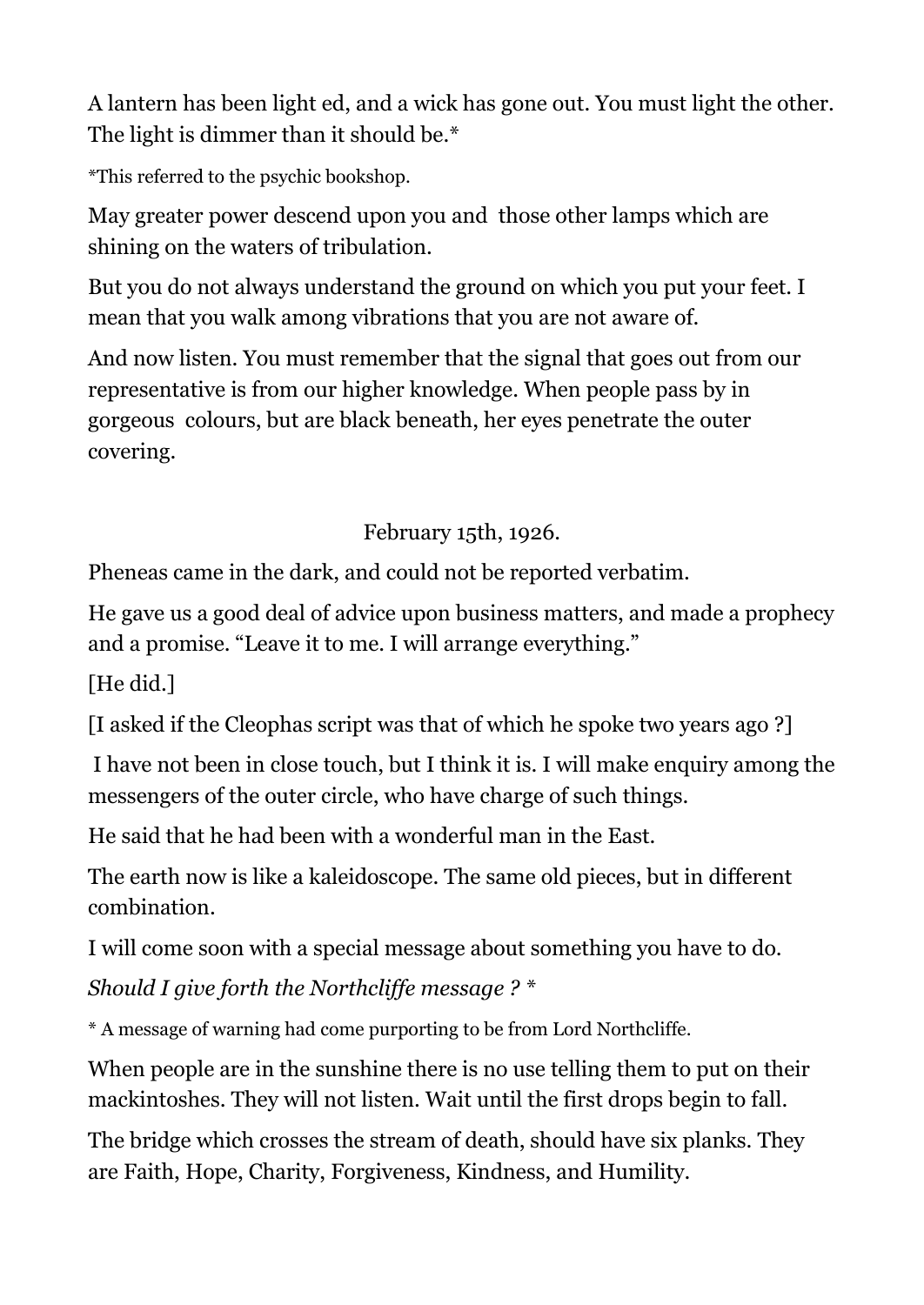A lantern has been light ed, and a wick has gone out. You must light the other. The light is dimmer than it should be.*

*This referred to the psychic bookshop.

May greater power descend upon you and those other lamps which are shining on the waters of tribulation.

But you do not always understand the ground on which you put your feet. I mean that you walk among vibrations that you are not aware of.

And now listen. You must remember that the signal that goes out from our representative is from our higher knowledge. When people pass by in gorgeous colours, but are black beneath, her eyes penetrate the outer covering.

February 15th, 1926.

Pheneas came in the dark, and could not be reported verbatim.

He gave us a good deal of advice upon business matters, and made a prophecy and a promise. "Leave it to me. I will arrange everything."

[He did.]

[I asked if the Cleophas script was that of which he spoke two years ago ?]

I have not been in close touch, but I think it is. I will make enquiry among the messengers of the outer circle, who have charge of such things.

He said that he had been with a wonderful man in the East.

The earth now is like a kaleidoscope. The same old pieces, but in different combination.

I will come soon with a special message about something you have to do.

*Should I give forth the Northcliffe message ?* *

* A message of warning had come purporting to be from Lord Northcliffe.

When people are in the sunshine there is no use telling them to put on their mackintoshes. They will not listen. Wait until the first drops begin to fall.

The bridge which crosses the stream of death, should have six planks. They are Faith, Hope, Charity, Forgiveness, Kindness, and Humility.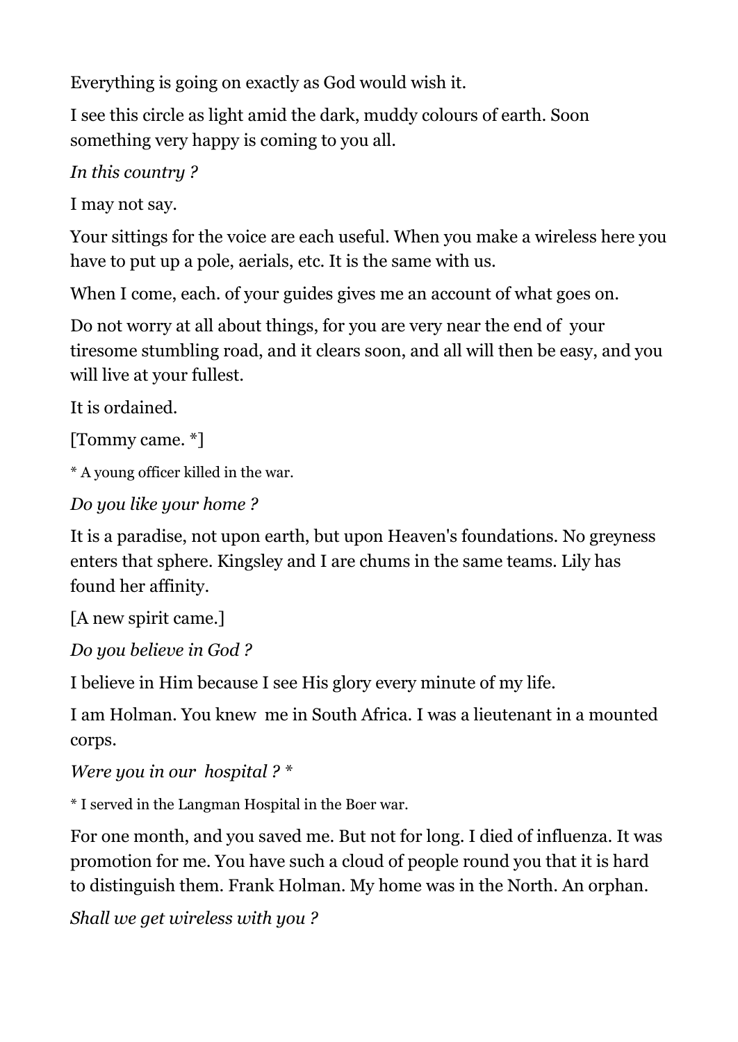Everything is going on exactly as God would wish it.

I see this circle as light amid the dark, muddy colours of earth. Soon something very happy is coming to you all.

*In this country ?*

I may not say.

Your sittings for the voice are each useful. When you make a wireless here you have to put up a pole, aerials, etc. It is the same with us.

When I come, each. of your guides gives me an account of what goes on.

Do not worry at all about things, for you are very near the end of your tiresome stumbling road, and it clears soon, and all will then be easy, and you will live at your fullest.

It is ordained.

[Tommy came. *]

* A young officer killed in the war.

*Do you like your home ?*

It is a paradise, not upon earth, but upon Heaven's foundations. No greyness enters that sphere. Kingsley and I are chums in the same teams. Lily has found her affinity.

[A new spirit came.]

*Do you believe in God ?*

I believe in Him because I see His glory every minute of my life.

I am Holman. You knew me in South Africa. I was a lieutenant in a mounted corps.

*Were you in our hospital ?* *

* I served in the Langman Hospital in the Boer war.

For one month, and you saved me. But not for long. I died of influenza. It was promotion for me. You have such a cloud of people round you that it is hard to distinguish them. Frank Holman. My home was in the North. An orphan.

*Shall we get wireless with you ?*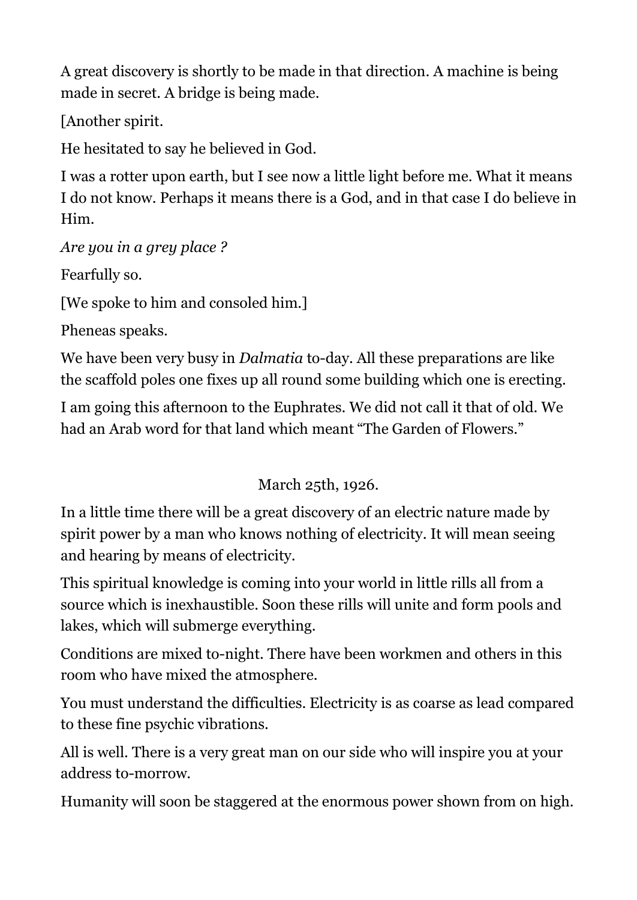A great discovery is shortly to be made in that direction. A machine is being made in secret. A bridge is being made.

[Another spirit.

He hesitated to say he believed in God.

I was a rotter upon earth, but I see now a little light before me. What it means I do not know. Perhaps it means there is a God, and in that case I do believe in Him.

*Are you in a grey place ?*

Fearfully so.

[We spoke to him and consoled him.]

Pheneas speaks.

We have been very busy in *Dalmatia* to-day. All these preparations are like the scaffold poles one fixes up all round some building which one is erecting.

I am going this afternoon to the Euphrates. We did not call it that of old. We had an Arab word for that land which meant "The Garden of Flowers."

March 25th, 1926.

In a little time there will be a great discovery of an electric nature made by spirit power by a man who knows nothing of electricity. It will mean seeing and hearing by means of electricity.

This spiritual knowledge is coming into your world in little rills all from a source which is inexhaustible. Soon these rills will unite and form pools and lakes, which will submerge everything.

Conditions are mixed to-night. There have been workmen and others in this room who have mixed the atmosphere.

You must understand the difficulties. Electricity is as coarse as lead compared to these fine psychic vibrations.

All is well. There is a very great man on our side who will inspire you at your address to-morrow.

Humanity will soon be staggered at the enormous power shown from on high.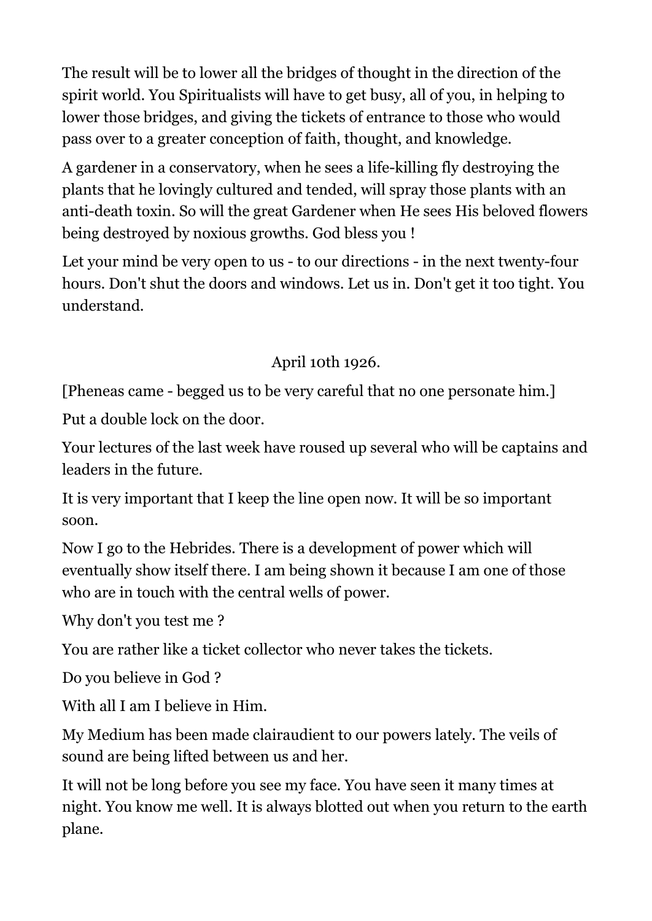The result will be to lower all the bridges of thought in the direction of the spirit world. You Spiritualists will have to get busy, all of you, in helping to lower those bridges, and giving the tickets of entrance to those who would pass over to a greater conception of faith, thought, and knowledge.

A gardener in a conservatory, when he sees a life-killing fly destroying the plants that he lovingly cultured and tended, will spray those plants with an anti-death toxin. So will the great Gardener when He sees His beloved flowers being destroyed by noxious growths. God bless you !

Let your mind be very open to us - to our directions - in the next twenty-four hours. Don't shut the doors and windows. Let us in. Don't get it too tight. You understand.

April 10th 1926.

[Pheneas came - begged us to be very careful that no one personate him.]

Put a double lock on the door.

Your lectures of the last week have roused up several who will be captains and leaders in the future.

It is very important that I keep the line open now. It will be so important soon.

Now I go to the Hebrides. There is a development of power which will eventually show itself there. I am being shown it because I am one of those who are in touch with the central wells of power.

Why don't you test me ?

You are rather like a ticket collector who never takes the tickets.

Do you believe in God ?

With all I am I believe in Him.

My Medium has been made clairaudient to our powers lately. The veils of sound are being lifted between us and her.

It will not be long before you see my face. You have seen it many times at night. You know me well. It is always blotted out when you return to the earth plane.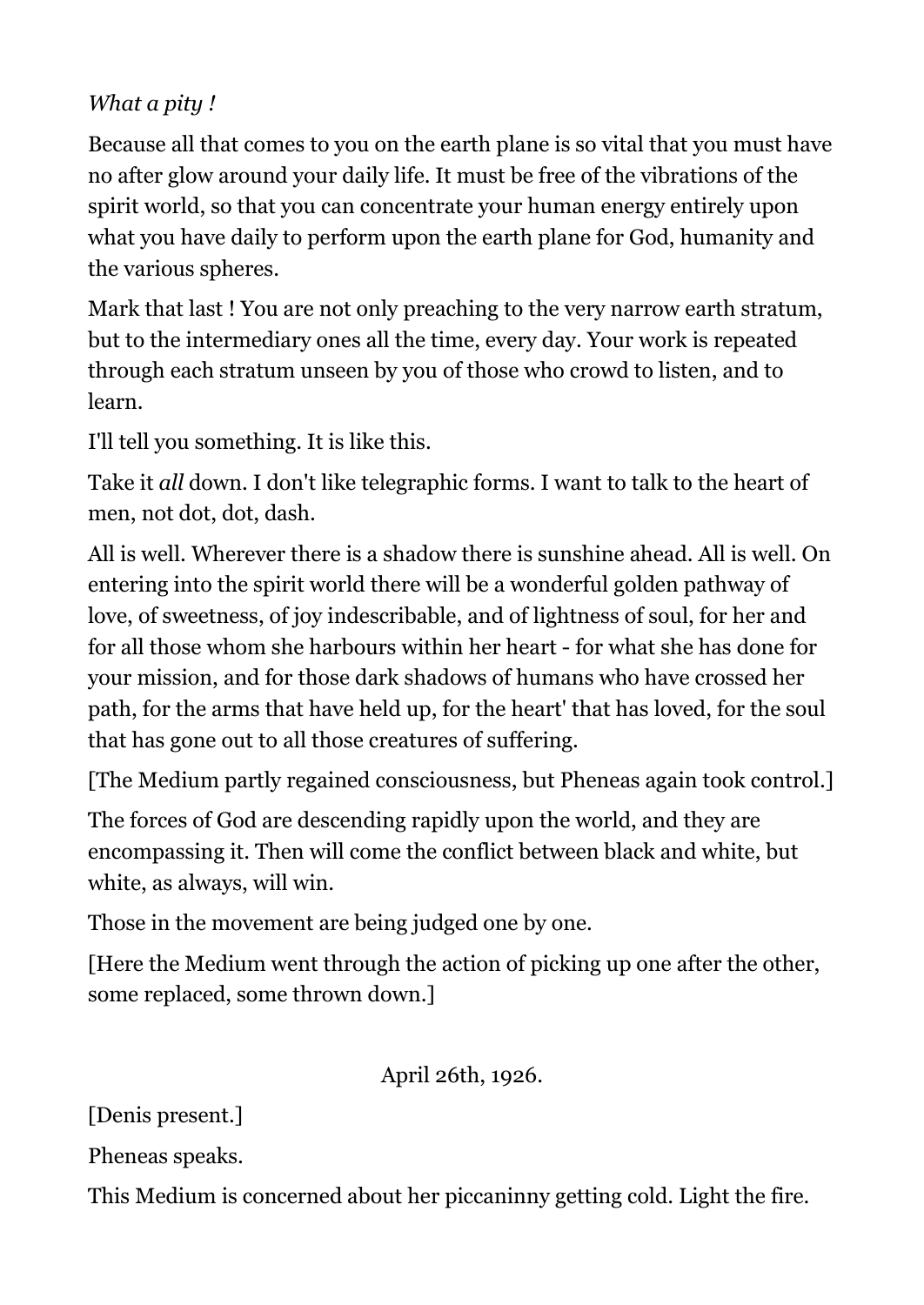*What a pity !*

Because all that comes to you on the earth plane is so vital that you must have no after glow around your daily life. It must be free of the vibrations of the spirit world, so that you can concentrate your human energy entirely upon what you have daily to perform upon the earth plane for God, humanity and the various spheres.

Mark that last ! You are not only preaching to the very narrow earth stratum, but to the intermediary ones all the time, every day. Your work is repeated through each stratum unseen by you of those who crowd to listen, and to learn.

I'll tell you something. It is like this.

Take it *all* down. I don't like telegraphic forms. I want to talk to the heart of men, not dot, dot, dash.

All is well. Wherever there is a shadow there is sunshine ahead. All is well. On entering into the spirit world there will be a wonderful golden pathway of love, of sweetness, of joy indescribable, and of lightness of soul, for her and for all those whom she harbours within her heart - for what she has done for your mission, and for those dark shadows of humans who have crossed her path, for the arms that have held up, for the heart' that has loved, for the soul that has gone out to all those creatures of suffering.

[The Medium partly regained consciousness, but Pheneas again took control.]

The forces of God are descending rapidly upon the world, and they are encompassing it. Then will come the conflict between black and white, but white, as always, will win.

Those in the movement are being judged one by one.

[Here the Medium went through the action of picking up one after the other, some replaced, some thrown down.]

April 26th, 1926.

[Denis present.]

Pheneas speaks.

This Medium is concerned about her piccaninny getting cold. Light the fire.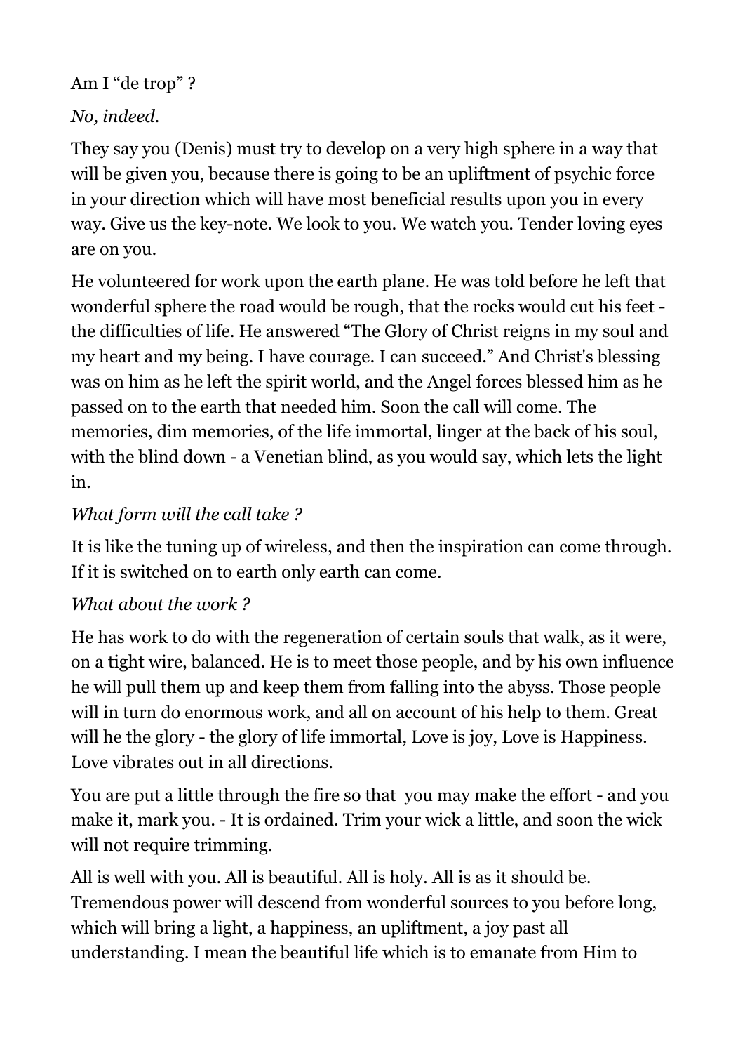Am I “de trop” ?

*No, indeed.*

They say you (Denis) must try to develop on a very high sphere in a way that will be given you, because there is going to be an upliftment of psychic force in your direction which will have most beneficial results upon you in every way. Give us the key-note. We look to you. We watch you. Tender loving eyes are on you.

He volunteered for work upon the earth plane. He was told before he left that wonderful sphere the road would be rough, that the rocks would cut his feet - the difficulties of life. He answered “The Glory of Christ reigns in my soul and my heart and my being. I have courage. I can succeed.” And Christ's blessing was on him as he left the spirit world, and the Angel forces blessed him as he passed on to the earth that needed him. Soon the call will come. The memories, dim memories, of the life immortal, linger at the back of his soul, with the blind down - a Venetian blind, as you would say, which lets the light in.

*What form will the call take ?*

It is like the tuning up of wireless, and then the inspiration can come through. If it is switched on to earth only earth can come.

*What about the work ?*

He has work to do with the regeneration of certain souls that walk, as it were, on a tight wire, balanced. He is to meet those people, and by his own influence he will pull them up and keep them from falling into the abyss. Those people will in turn do enormous work, and all on account of his help to them. Great will he the glory - the glory of life immortal, Love is joy, Love is Happiness. Love vibrates out in all directions.

You are put a little through the fire so that you may make the effort - and you make it, mark you. - It is ordained. Trim your wick a little, and soon the wick will not require trimming.

All is well with you. All is beautiful. All is holy. All is as it should be. Tremendous power will descend from wonderful sources to you before long, which will bring a light, a happiness, an upliftment, a joy past all understanding. I mean the beautiful life which is to emanate from Him to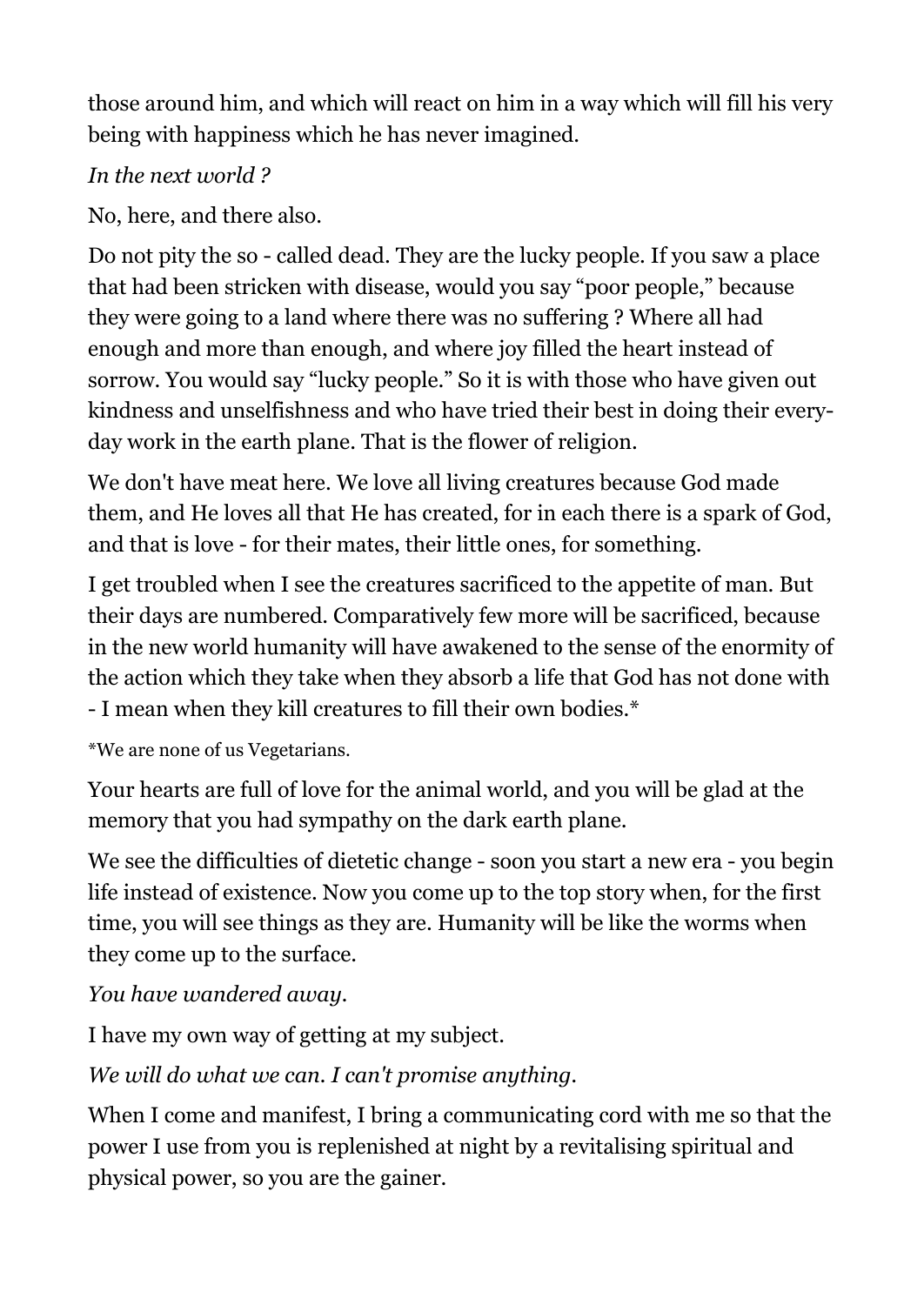those around him, and which will react on him in a way which will fill his very being with happiness which he has never imagined.

*In the next world ?*

No, here, and there also.

Do not pity the so - called dead. They are the lucky people. If you saw a place that had been stricken with disease, would you say “poor people,” because they were going to a land where there was no suffering ? Where all had enough and more than enough, and where joy filled the heart instead of sorrow. You would say “lucky people.” So it is with those who have given out kindness and unselfishness and who have tried their best in doing their every-day work in the earth plane. That is the flower of religion.

We don't have meat here. We love all living creatures because God made them, and He loves all that He has created, for in each there is a spark of God, and that is love - for their mates, their little ones, for something.

I get troubled when I see the creatures sacrificed to the appetite of man. But their days are numbered. Comparatively few more will be sacrificed, because in the new world humanity will have awakened to the sense of the enormity of the action which they take when they absorb a life that God has not done with - I mean when they kill creatures to fill their own bodies.*

*We are none of us Vegetarians.

Your hearts are full of love for the animal world, and you will be glad at the memory that you had sympathy on the dark earth plane.

We see the difficulties of dietetic change - soon you start a new era - you begin life instead of existence. Now you come up to the top story when, for the first time, you will see things as they are. Humanity will be like the worms when they come up to the surface.

*You have wandered away.*

I have my own way of getting at my subject.

*We will do what we can. I can't promise anything.*

When I come and manifest, I bring a communicating cord with me so that the power I use from you is replenished at night by a revitalising spiritual and physical power, so you are the gainer.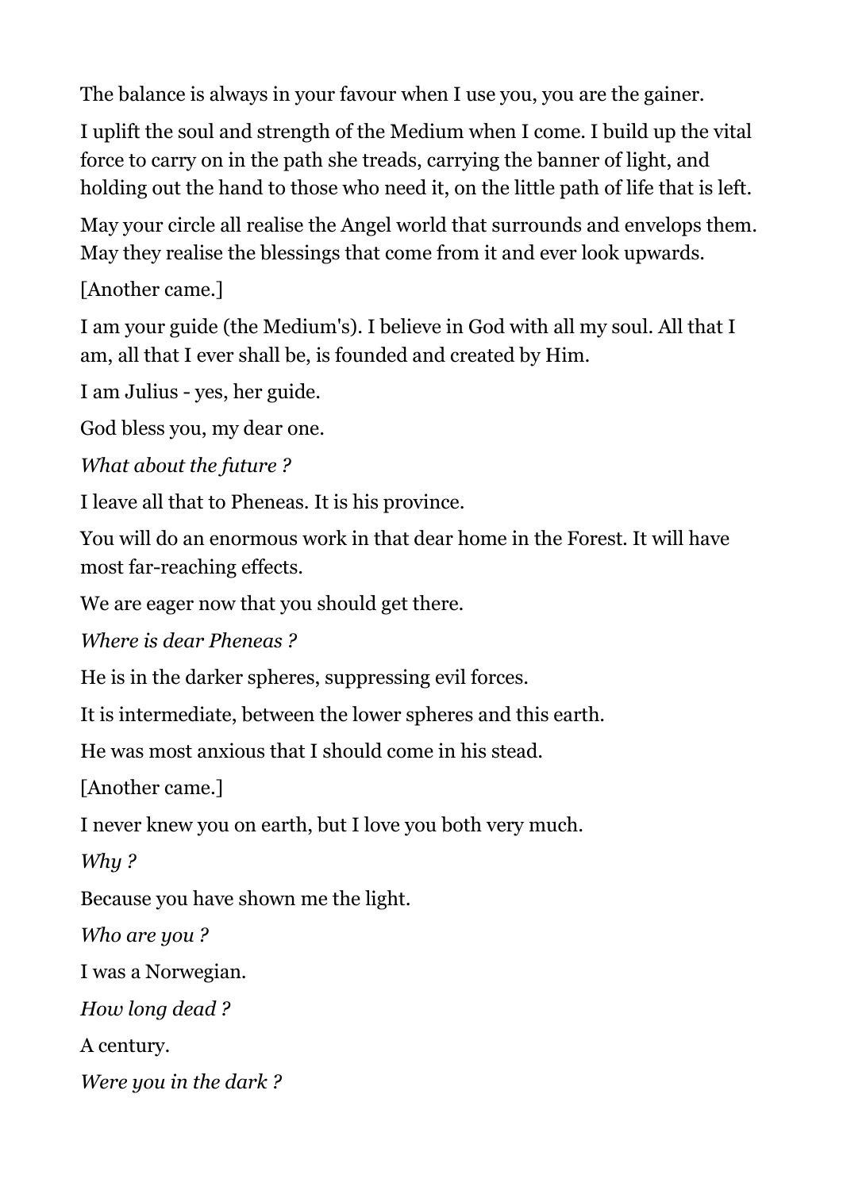The balance is always in your favour when I use you, you are the gainer.

I uplift the soul and strength of the Medium when I come. I build up the vital force to carry on in the path she treads, carrying the banner of light, and holding out the hand to those who need it, on the little path of life that is left.

May your circle all realise the Angel world that surrounds and envelops them. May they realise the blessings that come from it and ever look upwards.

[Another came.]

I am your guide (the Medium's). I believe in God with all my soul. All that I am, all that I ever shall be, is founded and created by Him.

I am Julius - yes, her guide.

God bless you, my dear one.

*What about the future ?*

I leave all that to Pheneas. It is his province.

You will do an enormous work in that dear home in the Forest. It will have most far-reaching effects.

We are eager now that you should get there.

*Where is dear Pheneas ?*

He is in the darker spheres, suppressing evil forces.

It is intermediate, between the lower spheres and this earth.

He was most anxious that I should come in his stead.

[Another came.]

I never knew you on earth, but I love you both very much.

*Why ?*

Because you have shown me the light.

*Who are you ?*

I was a Norwegian.

*How long dead ?*

A century.

*Were you in the dark ?*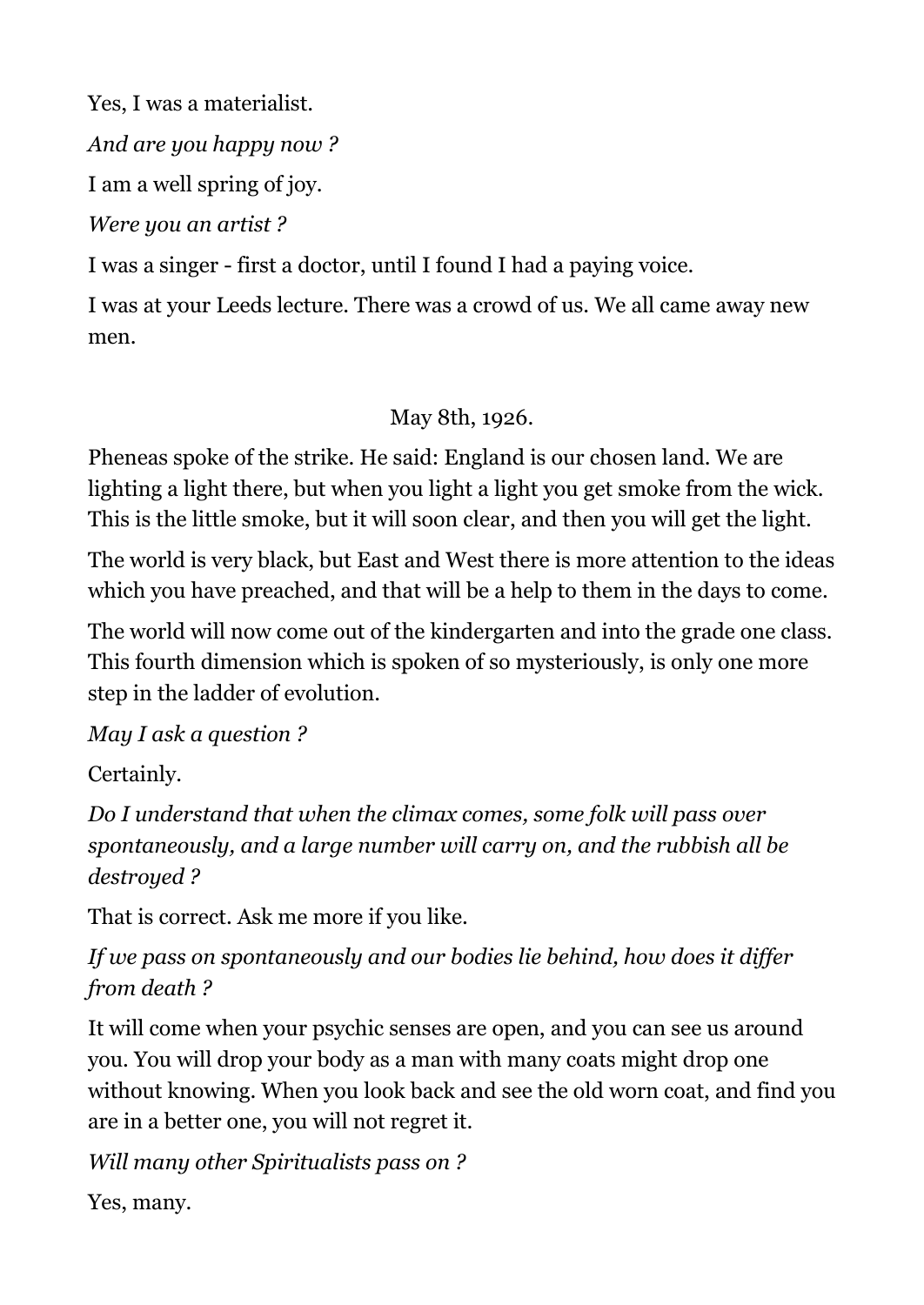Yes, I was a materialist.

*And are you happy now ?*

I am a well spring of joy.

*Were you an artist ?*

I was a singer - first a doctor, until I found I had a paying voice.

I was at your Leeds lecture. There was a crowd of us. We all came away new men.

May 8th, 1926.

Pheneas spoke of the strike. He said: England is our chosen land. We are lighting a light there, but when you light a light you get smoke from the wick. This is the little smoke, but it will soon clear, and then you will get the light.

The world is very black, but East and West there is more attention to the ideas which you have preached, and that will be a help to them in the days to come.

The world will now come out of the kindergarten and into the grade one class. This fourth dimension which is spoken of so mysteriously, is only one more step in the ladder of evolution.

*May I ask a question ?*

Certainly.

*Do I understand that when the climax comes, some folk will pass over spontaneously, and a large number will carry on, and the rubbish all be destroyed ?*

That is correct. Ask me more if you like.

*If we pass on spontaneously and our bodies lie behind, how does it differ from death ?*

It will come when your psychic senses are open, and you can see us around you. You will drop your body as a man with many coats might drop one without knowing. When you look back and see the old worn coat, and find you are in a better one, you will not regret it.

*Will many other Spiritualists pass on ?*

Yes, many.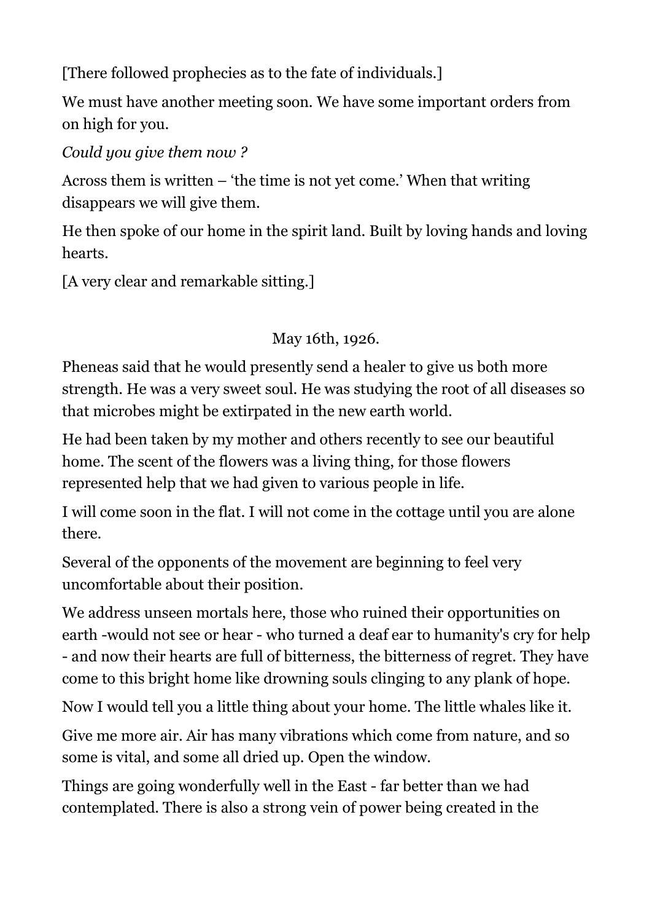[There followed prophecies as to the fate of individuals.]

We must have another meeting soon. We have some important orders from on high for you.

*Could you give them now ?*

Across them is written – 'the time is not yet come.' When that writing disappears we will give them.

He then spoke of our home in the spirit land. Built by loving hands and loving hearts.

[A very clear and remarkable sitting.]

May 16th, 1926.

Pheneas said that he would presently send a healer to give us both more strength. He was a very sweet soul. He was studying the root of all diseases so that microbes might be extirpated in the new earth world.

He had been taken by my mother and others recently to see our beautiful home. The scent of the flowers was a living thing, for those flowers represented help that we had given to various people in life.

I will come soon in the flat. I will not come in the cottage until you are alone there.

Several of the opponents of the movement are beginning to feel very uncomfortable about their position.

We address unseen mortals here, those who ruined their opportunities on earth -would not see or hear - who turned a deaf ear to humanity's cry for help - and now their hearts are full of bitterness, the bitterness of regret. They have come to this bright home like drowning souls clinging to any plank of hope.

Now I would tell you a little thing about your home. The little whales like it.

Give me more air. Air has many vibrations which come from nature, and so some is vital, and some all dried up. Open the window.

Things are going wonderfully well in the East - far better than we had contemplated. There is also a strong vein of power being created in the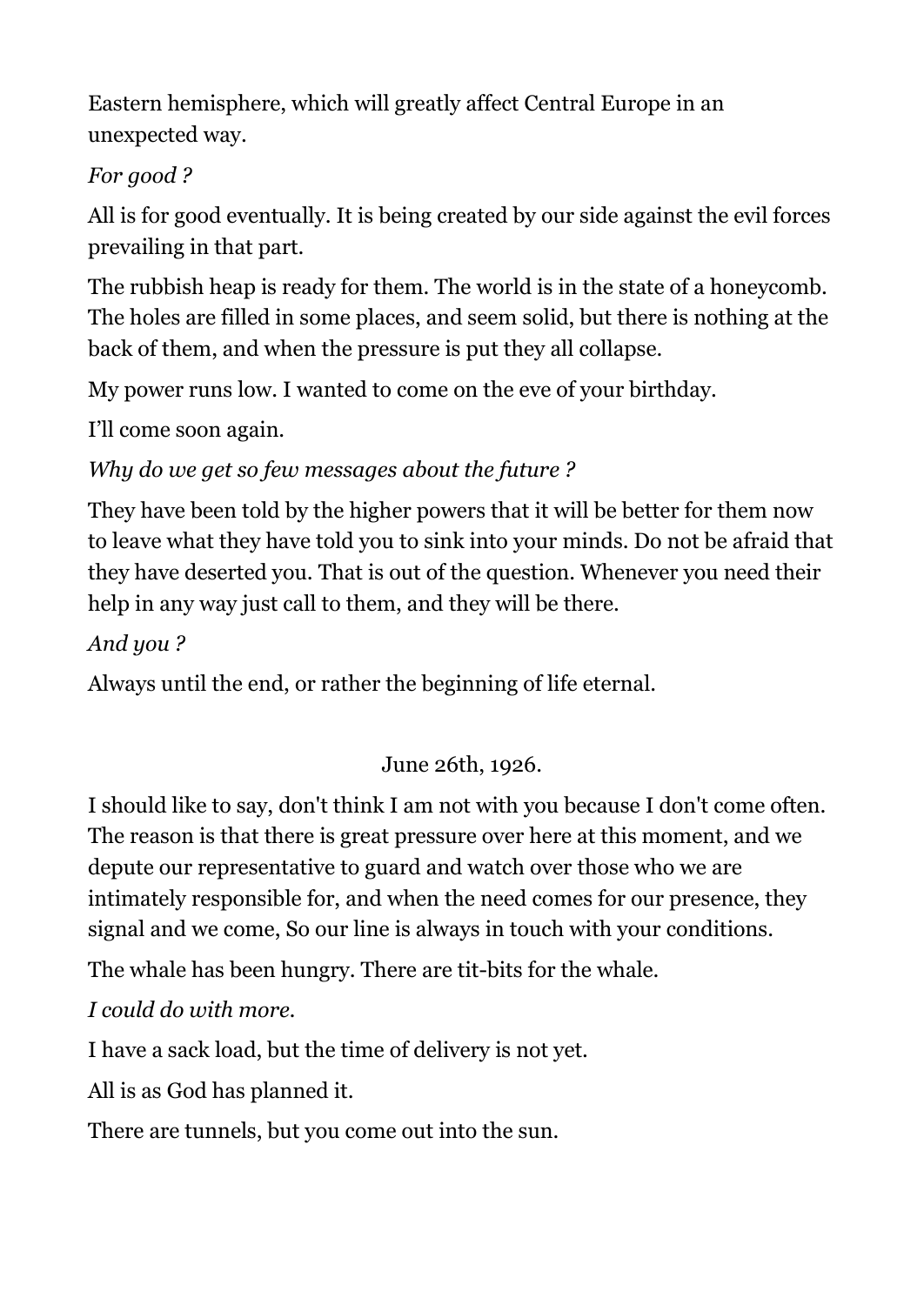Eastern hemisphere, which will greatly affect Central Europe in an unexpected way.

*For good ?*

All is for good eventually. It is being created by our side against the evil forces prevailing in that part.

The rubbish heap is ready for them. The world is in the state of a honeycomb. The holes are filled in some places, and seem solid, but there is nothing at the back of them, and when the pressure is put they all collapse.

My power runs low. I wanted to come on the eve of your birthday.

I'll come soon again.

*Why do we get so few messages about the future ?*

They have been told by the higher powers that it will be better for them now to leave what they have told you to sink into your minds. Do not be afraid that they have deserted you. That is out of the question. Whenever you need their help in any way just call to them, and they will be there.

*And you ?*

Always until the end, or rather the beginning of life eternal.

June 26th, 1926.

I should like to say, don't think I am not with you because I don't come often. The reason is that there is great pressure over here at this moment, and we depute our representative to guard and watch over those who we are intimately responsible for, and when the need comes for our presence, they signal and we come, So our line is always in touch with your conditions.

The whale has been hungry. There are tit-bits for the whale.

*I could do with more.*

I have a sack load, but the time of delivery is not yet.

All is as God has planned it.

There are tunnels, but you come out into the sun.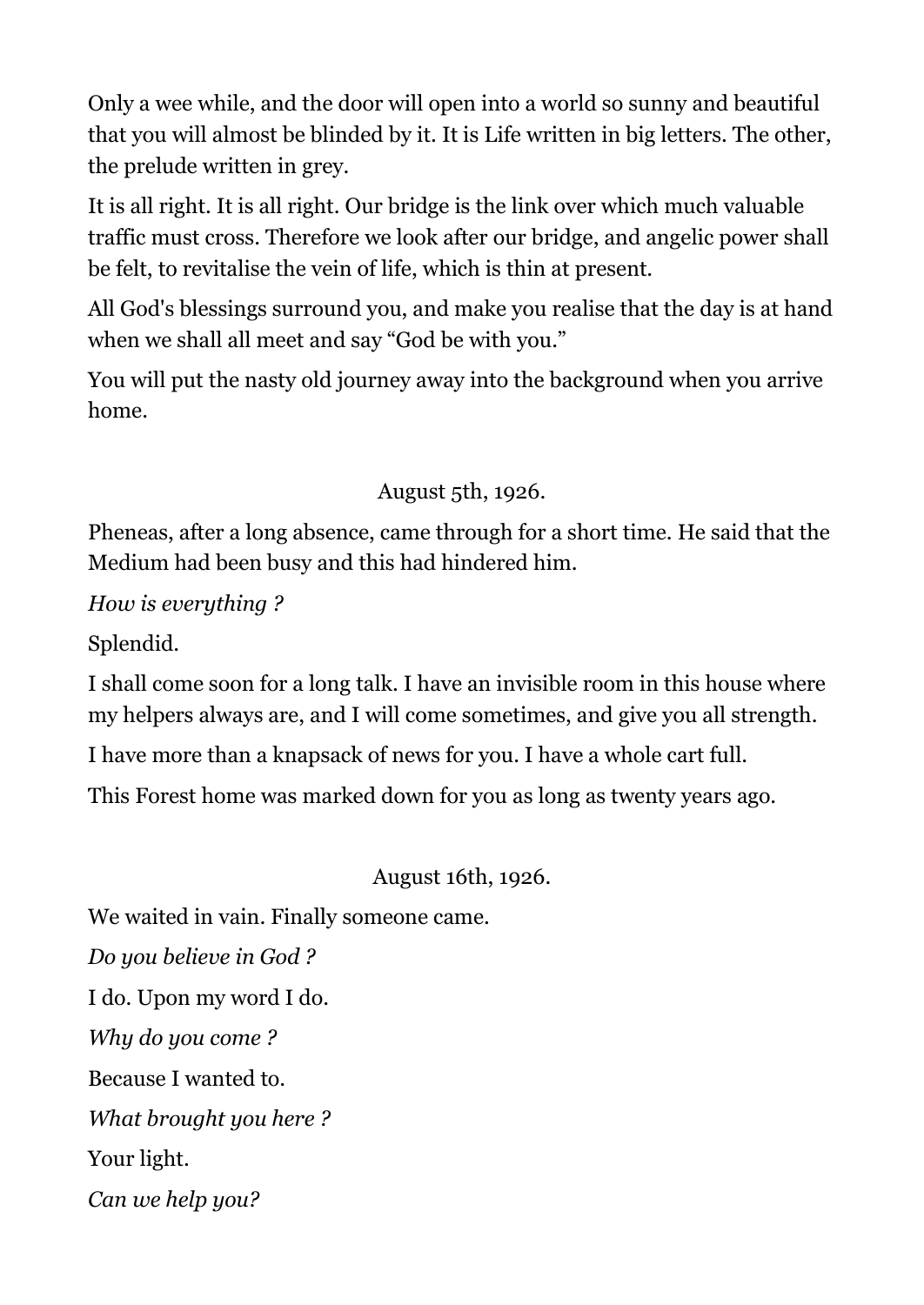Only a wee while, and the door will open into a world so sunny and beautiful that you will almost be blinded by it. It is Life written in big letters. The other, the prelude written in grey.

It is all right. It is all right. Our bridge is the link over which much valuable traffic must cross. Therefore we look after our bridge, and angelic power shall be felt, to revitalise the vein of life, which is thin at present.

All God's blessings surround you, and make you realise that the day is at hand when we shall all meet and say “God be with you.”

You will put the nasty old journey away into the background when you arrive home.

August 5th, 1926.

Pheneas, after a long absence, came through for a short time. He said that the Medium had been busy and this had hindered him.

*How is everything ?*

Splendid.

I shall come soon for a long talk. I have an invisible room in this house where my helpers always are, and I will come sometimes, and give you all strength.

I have more than a knapsack of news for you. I have a whole cart full.

This Forest home was marked down for you as long as twenty years ago.

August 16th, 1926.

We waited in vain. Finally someone came.

*Do you believe in God ?*

I do. Upon my word I do.

*Why do you come ?*

Because I wanted to.

*What brought you here ?*

Your light.

*Can we help you?*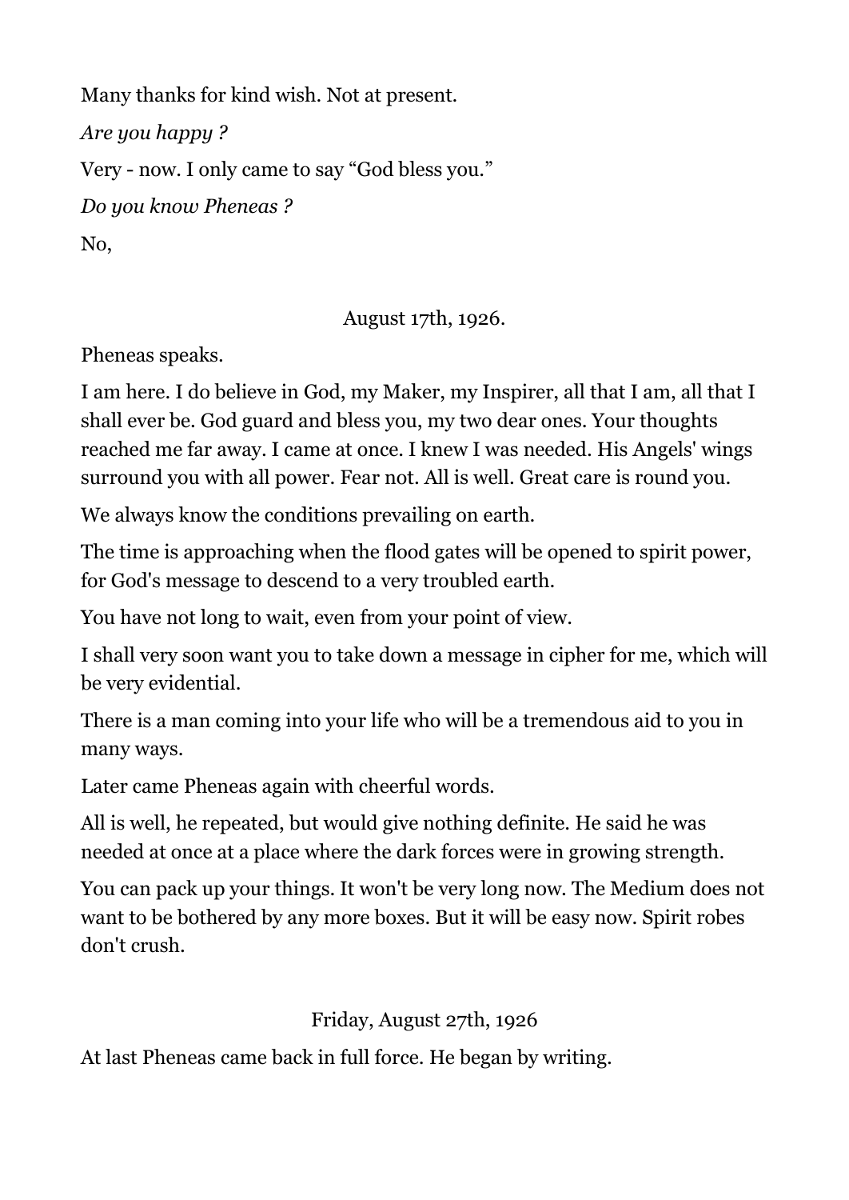Many thanks for kind wish. Not at present.

*Are you happy ?*

Very - now. I only came to say “God bless you.”

*Do you know Pheneas ?*

No,

August 17th, 1926.

Pheneas speaks.

I am here. I do believe in God, my Maker, my Inspirer, all that I am, all that I shall ever be. God guard and bless you, my two dear ones. Your thoughts reached me far away. I came at once. I knew I was needed. His Angels' wings surround you with all power. Fear not. All is well. Great care is round you.

We always know the conditions prevailing on earth.

The time is approaching when the flood gates will be opened to spirit power, for God's message to descend to a very troubled earth.

You have not long to wait, even from your point of view.

I shall very soon want you to take down a message in cipher for me, which will be very evidential.

There is a man coming into your life who will be a tremendous aid to you in many ways.

Later came Pheneas again with cheerful words.

All is well, he repeated, but would give nothing definite. He said he was needed at once at a place where the dark forces were in growing strength.

You can pack up your things. It won't be very long now. The Medium does not want to be bothered by any more boxes. But it will be easy now. Spirit robes don't crush.

Friday, August 27th, 1926

At last Pheneas came back in full force. He began by writing.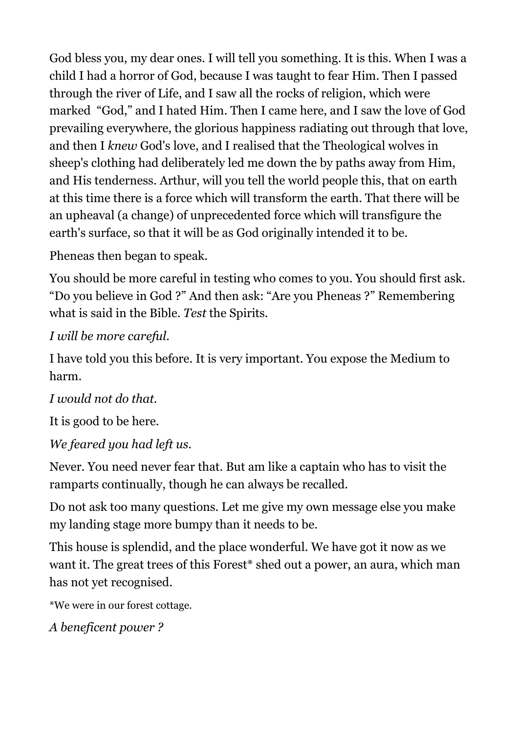God bless you, my dear ones. I will tell you something. It is this. When I was a child I had a horror of God, because I was taught to fear Him. Then I passed through the river of Life, and I saw all the rocks of religion, which were marked "God," and I hated Him. Then I came here, and I saw the love of God prevailing everywhere, the glorious happiness radiating out through that love, and then I *knew* God's love, and I realised that the Theological wolves in sheep's clothing had deliberately led me down the by paths away from Him, and His tenderness. Arthur, will you tell the world people this, that on earth at this time there is a force which will transform the earth. That there will be an upheaval (a change) of unprecedented force which will transfigure the earth's surface, so that it will be as God originally intended it to be.

Pheneas then began to speak.

You should be more careful in testing who comes to you. You should first ask. "Do you believe in God ?" And then ask: "Are you Pheneas ?" Remembering what is said in the Bible. *Test* the Spirits.

*I will be more careful.*

I have told you this before. It is very important. You expose the Medium to harm.

*I would not do that.*

It is good to be here.

*We feared you had left us.*

Never. You need never fear that. But am like a captain who has to visit the ramparts continually, though he can always be recalled.

Do not ask too many questions. Let me give my own message else you make my landing stage more bumpy than it needs to be.

This house is splendid, and the place wonderful. We have got it now as we want it. The great trees of this Forest* shed out a power, an aura, which man has not yet recognised.

*We were in our forest cottage.

*A beneficent power ?*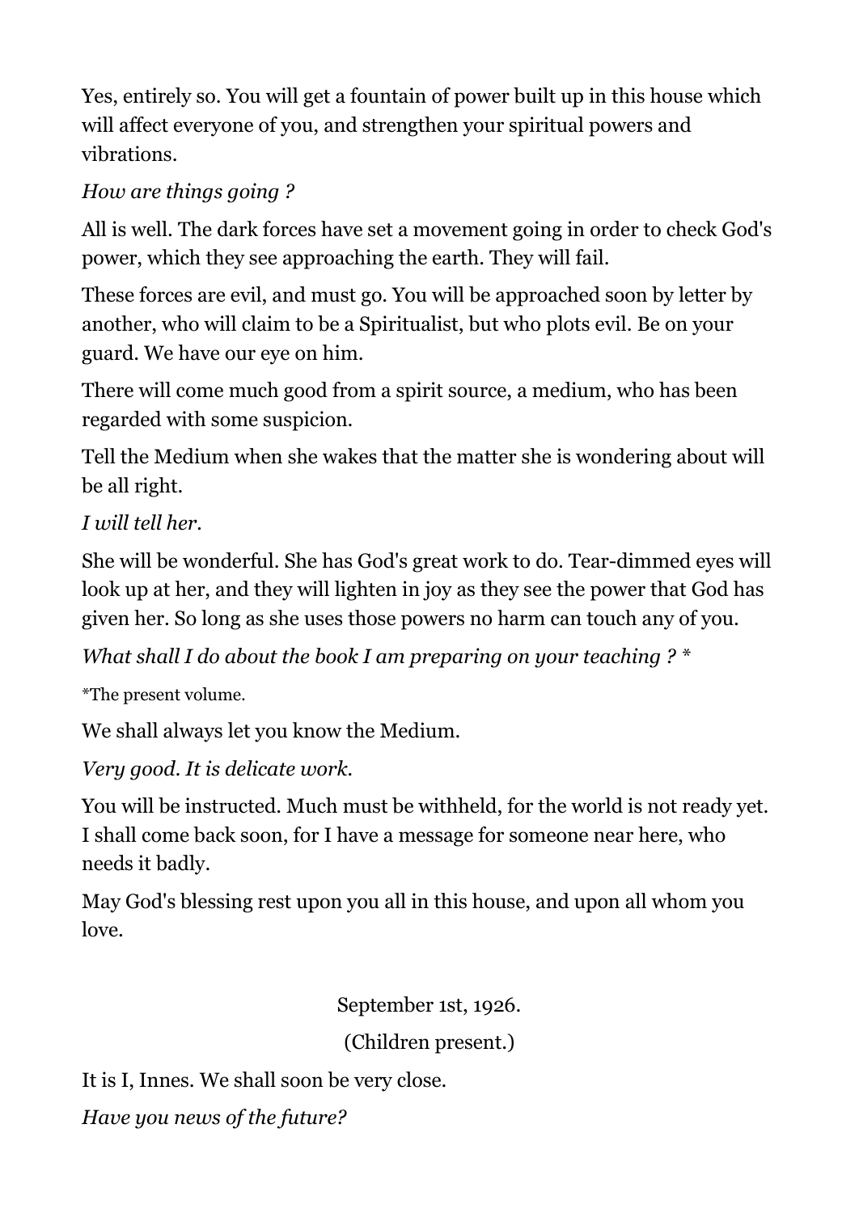Yes, entirely so. You will get a fountain of power built up in this house which will affect everyone of you, and strengthen your spiritual powers and vibrations.

*How are things going ?*

All is well. The dark forces have set a movement going in order to check God's power, which they see approaching the earth. They will fail.

These forces are evil, and must go. You will be approached soon by letter by another, who will claim to be a Spiritualist, but who plots evil. Be on your guard. We have our eye on him.

There will come much good from a spirit source, a medium, who has been regarded with some suspicion.

Tell the Medium when she wakes that the matter she is wondering about will be all right.

*I will tell her.*

She will be wonderful. She has God's great work to do. Tear-dimmed eyes will look up at her, and they will lighten in joy as they see the power that God has given her. So long as she uses those powers no harm can touch any of you.

*What shall I do about the book I am preparing on your teaching ?* *

*The present volume.

We shall always let you know the Medium.

*Very good. It is delicate work.*

You will be instructed. Much must be withheld, for the world is not ready yet. I shall come back soon, for I have a message for someone near here, who needs it badly.

May God's blessing rest upon you all in this house, and upon all whom you love.

September 1st, 1926.

(Children present.)

It is I, Innes. We shall soon be very close.

*Have you news of the future?*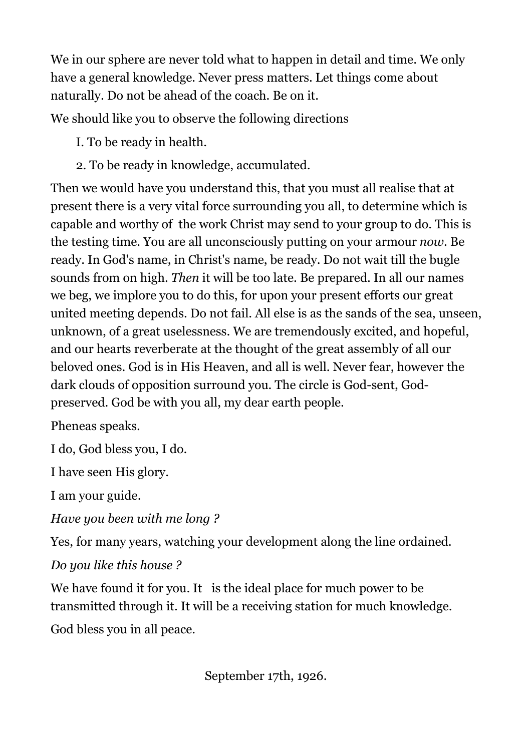We in our sphere are never told what to happen in detail and time. We only have a general knowledge. Never press matters. Let things come about naturally. Do not be ahead of the coach. Be on it.

We should like you to observe the following directions

I. To be ready in health.

2. To be ready in knowledge, accumulated.

Then we would have you understand this, that you must all realise that at present there is a very vital force surrounding you all, to determine which is capable and worthy of the work Christ may send to your group to do. This is the testing time. You are all unconsciously putting on your armour *now*. Be ready. In God's name, in Christ's name, be ready. Do not wait till the bugle sounds from on high. *Then* it will be too late. Be prepared. In all our names we beg, we implore you to do this, for upon your present efforts our great united meeting depends. Do not fail. All else is as the sands of the sea, unseen, unknown, of a great uselessness. We are tremendously excited, and hopeful, and our hearts reverberate at the thought of the great assembly of all our beloved ones. God is in His Heaven, and all is well. Never fear, however the dark clouds of opposition surround you. The circle is God-sent, God-preserved. God be with you all, my dear earth people.

Pheneas speaks.

I do, God bless you, I do.

I have seen His glory.

I am your guide.

*Have you been with me long ?*

Yes, for many years, watching your development along the line ordained.

*Do you like this house ?*

We have found it for you. It is the ideal place for much power to be transmitted through it. It will be a receiving station for much knowledge.

God bless you in all peace.

September 17th, 1926.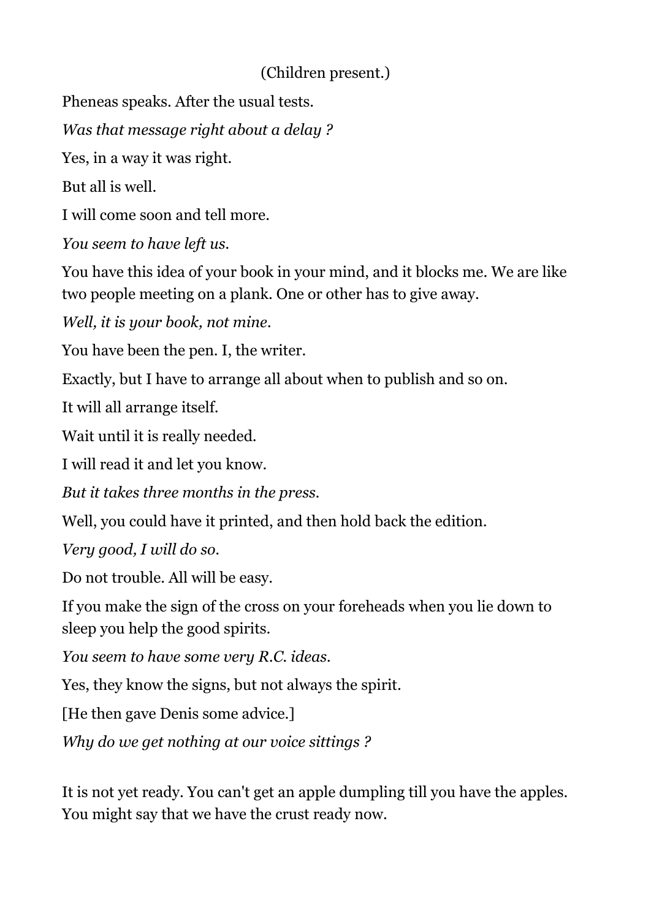(Children present.)

Pheneas speaks. After the usual tests.

*Was that message right about a delay ?*

Yes, in a way it was right.

But all is well.

I will come soon and tell more.

*You seem to have left us.*

You have this idea of your book in your mind, and it blocks me. We are like two people meeting on a plank. One or other has to give away.

*Well, it is your book, not mine.*

You have been the pen. I, the writer.

Exactly, but I have to arrange all about when to publish and so on.

It will all arrange itself.

Wait until it is really needed.

I will read it and let you know.

*But it takes three months in the press.*

Well, you could have it printed, and then hold back the edition.

*Very good, I will do so.*

Do not trouble. All will be easy.

If you make the sign of the cross on your foreheads when you lie down to sleep you help the good spirits.

*You seem to have some very R.C. ideas.*

Yes, they know the signs, but not always the spirit.

[He then gave Denis some advice.]

*Why do we get nothing at our voice sittings ?*

It is not yet ready. You can't get an apple dumpling till you have the apples. You might say that we have the crust ready now.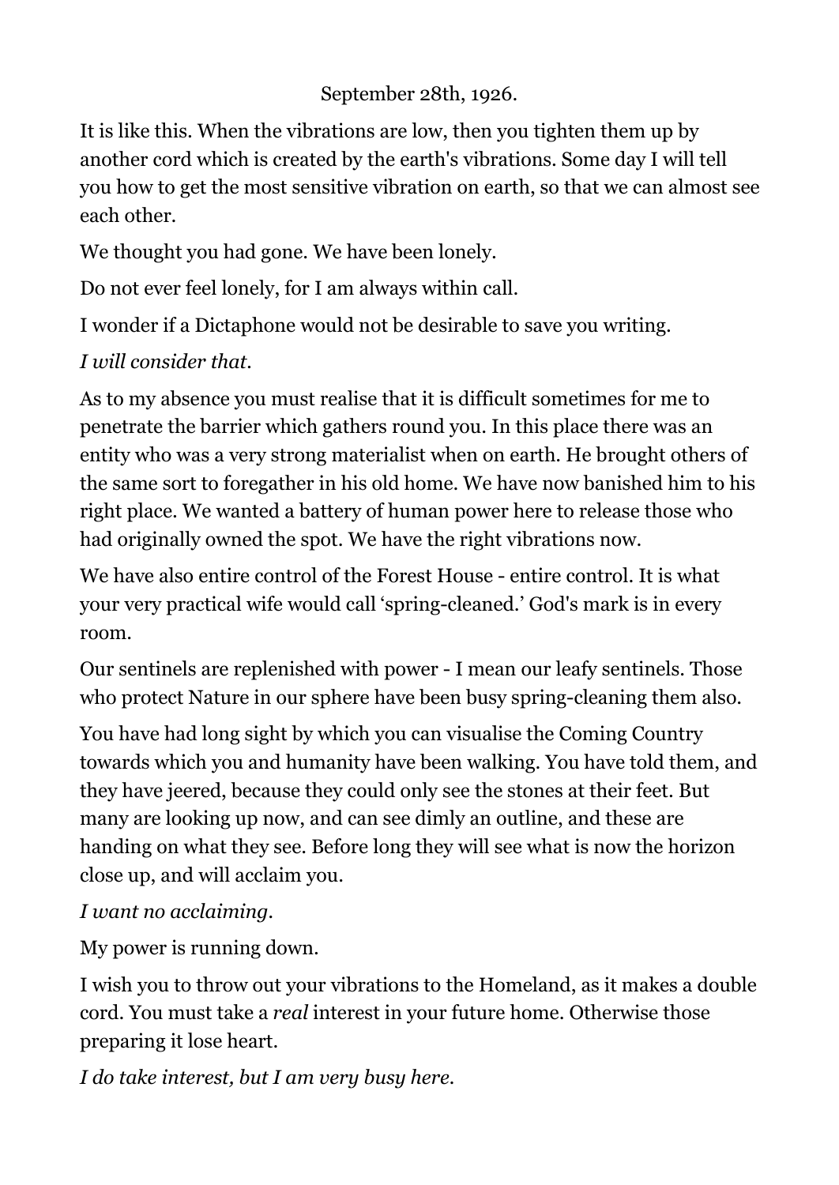September 28th, 1926.

It is like this. When the vibrations are low, then you tighten them up by another cord which is created by the earth's vibrations. Some day I will tell you how to get the most sensitive vibration on earth, so that we can almost see each other.

We thought you had gone. We have been lonely.

Do not ever feel lonely, for I am always within call.

I wonder if a Dictaphone would not be desirable to save you writing.

*I will consider that.*

As to my absence you must realise that it is difficult sometimes for me to penetrate the barrier which gathers round you. In this place there was an entity who was a very strong materialist when on earth. He brought others of the same sort to foregather in his old home. We have now banished him to his right place. We wanted a battery of human power here to release those who had originally owned the spot. We have the right vibrations now.

We have also entire control of the Forest House - entire control. It is what your very practical wife would call 'spring-cleaned.' God's mark is in every room.

Our sentinels are replenished with power - I mean our leafy sentinels. Those who protect Nature in our sphere have been busy spring-cleaning them also.

You have had long sight by which you can visualise the Coming Country towards which you and humanity have been walking. You have told them, and they have jeered, because they could only see the stones at their feet. But many are looking up now, and can see dimly an outline, and these are handing on what they see. Before long they will see what is now the horizon close up, and will acclaim you.

*I want no acclaiming.*

My power is running down.

I wish you to throw out your vibrations to the Homeland, as it makes a double cord. You must take a *real* interest in your future home. Otherwise those preparing it lose heart.

*I do take interest, but I am very busy here.*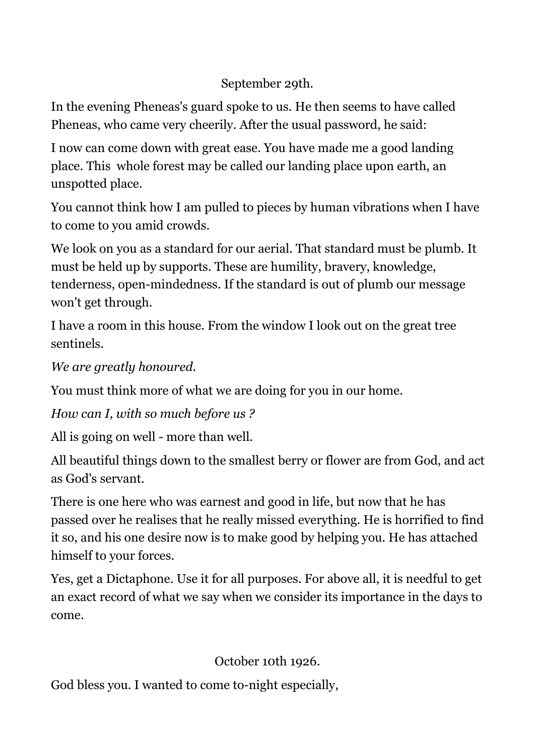September 29th.

In the evening Pheneas's guard spoke to us. He then seems to have called Pheneas, who came very cheerily. After the usual password, he said:

I now can come down with great ease. You have made me a good landing place. This whole forest may be called our landing place upon earth, an unspotted place.

You cannot think how I am pulled to pieces by human vibrations when I have to come to you amid crowds.

We look on you as a standard for our aerial. That standard must be plumb. It must be held up by supports. These are humility, bravery, knowledge, tenderness, open-mindedness. If the standard is out of plumb our message won't get through.

I have a room in this house. From the window I look out on the great tree sentinels.

*We are greatly honoured.*

You must think more of what we are doing for you in our home.

*How can I, with so much before us ?*

All is going on well - more than well.

All beautiful things down to the smallest berry or flower are from God, and act as God's servant.

There is one here who was earnest and good in life, but now that he has passed over he realises that he really missed everything. He is horrified to find it so, and his one desire now is to make good by helping you. He has attached himself to your forces.

Yes, get a Dictaphone. Use it for all purposes. For above all, it is needful to get an exact record of what we say when we consider its importance in the days to come.

October 10th 1926.

God bless you. I wanted to come to-night especially,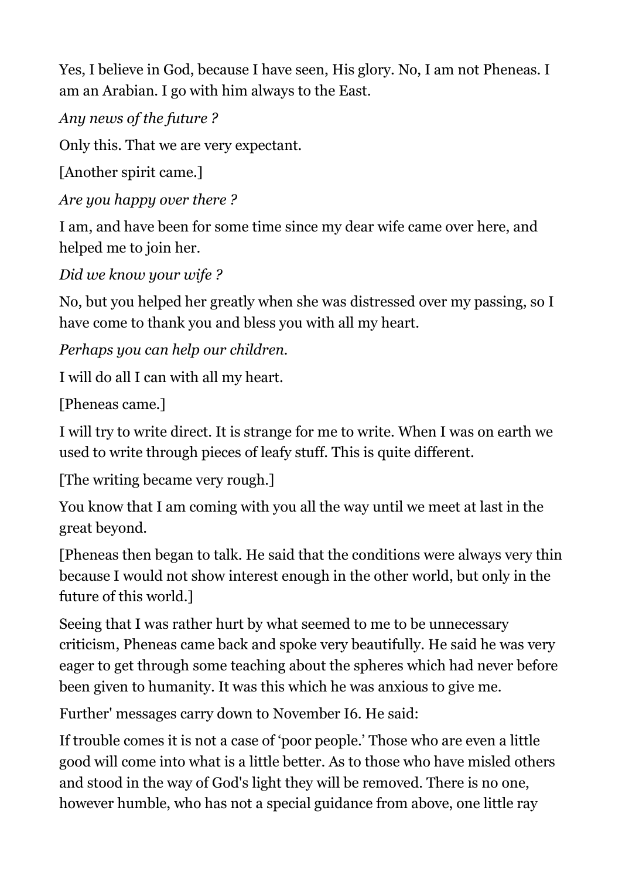Yes, I believe in God, because I have seen, His glory. No, I am not Pheneas. I am an Arabian. I go with him always to the East.

*Any news of the future ?*

Only this. That we are very expectant.

[Another spirit came.]

*Are you happy over there ?*

I am, and have been for some time since my dear wife came over here, and helped me to join her.

*Did we know your wife ?*

No, but you helped her greatly when she was distressed over my passing, so I have come to thank you and bless you with all my heart.

*Perhaps you can help our children.*

I will do all I can with all my heart.

[Pheneas came.]

I will try to write direct. It is strange for me to write. When I was on earth we used to write through pieces of leafy stuff. This is quite different.

[The writing became very rough.]

You know that I am coming with you all the way until we meet at last in the great beyond.

[Pheneas then began to talk. He said that the conditions were always very thin because I would not show interest enough in the other world, but only in the future of this world.]

Seeing that I was rather hurt by what seemed to me to be unnecessary criticism, Pheneas came back and spoke very beautifully. He said he was very eager to get through some teaching about the spheres which had never before been given to humanity. It was this which he was anxious to give me.

Further' messages carry down to November I6. He said:

If trouble comes it is not a case of 'poor people.' Those who are even a little good will come into what is a little better. As to those who have misled others and stood in the way of God's light they will be removed. There is no one, however humble, who has not a special guidance from above, one little ray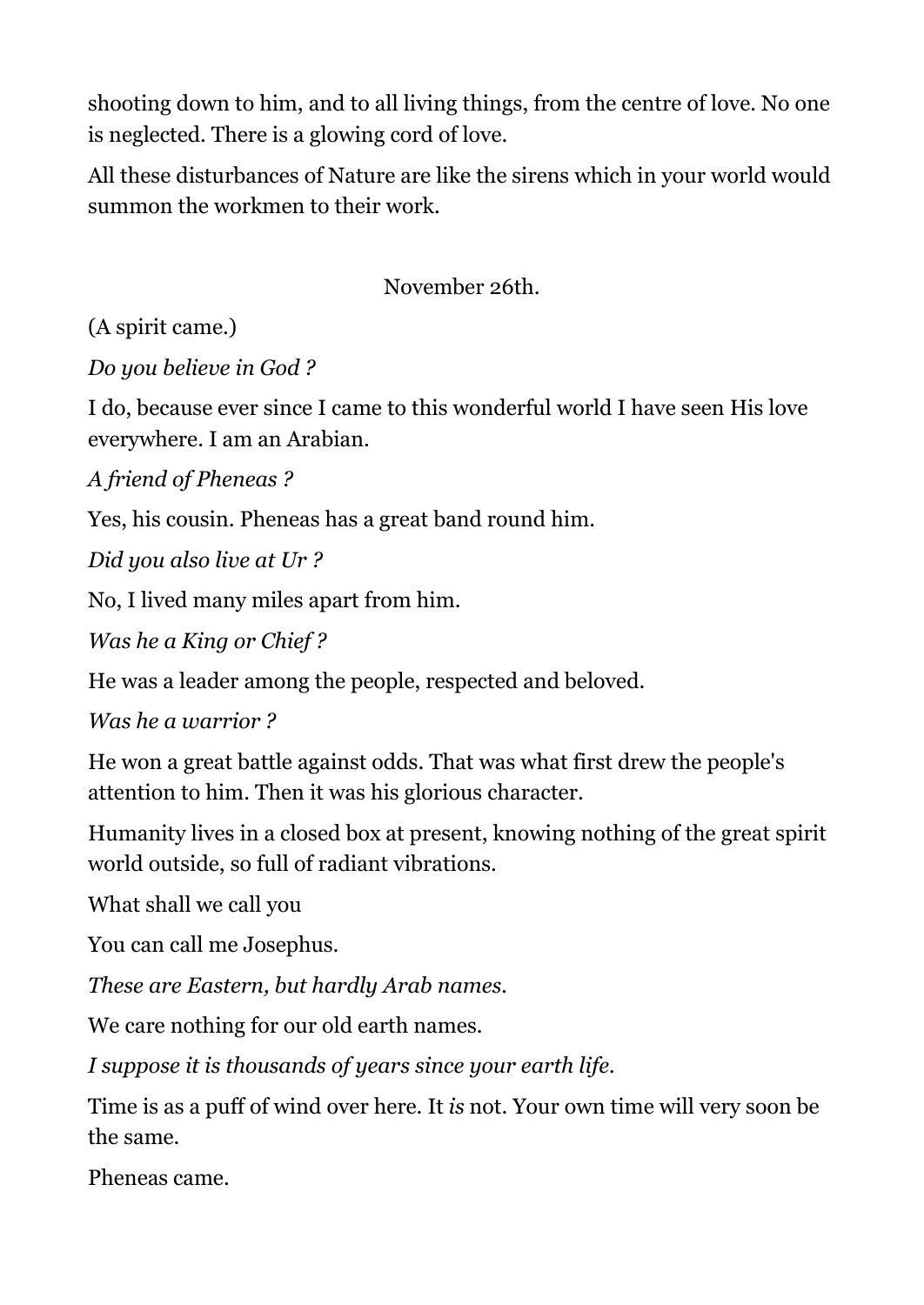shooting down to him, and to all living things, from the centre of love. No one is neglected. There is a glowing cord of love.

All these disturbances of Nature are like the sirens which in your world would summon the workmen to their work.

November 26th.

(A spirit came.)

*Do you believe in God ?*

I do, because ever since I came to this wonderful world I have seen His love everywhere. I am an Arabian.

*A friend of Pheneas ?*

Yes, his cousin. Pheneas has a great band round him.

*Did you also live at Ur ?*

No, I lived many miles apart from him.

*Was he a King or Chief ?*

He was a leader among the people, respected and beloved.

*Was he a warrior ?*

He won a great battle against odds. That was what first drew the people's attention to him. Then it was his glorious character.

Humanity lives in a closed box at present, knowing nothing of the great spirit world outside, so full of radiant vibrations.

What shall we call you

You can call me Josephus.

*These are Eastern, but hardly Arab names.*

We care nothing for our old earth names.

*I suppose it is thousands of years since your earth life.*

Time is as a puff of wind over here. It *is* not. Your own time will very soon be the same.

Pheneas came.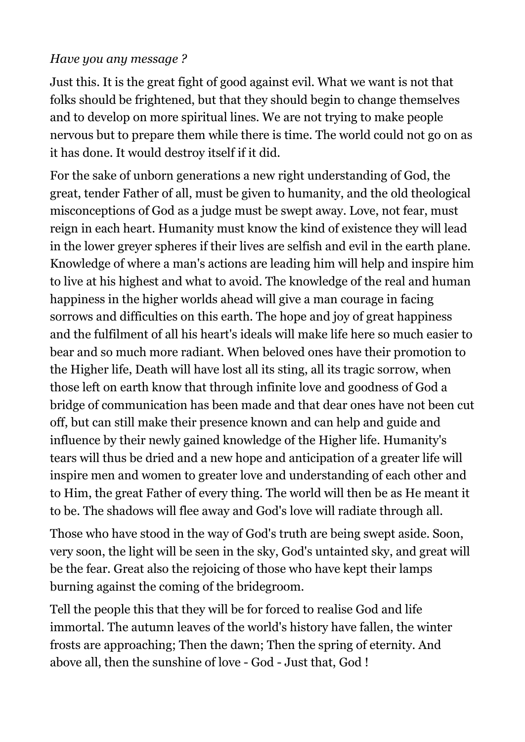*Have you any message ?*

Just this. It is the great fight of good against evil. What we want is not that folks should be frightened, but that they should begin to change themselves and to develop on more spiritual lines. We are not trying to make people nervous but to prepare them while there is time. The world could not go on as it has done. It would destroy itself if it did.

For the sake of unborn generations a new right understanding of God, the great, tender Father of all, must be given to humanity, and the old theological misconceptions of God as a judge must be swept away. Love, not fear, must reign in each heart. Humanity must know the kind of existence they will lead in the lower greyer spheres if their lives are selfish and evil in the earth plane. Knowledge of where a man's actions are leading him will help and inspire him to live at his highest and what to avoid. The knowledge of the real and human happiness in the higher worlds ahead will give a man courage in facing sorrows and difficulties on this earth. The hope and joy of great happiness and the fulfilment of all his heart's ideals will make life here so much easier to bear and so much more radiant. When beloved ones have their promotion to the Higher life, Death will have lost all its sting, all its tragic sorrow, when those left on earth know that through infinite love and goodness of God a bridge of communication has been made and that dear ones have not been cut off, but can still make their presence known and can help and guide and influence by their newly gained knowledge of the Higher life. Humanity's tears will thus be dried and a new hope and anticipation of a greater life will inspire men and women to greater love and understanding of each other and to Him, the great Father of every thing. The world will then be as He meant it to be. The shadows will flee away and God's love will radiate through all.

Those who have stood in the way of God's truth are being swept aside. Soon, very soon, the light will be seen in the sky, God's untainted sky, and great will be the fear. Great also the rejoicing of those who have kept their lamps burning against the coming of the bridegroom.

Tell the people this that they will be for forced to realise God and life immortal. The autumn leaves of the world's history have fallen, the winter frosts are approaching; Then the dawn; Then the spring of eternity. And above all, then the sunshine of love - God - Just that, God !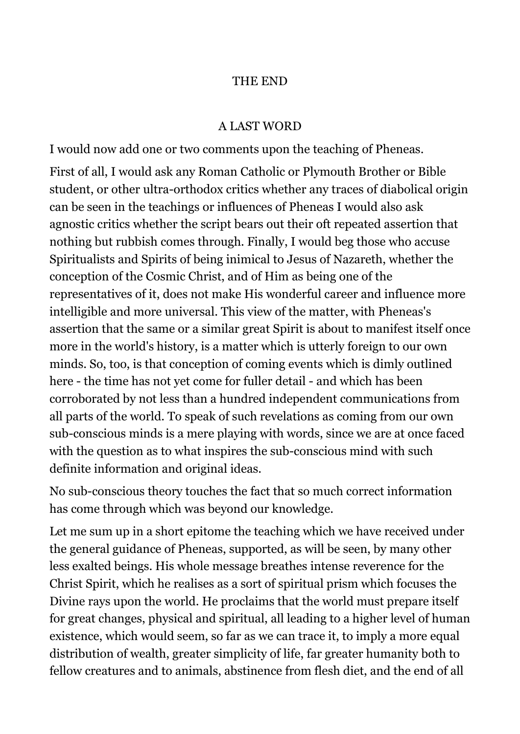THE END

## A LAST WORD

I would now add one or two comments upon the teaching of Pheneas.

First of all, I would ask any Roman Catholic or Plymouth Brother or Bible student, or other ultra-orthodox critics whether any traces of diabolical origin can be seen in the teachings or influences of Pheneas I would also ask agnostic critics whether the script bears out their oft repeated assertion that nothing but rubbish comes through. Finally, I would beg those who accuse Spiritualists and Spirits of being inimical to Jesus of Nazareth, whether the conception of the Cosmic Christ, and of Him as being one of the representatives of it, does not make His wonderful career and influence more intelligible and more universal. This view of the matter, with Pheneas's assertion that the same or a similar great Spirit is about to manifest itself once more in the world's history, is a matter which is utterly foreign to our own minds. So, too, is that conception of coming events which is dimly outlined here - the time has not yet come for fuller detail - and which has been corroborated by not less than a hundred independent communications from all parts of the world. To speak of such revelations as coming from our own sub-conscious minds is a mere playing with words, since we are at once faced with the question as to what inspires the sub-conscious mind with such definite information and original ideas.

No sub-conscious theory touches the fact that so much correct information has come through which was beyond our knowledge.

Let me sum up in a short epitome the teaching which we have received under the general guidance of Pheneas, supported, as will be seen, by many other less exalted beings. His whole message breathes intense reverence for the Christ Spirit, which he realises as a sort of spiritual prism which focuses the Divine rays upon the world. He proclaims that the world must prepare itself for great changes, physical and spiritual, all leading to a higher level of human existence, which would seem, so far as we can trace it, to imply a more equal distribution of wealth, greater simplicity of life, far greater humanity both to fellow creatures and to animals, abstinence from flesh diet, and the end of all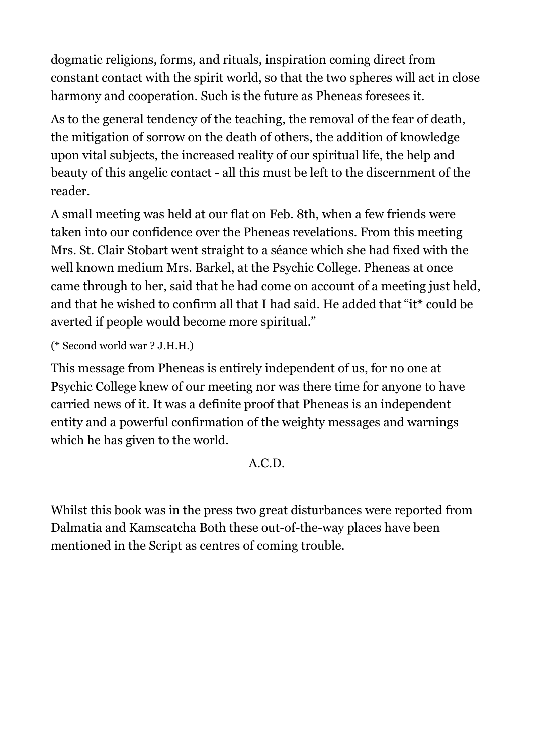dogmatic religions, forms, and rituals, inspiration coming direct from constant contact with the spirit world, so that the two spheres will act in close harmony and cooperation. Such is the future as Pheneas foresees it.

As to the general tendency of the teaching, the removal of the fear of death, the mitigation of sorrow on the death of others, the addition of knowledge upon vital subjects, the increased reality of our spiritual life, the help and beauty of this angelic contact - all this must be left to the discernment of the reader.

A small meeting was held at our flat on Feb. 8th, when a few friends were taken into our confidence over the Pheneas revelations. From this meeting Mrs. St. Clair Stobart went straight to a séance which she had fixed with the well known medium Mrs. Barkel, at the Psychic College. Pheneas at once came through to her, said that he had come on account of a meeting just held, and that he wished to confirm all that I had said. He added that "it* could be averted if people would become more spiritual."

(* Second world war ? J.H.H.)

This message from Pheneas is entirely independent of us, for no one at Psychic College knew of our meeting nor was there time for anyone to have carried news of it. It was a definite proof that Pheneas is an independent entity and a powerful confirmation of the weighty messages and warnings which he has given to the world.

A.C.D.

Whilst this book was in the press two great disturbances were reported from Dalmatia and Kamscatcha Both these out-of-the-way places have been mentioned in the Script as centres of coming trouble.